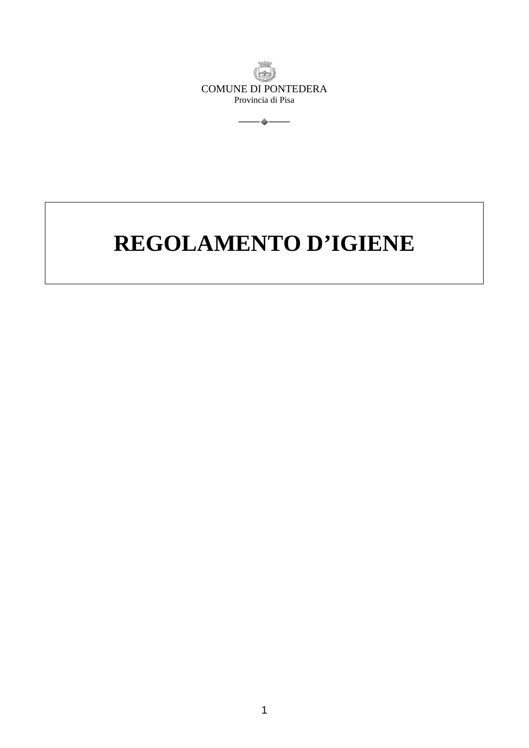COMUNE DI PONTEDERA
Provincia di Pisa

# REGOLAMENTO D'IGIENE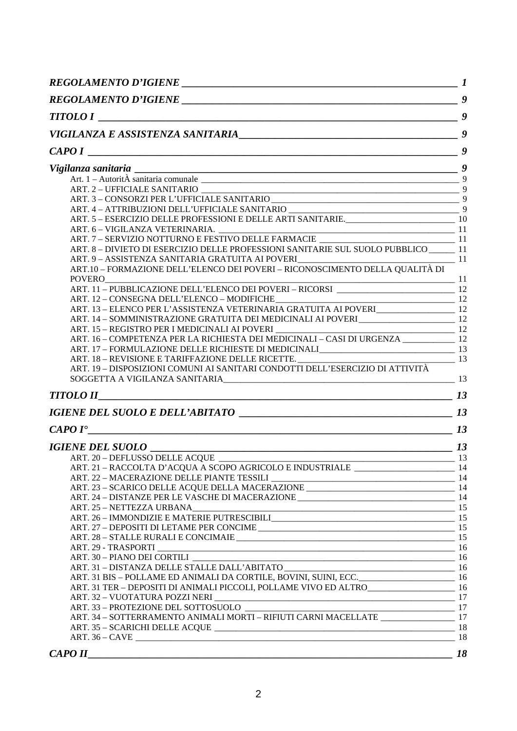*REGOLAMENTO D'IGIENE* ____ *1*

*REGOLAMENTO D'IGIENE* ____ *9*

*TITOLO I* ____ *9*

*VIGILANZA E ASSISTENZA SANITARIA* ____ *9*

*CAPO I* ____ *9*

*Vigilanza sanitaria* ____ *9*

- Art. 1 – AutoritÀ sanitaria comunale ____ 9
- ART. 2 – UFFICIALE SANITARIO ____ 9
- ART. 3 – CONSORZI PER L'UFFICIALE SANITARIO ____ 9
- ART. 4 – ATTRIBUZIONI DELL'UFFICIALE SANITARIO ____ 9
- ART. 5 – ESERCIZIO DELLE PROFESSIONI E DELLE ARTI SANITARIE. ____ 10
- ART. 6 – VIGILANZA VETERINARIA. ____ 11
- ART. 7 – SERVIZIO NOTTURNO E FESTIVO DELLE FARMACIE ____ 11
- ART. 8 – DIVIETO DI ESERCIZIO DELLE PROFESSIONI SANITARIE SUL SUOLO PUBBLICO ____ 11
- ART. 9 – ASSISTENZA SANITARIA GRATUITA AI POVERI ____ 11
- ART.10 – FORMAZIONE DELL'ELENCO DEI POVERI – RICONOSCIMENTO DELLA QUALITÀ DI POVERO ____ 11
- ART. 11 – PUBBLICAZIONE DELL'ELENCO DEI POVERI – RICORSI ____ 12
- ART. 12 – CONSEGNA DELL'ELENCO – MODIFICHE ____ 12
- ART. 13 – ELENCO PER L'ASSISTENZA VETERINARIA GRATUITA AI POVERI ____ 12
- ART. 14 – SOMMINISTRAZIONE GRATUITA DEI MEDICINALI AI POVERI ____ 12
- ART. 15 – REGISTRO PER I MEDICINALI AI POVERI ____ 12
- ART. 16 – COMPETENZA PER LA RICHIESTA DEI MEDICINALI – CASI DI URGENZA ____ 12
- ART. 17 – FORMULAZIONE DELLE RICHIESTE DI MEDICINALI ____ 13
- ART. 18 – REVISIONE E TARIFFAZIONE DELLE RICETTE. ____ 13
- ART. 19 – DISPOSIZIONI COMUNI AI SANITARI CONDOTTI DELL'ESERCIZIO DI ATTIVITÀ SOGGETTA A VIGILANZA SANITARIA ____ 13

*TITOLO II* ____ *13*

*IGIENE DEL SUOLO E DELL'ABITATO* ____ *13*

*CAPO I°* ____ *13*

*IGIENE DEL SUOLO* ____ *13*

- ART. 20 – DEFLUSSO DELLE ACQUE ____ 13
- ART. 21 – RACCOLTA D'ACQUA A SCOPO AGRICOLO E INDUSTRIALE ____ 14
- ART. 22 – MACERAZIONE DELLE PIANTE TESSILI ____ 14
- ART. 23 – SCARICO DELLE ACQUE DELLA MACERAZIONE ____ 14
- ART. 24 – DISTANZE PER LE VASCHE DI MACERAZIONE ____ 14
- ART. 25 – NETTEZZA URBANA ____ 15
- ART. 26 – IMMONDIZIE E MATERIE PUTRESCIBILI ____ 15
- ART. 27 – DEPOSITI DI LETAME PER CONCIME ____ 15
- ART. 28 – STALLE RURALI E CONCIMAIE ____ 15
- ART. 29 - TRASPORTI ____ 16
- ART. 30 – PIANO DEI CORTILI ____ 16
- ART. 31 – DISTANZA DELLE STALLE DALL'ABITATO ____ 16
- ART. 31 BIS – POLLAME ED ANIMALI DA CORTILE, BOVINI, SUINI, ECC. ____ 16
- ART. 31 TER – DEPOSITI DI ANIMALI PICCOLI, POLLAME VIVO ED ALTRO ____ 16
- ART. 32 – VUOTATURA POZZI NERI ____ 17
- ART. 33 – PROTEZIONE DEL SOTTOSUOLO ____ 17
- ART. 34 – SOTTERRAMENTO ANIMALI MORTI – RIFIUTI CARNI MACELLATE ____ 17
- ART. 35 – SCARICHI DELLE ACQUE ____ 18
- ART. 36 – CAVE ____ 18

*CAPO II* ____ *18*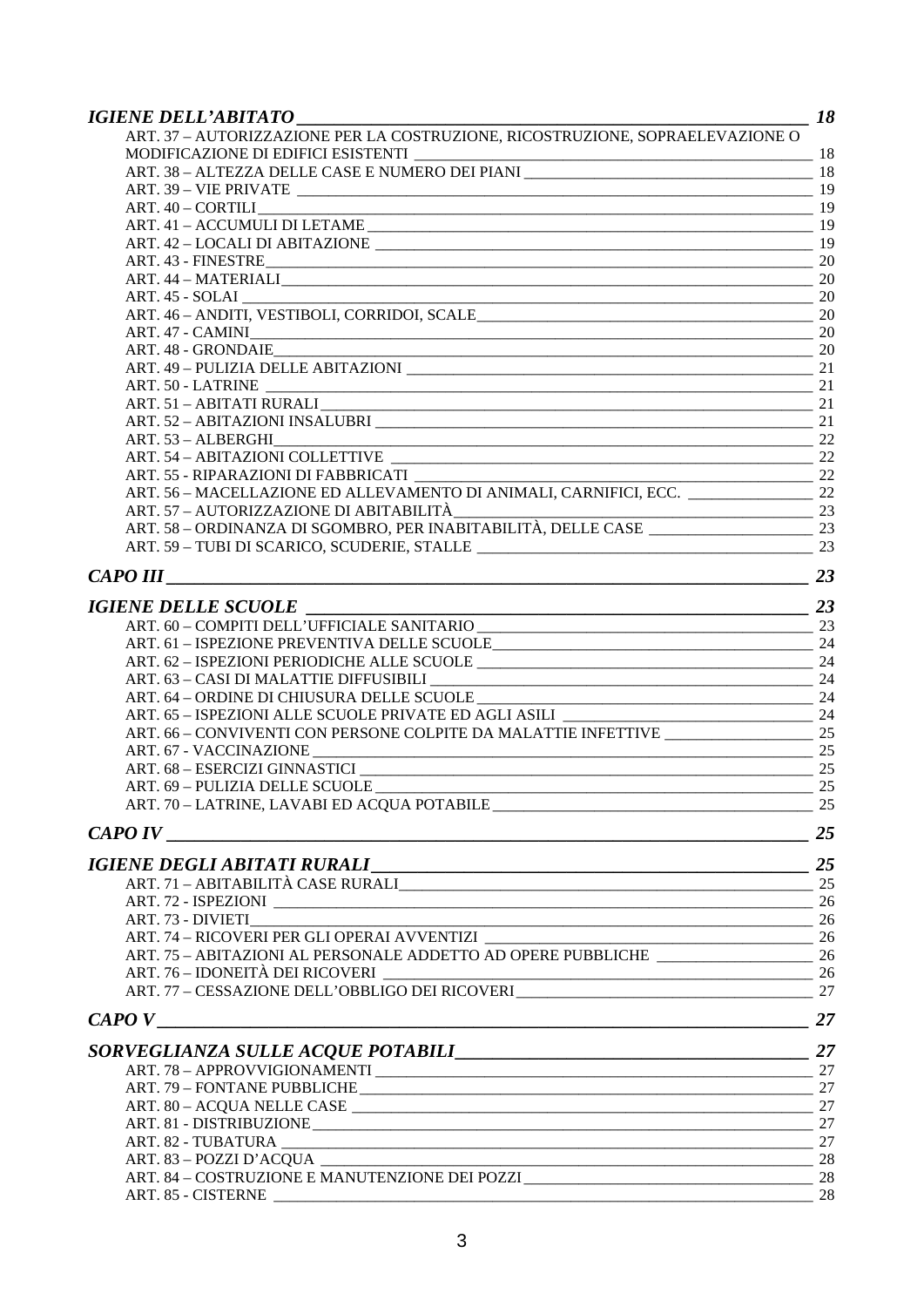*IGIENE DELL'ABITATO* 18

ART. 37 – AUTORIZZAZIONE PER LA COSTRUZIONE, RICOSTRUZIONE, SOPRAELEVAZIONE O MODIFICAZIONE DI EDIFICI ESISTENTI 18
ART. 38 – ALTEZZA DELLE CASE E NUMERO DEI PIANI 18
ART. 39 – VIE PRIVATE 19
ART. 40 – CORTILI 19
ART. 41 – ACCUMULI DI LETAME 19
ART. 42 – LOCALI DI ABITAZIONE 19
ART. 43 - FINESTRE 20
ART. 44 – MATERIALI 20
ART. 45 - SOLAI 20
ART. 46 – ANDITI, VESTIBOLI, CORRIDOI, SCALE 20
ART. 47 - CAMINI 20
ART. 48 - GRONDAIE 20
ART. 49 – PULIZIA DELLE ABITAZIONI 21
ART. 50 - LATRINE 21
ART. 51 – ABITATI RURALI 21
ART. 52 – ABITAZIONI INSALUBRI 21
ART. 53 – ALBERGHI 22
ART. 54 – ABITAZIONI COLLETTIVE 22
ART. 55 - RIPARAZIONI DI FABBRICATI 22
ART. 56 – MACELLAZIONE ED ALLEVAMENTO DI ANIMALI, CARNIFICI, ECC. 22
ART. 57 – AUTORIZZAZIONE DI ABITABILITÀ 23
ART. 58 – ORDINANZA DI SGOMBRO, PER INABITABILITÀ, DELLE CASE 23
ART. 59 – TUBI DI SCARICO, SCUDERIE, STALLE 23

*CAPO III* 23

*IGIENE DELLE SCUOLE* 23

ART. 60 – COMPITI DELL'UFFICIALE SANITARIO 23
ART. 61 – ISPEZIONE PREVENTIVA DELLE SCUOLE 24
ART. 62 – ISPEZIONI PERIODICHE ALLE SCUOLE 24
ART. 63 – CASI DI MALATTIE DIFFUSIBILI 24
ART. 64 – ORDINE DI CHIUSURA DELLE SCUOLE 24
ART. 65 – ISPEZIONI ALLE SCUOLE PRIVATE ED AGLI ASILI 24
ART. 66 – CONVIVENTI CON PERSONE COLPITE DA MALATTIE INFETTIVE 25
ART. 67 - VACCINAZIONE 25
ART. 68 – ESERCIZI GINNASTICI 25
ART. 69 – PULIZIA DELLE SCUOLE 25
ART. 70 – LATRINE, LAVABI ED ACQUA POTABILE 25

*CAPO IV* 25

*IGIENE DEGLI ABITATI RURALI* 25

ART. 71 – ABITABILITÀ CASE RURALI 25
ART. 72 - ISPEZIONI 26
ART. 73 - DIVIETI 26
ART. 74 – RICOVERI PER GLI OPERAI AVVENTIZI 26
ART. 75 – ABITAZIONI AL PERSONALE ADDETTO AD OPERE PUBBLICHE 26
ART. 76 – IDONEITÀ DEI RICOVERI 26
ART. 77 – CESSAZIONE DELL'OBBLIGO DEI RICOVERI 27

*CAPO V* 27

*SORVEGLIANZA SULLE ACQUE POTABILI* 27

ART. 78 – APPROVVIGIONAMENTI 27
ART. 79 – FONTANE PUBBLICHE 27
ART. 80 – ACQUA NELLE CASE 27
ART. 81 - DISTRIBUZIONE 27
ART. 82 - TUBATURA 27
ART. 83 – POZZI D'ACQUA 28
ART. 84 – COSTRUZIONE E MANUTENZIONE DEI POZZI 28
ART. 85 - CISTERNE 28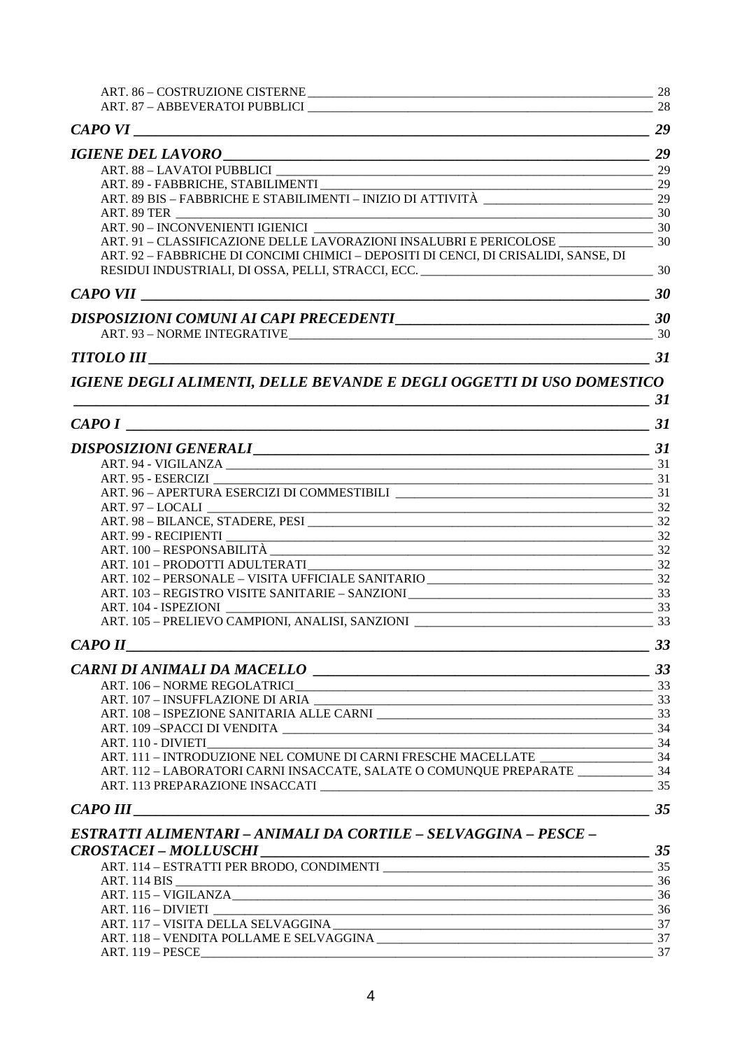ART. 86 – COSTRUZIONE CISTERNE ____ 28
ART. 87 – ABBEVERATOI PUBBLICI ____ 28

***CAPO VI* ____ *29***

***IGIENE DEL LAVORO* ____ *29***

ART. 88 – LAVATOI PUBBLICI ____ 29
ART. 89 - FABBRICHE, STABILIMENTI ____ 29
ART. 89 BIS – FABBRICHE E STABILIMENTI – INIZIO DI ATTIVITÀ ____ 29
ART. 89 TER ____ 30
ART. 90 – INCONVENIENTI IGIENICI ____ 30
ART. 91 – CLASSIFICAZIONE DELLE LAVORAZIONI INSALUBRI E PERICOLOSE ____ 30
ART. 92 – FABBRICHE DI CONCIMI CHIMICI – DEPOSITI DI CENCI, DI CRISALIDI, SANSE, DI RESIDUI INDUSTRIALI, DI OSSA, PELLI, STRACCI, ECC. ____ 30

***CAPO VII* ____ *30***

***DISPOSIZIONI COMUNI AI CAPI PRECEDENTI* ____ *30***

ART. 93 – NORME INTEGRATIVE ____ 30

***TITOLO III* ____ *31***

***IGIENE DEGLI ALIMENTI, DELLE BEVANDE E DEGLI OGGETTI DI USO DOMESTICO* ____ *31***

***CAPO I* ____ *31***

***DISPOSIZIONI GENERALI* ____ *31***

ART. 94 - VIGILANZA ____ 31
ART. 95 - ESERCIZI ____ 31
ART. 96 – APERTURA ESERCIZI DI COMMESTIBILI ____ 31
ART. 97 – LOCALI ____ 32
ART. 98 – BILANCE, STADERE, PESI ____ 32
ART. 99 - RECIPIENTI ____ 32
ART. 100 – RESPONSABILITÀ ____ 32
ART. 101 – PRODOTTI ADULTERATI ____ 32
ART. 102 – PERSONALE – VISITA UFFICIALE SANITARIO ____ 32
ART. 103 – REGISTRO VISITE SANITARIE – SANZIONI ____ 33
ART. 104 - ISPEZIONI ____ 33
ART. 105 – PRELIEVO CAMPIONI, ANALISI, SANZIONI ____ 33

***CAPO II* ____ *33***

***CARNI DI ANIMALI DA MACELLO* ____ *33***

ART. 106 – NORME REGOLATRICI ____ 33
ART. 107 – INSUFFLAZIONE DI ARIA ____ 33
ART. 108 – ISPEZIONE SANITARIA ALLE CARNI ____ 33
ART. 109 –SPACCI DI VENDITA ____ 34
ART. 110 - DIVIETI ____ 34
ART. 111 – INTRODUZIONE NEL COMUNE DI CARNI FRESCHE MACELLATE ____ 34
ART. 112 – LABORATORI CARNI INSACCATE, SALATE O COMUNQUE PREPARATE ____ 34
ART. 113 PREPARAZIONE INSACCATI ____ 35

***CAPO III* ____ *35***

***ESTRATTI ALIMENTARI – ANIMALI DA CORTILE – SELVAGGINA – PESCE – CROSTACEI – MOLLUSCHI* ____ *35***

ART. 114 – ESTRATTI PER BRODO, CONDIMENTI ____ 35
ART. 114 BIS ____ 36
ART. 115 – VIGILANZA ____ 36
ART. 116 – DIVIETI ____ 36
ART. 117 – VISITA DELLA SELVAGGINA ____ 37
ART. 118 – VENDITA POLLAME E SELVAGGINA ____ 37
ART. 119 – PESCE ____ 37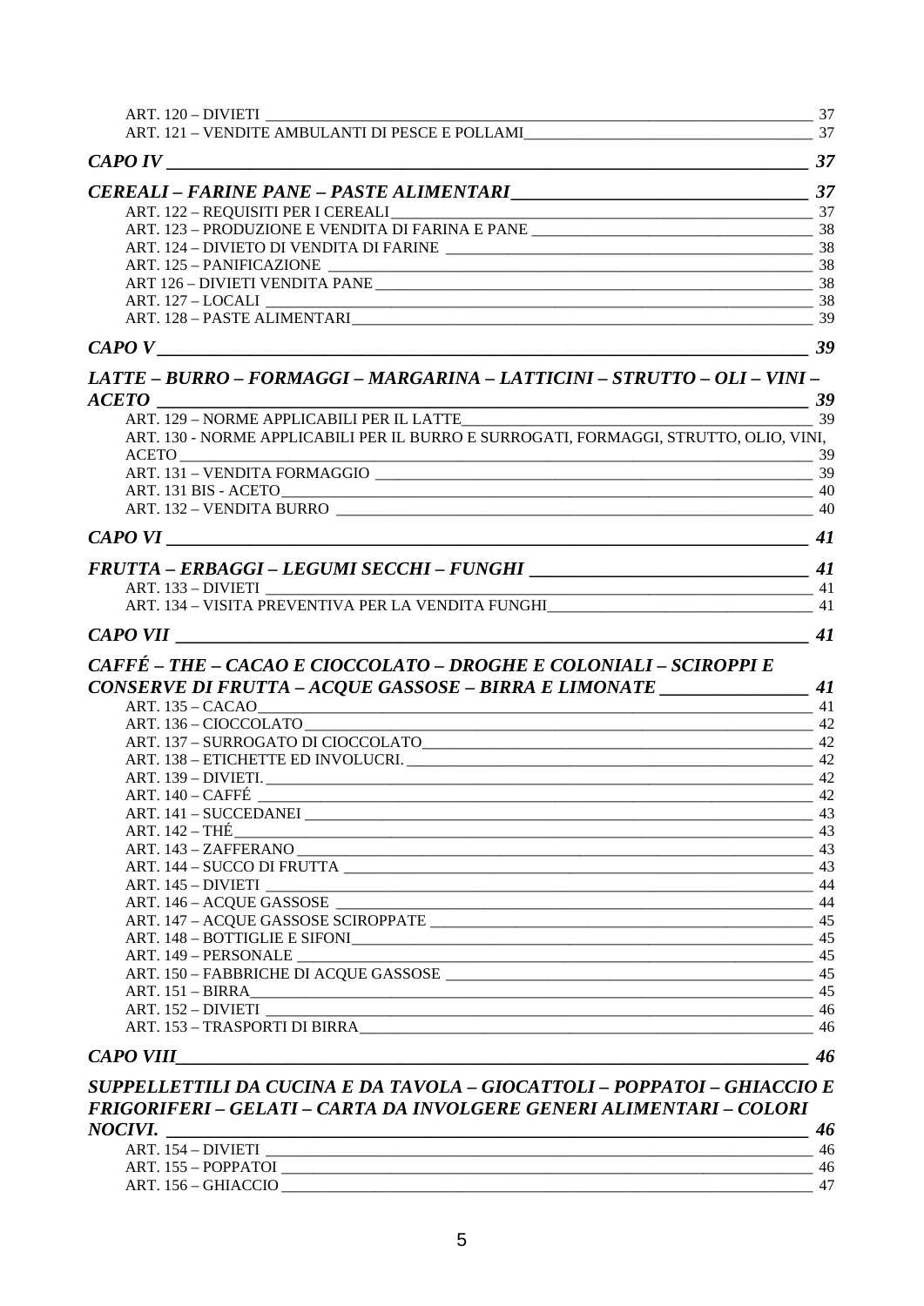ART. 120 – DIVIETI 37
ART. 121 – VENDITE AMBULANTI DI PESCE E POLLAMI 37

***CAPO IV*** ***37***

***CEREALI – FARINE PANE – PASTE ALIMENTARI*** ***37***

ART. 122 – REQUISITI PER I CEREALI 37
ART. 123 – PRODUZIONE E VENDITA DI FARINA E PANE 38
ART. 124 – DIVIETO DI VENDITA DI FARINE 38
ART. 125 – PANIFICAZIONE 38
ART 126 – DIVIETI VENDITA PANE 38
ART. 127 – LOCALI 38
ART. 128 – PASTE ALIMENTARI 39

***CAPO V*** ***39***

***LATTE – BURRO – FORMAGGI – MARGARINA – LATTICINI – STRUTTO – OLI – VINI – ACETO*** ***39***

ART. 129 – NORME APPLICABILI PER IL LATTE 39
ART. 130 - NORME APPLICABILI PER IL BURRO E SURROGATI, FORMAGGI, STRUTTO, OLIO, VINI, ACETO 39
ART. 131 – VENDITA FORMAGGIO 39
ART. 131 BIS - ACETO 40
ART. 132 – VENDITA BURRO 40

***CAPO VI*** ***41***

***FRUTTA – ERBAGGI – LEGUMI SECCHI – FUNGHI*** ***41***

ART. 133 – DIVIETI 41
ART. 134 – VISITA PREVENTIVA PER LA VENDITA FUNGHI 41

***CAPO VII*** ***41***

***CAFFÉ – THE – CACAO E CIOCCOLATO – DROGHE E COLONIALI – SCIROPPI E CONSERVE DI FRUTTA – ACQUE GASSOSE – BIRRA E LIMONATE*** ***41***

ART. 135 – CACAO 41
ART. 136 – CIOCCOLATO 42
ART. 137 – SURROGATO DI CIOCCOLATO 42
ART. 138 – ETICHETTE ED INVOLUCRI. 42
ART. 139 – DIVIETI. 42
ART. 140 – CAFFÉ 42
ART. 141 – SUCCEDANEI 43
ART. 142 – THÉ 43
ART. 143 – ZAFFERANO 43
ART. 144 – SUCCO DI FRUTTA 43
ART. 145 – DIVIETI 44
ART. 146 – ACQUE GASSOSE 44
ART. 147 – ACQUE GASSOSE SCIROPPATE 45
ART. 148 – BOTTIGLIE E SIFONI 45
ART. 149 – PERSONALE 45
ART. 150 – FABBRICHE DI ACQUE GASSOSE 45
ART. 151 – BIRRA 45
ART. 152 – DIVIETI 46
ART. 153 – TRASPORTI DI BIRRA 46

***CAPO VIII*** ***46***

***SUPPELLETTILI DA CUCINA E DA TAVOLA – GIOCATTOLI – POPPATOI – GHIACCIO E FRIGORIFERI – GELATI – CARTA DA INVOLGERE GENERI ALIMENTARI – COLORI NOCIVI.*** ***46***

ART. 154 – DIVIETI 46
ART. 155 – POPPATOI 46
ART. 156 – GHIACCIO 47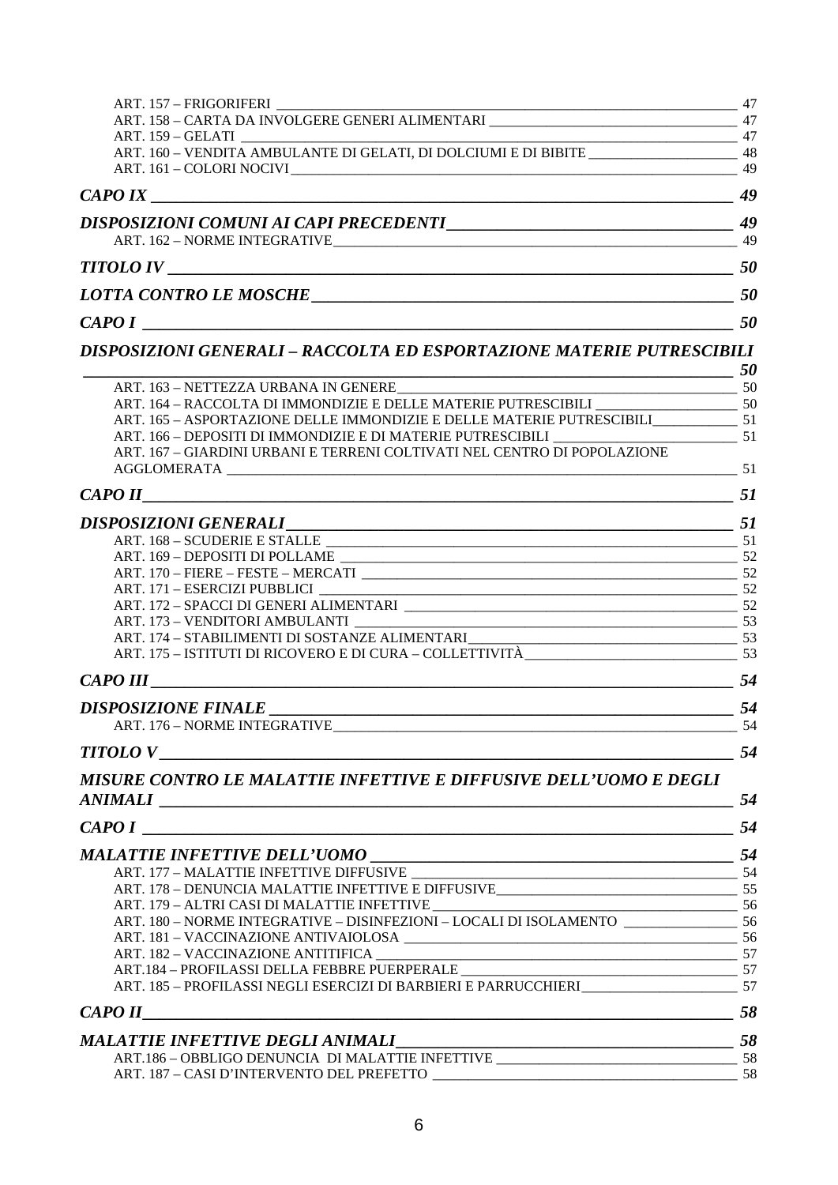ART. 157 – FRIGORIFERI 47
ART. 158 – CARTA DA INVOLGERE GENERI ALIMENTARI 47
ART. 159 – GELATI 47
ART. 160 – VENDITA AMBULANTE DI GELATI, DI DOLCIUMI E DI BIBITE 48
ART. 161 – COLORI NOCIVI 49

*CAPO IX* 49

*DISPOSIZIONI COMUNI AI CAPI PRECEDENTI* 49
ART. 162 – NORME INTEGRATIVE 49

*TITOLO IV* 50

*LOTTA CONTRO LE MOSCHE* 50

*CAPO I* 50

*DISPOSIZIONI GENERALI – RACCOLTA ED ESPORTAZIONE MATERIE PUTRESCIBILI* 50
ART. 163 – NETTEZZA URBANA IN GENERE 50
ART. 164 – RACCOLTA DI IMMONDIZIE E DELLE MATERIE PUTRESCIBILI 50
ART. 165 – ASPORTAZIONE DELLE IMMONDIZIE E DELLE MATERIE PUTRESCIBILI 51
ART. 166 – DEPOSITI DI IMMONDIZIE E DI MATERIE PUTRESCIBILI 51
ART. 167 – GIARDINI URBANI E TERRENI COLTIVATI NEL CENTRO DI POPOLAZIONE AGGLOMERATA 51

*CAPO II* 51

*DISPOSIZIONI GENERALI* 51
ART. 168 – SCUDERIE E STALLE 51
ART. 169 – DEPOSITI DI POLLAME 52
ART. 170 – FIERE – FESTE – MERCATI 52
ART. 171 – ESERCIZI PUBBLICI 52
ART. 172 – SPACCI DI GENERI ALIMENTARI 52
ART. 173 – VENDITORI AMBULANTI 53
ART. 174 – STABILIMENTI DI SOSTANZE ALIMENTARI 53
ART. 175 – ISTITUTI DI RICOVERO E DI CURA – COLLETTIVITÀ 53

*CAPO III* 54

*DISPOSIZIONE FINALE* 54
ART. 176 – NORME INTEGRATIVE 54

*TITOLO V* 54

*MISURE CONTRO LE MALATTIE INFETTIVE E DIFFUSIVE DELL'UOMO E DEGLI ANIMALI* 54

*CAPO I* 54

*MALATTIE INFETTIVE DELL'UOMO* 54
ART. 177 – MALATTIE INFETTIVE DIFFUSIVE 54
ART. 178 – DENUNCIA MALATTIE INFETTIVE E DIFFUSIVE 55
ART. 179 – ALTRI CASI DI MALATTIE INFETTIVE 56
ART. 180 – NORME INTEGRATIVE – DISINFEZIONI – LOCALI DI ISOLAMENTO 56
ART. 181 – VACCINAZIONE ANTIVAIOLOSA 56
ART. 182 – VACCINAZIONE ANTITIFICA 57
ART.184 – PROFILASSI DELLA FEBBRE PUERPERALE 57
ART. 185 – PROFILASSI NEGLI ESERCIZI DI BARBIERI E PARRUCCHIERI 57

*CAPO II* 58

*MALATTIE INFETTIVE DEGLI ANIMALI* 58
ART.186 – OBBLIGO DENUNCIA DI MALATTIE INFETTIVE 58
ART. 187 – CASI D'INTERVENTO DEL PREFETTO 58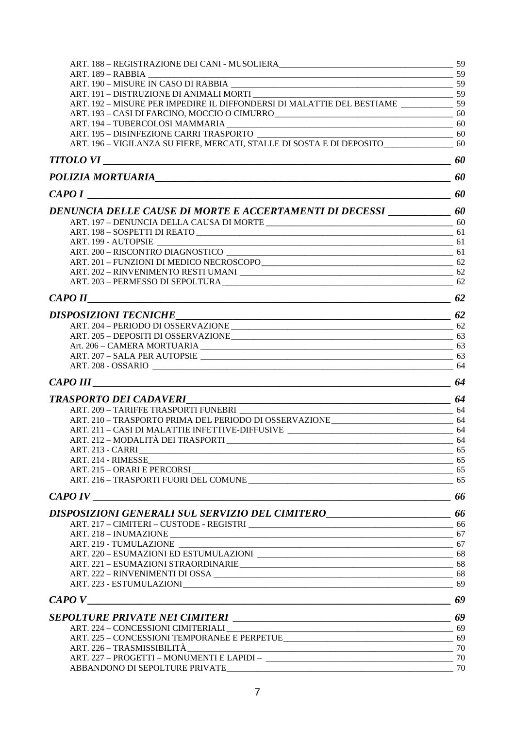ART. 188 – REGISTRAZIONE DEI CANI - MUSOLIERA 59
ART. 189 – RABBIA 59
ART. 190 – MISURE IN CASO DI RABBIA 59
ART. 191 – DISTRUZIONE DI ANIMALI MORTI 59
ART. 192 – MISURE PER IMPEDIRE IL DIFFONDERSI DI MALATTIE DEL BESTIAME 59
ART. 193 – CASI DI FARCINO, MOCCIO O CIMURRO 60
ART. 194 – TUBERCOLOSI MAMMARIA 60
ART. 195 – DISINFEZIONE CARRI TRASPORTO 60
ART. 196 – VIGILANZA SU FIERE, MERCATI, STALLE DI SOSTA E DI DEPOSITO 60

***TITOLO VI*** **60**

***POLIZIA MORTUARIA*** **60**

***CAPO I*** **60**

***DENUNCIA DELLE CAUSE DI MORTE E ACCERTAMENTI DI DECESSI*** **60**

ART. 197 – DENUNCIA DELLA CAUSA DI MORTE 60
ART. 198 – SOSPETTI DI REATO 61
ART. 199 - AUTOPSIE 61
ART. 200 – RISCONTRO DIAGNOSTICO 61
ART. 201 – FUNZIONI DI MEDICO NECROSCOPO 62
ART. 202 – RINVENIMENTO RESTI UMANI 62
ART. 203 – PERMESSO DI SEPOLTURA 62

***CAPO II*** **62**

***DISPOSIZIONI TECNICHE*** **62**

ART. 204 – PERIODO DI OSSERVAZIONE 62
ART. 205 – DEPOSITI DI OSSERVAZIONE 63
Art. 206 – CAMERA MORTUARIA 63
ART. 207 – SALA PER AUTOPSIE 63
ART. 208 - OSSARIO 64

***CAPO III*** **64**

***TRASPORTO DEI CADAVERI*** **64**

ART. 209 – TARIFFE TRASPORTI FUNEBRI 64
ART. 210 – TRASPORTO PRIMA DEL PERIODO DI OSSERVAZIONE 64
ART. 211 – CASI DI MALATTIE INFETTIVE-DIFFUSIVE 64
ART. 212 – MODALITÀ DEI TRASPORTI 64
ART. 213 - CARRI 65
ART. 214 - RIMESSE 65
ART. 215 – ORARI E PERCORSI 65
ART. 216 – TRASPORTI FUORI DEL COMUNE 65

***CAPO IV*** **66**

***DISPOSIZIONI GENERALI SUL SERVIZIO DEL CIMITERO*** **66**

ART. 217 – CIMITERI – CUSTODE - REGISTRI 66
ART. 218 – INUMAZIONE 67
ART. 219 - TUMULAZIONE 67
ART. 220 – ESUMAZIONI ED ESTUMULAZIONI 68
ART. 221 – ESUMAZIONI STRAORDINARIE 68
ART. 222 – RINVENIMENTI DI OSSA 68
ART. 223 - ESTUMULAZIONI 69

***CAPO V*** **69**

***SEPOLTURE PRIVATE NEI CIMITERI*** **69**

ART. 224 – CONCESSIONI CIMITERIALI 69
ART. 225 – CONCESSIONI TEMPORANEE E PERPETUE 69
ART. 226 – TRASMISSIBILITÀ 70
ART. 227 – PROGETTI – MONUMENTI E LAPIDI – 70
ABBANDONO DI SEPOLTURE PRIVATE 70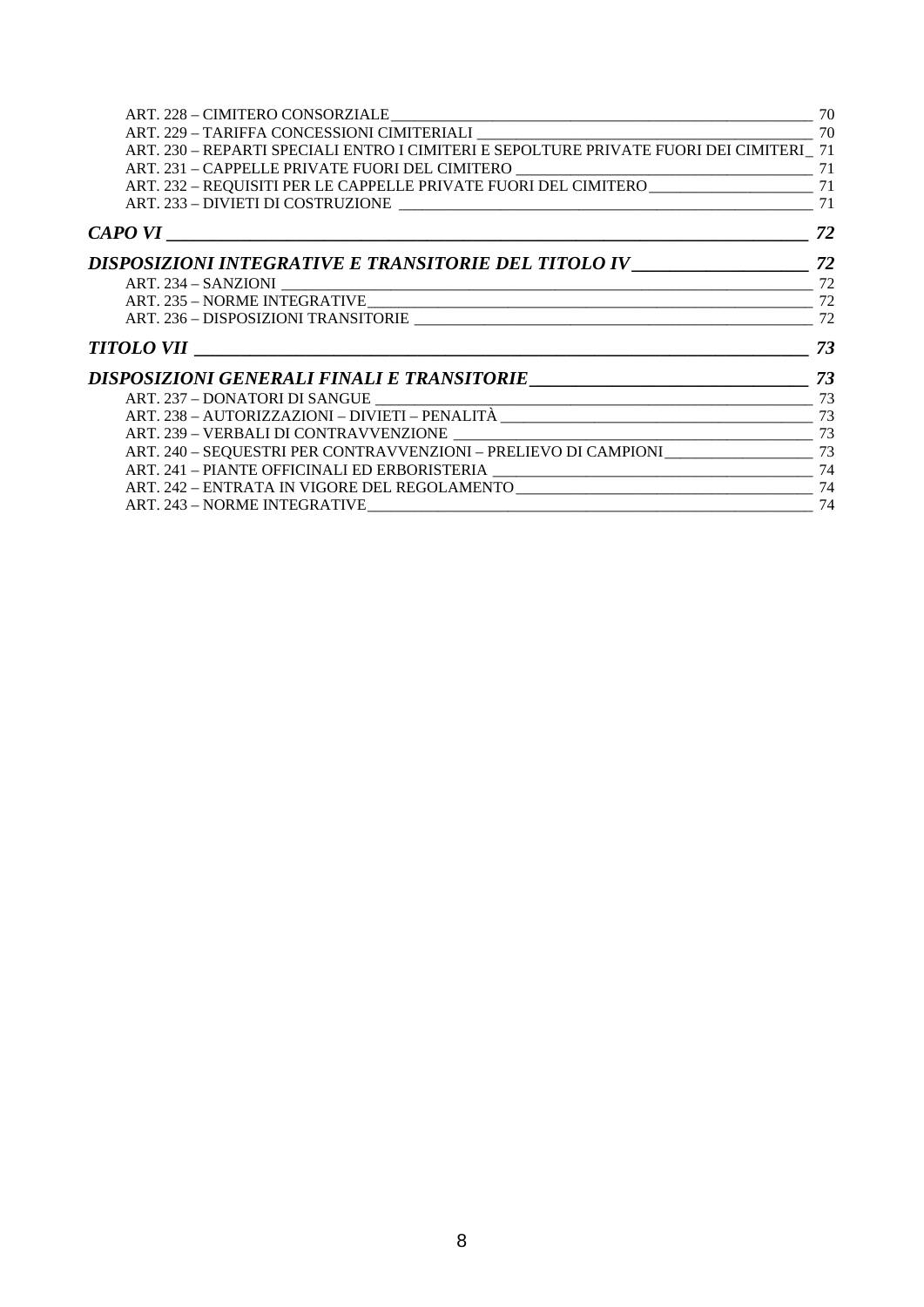ART. 228 – CIMITERO CONSORZIALE 70
ART. 229 – TARIFFA CONCESSIONI CIMITERIALI 70
ART. 230 – REPARTI SPECIALI ENTRO I CIMITERI E SEPOLTURE PRIVATE FUORI DEI CIMITERI 71
ART. 231 – CAPPELLE PRIVATE FUORI DEL CIMITERO 71
ART. 232 – REQUISITI PER LE CAPPELLE PRIVATE FUORI DEL CIMITERO 71
ART. 233 – DIVIETI DI COSTRUZIONE 71

***CAPO VI* 72**

***DISPOSIZIONI INTEGRATIVE E TRANSITORIE DEL TITOLO IV* 72**

ART. 234 – SANZIONI 72
ART. 235 – NORME INTEGRATIVE 72
ART. 236 – DISPOSIZIONI TRANSITORIE 72

***TITOLO VII* 73**

***DISPOSIZIONI GENERALI FINALI E TRANSITORIE* 73**

ART. 237 – DONATORI DI SANGUE 73
ART. 238 – AUTORIZZAZIONI – DIVIETI – PENALITÀ 73
ART. 239 – VERBALI DI CONTRAVVENZIONE 73
ART. 240 – SEQUESTRI PER CONTRAVVENZIONI – PRELIEVO DI CAMPIONI 73
ART. 241 – PIANTE OFFICINALI ED ERBORISTERIA 74
ART. 242 – ENTRATA IN VIGORE DEL REGOLAMENTO 74
ART. 243 – NORME INTEGRATIVE 74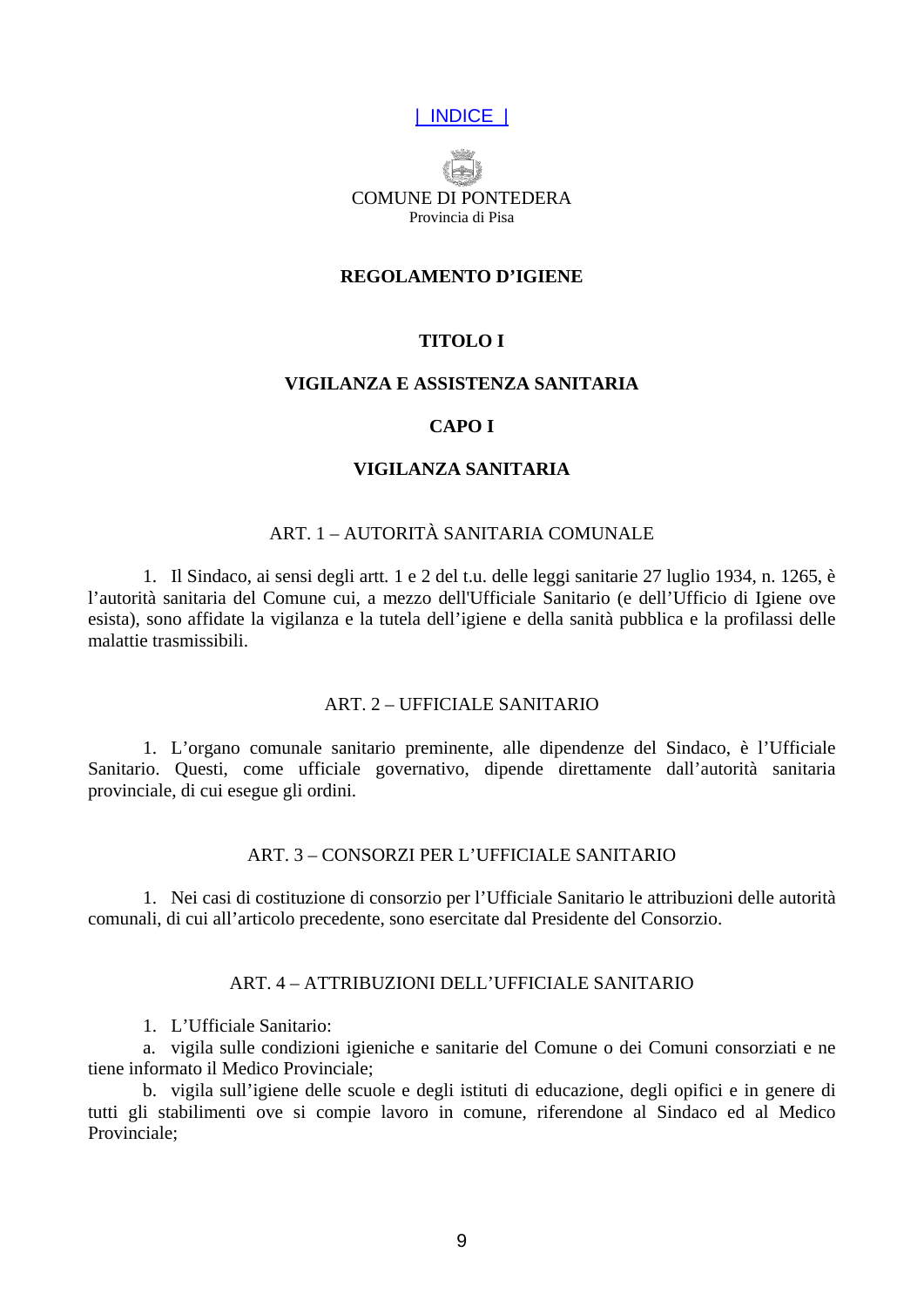| INDICE |

COMUNE DI PONTEDERA
Provincia di Pisa

# REGOLAMENTO D'IGIENE

## TITOLO I

## VIGILANZA E ASSISTENZA SANITARIA

### CAPO I

### VIGILANZA SANITARIA

#### ART. 1 – AUTORITÀ SANITARIA COMUNALE

1. Il Sindaco, ai sensi degli artt. 1 e 2 del t.u. delle leggi sanitarie 27 luglio 1934, n. 1265, è l'autorità sanitaria del Comune cui, a mezzo dell'Ufficiale Sanitario (e dell'Ufficio di Igiene ove esista), sono affidate la vigilanza e la tutela dell'igiene e della sanità pubblica e la profilassi delle malattie trasmissibili.

#### ART. 2 – UFFICIALE SANITARIO

1. L'organo comunale sanitario preminente, alle dipendenze del Sindaco, è l'Ufficiale Sanitario. Questi, come ufficiale governativo, dipende direttamente dall'autorità sanitaria provinciale, di cui esegue gli ordini.

#### ART. 3 – CONSORZI PER L'UFFICIALE SANITARIO

1. Nei casi di costituzione di consorzio per l'Ufficiale Sanitario le attribuzioni delle autorità comunali, di cui all'articolo precedente, sono esercitate dal Presidente del Consorzio.

#### ART. 4 – ATTRIBUZIONI DELL'UFFICIALE SANITARIO

1. L'Ufficiale Sanitario:

a. vigila sulle condizioni igieniche e sanitarie del Comune o dei Comuni consorziati e ne tiene informato il Medico Provinciale;

b. vigila sull'igiene delle scuole e degli istituti di educazione, degli opifici e in genere di tutti gli stabilimenti ove si compie lavoro in comune, riferendone al Sindaco ed al Medico Provinciale;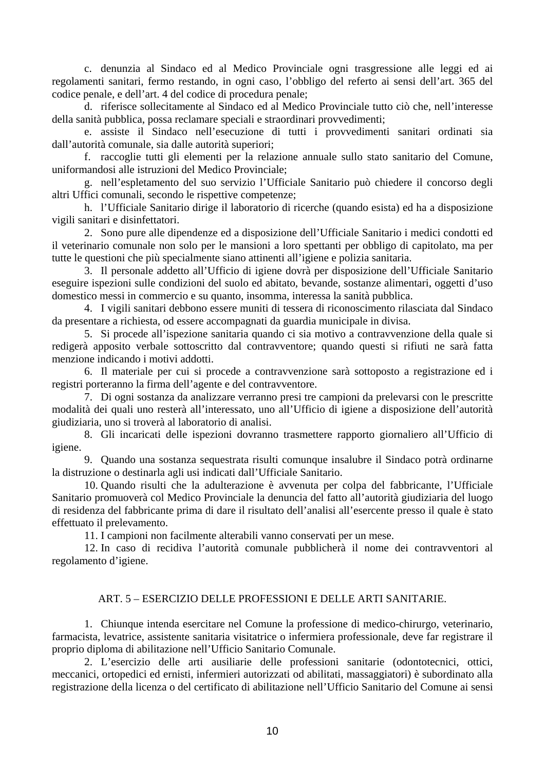c. denunzia al Sindaco ed al Medico Provinciale ogni trasgressione alle leggi ed ai regolamenti sanitari, fermo restando, in ogni caso, l'obbligo del referto ai sensi dell'art. 365 del codice penale, e dell'art. 4 del codice di procedura penale;

d. riferisce sollecitamente al Sindaco ed al Medico Provinciale tutto ciò che, nell'interesse della sanità pubblica, possa reclamare speciali e straordinari provvedimenti;

e. assiste il Sindaco nell'esecuzione di tutti i provvedimenti sanitari ordinati sia dall'autorità comunale, sia dalle autorità superiori;

f. raccoglie tutti gli elementi per la relazione annuale sullo stato sanitario del Comune, uniformandosi alle istruzioni del Medico Provinciale;

g. nell'espletamento del suo servizio l'Ufficiale Sanitario può chiedere il concorso degli altri Uffici comunali, secondo le rispettive competenze;

h. l'Ufficiale Sanitario dirige il laboratorio di ricerche (quando esista) ed ha a disposizione vigili sanitari e disinfettatori.

2. Sono pure alle dipendenze ed a disposizione dell'Ufficiale Sanitario i medici condotti ed il veterinario comunale non solo per le mansioni a loro spettanti per obbligo di capitolato, ma per tutte le questioni che più specialmente siano attinenti all'igiene e polizia sanitaria.

3. Il personale addetto all'Ufficio di igiene dovrà per disposizione dell'Ufficiale Sanitario eseguire ispezioni sulle condizioni del suolo ed abitato, bevande, sostanze alimentari, oggetti d'uso domestico messi in commercio e su quanto, insomma, interessa la sanità pubblica.

4. I vigili sanitari debbono essere muniti di tessera di riconoscimento rilasciata dal Sindaco da presentare a richiesta, od essere accompagnati da guardia municipale in divisa.

5. Si procede all'ispezione sanitaria quando ci sia motivo a contravvenzione della quale si redigerà apposito verbale sottoscritto dal contravventore; quando questi si rifiuti ne sarà fatta menzione indicando i motivi addotti.

6. Il materiale per cui si procede a contravvenzione sarà sottoposto a registrazione ed i registri porteranno la firma dell'agente e del contravventore.

7. Di ogni sostanza da analizzare verranno presi tre campioni da prelevarsi con le prescritte modalità dei quali uno resterà all'interessato, uno all'Ufficio di igiene a disposizione dell'autorità giudiziaria, uno si troverà al laboratorio di analisi.

8. Gli incaricati delle ispezioni dovranno trasmettere rapporto giornaliero all'Ufficio di igiene.

9. Quando una sostanza sequestrata risulti comunque insalubre il Sindaco potrà ordinarne la distruzione o destinarla agli usi indicati dall'Ufficiale Sanitario.

10. Quando risulti che la adulterazione è avvenuta per colpa del fabbricante, l'Ufficiale Sanitario promuoverà col Medico Provinciale la denuncia del fatto all'autorità giudiziaria del luogo di residenza del fabbricante prima di dare il risultato dell'analisi all'esercente presso il quale è stato effettuato il prelevamento.

11. I campioni non facilmente alterabili vanno conservati per un mese.

12. In caso di recidiva l'autorità comunale pubblicherà il nome dei contravventori al regolamento d'igiene.

## ART. 5 – ESERCIZIO DELLE PROFESSIONI E DELLE ARTI SANITARIE.

1. Chiunque intenda esercitare nel Comune la professione di medico-chirurgo, veterinario, farmacista, levatrice, assistente sanitaria visitatrice o infermiera professionale, deve far registrare il proprio diploma di abilitazione nell'Ufficio Sanitario Comunale.

2. L'esercizio delle arti ausiliarie delle professioni sanitarie (odontotecnici, ottici, meccanici, ortopedici ed ernisti, infermieri autorizzati od abilitati, massaggiatori) è subordinato alla registrazione della licenza o del certificato di abilitazione nell'Ufficio Sanitario del Comune ai sensi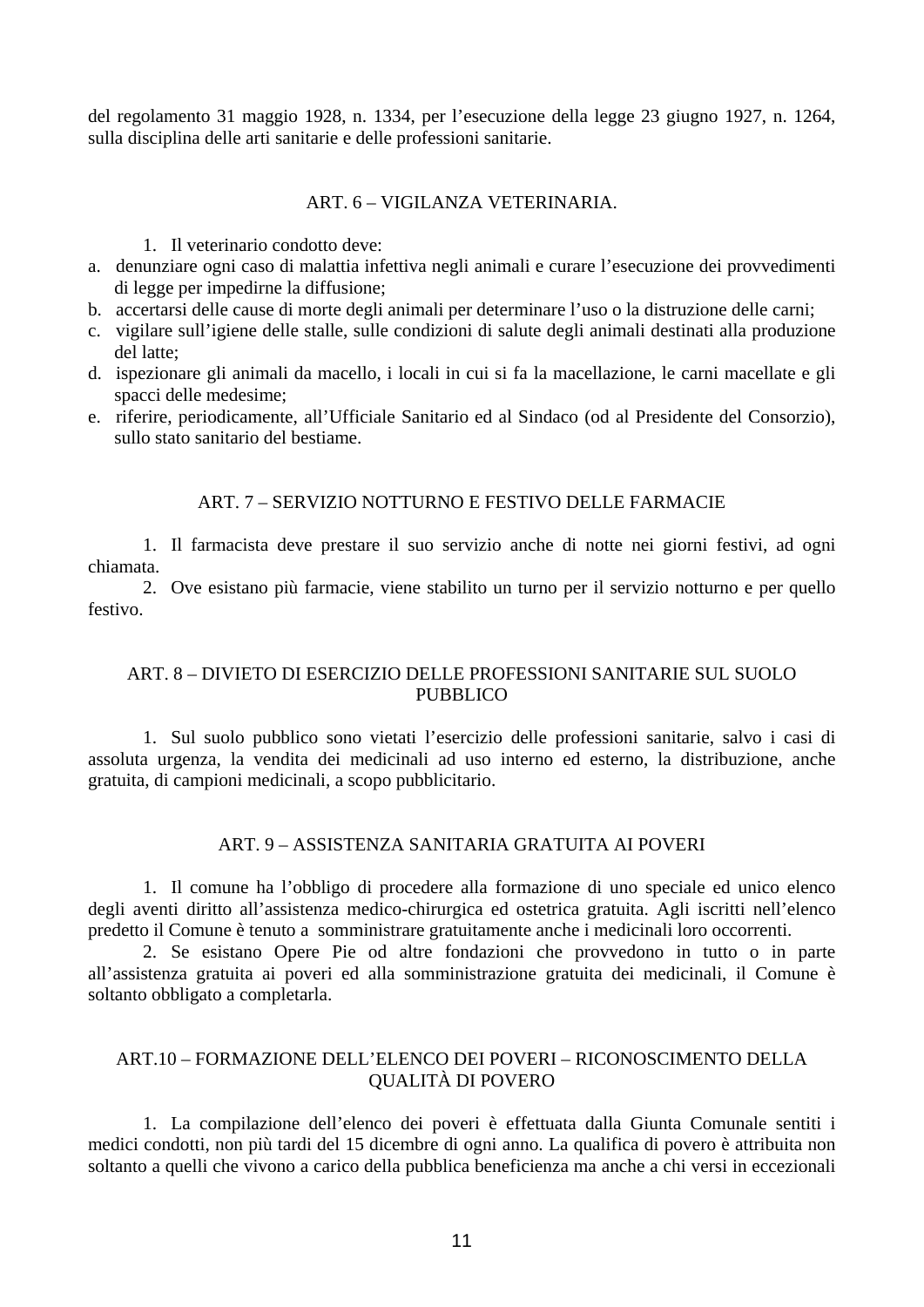del regolamento 31 maggio 1928, n. 1334, per l'esecuzione della legge 23 giugno 1927, n. 1264, sulla disciplina delle arti sanitarie e delle professioni sanitarie.

## ART. 6 – VIGILANZA VETERINARIA.

1. Il veterinario condotto deve:

a. denunziare ogni caso di malattia infettiva negli animali e curare l'esecuzione dei provvedimenti di legge per impedirne la diffusione;
b. accertarsi delle cause di morte degli animali per determinare l'uso o la distruzione delle carni;
c. vigilare sull'igiene delle stalle, sulle condizioni di salute degli animali destinati alla produzione del latte;
d. ispezionare gli animali da macello, i locali in cui si fa la macellazione, le carni macellate e gli spacci delle medesime;
e. riferire, periodicamente, all'Ufficiale Sanitario ed al Sindaco (od al Presidente del Consorzio), sullo stato sanitario del bestiame.

## ART. 7 – SERVIZIO NOTTURNO E FESTIVO DELLE FARMACIE

1. Il farmacista deve prestare il suo servizio anche di notte nei giorni festivi, ad ogni chiamata.

2. Ove esistano più farmacie, viene stabilito un turno per il servizio notturno e per quello festivo.

## ART. 8 – DIVIETO DI ESERCIZIO DELLE PROFESSIONI SANITARIE SUL SUOLO PUBBLICO

1. Sul suolo pubblico sono vietati l'esercizio delle professioni sanitarie, salvo i casi di assoluta urgenza, la vendita dei medicinali ad uso interno ed esterno, la distribuzione, anche gratuita, di campioni medicinali, a scopo pubblicitario.

## ART. 9 – ASSISTENZA SANITARIA GRATUITA AI POVERI

1. Il comune ha l'obbligo di procedere alla formazione di uno speciale ed unico elenco degli aventi diritto all'assistenza medico-chirurgica ed ostetrica gratuita. Agli iscritti nell'elenco predetto il Comune è tenuto a somministrare gratuitamente anche i medicinali loro occorrenti.

2. Se esistano Opere Pie od altre fondazioni che provvedono in tutto o in parte all'assistenza gratuita ai poveri ed alla somministrazione gratuita dei medicinali, il Comune è soltanto obbligato a completarla.

## ART.10 – FORMAZIONE DELL'ELENCO DEI POVERI – RICONOSCIMENTO DELLA QUALITÀ DI POVERO

1. La compilazione dell'elenco dei poveri è effettuata dalla Giunta Comunale sentiti i medici condotti, non più tardi del 15 dicembre di ogni anno. La qualifica di povero è attribuita non soltanto a quelli che vivono a carico della pubblica beneficienza ma anche a chi versi in eccezionali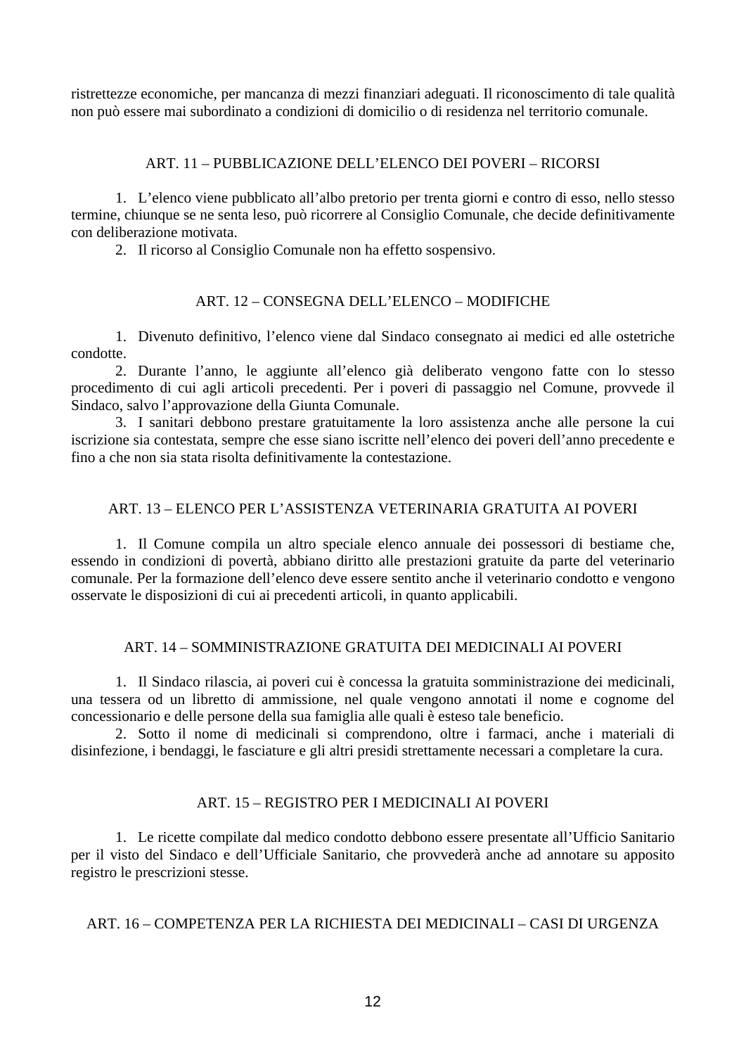ristrettezze economiche, per mancanza di mezzi finanziari adeguati. Il riconoscimento di tale qualità non può essere mai subordinato a condizioni di domicilio o di residenza nel territorio comunale.

## ART. 11 – PUBBLICAZIONE DELL’ELENCO DEI POVERI – RICORSI

1. L’elenco viene pubblicato all’albo pretorio per trenta giorni e contro di esso, nello stesso termine, chiunque se ne senta leso, può ricorrere al Consiglio Comunale, che decide definitivamente con deliberazione motivata.
2. Il ricorso al Consiglio Comunale non ha effetto sospensivo.

## ART. 12 – CONSEGNA DELL’ELENCO – MODIFICHE

1. Divenuto definitivo, l’elenco viene dal Sindaco consegnato ai medici ed alle ostetriche condotte.
2. Durante l’anno, le aggiunte all’elenco già deliberato vengono fatte con lo stesso procedimento di cui agli articoli precedenti. Per i poveri di passaggio nel Comune, provvede il Sindaco, salvo l’approvazione della Giunta Comunale.
3. I sanitari debbono prestare gratuitamente la loro assistenza anche alle persone la cui iscrizione sia contestata, sempre che esse siano iscritte nell’elenco dei poveri dell’anno precedente e fino a che non sia stata risolta definitivamente la contestazione.

## ART. 13 – ELENCO PER L’ASSISTENZA VETERINARIA GRATUITA AI POVERI

1. Il Comune compila un altro speciale elenco annuale dei possessori di bestiame che, essendo in condizioni di povertà, abbiano diritto alle prestazioni gratuite da parte del veterinario comunale. Per la formazione dell’elenco deve essere sentito anche il veterinario condotto e vengono osservate le disposizioni di cui ai precedenti articoli, in quanto applicabili.

## ART. 14 – SOMMINISTRAZIONE GRATUITA DEI MEDICINALI AI POVERI

1. Il Sindaco rilascia, ai poveri cui è concessa la gratuita somministrazione dei medicinali, una tessera od un libretto di ammissione, nel quale vengono annotati il nome e cognome del concessionario e delle persone della sua famiglia alle quali è esteso tale beneficio.
2. Sotto il nome di medicinali si comprendono, oltre i farmaci, anche i materiali di disinfezione, i bendaggi, le fasciature e gli altri presidi strettamente necessari a completare la cura.

## ART. 15 – REGISTRO PER I MEDICINALI AI POVERI

1. Le ricette compilate dal medico condotto debbono essere presentate all’Ufficio Sanitario per il visto del Sindaco e dell’Ufficiale Sanitario, che provvederà anche ad annotare su apposito registro le prescrizioni stesse.

## ART. 16 – COMPETENZA PER LA RICHIESTA DEI MEDICINALI – CASI DI URGENZA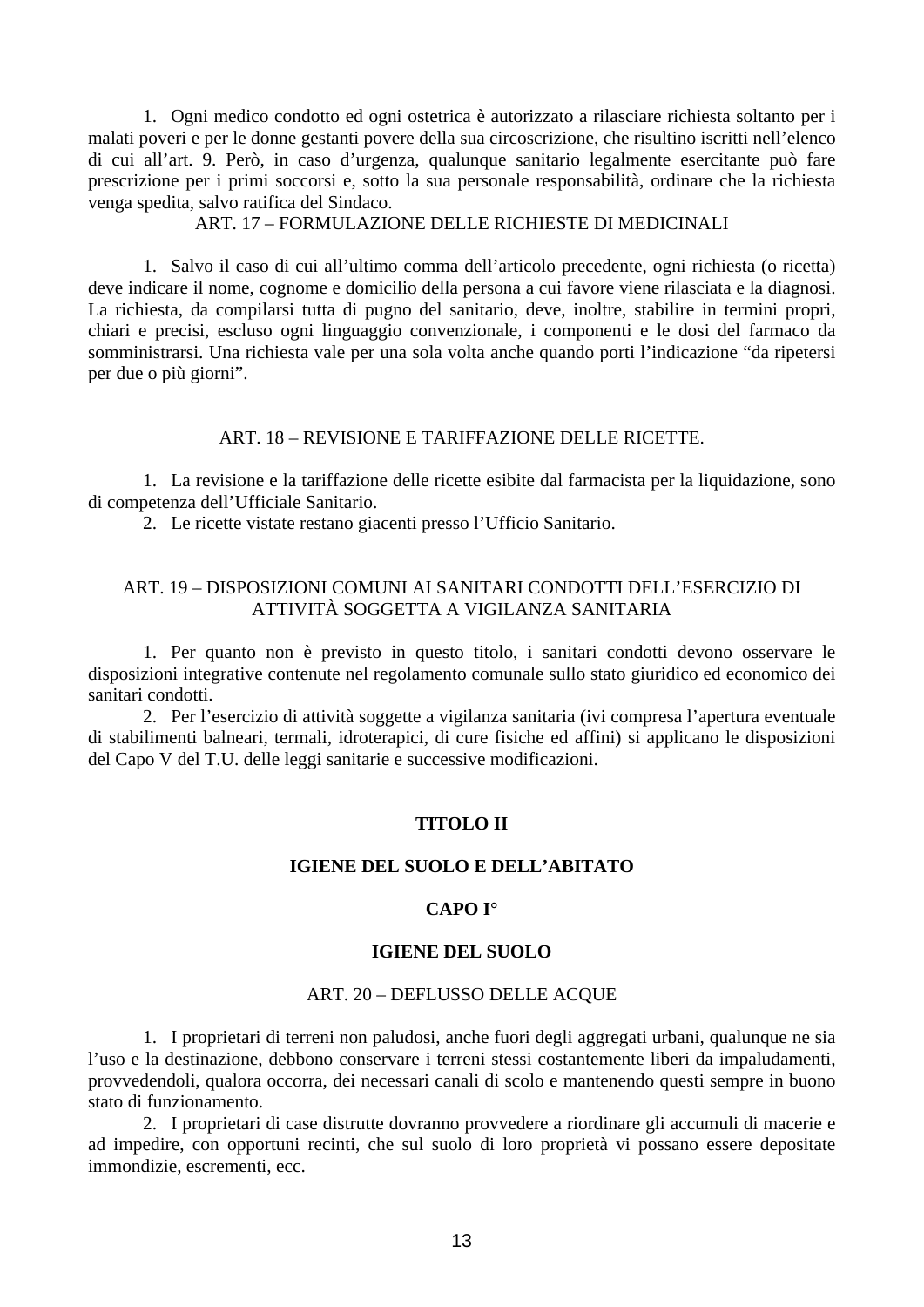1. Ogni medico condotto ed ogni ostetrica è autorizzato a rilasciare richiesta soltanto per i malati poveri e per le donne gestanti povere della sua circoscrizione, che risultino iscritti nell'elenco di cui all'art. 9. Però, in caso d'urgenza, qualunque sanitario legalmente esercitante può fare prescrizione per i primi soccorsi e, sotto la sua personale responsabilità, ordinare che la richiesta venga spedita, salvo ratifica del Sindaco.

### ART. 17 – FORMULAZIONE DELLE RICHIESTE DI MEDICINALI

1. Salvo il caso di cui all'ultimo comma dell'articolo precedente, ogni richiesta (o ricetta) deve indicare il nome, cognome e domicilio della persona a cui favore viene rilasciata e la diagnosi. La richiesta, da compilarsi tutta di pugno del sanitario, deve, inoltre, stabilire in termini propri, chiari e precisi, escluso ogni linguaggio convenzionale, i componenti e le dosi del farmaco da somministrarsi. Una richiesta vale per una sola volta anche quando porti l'indicazione "da ripetersi per due o più giorni".

### ART. 18 – REVISIONE E TARIFFAZIONE DELLE RICETTE.

1. La revisione e la tariffazione delle ricette esibite dal farmacista per la liquidazione, sono di competenza dell'Ufficiale Sanitario.
2. Le ricette vistate restano giacenti presso l'Ufficio Sanitario.

### ART. 19 – DISPOSIZIONI COMUNI AI SANITARI CONDOTTI DELL'ESERCIZIO DI ATTIVITÀ SOGGETTA A VIGILANZA SANITARIA

1. Per quanto non è previsto in questo titolo, i sanitari condotti devono osservare le disposizioni integrative contenute nel regolamento comunale sullo stato giuridico ed economico dei sanitari condotti.
2. Per l'esercizio di attività soggette a vigilanza sanitaria (ivi compresa l'apertura eventuale di stabilimenti balneari, termali, idroterapici, di cure fisiche ed affini) si applicano le disposizioni del Capo V del T.U. delle leggi sanitarie e successive modificazioni.

# TITOLO II

# IGIENE DEL SUOLO E DELL'ABITATO

## CAPO I°

## IGIENE DEL SUOLO

### ART. 20 – DEFLUSSO DELLE ACQUE

1. I proprietari di terreni non paludosi, anche fuori degli aggregati urbani, qualunque ne sia l'uso e la destinazione, debbono conservare i terreni stessi costantemente liberi da impaludamenti, provvedendoli, qualora occorra, dei necessari canali di scolo e mantenendo questi sempre in buono stato di funzionamento.
2. I proprietari di case distrutte dovranno provvedere a riordinare gli accumuli di macerie e ad impedire, con opportuni recinti, che sul suolo di loro proprietà vi possano essere depositate immondizie, escrementi, ecc.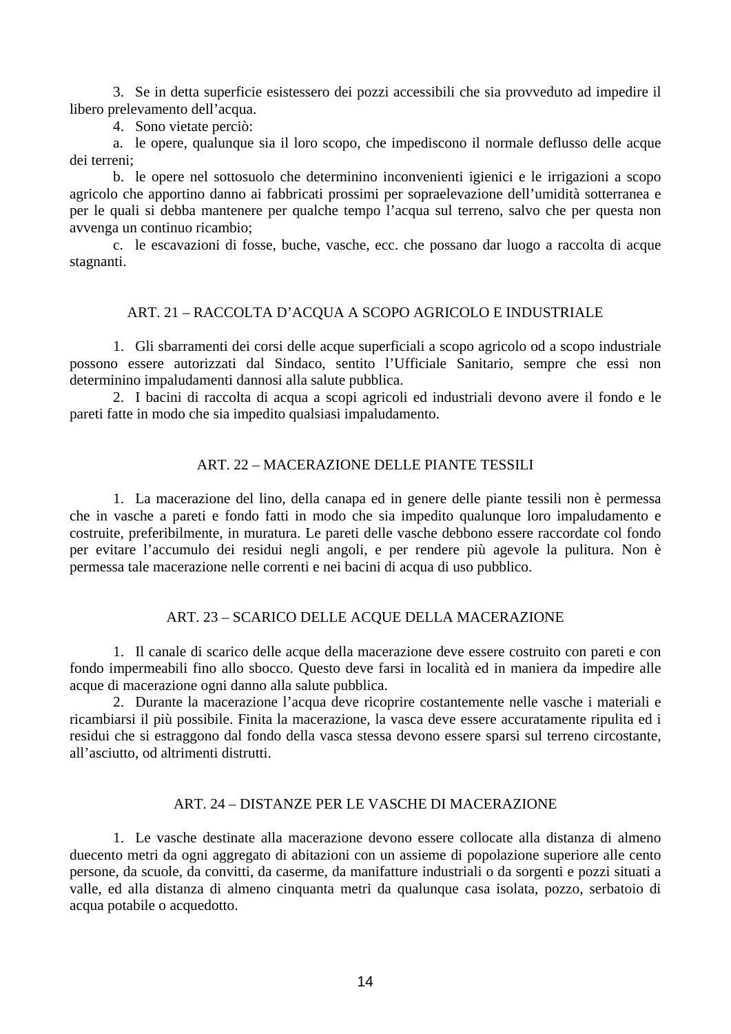3. Se in detta superficie esistessero dei pozzi accessibili che sia provveduto ad impedire il libero prelevamento dell'acqua.

4. Sono vietate perciò:

a. le opere, qualunque sia il loro scopo, che impediscono il normale deflusso delle acque dei terreni;

b. le opere nel sottosuolo che determinino inconvenienti igienici e le irrigazioni a scopo agricolo che apportino danno ai fabbricati prossimi per sopraelevazione dell'umidità sotterranea e per le quali si debba mantenere per qualche tempo l'acqua sul terreno, salvo che per questa non avvenga un continuo ricambio;

c. le escavazioni di fosse, buche, vasche, ecc. che possano dar luogo a raccolta di acque stagnanti.

## ART. 21 – RACCOLTA D'ACQUA A SCOPO AGRICOLO E INDUSTRIALE

1. Gli sbarramenti dei corsi delle acque superficiali a scopo agricolo od a scopo industriale possono essere autorizzati dal Sindaco, sentito l'Ufficiale Sanitario, sempre che essi non determinino impaludamenti dannosi alla salute pubblica.

2. I bacini di raccolta di acqua a scopi agricoli ed industriali devono avere il fondo e le pareti fatte in modo che sia impedito qualsiasi impaludamento.

## ART. 22 – MACERAZIONE DELLE PIANTE TESSILI

1. La macerazione del lino, della canapa ed in genere delle piante tessili non è permessa che in vasche a pareti e fondo fatti in modo che sia impedito qualunque loro impaludamento e costruite, preferibilmente, in muratura. Le pareti delle vasche debbono essere raccordate col fondo per evitare l'accumulo dei residui negli angoli, e per rendere più agevole la pulitura. Non è permessa tale macerazione nelle correnti e nei bacini di acqua di uso pubblico.

## ART. 23 – SCARICO DELLE ACQUE DELLA MACERAZIONE

1. Il canale di scarico delle acque della macerazione deve essere costruito con pareti e con fondo impermeabili fino allo sbocco. Questo deve farsi in località ed in maniera da impedire alle acque di macerazione ogni danno alla salute pubblica.

2. Durante la macerazione l'acqua deve ricoprire costantemente nelle vasche i materiali e ricambiarsi il più possibile. Finita la macerazione, la vasca deve essere accuratamente ripulita ed i residui che si estraggono dal fondo della vasca stessa devono essere sparsi sul terreno circostante, all'asciutto, od altrimenti distrutti.

## ART. 24 – DISTANZE PER LE VASCHE DI MACERAZIONE

1. Le vasche destinate alla macerazione devono essere collocate alla distanza di almeno duecento metri da ogni aggregato di abitazioni con un assieme di popolazione superiore alle cento persone, da scuole, da convitti, da caserme, da manifatture industriali o da sorgenti e pozzi situati a valle, ed alla distanza di almeno cinquanta metri da qualunque casa isolata, pozzo, serbatoio di acqua potabile o acquedotto.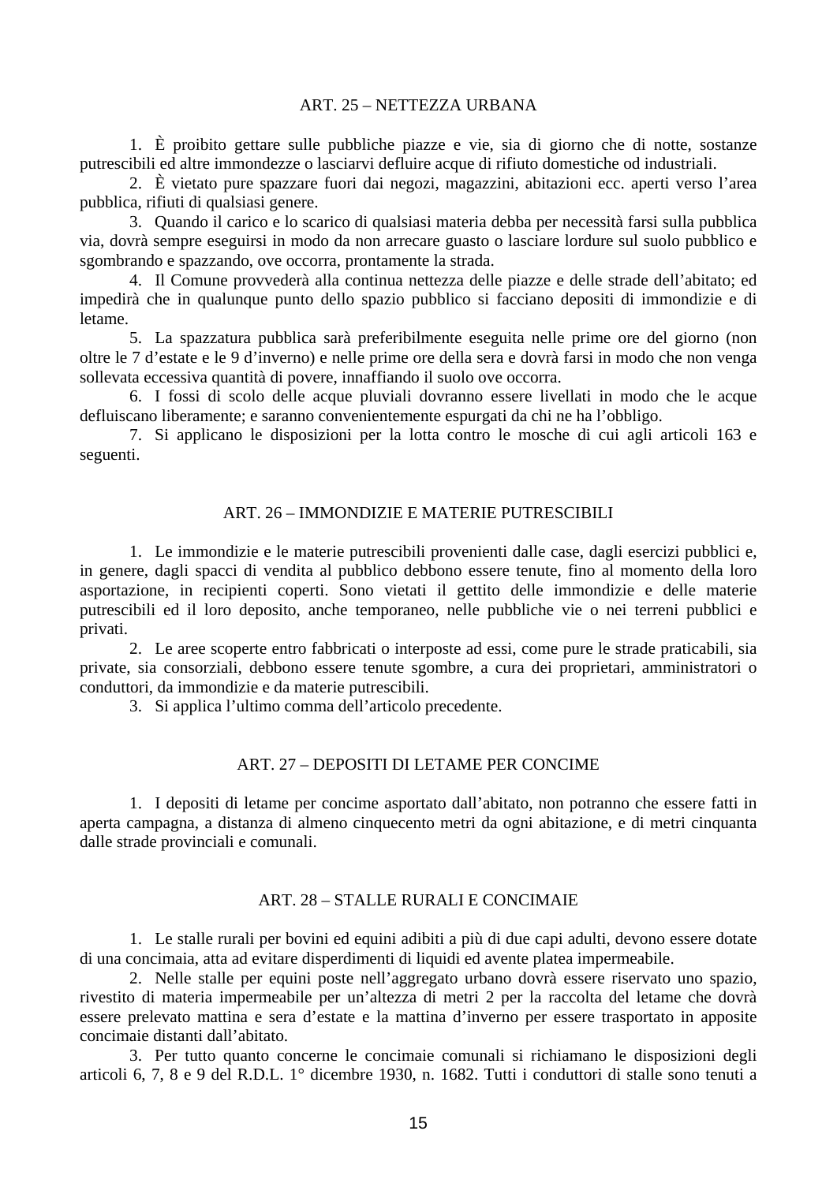## ART. 25 – NETTEZZA URBANA

1. È proibito gettare sulle pubbliche piazze e vie, sia di giorno che di notte, sostanze putrescibili ed altre immondezze o lasciarvi defluire acque di rifiuto domestiche od industriali.
2. È vietato pure spazzare fuori dai negozi, magazzini, abitazioni ecc. aperti verso l'area pubblica, rifiuti di qualsiasi genere.
3. Quando il carico e lo scarico di qualsiasi materia debba per necessità farsi sulla pubblica via, dovrà sempre eseguirsi in modo da non arrecare guasto o lasciare lordure sul suolo pubblico e sgombrando e spazzando, ove occorra, prontamente la strada.
4. Il Comune provvederà alla continua nettezza delle piazze e delle strade dell'abitato; ed impedirà che in qualunque punto dello spazio pubblico si facciano depositi di immondizie e di letame.
5. La spazzatura pubblica sarà preferibilmente eseguita nelle prime ore del giorno (non oltre le 7 d'estate e le 9 d'inverno) e nelle prime ore della sera e dovrà farsi in modo che non venga sollevata eccessiva quantità di povere, innaffiando il suolo ove occorra.
6. I fossi di scolo delle acque pluviali dovranno essere livellati in modo che le acque defluiscano liberamente; e saranno convenientemente espurgati da chi ne ha l'obbligo.
7. Si applicano le disposizioni per la lotta contro le mosche di cui agli articoli 163 e seguenti.

## ART. 26 – IMMONDIZIE E MATERIE PUTRESCIBILI

1. Le immondizie e le materie putrescibili provenienti dalle case, dagli esercizi pubblici e, in genere, dagli spacci di vendita al pubblico debbono essere tenute, fino al momento della loro asportazione, in recipienti coperti. Sono vietati il gettito delle immondizie e delle materie putrescibili ed il loro deposito, anche temporaneo, nelle pubbliche vie o nei terreni pubblici e privati.
2. Le aree scoperte entro fabbricati o interposte ad essi, come pure le strade praticabili, sia private, sia consorziali, debbono essere tenute sgombre, a cura dei proprietari, amministratori o conduttori, da immondizie e da materie putrescibili.
3. Si applica l'ultimo comma dell'articolo precedente.

## ART. 27 – DEPOSITI DI LETAME PER CONCIME

1. I depositi di letame per concime asportato dall'abitato, non potranno che essere fatti in aperta campagna, a distanza di almeno cinquecento metri da ogni abitazione, e di metri cinquanta dalle strade provinciali e comunali.

## ART. 28 – STALLE RURALI E CONCIMAIE

1. Le stalle rurali per bovini ed equini adibiti a più di due capi adulti, devono essere dotate di una concimaia, atta ad evitare disperdimenti di liquidi ed avente platea impermeabile.
2. Nelle stalle per equini poste nell'aggregato urbano dovrà essere riservato uno spazio, rivestito di materia impermeabile per un'altezza di metri 2 per la raccolta del letame che dovrà essere prelevato mattina e sera d'estate e la mattina d'inverno per essere trasportato in apposite concimaie distanti dall'abitato.
3. Per tutto quanto concerne le concimaie comunali si richiamano le disposizioni degli articoli 6, 7, 8 e 9 del R.D.L. 1° dicembre 1930, n. 1682. Tutti i conduttori di stalle sono tenuti a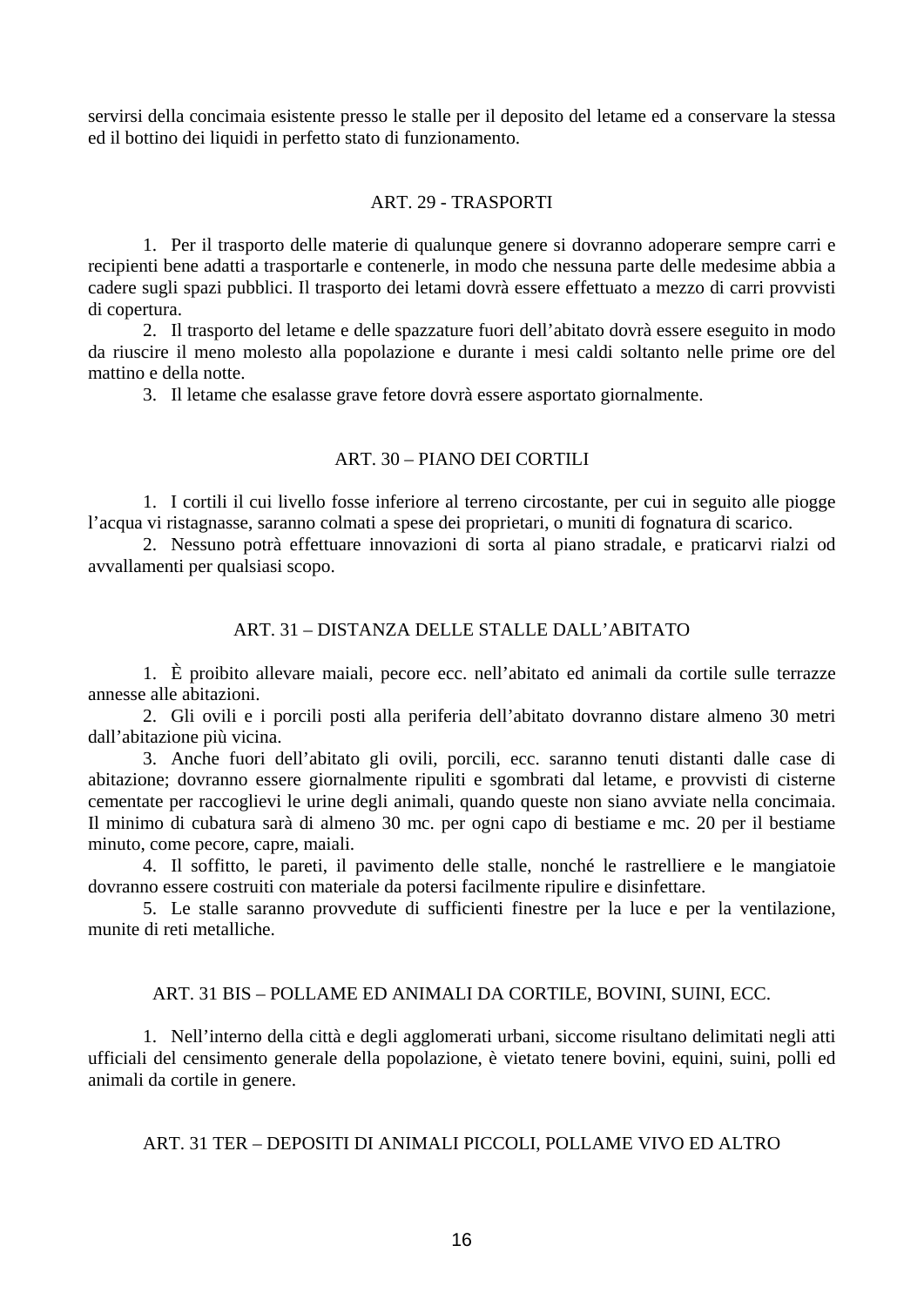servirsi della concimaia esistente presso le stalle per il deposito del letame ed a conservare la stessa ed il bottino dei liquidi in perfetto stato di funzionamento.

## ART. 29 - TRASPORTI

1. Per il trasporto delle materie di qualunque genere si dovranno adoperare sempre carri e recipienti bene adatti a trasportarle e contenerle, in modo che nessuna parte delle medesime abbia a cadere sugli spazi pubblici. Il trasporto dei letami dovrà essere effettuato a mezzo di carri provvisti di copertura.
2. Il trasporto del letame e delle spazzature fuori dell'abitato dovrà essere eseguito in modo da riuscire il meno molesto alla popolazione e durante i mesi caldi soltanto nelle prime ore del mattino e della notte.
3. Il letame che esalasse grave fetore dovrà essere asportato giornalmente.

## ART. 30 – PIANO DEI CORTILI

1. I cortili il cui livello fosse inferiore al terreno circostante, per cui in seguito alle piogge l'acqua vi ristagnasse, saranno colmati a spese dei proprietari, o muniti di fognatura di scarico.
2. Nessuno potrà effettuare innovazioni di sorta al piano stradale, e praticarvi rialzi od avvallamenti per qualsiasi scopo.

## ART. 31 – DISTANZA DELLE STALLE DALL'ABITATO

1. È proibito allevare maiali, pecore ecc. nell'abitato ed animali da cortile sulle terrazze annesse alle abitazioni.
2. Gli ovili e i porcili posti alla periferia dell'abitato dovranno distare almeno 30 metri dall'abitazione più vicina.
3. Anche fuori dell'abitato gli ovili, porcili, ecc. saranno tenuti distanti dalle case di abitazione; dovranno essere giornalmente ripuliti e sgombrati dal letame, e provvisti di cisterne cementate per raccoglievi le urine degli animali, quando queste non siano avviate nella concimaia. Il minimo di cubatura sarà di almeno 30 mc. per ogni capo di bestiame e mc. 20 per il bestiame minuto, come pecore, capre, maiali.
4. Il soffitto, le pareti, il pavimento delle stalle, nonché le rastrelliere e le mangiatoie dovranno essere costruiti con materiale da potersi facilmente ripulire e disinfettare.
5. Le stalle saranno provvedute di sufficienti finestre per la luce e per la ventilazione, munite di reti metalliche.

## ART. 31 BIS – POLLAME ED ANIMALI DA CORTILE, BOVINI, SUINI, ECC.

1. Nell'interno della città e degli agglomerati urbani, siccome risultano delimitati negli atti ufficiali del censimento generale della popolazione, è vietato tenere bovini, equini, suini, polli ed animali da cortile in genere.

## ART. 31 TER – DEPOSITI DI ANIMALI PICCOLI, POLLAME VIVO ED ALTRO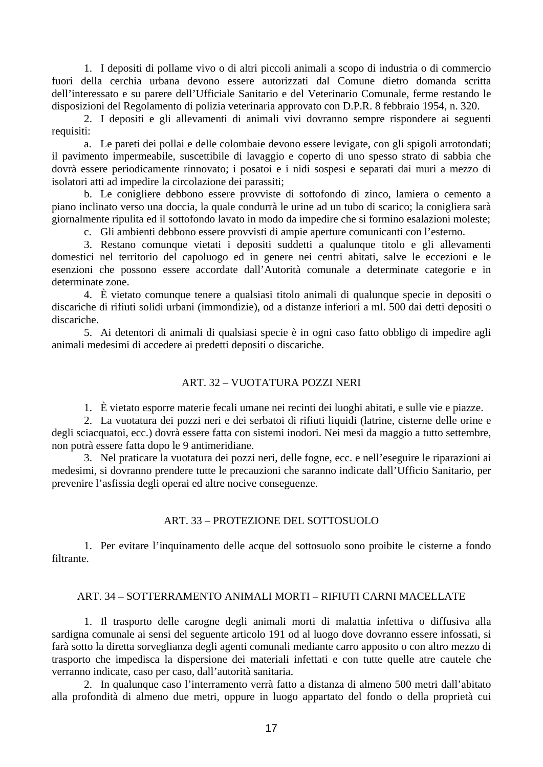1. I depositi di pollame vivo o di altri piccoli animali a scopo di industria o di commercio fuori della cerchia urbana devono essere autorizzati dal Comune dietro domanda scritta dell'interessato e su parere dell'Ufficiale Sanitario e del Veterinario Comunale, ferme restando le disposizioni del Regolamento di polizia veterinaria approvato con D.P.R. 8 febbraio 1954, n. 320.

2. I depositi e gli allevamenti di animali vivi dovranno sempre rispondere ai seguenti requisiti:

   a. Le pareti dei pollai e delle colombaie devono essere levigate, con gli spigoli arrotondati; il pavimento impermeabile, suscettibile di lavaggio e coperto di uno spesso strato di sabbia che dovrà essere periodicamente rinnovato; i posatoi e i nidi sospesi e separati dai muri a mezzo di isolatori atti ad impedire la circolazione dei parassiti;

   b. Le conigliere debbono essere provviste di sottofondo di zinco, lamiera o cemento a piano inclinato verso una doccia, la quale condurrà le urine ad un tubo di scarico; la conigliera sarà giornalmente ripulita ed il sottofondo lavato in modo da impedire che si formino esalazioni moleste;

   c. Gli ambienti debbono essere provvisti di ampie aperture comunicanti con l'esterno.

3. Restano comunque vietati i depositi suddetti a qualunque titolo e gli allevamenti domestici nel territorio del capoluogo ed in genere nei centri abitati, salve le eccezioni e le esenzioni che possono essere accordate dall'Autorità comunale a determinate categorie e in determinate zone.

4. È vietato comunque tenere a qualsiasi titolo animali di qualunque specie in depositi o discariche di rifiuti solidi urbani (immondizie), od a distanze inferiori a ml. 500 dai detti depositi o discariche.

5. Ai detentori di animali di qualsiasi specie è in ogni caso fatto obbligo di impedire agli animali medesimi di accedere ai predetti depositi o discariche.

## ART. 32 – VUOTATURA POZZI NERI

1. È vietato esporre materie fecali umane nei recinti dei luoghi abitati, e sulle vie e piazze.

2. La vuotatura dei pozzi neri e dei serbatoi di rifiuti liquidi (latrine, cisterne delle orine e degli sciacquatoi, ecc.) dovrà essere fatta con sistemi inodori. Nei mesi da maggio a tutto settembre, non potrà essere fatta dopo le 9 antimeridiane.

3. Nel praticare la vuotatura dei pozzi neri, delle fogne, ecc. e nell'eseguire le riparazioni ai medesimi, si dovranno prendere tutte le precauzioni che saranno indicate dall'Ufficio Sanitario, per prevenire l'asfissia degli operai ed altre nocive conseguenze.

## ART. 33 – PROTEZIONE DEL SOTTOSUOLO

1. Per evitare l'inquinamento delle acque del sottosuolo sono proibite le cisterne a fondo filtrante.

## ART. 34 – SOTTERRAMENTO ANIMALI MORTI – RIFIUTI CARNI MACELLATE

1. Il trasporto delle carogne degli animali morti di malattia infettiva o diffusiva alla sardigna comunale ai sensi del seguente articolo 191 od al luogo dove dovranno essere infossati, si farà sotto la diretta sorveglianza degli agenti comunali mediante carro apposito o con altro mezzo di trasporto che impedisca la dispersione dei materiali infettati e con tutte quelle atre cautele che verranno indicate, caso per caso, dall'autorità sanitaria.

2. In qualunque caso l'interramento verrà fatto a distanza di almeno 500 metri dall'abitato alla profondità di almeno due metri, oppure in luogo appartato del fondo o della proprietà cui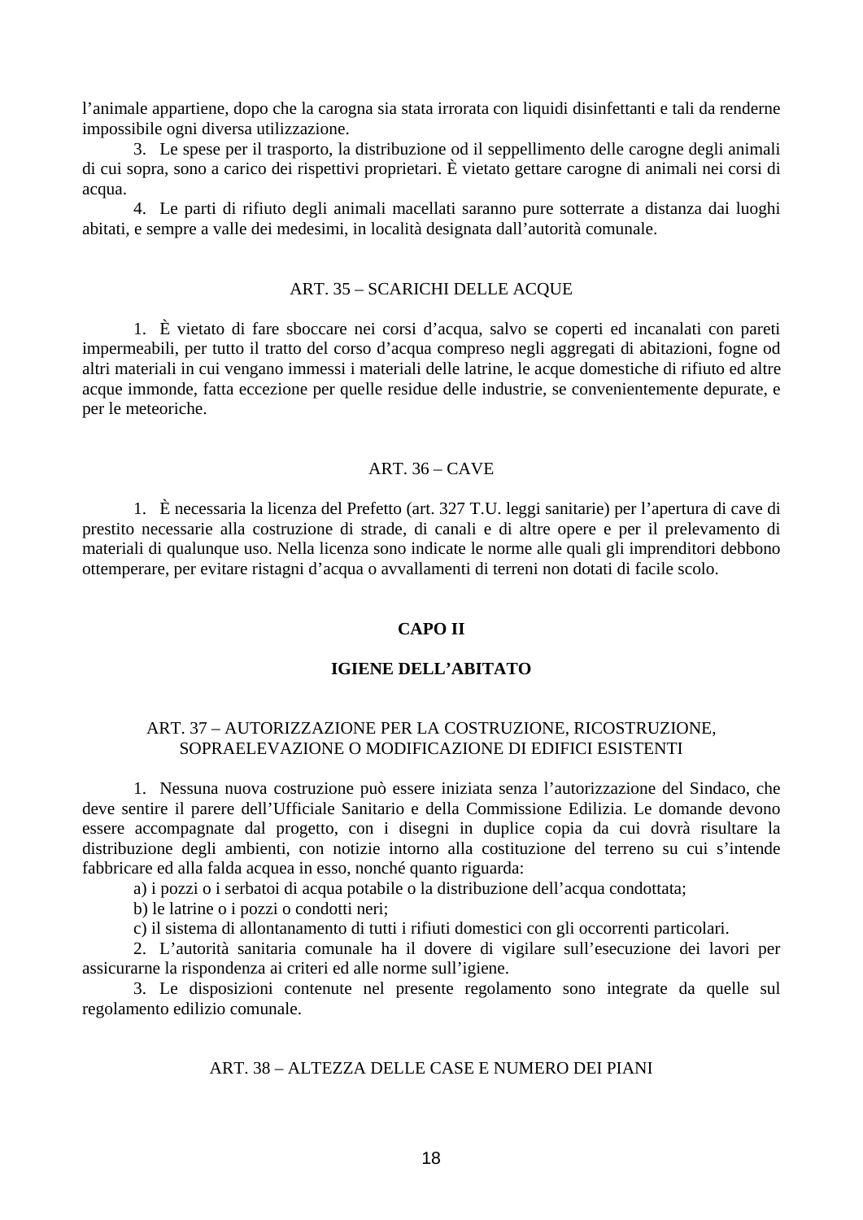l’animale appartiene, dopo che la carogna sia stata irrorata con liquidi disinfettanti e tali da renderne impossibile ogni diversa utilizzazione.

3. Le spese per il trasporto, la distribuzione od il seppellimento delle carogne degli animali di cui sopra, sono a carico dei rispettivi proprietari. È vietato gettare carogne di animali nei corsi di acqua.

4. Le parti di rifiuto degli animali macellati saranno pure sotterrate a distanza dai luoghi abitati, e sempre a valle dei medesimi, in località designata dall’autorità comunale.

### ART. 35 – SCARICHI DELLE ACQUE

1. È vietato di fare sboccare nei corsi d’acqua, salvo se coperti ed incanalati con pareti impermeabili, per tutto il tratto del corso d’acqua compreso negli aggregati di abitazioni, fogne od altri materiali in cui vengano immessi i materiali delle latrine, le acque domestiche di rifiuto ed altre acque immonde, fatta eccezione per quelle residue delle industrie, se convenientemente depurate, e per le meteoriche.

### ART. 36 – CAVE

1. È necessaria la licenza del Prefetto (art. 327 T.U. leggi sanitarie) per l’apertura di cave di prestito necessarie alla costruzione di strade, di canali e di altre opere e per il prelevamento di materiali di qualunque uso. Nella licenza sono indicate le norme alle quali gli imprenditori debbono ottemperare, per evitare ristagni d’acqua o avvallamenti di terreni non dotati di facile scolo.

## CAPO II

## IGIENE DELL’ABITATO

### ART. 37 – AUTORIZZAZIONE PER LA COSTRUZIONE, RICOSTRUZIONE, SOPRAELEVAZIONE O MODIFICAZIONE DI EDIFICI ESISTENTI

1. Nessuna nuova costruzione può essere iniziata senza l’autorizzazione del Sindaco, che deve sentire il parere dell’Ufficiale Sanitario e della Commissione Edilizia. Le domande devono essere accompagnate dal progetto, con i disegni in duplice copia da cui dovrà risultare la distribuzione degli ambienti, con notizie intorno alla costituzione del terreno su cui s’intende fabbricare ed alla falda acquea in esso, nonché quanto riguarda:

a) i pozzi o i serbatoi di acqua potabile o la distribuzione dell’acqua condottata;

b) le latrine o i pozzi o condotti neri;

c) il sistema di allontanamento di tutti i rifiuti domestici con gli occorrenti particolari.

2. L’autorità sanitaria comunale ha il dovere di vigilare sull’esecuzione dei lavori per assicurarne la rispondenza ai criteri ed alle norme sull’igiene.

3. Le disposizioni contenute nel presente regolamento sono integrate da quelle sul regolamento edilizio comunale.

### ART. 38 – ALTEZZA DELLE CASE E NUMERO DEI PIANI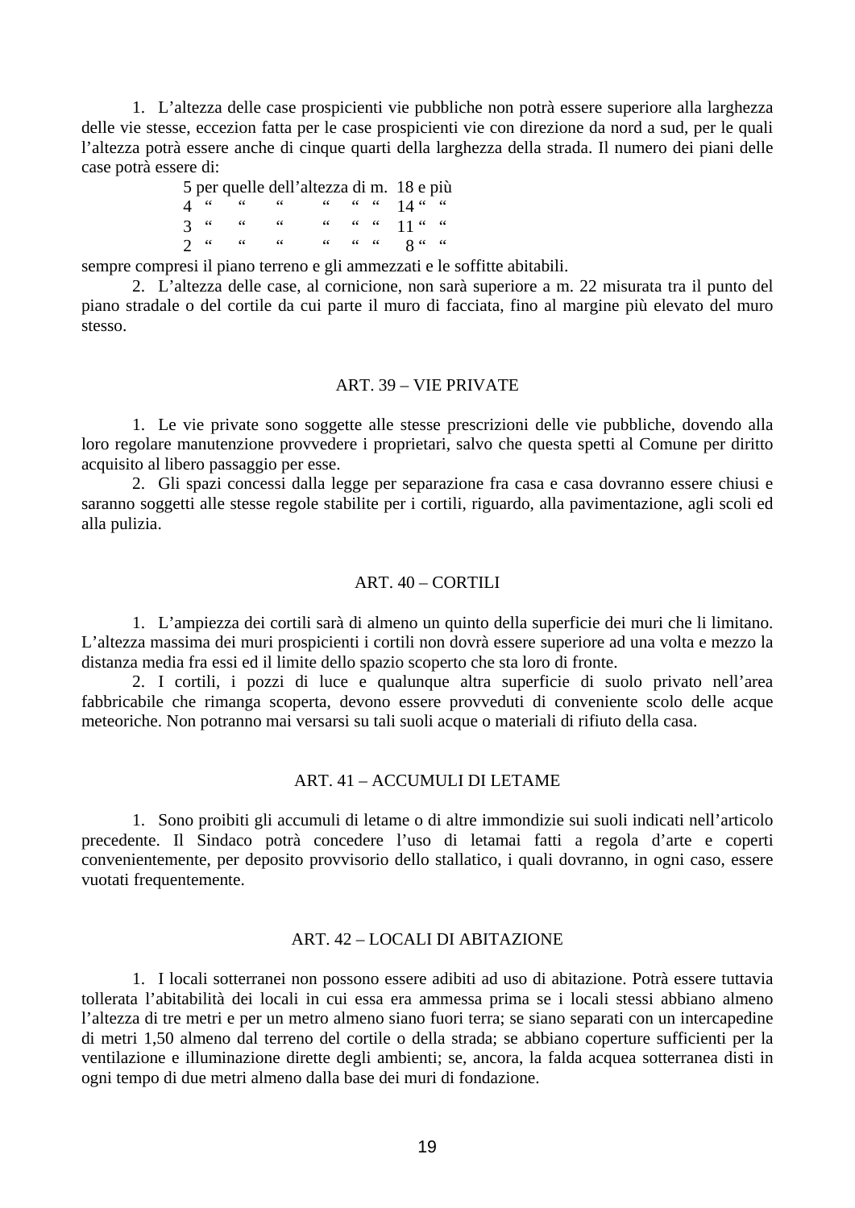1. L'altezza delle case prospicienti vie pubbliche non potrà essere superiore alla larghezza delle vie stesse, eccezion fatta per le case prospicienti vie con direzione da nord a sud, per le quali l'altezza potrà essere anche di cinque quarti della larghezza della strada. Il numero dei piani delle case potrà essere di:

5 per quelle dell'altezza di m. 18 e più
4 " " " " " " 14 " "
3 " " " " " " 11 " "
2 " " " " " " 8 " "

sempre compresi il piano terreno e gli ammezzati e le soffitte abitabili.

2. L'altezza delle case, al cornicione, non sarà superiore a m. 22 misurata tra il punto del piano stradale o del cortile da cui parte il muro di facciata, fino al margine più elevato del muro stesso.

## ART. 39 – VIE PRIVATE

1. Le vie private sono soggette alle stesse prescrizioni delle vie pubbliche, dovendo alla loro regolare manutenzione provvedere i proprietari, salvo che questa spetti al Comune per diritto acquisito al libero passaggio per esse.

2. Gli spazi concessi dalla legge per separazione fra casa e casa dovranno essere chiusi e saranno soggetti alle stesse regole stabilite per i cortili, riguardo, alla pavimentazione, agli scoli ed alla pulizia.

## ART. 40 – CORTILI

1. L'ampiezza dei cortili sarà di almeno un quinto della superficie dei muri che li limitano. L'altezza massima dei muri prospicienti i cortili non dovrà essere superiore ad una volta e mezzo la distanza media fra essi ed il limite dello spazio scoperto che sta loro di fronte.

2. I cortili, i pozzi di luce e qualunque altra superficie di suolo privato nell'area fabbricabile che rimanga scoperta, devono essere provveduti di conveniente scolo delle acque meteoriche. Non potranno mai versarsi su tali suoli acque o materiali di rifiuto della casa.

## ART. 41 – ACCUMULI DI LETAME

1. Sono proibiti gli accumuli di letame o di altre immondizie sui suoli indicati nell'articolo precedente. Il Sindaco potrà concedere l'uso di letamai fatti a regola d'arte e coperti convenientemente, per deposito provvisorio dello stallatico, i quali dovranno, in ogni caso, essere vuotati frequentemente.

## ART. 42 – LOCALI DI ABITAZIONE

1. I locali sotterranei non possono essere adibiti ad uso di abitazione. Potrà essere tuttavia tollerata l'abitabilità dei locali in cui essa era ammessa prima se i locali stessi abbiano almeno l'altezza di tre metri e per un metro almeno siano fuori terra; se siano separati con un intercapedine di metri 1,50 almeno dal terreno del cortile o della strada; se abbiano coperture sufficienti per la ventilazione e illuminazione dirette degli ambienti; se, ancora, la falda acquea sotterranea disti in ogni tempo di due metri almeno dalla base dei muri di fondazione.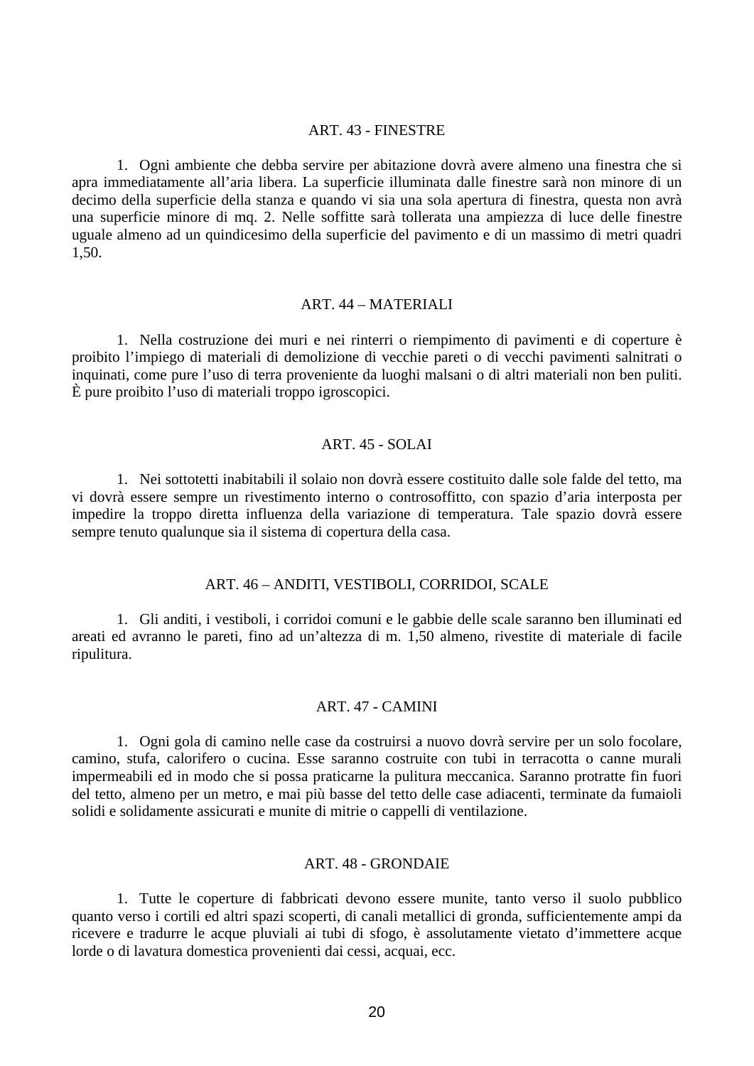## ART. 43 - FINESTRE

1. Ogni ambiente che debba servire per abitazione dovrà avere almeno una finestra che si apra immediatamente all'aria libera. La superficie illuminata dalle finestre sarà non minore di un decimo della superficie della stanza e quando vi sia una sola apertura di finestra, questa non avrà una superficie minore di mq. 2. Nelle soffitte sarà tollerata una ampiezza di luce delle finestre uguale almeno ad un quindicesimo della superficie del pavimento e di un massimo di metri quadri 1,50.

## ART. 44 – MATERIALI

1. Nella costruzione dei muri e nei rinterri o riempimento di pavimenti e di coperture è proibito l'impiego di materiali di demolizione di vecchie pareti o di vecchi pavimenti salnitrati o inquinati, come pure l'uso di terra proveniente da luoghi malsani o di altri materiali non ben puliti. È pure proibito l'uso di materiali troppo igroscopici.

## ART. 45 - SOLAI

1. Nei sottotetti inabitabili il solaio non dovrà essere costituito dalle sole falde del tetto, ma vi dovrà essere sempre un rivestimento interno o controsoffitto, con spazio d'aria interposta per impedire la troppo diretta influenza della variazione di temperatura. Tale spazio dovrà essere sempre tenuto qualunque sia il sistema di copertura della casa.

## ART. 46 – ANDITI, VESTIBOLI, CORRIDOI, SCALE

1. Gli anditi, i vestiboli, i corridoi comuni e le gabbie delle scale saranno ben illuminati ed areati ed avranno le pareti, fino ad un'altezza di m. 1,50 almeno, rivestite di materiale di facile ripulitura.

## ART. 47 - CAMINI

1. Ogni gola di camino nelle case da costruirsi a nuovo dovrà servire per un solo focolare, camino, stufa, calorifero o cucina. Esse saranno costruite con tubi in terracotta o canne murali impermeabili ed in modo che si possa praticarne la pulitura meccanica. Saranno protratte fin fuori del tetto, almeno per un metro, e mai più basse del tetto delle case adiacenti, terminate da fumaioli solidi e solidamente assicurati e munite di mitrie o cappelli di ventilazione.

## ART. 48 - GRONDAIE

1. Tutte le coperture di fabbricati devono essere munite, tanto verso il suolo pubblico quanto verso i cortili ed altri spazi scoperti, di canali metallici di gronda, sufficientemente ampi da ricevere e tradurre le acque pluviali ai tubi di sfogo, è assolutamente vietato d'immettere acque lorde o di lavatura domestica provenienti dai cessi, acquai, ecc.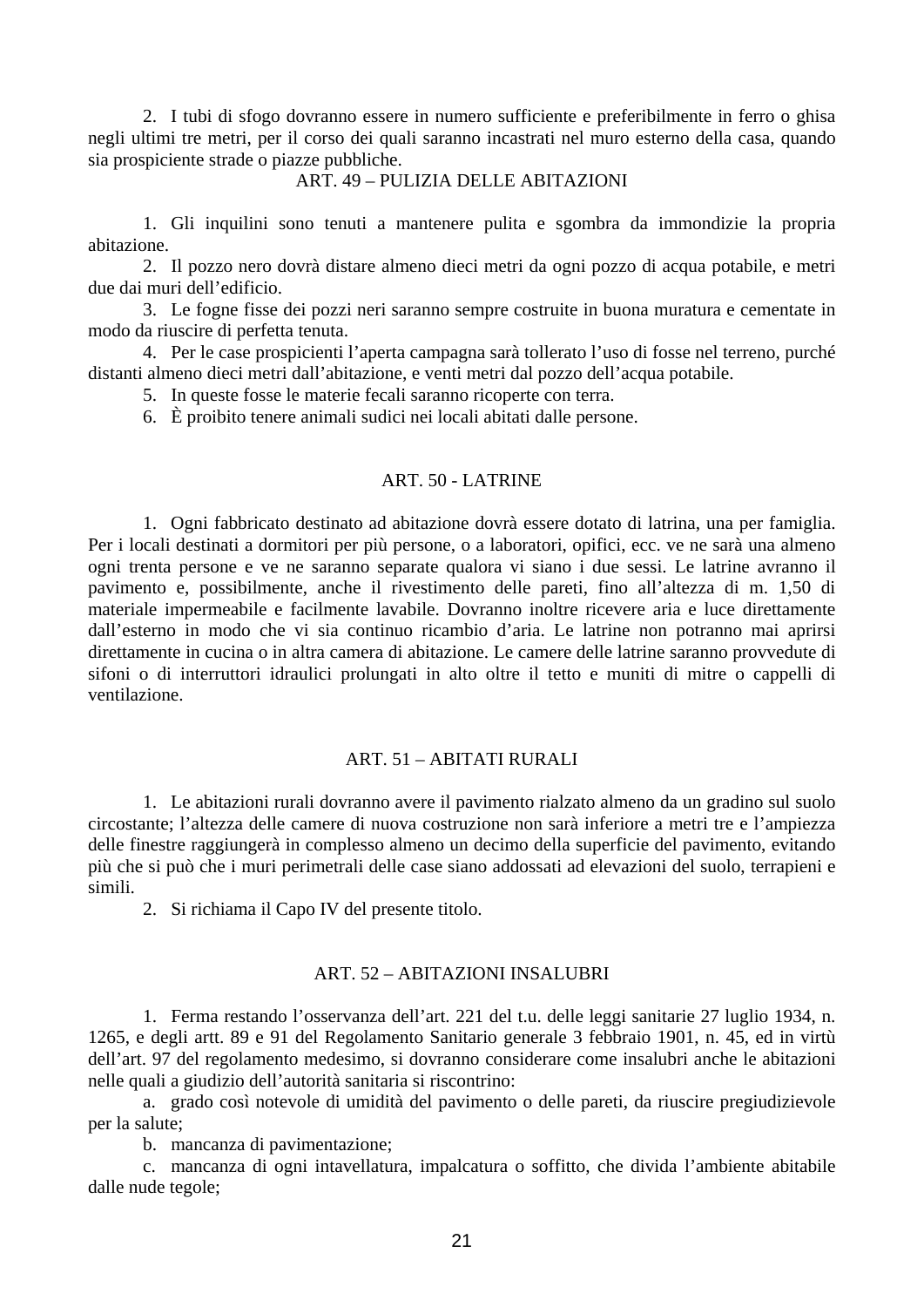2. I tubi di sfogo dovranno essere in numero sufficiente e preferibilmente in ferro o ghisa negli ultimi tre metri, per il corso dei quali saranno incastrati nel muro esterno della casa, quando sia prospiciente strade o piazze pubbliche.

## ART. 49 – PULIZIA DELLE ABITAZIONI

1. Gli inquilini sono tenuti a mantenere pulita e sgombra da immondizie la propria abitazione.
2. Il pozzo nero dovrà distare almeno dieci metri da ogni pozzo di acqua potabile, e metri due dai muri dell'edificio.
3. Le fogne fisse dei pozzi neri saranno sempre costruite in buona muratura e cementate in modo da riuscire di perfetta tenuta.
4. Per le case prospicienti l'aperta campagna sarà tollerato l'uso di fosse nel terreno, purché distanti almeno dieci metri dall'abitazione, e venti metri dal pozzo dell'acqua potabile.
5. In queste fosse le materie fecali saranno ricoperte con terra.
6. È proibito tenere animali sudici nei locali abitati dalle persone.

## ART. 50 - LATRINE

1. Ogni fabbricato destinato ad abitazione dovrà essere dotato di latrina, una per famiglia. Per i locali destinati a dormitori per più persone, o a laboratori, opifici, ecc. ve ne sarà una almeno ogni trenta persone e ve ne saranno separate qualora vi siano i due sessi. Le latrine avranno il pavimento e, possibilmente, anche il rivestimento delle pareti, fino all'altezza di m. 1,50 di materiale impermeabile e facilmente lavabile. Dovranno inoltre ricevere aria e luce direttamente dall'esterno in modo che vi sia continuo ricambio d'aria. Le latrine non potranno mai aprirsi direttamente in cucina o in altra camera di abitazione. Le camere delle latrine saranno provvedute di sifoni o di interruttori idraulici prolungati in alto oltre il tetto e muniti di mitre o cappelli di ventilazione.

## ART. 51 – ABITATI RURALI

1. Le abitazioni rurali dovranno avere il pavimento rialzato almeno da un gradino sul suolo circostante; l'altezza delle camere di nuova costruzione non sarà inferiore a metri tre e l'ampiezza delle finestre raggiungerà in complesso almeno un decimo della superficie del pavimento, evitando più che si può che i muri perimetrali delle case siano addossati ad elevazioni del suolo, terrapieni e simili.
2. Si richiama il Capo IV del presente titolo.

## ART. 52 – ABITAZIONI INSALUBRI

1. Ferma restando l'osservanza dell'art. 221 del t.u. delle leggi sanitarie 27 luglio 1934, n. 1265, e degli artt. 89 e 91 del Regolamento Sanitario generale 3 febbraio 1901, n. 45, ed in virtù dell'art. 97 del regolamento medesimo, si dovranno considerare come insalubri anche le abitazioni nelle quali a giudizio dell'autorità sanitaria si riscontrino:
   a. grado così notevole di umidità del pavimento o delle pareti, da riuscire pregiudizievole per la salute;
   b. mancanza di pavimentazione;
   c. mancanza di ogni intavellatura, impalcatura o soffitto, che divida l'ambiente abitabile dalle nude tegole;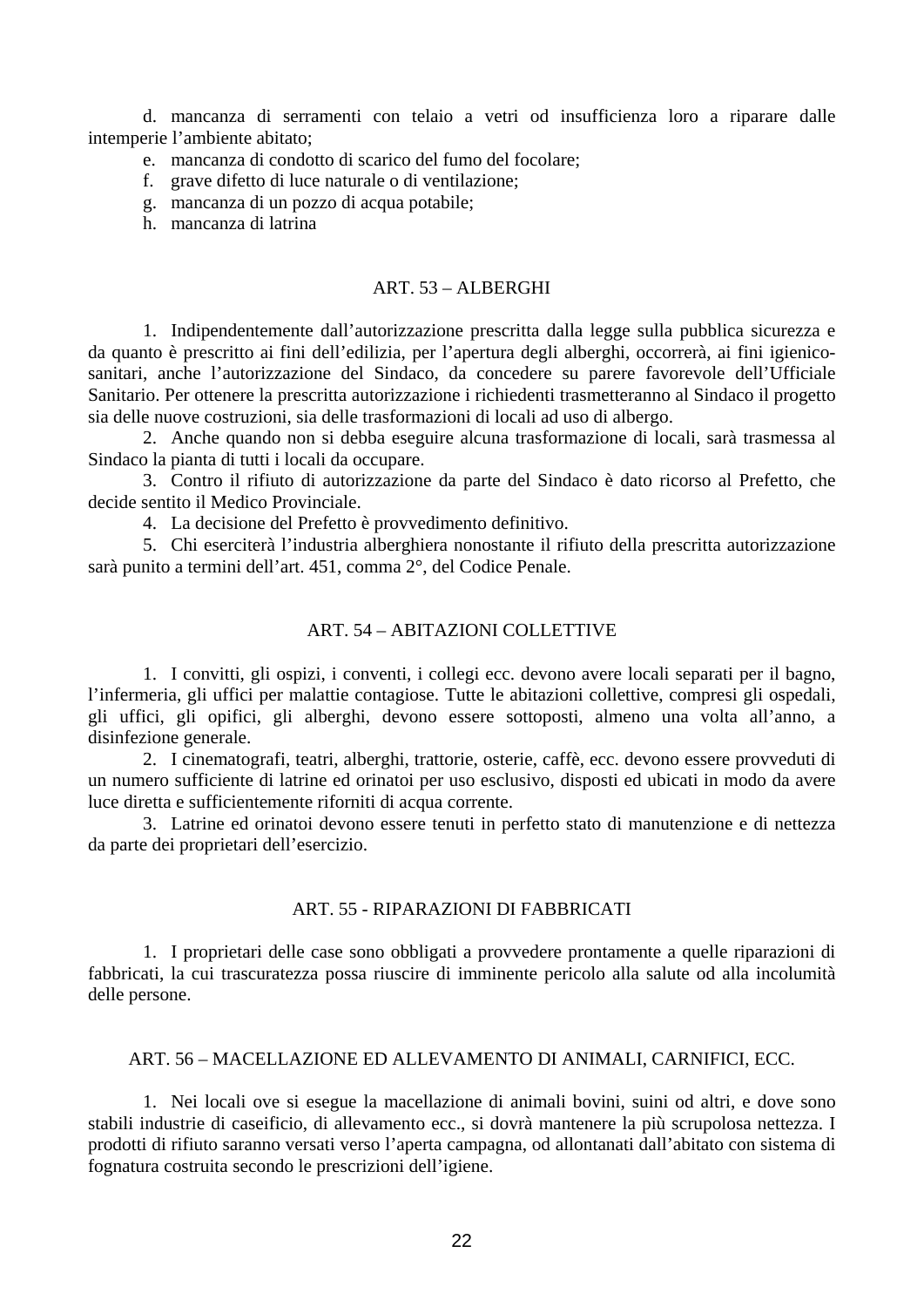d. mancanza di serramenti con telaio a vetri od insufficienza loro a riparare dalle intemperie l'ambiente abitato;

e. mancanza di condotto di scarico del fumo del focolare;

f. grave difetto di luce naturale o di ventilazione;

g. mancanza di un pozzo di acqua potabile;

h. mancanza di latrina

### ART. 53 – ALBERGHI

1. Indipendentemente dall'autorizzazione prescritta dalla legge sulla pubblica sicurezza e da quanto è prescritto ai fini dell'edilizia, per l'apertura degli alberghi, occorrerà, ai fini igienico-sanitari, anche l'autorizzazione del Sindaco, da concedere su parere favorevole dell'Ufficiale Sanitario. Per ottenere la prescritta autorizzazione i richiedenti trasmetteranno al Sindaco il progetto sia delle nuove costruzioni, sia delle trasformazioni di locali ad uso di albergo.
2. Anche quando non si debba eseguire alcuna trasformazione di locali, sarà trasmessa al Sindaco la pianta di tutti i locali da occupare.
3. Contro il rifiuto di autorizzazione da parte del Sindaco è dato ricorso al Prefetto, che decide sentito il Medico Provinciale.
4. La decisione del Prefetto è provvedimento definitivo.
5. Chi eserciterà l'industria alberghiera nonostante il rifiuto della prescritta autorizzazione sarà punito a termini dell'art. 451, comma 2°, del Codice Penale.

### ART. 54 – ABITAZIONI COLLETTIVE

1. I convitti, gli ospizi, i conventi, i collegi ecc. devono avere locali separati per il bagno, l'infermeria, gli uffici per malattie contagiose. Tutte le abitazioni collettive, compresi gli ospedali, gli uffici, gli opifici, gli alberghi, devono essere sottoposti, almeno una volta all'anno, a disinfezione generale.
2. I cinematografi, teatri, alberghi, trattorie, osterie, caffè, ecc. devono essere provveduti di un numero sufficiente di latrine ed orinatoi per uso esclusivo, disposti ed ubicati in modo da avere luce diretta e sufficientemente riforniti di acqua corrente.
3. Latrine ed orinatoi devono essere tenuti in perfetto stato di manutenzione e di nettezza da parte dei proprietari dell'esercizio.

### ART. 55 - RIPARAZIONI DI FABBRICATI

1. I proprietari delle case sono obbligati a provvedere prontamente a quelle riparazioni di fabbricati, la cui trascuratezza possa riuscire di imminente pericolo alla salute od alla incolumità delle persone.

### ART. 56 – MACELLAZIONE ED ALLEVAMENTO DI ANIMALI, CARNIFICI, ECC.

1. Nei locali ove si esegue la macellazione di animali bovini, suini od altri, e dove sono stabili industrie di caseificio, di allevamento ecc., si dovrà mantenere la più scrupolosa nettezza. I prodotti di rifiuto saranno versati verso l'aperta campagna, od allontanati dall'abitato con sistema di fognatura costruita secondo le prescrizioni dell'igiene.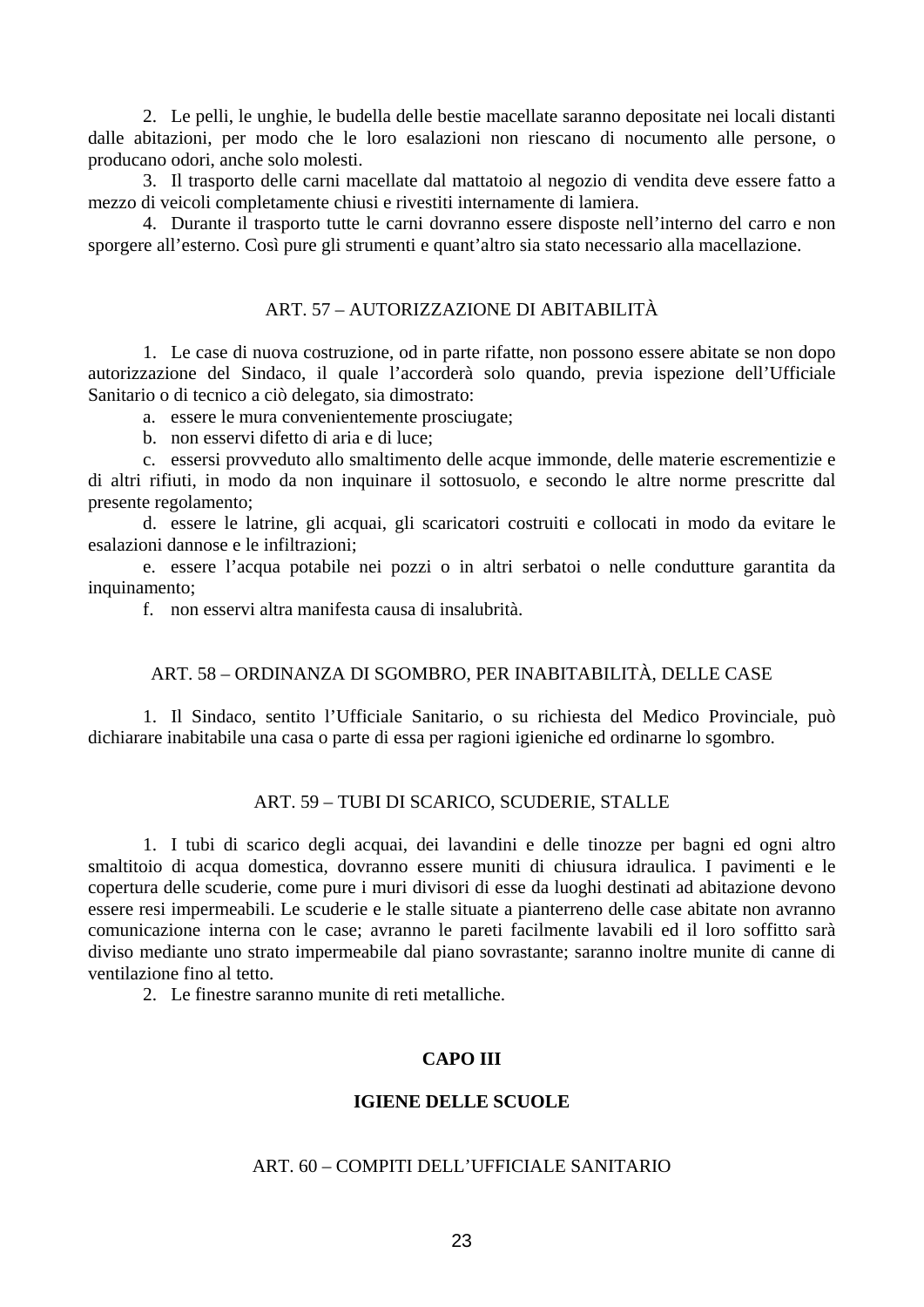2. Le pelli, le unghie, le budella delle bestie macellate saranno depositate nei locali distanti dalle abitazioni, per modo che le loro esalazioni non riescano di nocumento alle persone, o producano odori, anche solo molesti.

3. Il trasporto delle carni macellate dal mattatoio al negozio di vendita deve essere fatto a mezzo di veicoli completamente chiusi e rivestiti internamente di lamiera.

4. Durante il trasporto tutte le carni dovranno essere disposte nell'interno del carro e non sporgere all'esterno. Così pure gli strumenti e quant'altro sia stato necessario alla macellazione.

### ART. 57 – AUTORIZZAZIONE DI ABITABILITÀ

1. Le case di nuova costruzione, od in parte rifatte, non possono essere abitate se non dopo autorizzazione del Sindaco, il quale l'accorderà solo quando, previa ispezione dell'Ufficiale Sanitario o di tecnico a ciò delegato, sia dimostrato:

a. essere le mura convenientemente prosciugate;

b. non esservi difetto di aria e di luce;

c. essersi provveduto allo smaltimento delle acque immonde, delle materie escrementizie e di altri rifiuti, in modo da non inquinare il sottosuolo, e secondo le altre norme prescritte dal presente regolamento;

d. essere le latrine, gli acquai, gli scaricatori costruiti e collocati in modo da evitare le esalazioni dannose e le infiltrazioni;

e. essere l'acqua potabile nei pozzi o in altri serbatoi o nelle condutture garantita da inquinamento;

f. non esservi altra manifesta causa di insalubrità.

### ART. 58 – ORDINANZA DI SGOMBRO, PER INABITABILITÀ, DELLE CASE

1. Il Sindaco, sentito l'Ufficiale Sanitario, o su richiesta del Medico Provinciale, può dichiarare inabitabile una casa o parte di essa per ragioni igieniche ed ordinarne lo sgombro.

### ART. 59 – TUBI DI SCARICO, SCUDERIE, STALLE

1. I tubi di scarico degli acquai, dei lavandini e delle tinozze per bagni ed ogni altro smaltitoio di acqua domestica, dovranno essere muniti di chiusura idraulica. I pavimenti e le copertura delle scuderie, come pure i muri divisori di esse da luoghi destinati ad abitazione devono essere resi impermeabili. Le scuderie e le stalle situate a pianterreno delle case abitate non avranno comunicazione interna con le case; avranno le pareti facilmente lavabili ed il loro soffitto sarà diviso mediante uno strato impermeabile dal piano sovrastante; saranno inoltre munite di canne di ventilazione fino al tetto.

2. Le finestre saranno munite di reti metalliche.

## CAPO III

## IGIENE DELLE SCUOLE

### ART. 60 – COMPITI DELL'UFFICIALE SANITARIO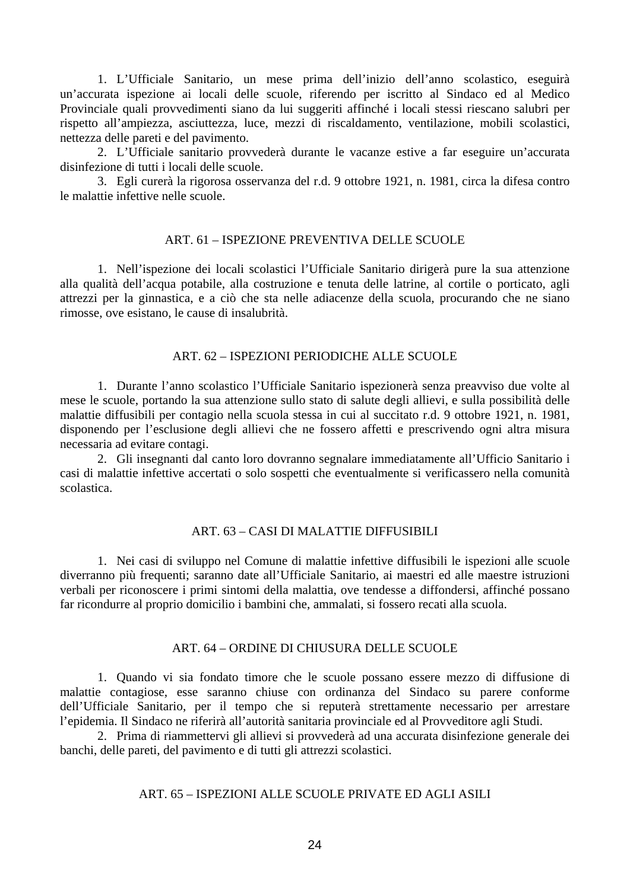1. L'Ufficiale Sanitario, un mese prima dell'inizio dell'anno scolastico, eseguirà un'accurata ispezione ai locali delle scuole, riferendo per iscritto al Sindaco ed al Medico Provinciale quali provvedimenti siano da lui suggeriti affinché i locali stessi riescano salubri per rispetto all'ampiezza, asciuttezza, luce, mezzi di riscaldamento, ventilazione, mobili scolastici, nettezza delle pareti e del pavimento.

2. L'Ufficiale sanitario provvederà durante le vacanze estive a far eseguire un'accurata disinfezione di tutti i locali delle scuole.

3. Egli curerà la rigorosa osservanza del r.d. 9 ottobre 1921, n. 1981, circa la difesa contro le malattie infettive nelle scuole.

## ART. 61 – ISPEZIONE PREVENTIVA DELLE SCUOLE

1. Nell'ispezione dei locali scolastici l'Ufficiale Sanitario dirigerà pure la sua attenzione alla qualità dell'acqua potabile, alla costruzione e tenuta delle latrine, al cortile o porticato, agli attrezzi per la ginnastica, e a ciò che sta nelle adiacenze della scuola, procurando che ne siano rimosse, ove esistano, le cause di insalubrità.

## ART. 62 – ISPEZIONI PERIODICHE ALLE SCUOLE

1. Durante l'anno scolastico l'Ufficiale Sanitario ispezionerà senza preavviso due volte al mese le scuole, portando la sua attenzione sullo stato di salute degli allievi, e sulla possibilità delle malattie diffusibili per contagio nella scuola stessa in cui al succitato r.d. 9 ottobre 1921, n. 1981, disponendo per l'esclusione degli allievi che ne fossero affetti e prescrivendo ogni altra misura necessaria ad evitare contagi.

2. Gli insegnanti dal canto loro dovranno segnalare immediatamente all'Ufficio Sanitario i casi di malattie infettive accertati o solo sospetti che eventualmente si verificassero nella comunità scolastica.

## ART. 63 – CASI DI MALATTIE DIFFUSIBILI

1. Nei casi di sviluppo nel Comune di malattie infettive diffusibili le ispezioni alle scuole diverranno più frequenti; saranno date all'Ufficiale Sanitario, ai maestri ed alle maestre istruzioni verbali per riconoscere i primi sintomi della malattia, ove tendesse a diffondersi, affinché possano far ricondurre al proprio domicilio i bambini che, ammalati, si fossero recati alla scuola.

## ART. 64 – ORDINE DI CHIUSURA DELLE SCUOLE

1. Quando vi sia fondato timore che le scuole possano essere mezzo di diffusione di malattie contagiose, esse saranno chiuse con ordinanza del Sindaco su parere conforme dell'Ufficiale Sanitario, per il tempo che si reputerà strettamente necessario per arrestare l'epidemia. Il Sindaco ne riferirà all'autorità sanitaria provinciale ed al Provveditore agli Studi.

2. Prima di riammettervi gli allievi si provvederà ad una accurata disinfezione generale dei banchi, delle pareti, del pavimento e di tutti gli attrezzi scolastici.

## ART. 65 – ISPEZIONI ALLE SCUOLE PRIVATE ED AGLI ASILI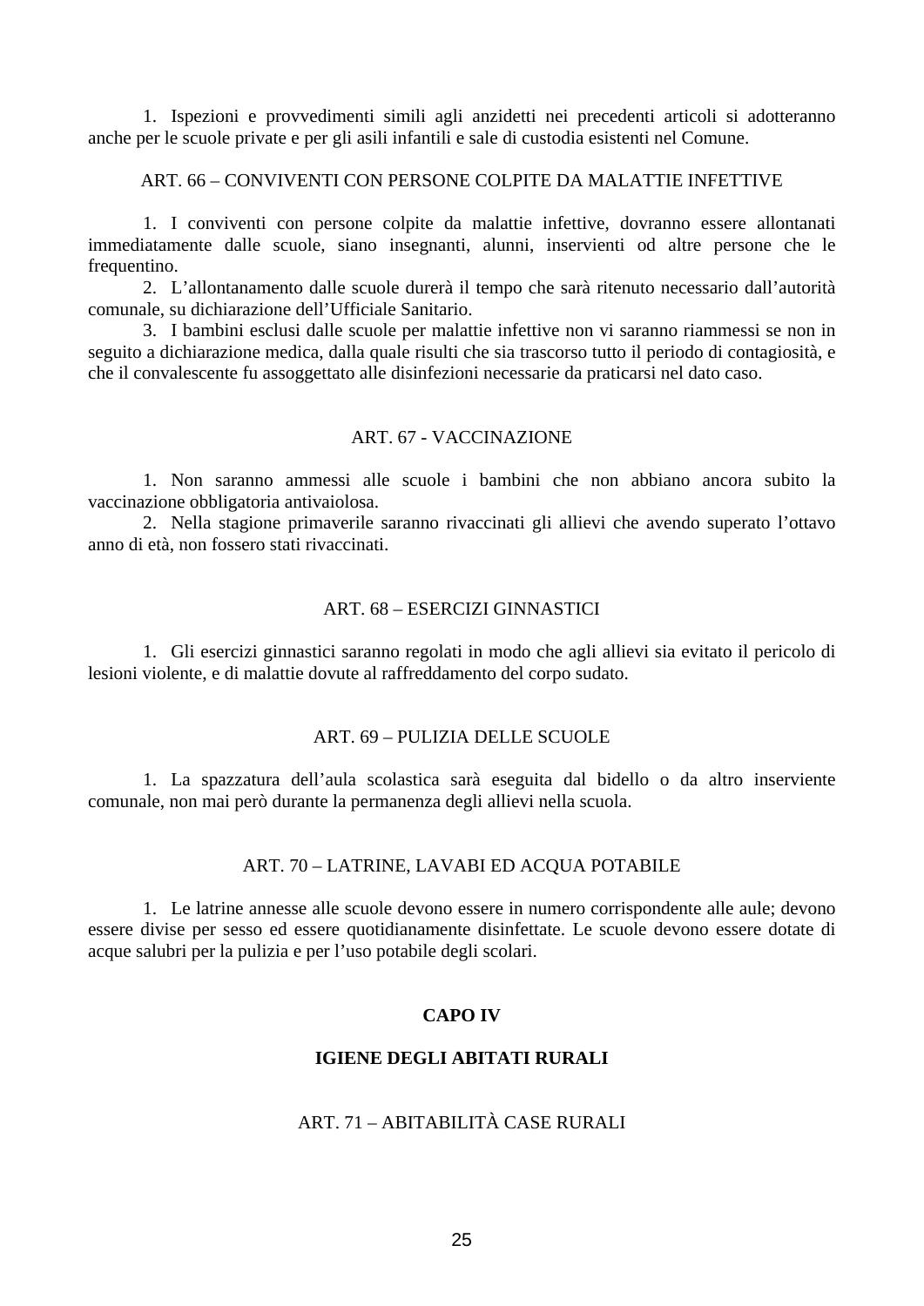1. Ispezioni e provvedimenti simili agli anzidetti nei precedenti articoli si adotteranno anche per le scuole private e per gli asili infantili e sale di custodia esistenti nel Comune.

### ART. 66 – CONVIVENTI CON PERSONE COLPITE DA MALATTIE INFETTIVE

1. I conviventi con persone colpite da malattie infettive, dovranno essere allontanati immediatamente dalle scuole, siano insegnanti, alunni, inservienti od altre persone che le frequentino.
2. L'allontanamento dalle scuole durerà il tempo che sarà ritenuto necessario dall'autorità comunale, su dichiarazione dell'Ufficiale Sanitario.
3. I bambini esclusi dalle scuole per malattie infettive non vi saranno riammessi se non in seguito a dichiarazione medica, dalla quale risulti che sia trascorso tutto il periodo di contagiosità, e che il convalescente fu assoggettato alle disinfezioni necessarie da praticarsi nel dato caso.

### ART. 67 - VACCINAZIONE

1. Non saranno ammessi alle scuole i bambini che non abbiano ancora subito la vaccinazione obbligatoria antivaiolosa.
2. Nella stagione primaverile saranno rivaccinati gli allievi che avendo superato l'ottavo anno di età, non fossero stati rivaccinati.

### ART. 68 – ESERCIZI GINNASTICI

1. Gli esercizi ginnastici saranno regolati in modo che agli allievi sia evitato il pericolo di lesioni violente, e di malattie dovute al raffreddamento del corpo sudato.

### ART. 69 – PULIZIA DELLE SCUOLE

1. La spazzatura dell'aula scolastica sarà eseguita dal bidello o da altro inserviente comunale, non mai però durante la permanenza degli allievi nella scuola.

### ART. 70 – LATRINE, LAVABI ED ACQUA POTABILE

1. Le latrine annesse alle scuole devono essere in numero corrispondente alle aule; devono essere divise per sesso ed essere quotidianamente disinfettate. Le scuole devono essere dotate di acque salubri per la pulizia e per l'uso potabile degli scolari.

## CAPO IV

## IGIENE DEGLI ABITATI RURALI

### ART. 71 – ABITABILITÀ CASE RURALI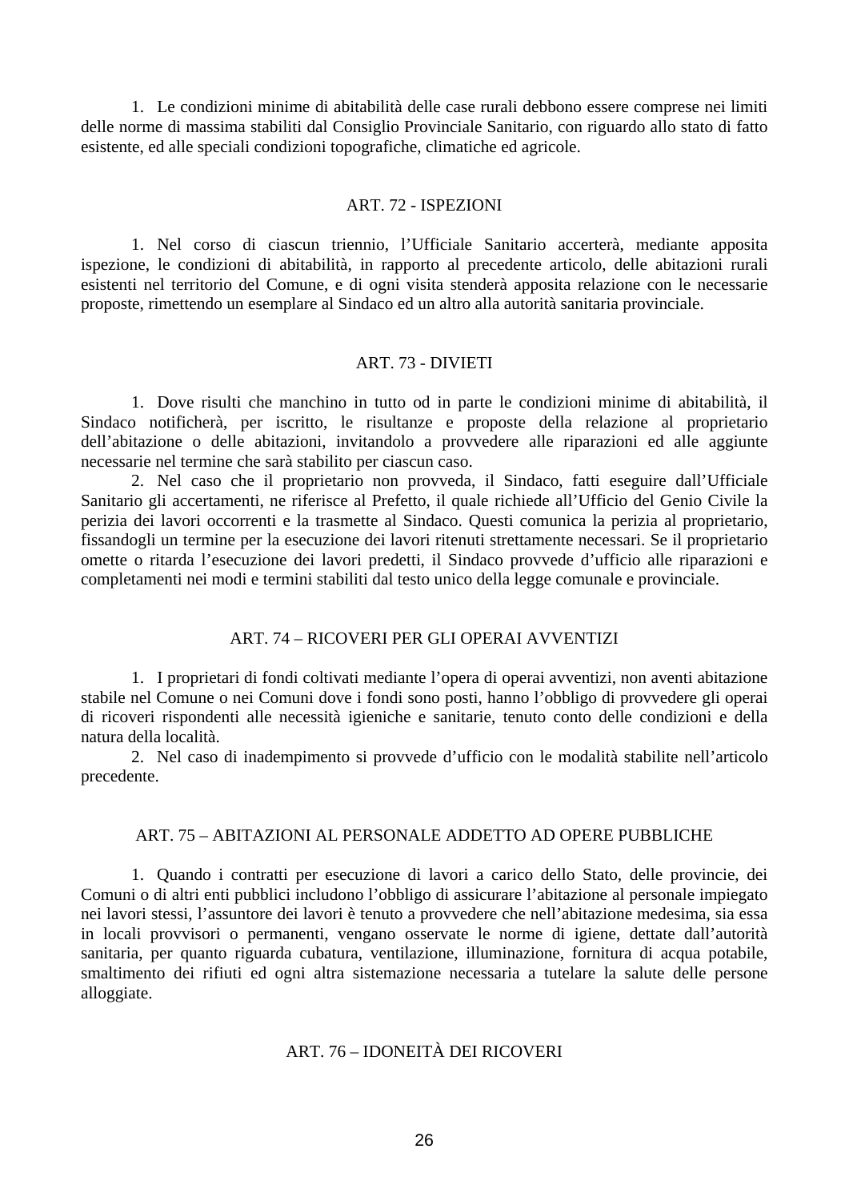1. Le condizioni minime di abitabilità delle case rurali debbono essere comprese nei limiti delle norme di massima stabiliti dal Consiglio Provinciale Sanitario, con riguardo allo stato di fatto esistente, ed alle speciali condizioni topografiche, climatiche ed agricole.

## ART. 72 - ISPEZIONI

1. Nel corso di ciascun triennio, l'Ufficiale Sanitario accerterà, mediante apposita ispezione, le condizioni di abitabilità, in rapporto al precedente articolo, delle abitazioni rurali esistenti nel territorio del Comune, e di ogni visita stenderà apposita relazione con le necessarie proposte, rimettendo un esemplare al Sindaco ed un altro alla autorità sanitaria provinciale.

## ART. 73 - DIVIETI

1. Dove risulti che manchino in tutto od in parte le condizioni minime di abitabilità, il Sindaco notificherà, per iscritto, le risultanze e proposte della relazione al proprietario dell'abitazione o delle abitazioni, invitandolo a provvedere alle riparazioni ed alle aggiunte necessarie nel termine che sarà stabilito per ciascun caso.

2. Nel caso che il proprietario non provveda, il Sindaco, fatti eseguire dall'Ufficiale Sanitario gli accertamenti, ne riferisce al Prefetto, il quale richiede all'Ufficio del Genio Civile la perizia dei lavori occorrenti e la trasmette al Sindaco. Questi comunica la perizia al proprietario, fissandogli un termine per la esecuzione dei lavori ritenuti strettamente necessari. Se il proprietario omette o ritarda l'esecuzione dei lavori predetti, il Sindaco provvede d'ufficio alle riparazioni e completamenti nei modi e termini stabiliti dal testo unico della legge comunale e provinciale.

## ART. 74 – RICOVERI PER GLI OPERAI AVVENTIZI

1. I proprietari di fondi coltivati mediante l'opera di operai avventizi, non aventi abitazione stabile nel Comune o nei Comuni dove i fondi sono posti, hanno l'obbligo di provvedere gli operai di ricoveri rispondenti alle necessità igieniche e sanitarie, tenuto conto delle condizioni e della natura della località.

2. Nel caso di inadempimento si provvede d'ufficio con le modalità stabilite nell'articolo precedente.

## ART. 75 – ABITAZIONI AL PERSONALE ADDETTO AD OPERE PUBBLICHE

1. Quando i contratti per esecuzione di lavori a carico dello Stato, delle provincie, dei Comuni o di altri enti pubblici includono l'obbligo di assicurare l'abitazione al personale impiegato nei lavori stessi, l'assuntore dei lavori è tenuto a provvedere che nell'abitazione medesima, sia essa in locali provvisori o permanenti, vengano osservate le norme di igiene, dettate dall'autorità sanitaria, per quanto riguarda cubatura, ventilazione, illuminazione, fornitura di acqua potabile, smaltimento dei rifiuti ed ogni altra sistemazione necessaria a tutelare la salute delle persone alloggiate.

## ART. 76 – IDONEITÀ DEI RICOVERI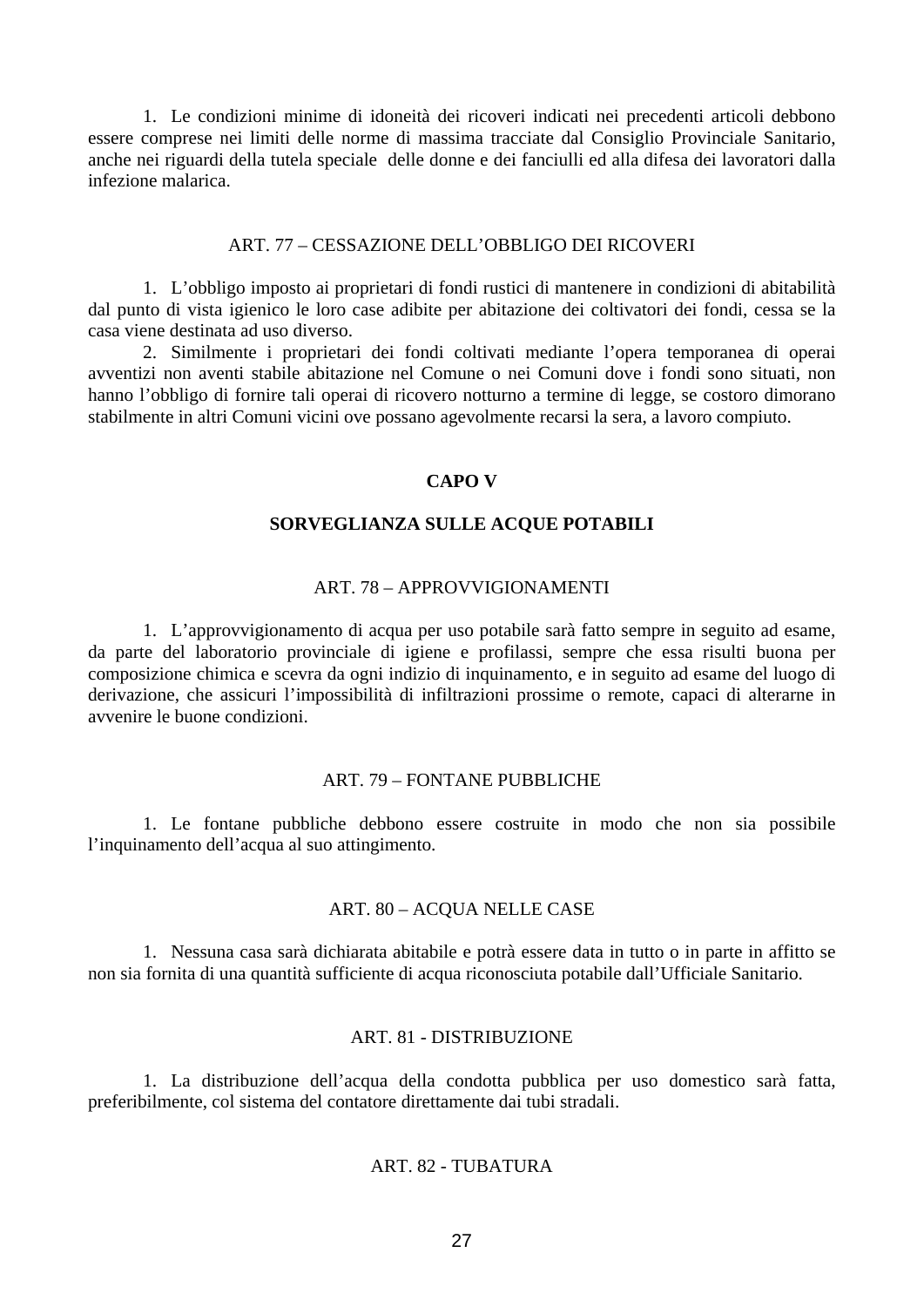1. Le condizioni minime di idoneità dei ricoveri indicati nei precedenti articoli debbono essere comprese nei limiti delle norme di massima tracciate dal Consiglio Provinciale Sanitario, anche nei riguardi della tutela speciale delle donne e dei fanciulli ed alla difesa dei lavoratori dalla infezione malarica.

### ART. 77 – CESSAZIONE DELL'OBBLIGO DEI RICOVERI

1. L'obbligo imposto ai proprietari di fondi rustici di mantenere in condizioni di abitabilità dal punto di vista igienico le loro case adibite per abitazione dei coltivatori dei fondi, cessa se la casa viene destinata ad uso diverso.

2. Similmente i proprietari dei fondi coltivati mediante l'opera temporanea di operai avventizi non aventi stabile abitazione nel Comune o nei Comuni dove i fondi sono situati, non hanno l'obbligo di fornire tali operai di ricovero notturno a termine di legge, se costoro dimorano stabilmente in altri Comuni vicini ove possano agevolmente recarsi la sera, a lavoro compiuto.

## CAPO V

## SORVEGLIANZA SULLE ACQUE POTABILI

### ART. 78 – APPROVVIGIONAMENTI

1. L'approvvigionamento di acqua per uso potabile sarà fatto sempre in seguito ad esame, da parte del laboratorio provinciale di igiene e profilassi, sempre che essa risulti buona per composizione chimica e scevra da ogni indizio di inquinamento, e in seguito ad esame del luogo di derivazione, che assicuri l'impossibilità di infiltrazioni prossime o remote, capaci di alterarne in avvenire le buone condizioni.

### ART. 79 – FONTANE PUBBLICHE

1. Le fontane pubbliche debbono essere costruite in modo che non sia possibile l'inquinamento dell'acqua al suo attingimento.

### ART. 80 – ACQUA NELLE CASE

1. Nessuna casa sarà dichiarata abitabile e potrà essere data in tutto o in parte in affitto se non sia fornita di una quantità sufficiente di acqua riconosciuta potabile dall'Ufficiale Sanitario.

### ART. 81 - DISTRIBUZIONE

1. La distribuzione dell'acqua della condotta pubblica per uso domestico sarà fatta, preferibilmente, col sistema del contatore direttamente dai tubi stradali.

### ART. 82 - TUBATURA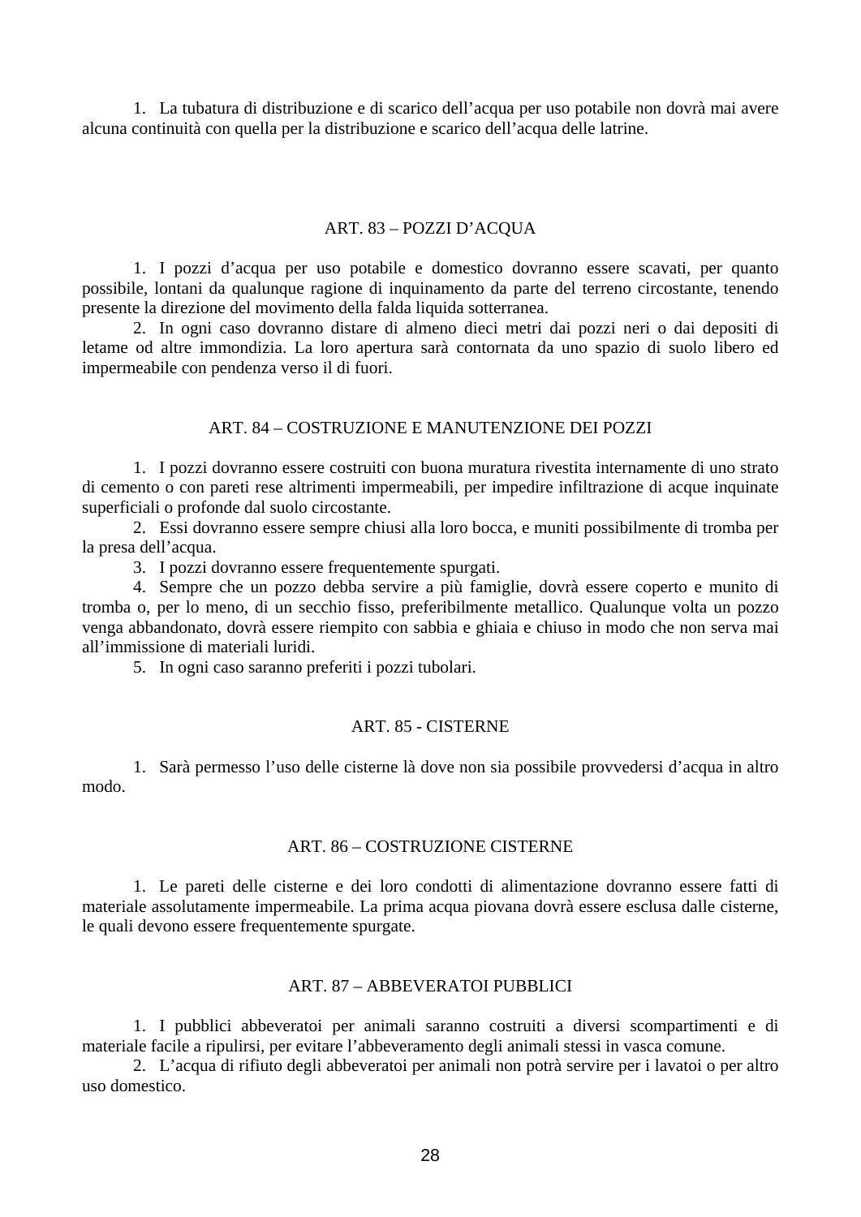1. La tubatura di distribuzione e di scarico dell’acqua per uso potabile non dovrà mai avere alcuna continuità con quella per la distribuzione e scarico dell’acqua delle latrine.

## ART. 83 – POZZI D’ACQUA

1. I pozzi d’acqua per uso potabile e domestico dovranno essere scavati, per quanto possibile, lontani da qualunque ragione di inquinamento da parte del terreno circostante, tenendo presente la direzione del movimento della falda liquida sotterranea.
2. In ogni caso dovranno distare di almeno dieci metri dai pozzi neri o dai depositi di letame od altre immondizia. La loro apertura sarà contornata da uno spazio di suolo libero ed impermeabile con pendenza verso il di fuori.

## ART. 84 – COSTRUZIONE E MANUTENZIONE DEI POZZI

1. I pozzi dovranno essere costruiti con buona muratura rivestita internamente di uno strato di cemento o con pareti rese altrimenti impermeabili, per impedire infiltrazione di acque inquinate superficiali o profonde dal suolo circostante.
2. Essi dovranno essere sempre chiusi alla loro bocca, e muniti possibilmente di tromba per la presa dell’acqua.
3. I pozzi dovranno essere frequentemente spurgati.
4. Sempre che un pozzo debba servire a più famiglie, dovrà essere coperto e munito di tromba o, per lo meno, di un secchio fisso, preferibilmente metallico. Qualunque volta un pozzo venga abbandonato, dovrà essere riempito con sabbia e ghiaia e chiuso in modo che non serva mai all’immissione di materiali luridi.
5. In ogni caso saranno preferiti i pozzi tubolari.

## ART. 85 - CISTERNE

1. Sarà permesso l’uso delle cisterne là dove non sia possibile provvedersi d’acqua in altro modo.

## ART. 86 – COSTRUZIONE CISTERNE

1. Le pareti delle cisterne e dei loro condotti di alimentazione dovranno essere fatti di materiale assolutamente impermeabile. La prima acqua piovana dovrà essere esclusa dalle cisterne, le quali devono essere frequentemente spurgate.

## ART. 87 – ABBEVERATOI PUBBLICI

1. I pubblici abbeveratoi per animali saranno costruiti a diversi scompartimenti e di materiale facile a ripulirsi, per evitare l’abbeveramento degli animali stessi in vasca comune.
2. L’acqua di rifiuto degli abbeveratoi per animali non potrà servire per i lavatoi o per altro uso domestico.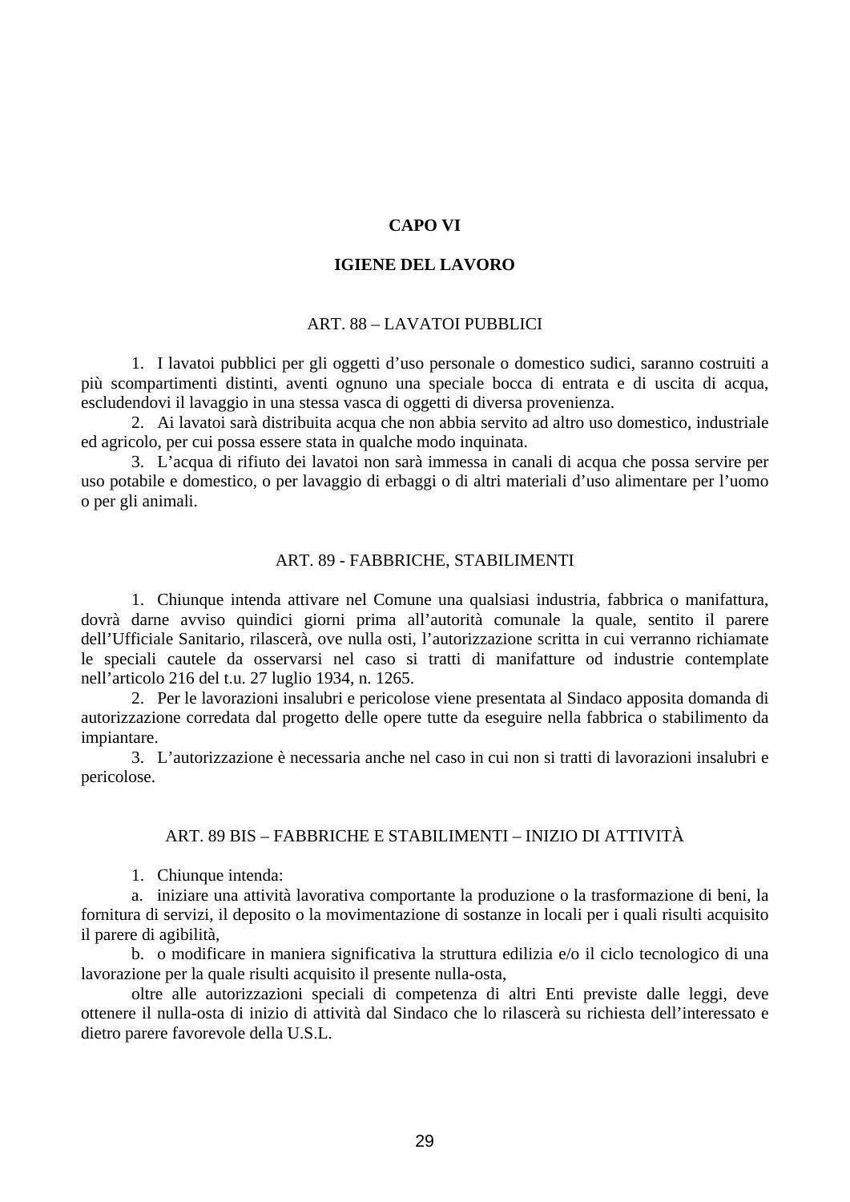## CAPO VI

## IGIENE DEL LAVORO

### ART. 88 – LAVATOI PUBBLICI

1. I lavatoi pubblici per gli oggetti d'uso personale o domestico sudici, saranno costruiti a più scompartimenti distinti, aventi ognuno una speciale bocca di entrata e di uscita di acqua, escludendovi il lavaggio in una stessa vasca di oggetti di diversa provenienza.
2. Ai lavatoi sarà distribuita acqua che non abbia servito ad altro uso domestico, industriale ed agricolo, per cui possa essere stata in qualche modo inquinata.
3. L'acqua di rifiuto dei lavatoi non sarà immessa in canali di acqua che possa servire per uso potabile e domestico, o per lavaggio di erbaggi o di altri materiali d'uso alimentare per l'uomo o per gli animali.

### ART. 89 - FABBRICHE, STABILIMENTI

1. Chiunque intenda attivare nel Comune una qualsiasi industria, fabbrica o manifattura, dovrà darne avviso quindici giorni prima all'autorità comunale la quale, sentito il parere dell'Ufficiale Sanitario, rilascerà, ove nulla osti, l'autorizzazione scritta in cui verranno richiamate le speciali cautele da osservarsi nel caso si tratti di manifatture od industrie contemplate nell'articolo 216 del t.u. 27 luglio 1934, n. 1265.
2. Per le lavorazioni insalubri e pericolose viene presentata al Sindaco apposita domanda di autorizzazione corredata dal progetto delle opere tutte da eseguire nella fabbrica o stabilimento da impiantare.
3. L'autorizzazione è necessaria anche nel caso in cui non si tratti di lavorazioni insalubri e pericolose.

### ART. 89 BIS – FABBRICHE E STABILIMENTI – INIZIO DI ATTIVITÀ

1. Chiunque intenda:

   a. iniziare una attività lavorativa comportante la produzione o la trasformazione di beni, la fornitura di servizi, il deposito o la movimentazione di sostanze in locali per i quali risulti acquisito il parere di agibilità,

   b. o modificare in maniera significativa la struttura edilizia e/o il ciclo tecnologico di una lavorazione per la quale risulti acquisito il presente nulla-osta,

   oltre alle autorizzazioni speciali di competenza di altri Enti previste dalle leggi, deve ottenere il nulla-osta di inizio di attività dal Sindaco che lo rilascerà su richiesta dell'interessato e dietro parere favorevole della U.S.L.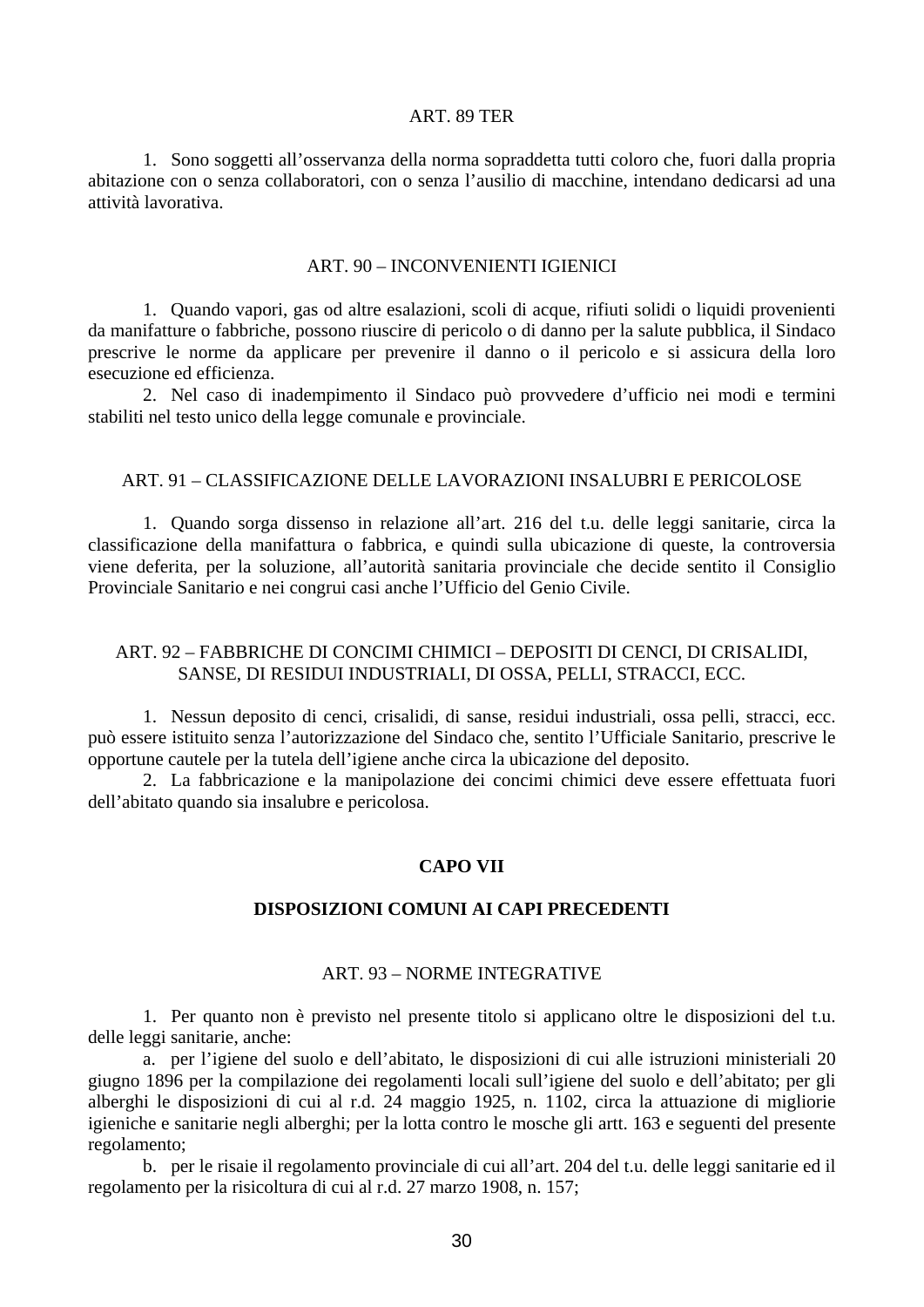### ART. 89 TER

1. Sono soggetti all’osservanza della norma sopraddetta tutti coloro che, fuori dalla propria abitazione con o senza collaboratori, con o senza l’ausilio di macchine, intendano dedicarsi ad una attività lavorativa.

### ART. 90 – INCONVENIENTI IGIENICI

1. Quando vapori, gas od altre esalazioni, scoli di acque, rifiuti solidi o liquidi provenienti da manifatture o fabbriche, possono riuscire di pericolo o di danno per la salute pubblica, il Sindaco prescrive le norme da applicare per prevenire il danno o il pericolo e si assicura della loro esecuzione ed efficienza.
2. Nel caso di inadempimento il Sindaco può provvedere d’ufficio nei modi e termini stabiliti nel testo unico della legge comunale e provinciale.

### ART. 91 – CLASSIFICAZIONE DELLE LAVORAZIONI INSALUBRI E PERICOLOSE

1. Quando sorga dissenso in relazione all’art. 216 del t.u. delle leggi sanitarie, circa la classificazione della manifattura o fabbrica, e quindi sulla ubicazione di queste, la controversia viene deferita, per la soluzione, all’autorità sanitaria provinciale che decide sentito il Consiglio Provinciale Sanitario e nei congrui casi anche l’Ufficio del Genio Civile.

### ART. 92 – FABBRICHE DI CONCIMI CHIMICI – DEPOSITI DI CENCI, DI CRISALIDI, SANSE, DI RESIDUI INDUSTRIALI, DI OSSA, PELLI, STRACCI, ECC.

1. Nessun deposito di cenci, crisalidi, di sanse, residui industriali, ossa pelli, stracci, ecc. può essere istituito senza l’autorizzazione del Sindaco che, sentito l’Ufficiale Sanitario, prescrive le opportune cautele per la tutela dell’igiene anche circa la ubicazione del deposito.
2. La fabbricazione e la manipolazione dei concimi chimici deve essere effettuata fuori dell’abitato quando sia insalubre e pericolosa.

## CAPO VII

## DISPOSIZIONI COMUNI AI CAPI PRECEDENTI

### ART. 93 – NORME INTEGRATIVE

1. Per quanto non è previsto nel presente titolo si applicano oltre le disposizioni del t.u. delle leggi sanitarie, anche:
   a. per l’igiene del suolo e dell’abitato, le disposizioni di cui alle istruzioni ministeriali 20 giugno 1896 per la compilazione dei regolamenti locali sull’igiene del suolo e dell’abitato; per gli alberghi le disposizioni di cui al r.d. 24 maggio 1925, n. 1102, circa la attuazione di migliorie igieniche e sanitarie negli alberghi; per la lotta contro le mosche gli artt. 163 e seguenti del presente regolamento;
   b. per le risaie il regolamento provinciale di cui all’art. 204 del t.u. delle leggi sanitarie ed il regolamento per la risicoltura di cui al r.d. 27 marzo 1908, n. 157;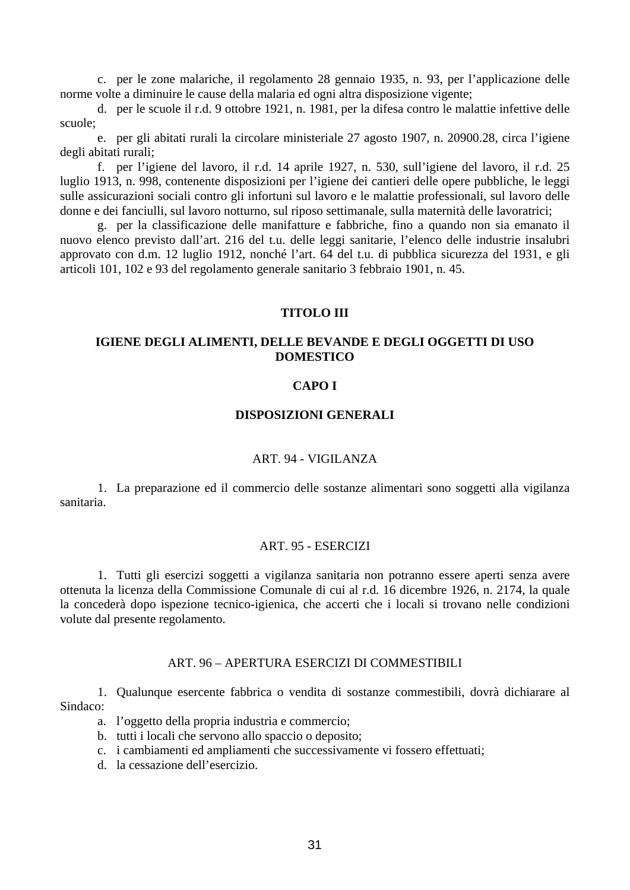c. per le zone malariche, il regolamento 28 gennaio 1935, n. 93, per l'applicazione delle norme volte a diminuire le cause della malaria ed ogni altra disposizione vigente;

d. per le scuole il r.d. 9 ottobre 1921, n. 1981, per la difesa contro le malattie infettive delle scuole;

e. per gli abitati rurali la circolare ministeriale 27 agosto 1907, n. 20900.28, circa l'igiene degli abitati rurali;

f. per l'igiene del lavoro, il r.d. 14 aprile 1927, n. 530, sull'igiene del lavoro, il r.d. 25 luglio 1913, n. 998, contenente disposizioni per l'igiene dei cantieri delle opere pubbliche, le leggi sulle assicurazioni sociali contro gli infortuni sul lavoro e le malattie professionali, sul lavoro delle donne e dei fanciulli, sul lavoro notturno, sul riposo settimanale, sulla maternità delle lavoratrici;

g. per la classificazione delle manifatture e fabbriche, fino a quando non sia emanato il nuovo elenco previsto dall'art. 216 del t.u. delle leggi sanitarie, l'elenco delle industrie insalubri approvato con d.m. 12 luglio 1912, nonché l'art. 64 del t.u. di pubblica sicurezza del 1931, e gli articoli 101, 102 e 93 del regolamento generale sanitario 3 febbraio 1901, n. 45.

# TITOLO III

# IGIENE DEGLI ALIMENTI, DELLE BEVANDE E DEGLI OGGETTI DI USO DOMESTICO

## CAPO I

## DISPOSIZIONI GENERALI

### ART. 94 - VIGILANZA

1. La preparazione ed il commercio delle sostanze alimentari sono soggetti alla vigilanza sanitaria.

### ART. 95 - ESERCIZI

1. Tutti gli esercizi soggetti a vigilanza sanitaria non potranno essere aperti senza avere ottenuta la licenza della Commissione Comunale di cui al r.d. 16 dicembre 1926, n. 2174, la quale la concederà dopo ispezione tecnico-igienica, che accerti che i locali si trovano nelle condizioni volute dal presente regolamento.

### ART. 96 – APERTURA ESERCIZI DI COMMESTIBILI

1. Qualunque esercente fabbrica o vendita di sostanze commestibili, dovrà dichiarare al Sindaco:

   a. l'oggetto della propria industria e commercio;
   b. tutti i locali che servono allo spaccio o deposito;
   c. i cambiamenti ed ampliamenti che successivamente vi fossero effettuati;
   d. la cessazione dell'esercizio.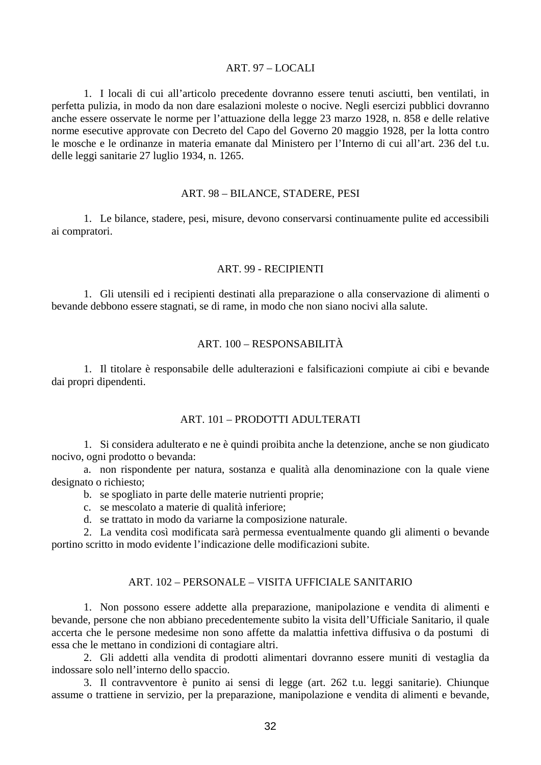## ART. 97 – LOCALI

1. I locali di cui all'articolo precedente dovranno essere tenuti asciutti, ben ventilati, in perfetta pulizia, in modo da non dare esalazioni moleste o nocive. Negli esercizi pubblici dovranno anche essere osservate le norme per l'attuazione della legge 23 marzo 1928, n. 858 e delle relative norme esecutive approvate con Decreto del Capo del Governo 20 maggio 1928, per la lotta contro le mosche e le ordinanze in materia emanate dal Ministero per l'Interno di cui all'art. 236 del t.u. delle leggi sanitarie 27 luglio 1934, n. 1265.

## ART. 98 – BILANCE, STADERE, PESI

1. Le bilance, stadere, pesi, misure, devono conservarsi continuamente pulite ed accessibili ai compratori.

## ART. 99 - RECIPIENTI

1. Gli utensili ed i recipienti destinati alla preparazione o alla conservazione di alimenti o bevande debbono essere stagnati, se di rame, in modo che non siano nocivi alla salute.

## ART. 100 – RESPONSABILITÀ

1. Il titolare è responsabile delle adulterazioni e falsificazioni compiute ai cibi e bevande dai propri dipendenti.

## ART. 101 – PRODOTTI ADULTERATI

1. Si considera adulterato e ne è quindi proibita anche la detenzione, anche se non giudicato nocivo, ogni prodotto o bevanda:
   a. non rispondente per natura, sostanza e qualità alla denominazione con la quale viene designato o richiesto;
   b. se spogliato in parte delle materie nutrienti proprie;
   c. se mescolato a materie di qualità inferiore;
   d. se trattato in modo da variarne la composizione naturale.
2. La vendita così modificata sarà permessa eventualmente quando gli alimenti o bevande portino scritto in modo evidente l'indicazione delle modificazioni subite.

## ART. 102 – PERSONALE – VISITA UFFICIALE SANITARIO

1. Non possono essere addette alla preparazione, manipolazione e vendita di alimenti e bevande, persone che non abbiano precedentemente subito la visita dell'Ufficiale Sanitario, il quale accerta che le persone medesime non sono affette da malattia infettiva diffusiva o da postumi di essa che le mettano in condizioni di contagiare altri.
2. Gli addetti alla vendita di prodotti alimentari dovranno essere muniti di vestaglia da indossare solo nell'interno dello spaccio.
3. Il contravventore è punito ai sensi di legge (art. 262 t.u. leggi sanitarie). Chiunque assume o trattiene in servizio, per la preparazione, manipolazione e vendita di alimenti e bevande,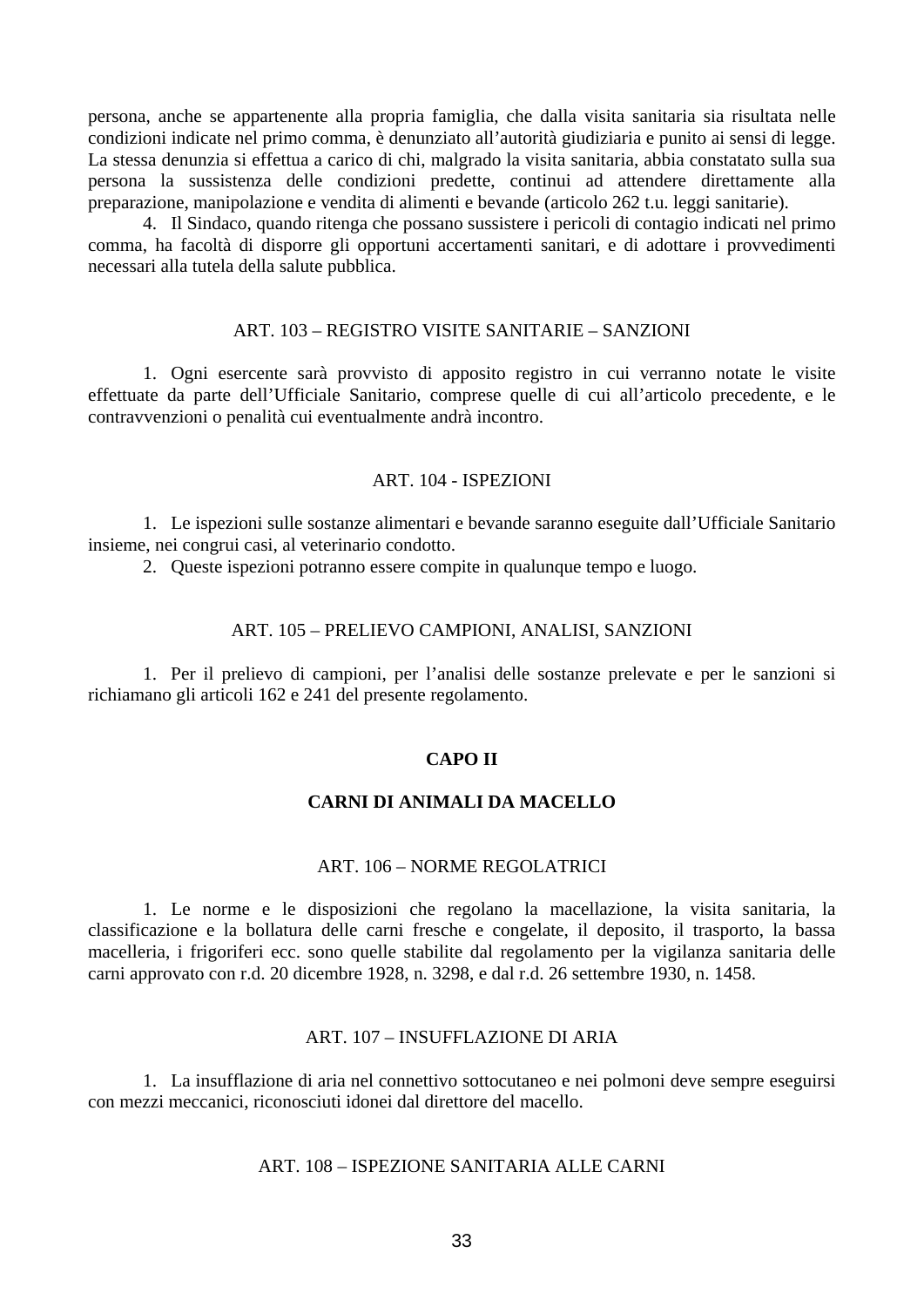persona, anche se appartenente alla propria famiglia, che dalla visita sanitaria sia risultata nelle condizioni indicate nel primo comma, è denunziato all'autorità giudiziaria e punito ai sensi di legge. La stessa denunzia si effettua a carico di chi, malgrado la visita sanitaria, abbia constatato sulla sua persona la sussistenza delle condizioni predette, continui ad attendere direttamente alla preparazione, manipolazione e vendita di alimenti e bevande (articolo 262 t.u. leggi sanitarie).

4. Il Sindaco, quando ritenga che possano sussistere i pericoli di contagio indicati nel primo comma, ha facoltà di disporre gli opportuni accertamenti sanitari, e di adottare i provvedimenti necessari alla tutela della salute pubblica.

### ART. 103 – REGISTRO VISITE SANITARIE – SANZIONI

1. Ogni esercente sarà provvisto di apposito registro in cui verranno notate le visite effettuate da parte dell'Ufficiale Sanitario, comprese quelle di cui all'articolo precedente, e le contravvenzioni o penalità cui eventualmente andrà incontro.

### ART. 104 - ISPEZIONI

1. Le ispezioni sulle sostanze alimentari e bevande saranno eseguite dall'Ufficiale Sanitario insieme, nei congrui casi, al veterinario condotto.
2. Queste ispezioni potranno essere compite in qualunque tempo e luogo.

### ART. 105 – PRELIEVO CAMPIONI, ANALISI, SANZIONI

1. Per il prelievo di campioni, per l'analisi delle sostanze prelevate e per le sanzioni si richiamano gli articoli 162 e 241 del presente regolamento.

## CAPO II

## CARNI DI ANIMALI DA MACELLO

### ART. 106 – NORME REGOLATRICI

1. Le norme e le disposizioni che regolano la macellazione, la visita sanitaria, la classificazione e la bollatura delle carni fresche e congelate, il deposito, il trasporto, la bassa macelleria, i frigoriferi ecc. sono quelle stabilite dal regolamento per la vigilanza sanitaria delle carni approvato con r.d. 20 dicembre 1928, n. 3298, e dal r.d. 26 settembre 1930, n. 1458.

### ART. 107 – INSUFFLAZIONE DI ARIA

1. La insufflazione di aria nel connettivo sottocutaneo e nei polmoni deve sempre eseguirsi con mezzi meccanici, riconosciuti idonei dal direttore del macello.

### ART. 108 – ISPEZIONE SANITARIA ALLE CARNI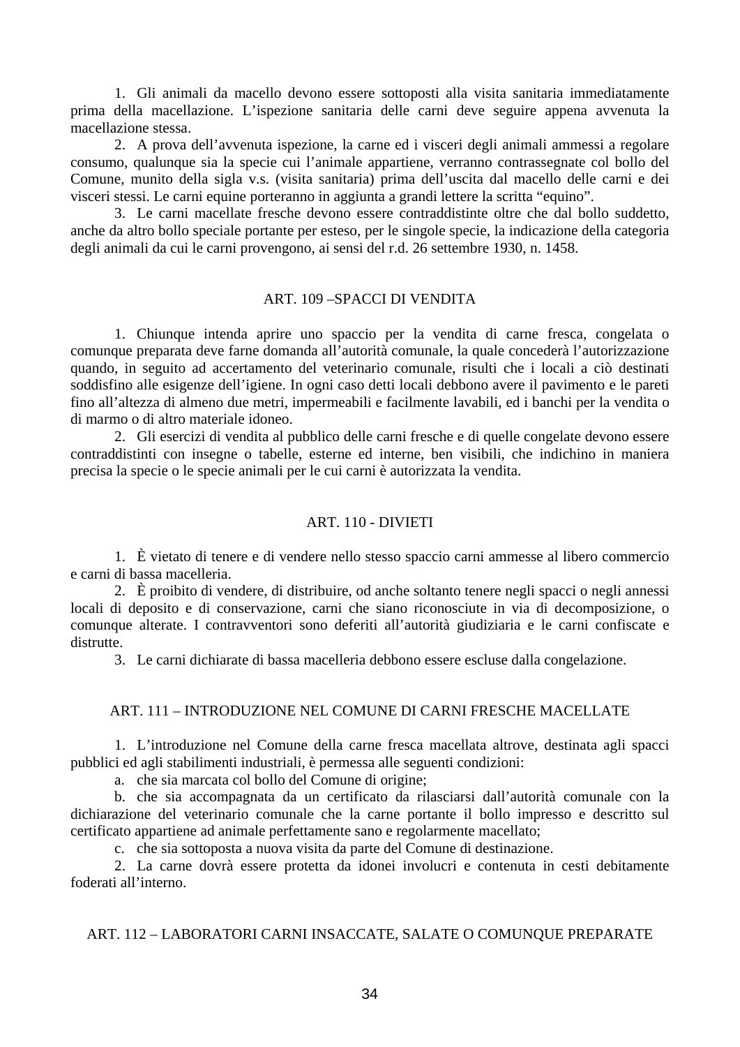1. Gli animali da macello devono essere sottoposti alla visita sanitaria immediatamente prima della macellazione. L'ispezione sanitaria delle carni deve seguire appena avvenuta la macellazione stessa.

2. A prova dell'avvenuta ispezione, la carne ed i visceri degli animali ammessi a regolare consumo, qualunque sia la specie cui l'animale appartiene, verranno contrassegnate col bollo del Comune, munito della sigla v.s. (visita sanitaria) prima dell'uscita dal macello delle carni e dei visceri stessi. Le carni equine porteranno in aggiunta a grandi lettere la scritta "equino".

3. Le carni macellate fresche devono essere contraddistinte oltre che dal bollo suddetto, anche da altro bollo speciale portante per esteso, per le singole specie, la indicazione della categoria degli animali da cui le carni provengono, ai sensi del r.d. 26 settembre 1930, n. 1458.

## ART. 109 –SPACCI DI VENDITA

1. Chiunque intenda aprire uno spaccio per la vendita di carne fresca, congelata o comunque preparata deve farne domanda all'autorità comunale, la quale concederà l'autorizzazione quando, in seguito ad accertamento del veterinario comunale, risulti che i locali a ciò destinati soddisfino alle esigenze dell'igiene. In ogni caso detti locali debbono avere il pavimento e le pareti fino all'altezza di almeno due metri, impermeabili e facilmente lavabili, ed i banchi per la vendita o di marmo o di altro materiale idoneo.

2. Gli esercizi di vendita al pubblico delle carni fresche e di quelle congelate devono essere contraddistinti con insegne o tabelle, esterne ed interne, ben visibili, che indichino in maniera precisa la specie o le specie animali per le cui carni è autorizzata la vendita.

## ART. 110 - DIVIETI

1. È vietato di tenere e di vendere nello stesso spaccio carni ammesse al libero commercio e carni di bassa macelleria.

2. È proibito di vendere, di distribuire, od anche soltanto tenere negli spacci o negli annessi locali di deposito e di conservazione, carni che siano riconosciute in via di decomposizione, o comunque alterate. I contravventori sono deferiti all'autorità giudiziaria e le carni confiscate e distrutte.

3. Le carni dichiarate di bassa macelleria debbono essere escluse dalla congelazione.

## ART. 111 – INTRODUZIONE NEL COMUNE DI CARNI FRESCHE MACELLATE

1. L'introduzione nel Comune della carne fresca macellata altrove, destinata agli spacci pubblici ed agli stabilimenti industriali, è permessa alle seguenti condizioni:

a. che sia marcata col bollo del Comune di origine;

b. che sia accompagnata da un certificato da rilasciarsi dall'autorità comunale con la dichiarazione del veterinario comunale che la carne portante il bollo impresso e descritto sul certificato appartiene ad animale perfettamente sano e regolarmente macellato;

c. che sia sottoposta a nuova visita da parte del Comune di destinazione.

2. La carne dovrà essere protetta da idonei involucri e contenuta in cesti debitamente foderati all'interno.

## ART. 112 – LABORATORI CARNI INSACCATE, SALATE O COMUNQUE PREPARATE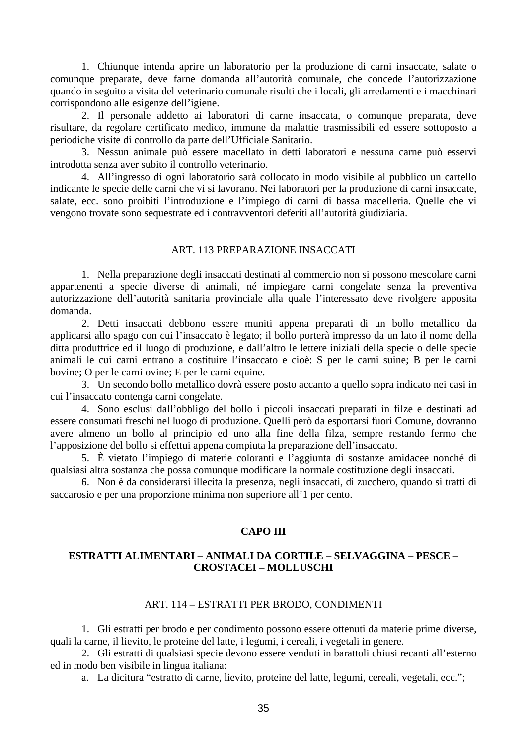1. Chiunque intenda aprire un laboratorio per la produzione di carni insaccate, salate o comunque preparate, deve farne domanda all'autorità comunale, che concede l'autorizzazione quando in seguito a visita del veterinario comunale risulti che i locali, gli arredamenti e i macchinari corrispondono alle esigenze dell'igiene.
2. Il personale addetto ai laboratori di carne insaccata, o comunque preparata, deve risultare, da regolare certificato medico, immune da malattie trasmissibili ed essere sottoposto a periodiche visite di controllo da parte dell'Ufficiale Sanitario.
3. Nessun animale può essere macellato in detti laboratori e nessuna carne può esservi introdotta senza aver subito il controllo veterinario.
4. All'ingresso di ogni laboratorio sarà collocato in modo visibile al pubblico un cartello indicante le specie delle carni che vi si lavorano. Nei laboratori per la produzione di carni insaccate, salate, ecc. sono proibiti l'introduzione e l'impiego di carni di bassa macelleria. Quelle che vi vengono trovate sono sequestrate ed i contravventori deferiti all'autorità giudiziaria.

### ART. 113 PREPARAZIONE INSACCATI

1. Nella preparazione degli insaccati destinati al commercio non si possono mescolare carni appartenenti a specie diverse di animali, né impiegare carni congelate senza la preventiva autorizzazione dell'autorità sanitaria provinciale alla quale l'interessato deve rivolgere apposita domanda.
2. Detti insaccati debbono essere muniti appena preparati di un bollo metallico da applicarsi allo spago con cui l'insaccato è legato; il bollo porterà impresso da un lato il nome della ditta produttrice ed il luogo di produzione, e dall'altro le lettere iniziali della specie o delle specie animali le cui carni entrano a costituire l'insaccato e cioè: S per le carni suine; B per le carni bovine; O per le carni ovine; E per le carni equine.
3. Un secondo bollo metallico dovrà essere posto accanto a quello sopra indicato nei casi in cui l'insaccato contenga carni congelate.
4. Sono esclusi dall'obbligo del bollo i piccoli insaccati preparati in filze e destinati ad essere consumati freschi nel luogo di produzione. Quelli però da esportarsi fuori Comune, dovranno avere almeno un bollo al principio ed uno alla fine della filza, sempre restando fermo che l'apposizione del bollo si effettui appena compiuta la preparazione dell'insaccato.
5. È vietato l'impiego di materie coloranti e l'aggiunta di sostanze amidacee nonché di qualsiasi altra sostanza che possa comunque modificare la normale costituzione degli insaccati.
6. Non è da considerarsi illecita la presenza, negli insaccati, di zucchero, quando si tratti di saccarosio e per una proporzione minima non superiore all'1 per cento.

## CAPO III

## ESTRATTI ALIMENTARI – ANIMALI DA CORTILE – SELVAGGINA – PESCE – CROSTACEI – MOLLUSCHI

### ART. 114 – ESTRATTI PER BRODO, CONDIMENTI

1. Gli estratti per brodo e per condimento possono essere ottenuti da materie prime diverse, quali la carne, il lievito, le proteine del latte, i legumi, i cereali, i vegetali in genere.
2. Gli estratti di qualsiasi specie devono essere venduti in barattoli chiusi recanti all'esterno ed in modo ben visibile in lingua italiana:
   a. La dicitura "estratto di carne, lievito, proteine del latte, legumi, cereali, vegetali, ecc.";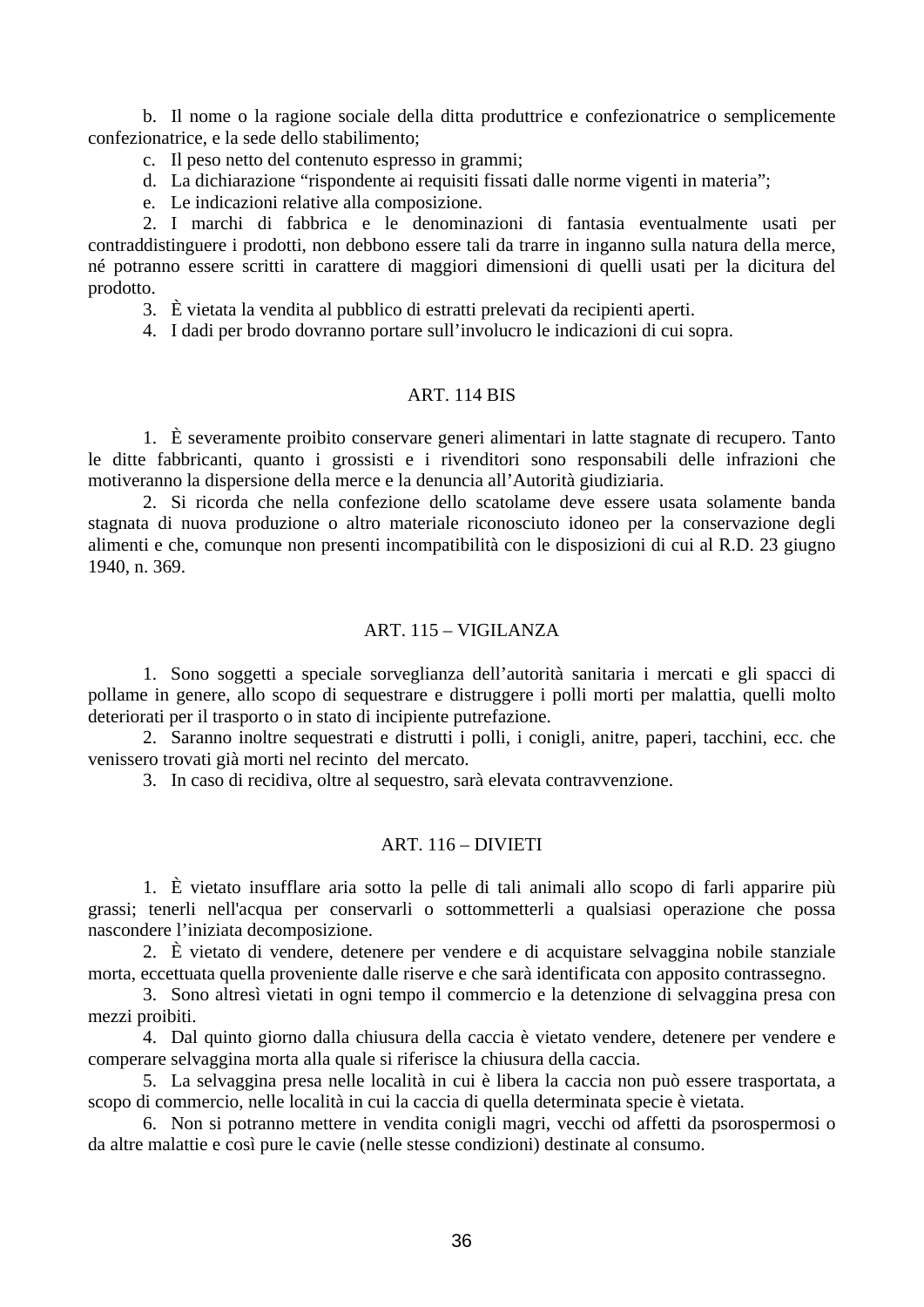b. Il nome o la ragione sociale della ditta produttrice e confezionatrice o semplicemente confezionatrice, e la sede dello stabilimento;

c. Il peso netto del contenuto espresso in grammi;

d. La dichiarazione “rispondente ai requisiti fissati dalle norme vigenti in materia”;

e. Le indicazioni relative alla composizione.

2. I marchi di fabbrica e le denominazioni di fantasia eventualmente usati per contraddistinguere i prodotti, non debbono essere tali da trarre in inganno sulla natura della merce, né potranno essere scritti in carattere di maggiori dimensioni di quelli usati per la dicitura del prodotto.

3. È vietata la vendita al pubblico di estratti prelevati da recipienti aperti.

4. I dadi per brodo dovranno portare sull’involucro le indicazioni di cui sopra.

## ART. 114 BIS

1. È severamente proibito conservare generi alimentari in latte stagnate di recupero. Tanto le ditte fabbricanti, quanto i grossisti e i rivenditori sono responsabili delle infrazioni che motiveranno la dispersione della merce e la denuncia all’Autorità giudiziaria.

2. Si ricorda che nella confezione dello scatolame deve essere usata solamente banda stagnata di nuova produzione o altro materiale riconosciuto idoneo per la conservazione degli alimenti e che, comunque non presenti incompatibilità con le disposizioni di cui al R.D. 23 giugno 1940, n. 369.

## ART. 115 – VIGILANZA

1. Sono soggetti a speciale sorveglianza dell’autorità sanitaria i mercati e gli spacci di pollame in genere, allo scopo di sequestrare e distruggere i polli morti per malattia, quelli molto deteriorati per il trasporto o in stato di incipiente putrefazione.

2. Saranno inoltre sequestrati e distrutti i polli, i conigli, anitre, paperi, tacchini, ecc. che venissero trovati già morti nel recinto del mercato.

3. In caso di recidiva, oltre al sequestro, sarà elevata contravvenzione.

## ART. 116 – DIVIETI

1. È vietato insufflare aria sotto la pelle di tali animali allo scopo di farli apparire più grassi; tenerli nell'acqua per conservarli o sottommetterli a qualsiasi operazione che possa nascondere l’iniziata decomposizione.

2. È vietato di vendere, detenere per vendere e di acquistare selvaggina nobile stanziale morta, eccettuata quella proveniente dalle riserve e che sarà identificata con apposito contrassegno.

3. Sono altresì vietati in ogni tempo il commercio e la detenzione di selvaggina presa con mezzi proibiti.

4. Dal quinto giorno dalla chiusura della caccia è vietato vendere, detenere per vendere e comperare selvaggina morta alla quale si riferisce la chiusura della caccia.

5. La selvaggina presa nelle località in cui è libera la caccia non può essere trasportata, a scopo di commercio, nelle località in cui la caccia di quella determinata specie è vietata.

6. Non si potranno mettere in vendita conigli magri, vecchi od affetti da psorospermosi o da altre malattie e così pure le cavie (nelle stesse condizioni) destinate al consumo.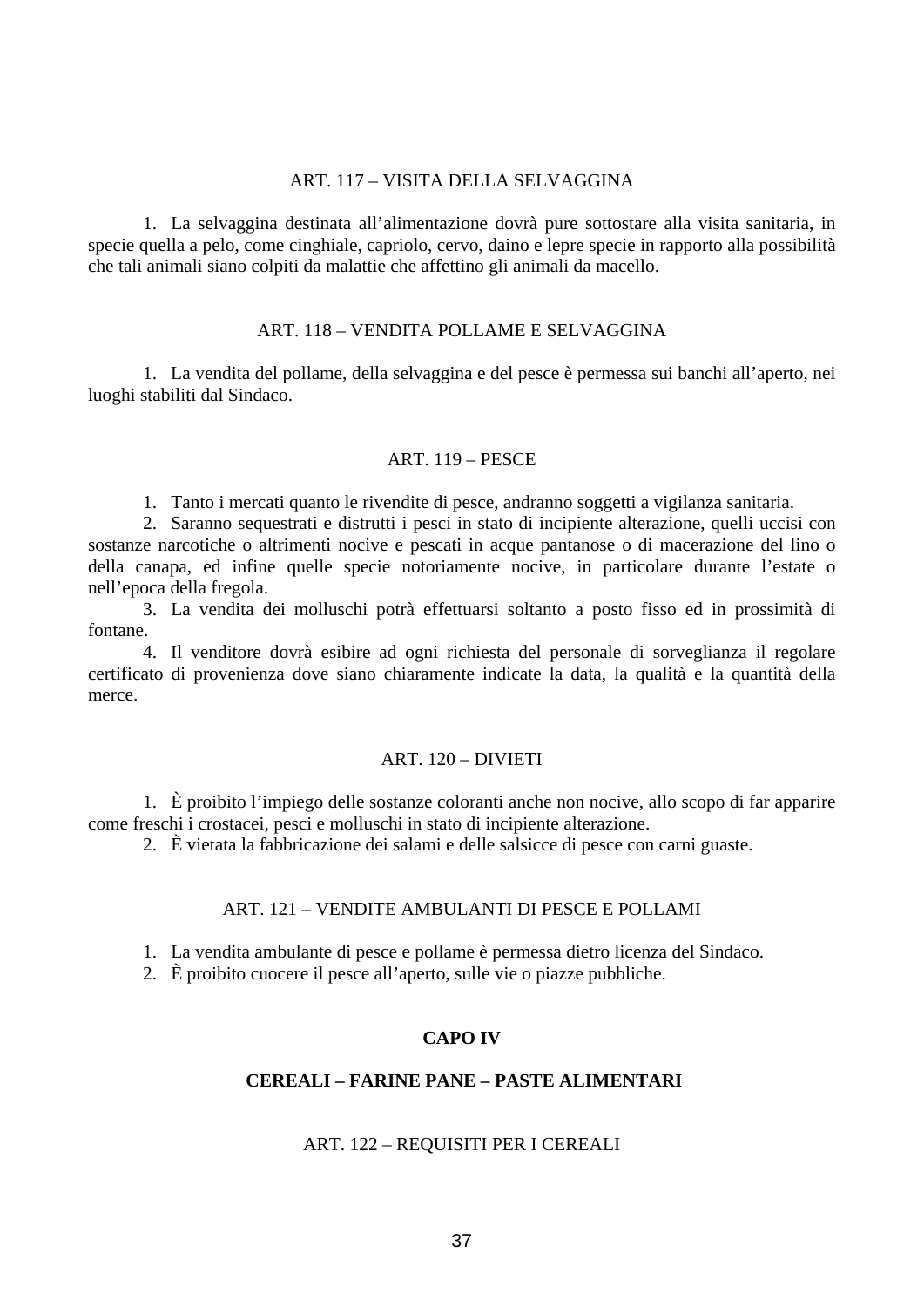### ART. 117 – VISITA DELLA SELVAGGINA

1. La selvaggina destinata all'alimentazione dovrà pure sottostare alla visita sanitaria, in specie quella a pelo, come cinghiale, capriolo, cervo, daino e lepre specie in rapporto alla possibilità che tali animali siano colpiti da malattie che affettino gli animali da macello.

### ART. 118 – VENDITA POLLAME E SELVAGGINA

1. La vendita del pollame, della selvaggina e del pesce è permessa sui banchi all'aperto, nei luoghi stabiliti dal Sindaco.

### ART. 119 – PESCE

1. Tanto i mercati quanto le rivendite di pesce, andranno soggetti a vigilanza sanitaria.
2. Saranno sequestrati e distrutti i pesci in stato di incipiente alterazione, quelli uccisi con sostanze narcotiche o altrimenti nocive e pescati in acque pantanose o di macerazione del lino o della canapa, ed infine quelle specie notoriamente nocive, in particolare durante l'estate o nell'epoca della fregola.
3. La vendita dei molluschi potrà effettuarsi soltanto a posto fisso ed in prossimità di fontane.
4. Il venditore dovrà esibire ad ogni richiesta del personale di sorveglianza il regolare certificato di provenienza dove siano chiaramente indicate la data, la qualità e la quantità della merce.

### ART. 120 – DIVIETI

1. È proibito l'impiego delle sostanze coloranti anche non nocive, allo scopo di far apparire come freschi i crostacei, pesci e molluschi in stato di incipiente alterazione.
2. È vietata la fabbricazione dei salami e delle salsicce di pesce con carni guaste.

### ART. 121 – VENDITE AMBULANTI DI PESCE E POLLAMI

1. La vendita ambulante di pesce e pollame è permessa dietro licenza del Sindaco.
2. È proibito cuocere il pesce all'aperto, sulle vie o piazze pubbliche.

## CAPO IV

## CEREALI – FARINE PANE – PASTE ALIMENTARI

### ART. 122 – REQUISITI PER I CEREALI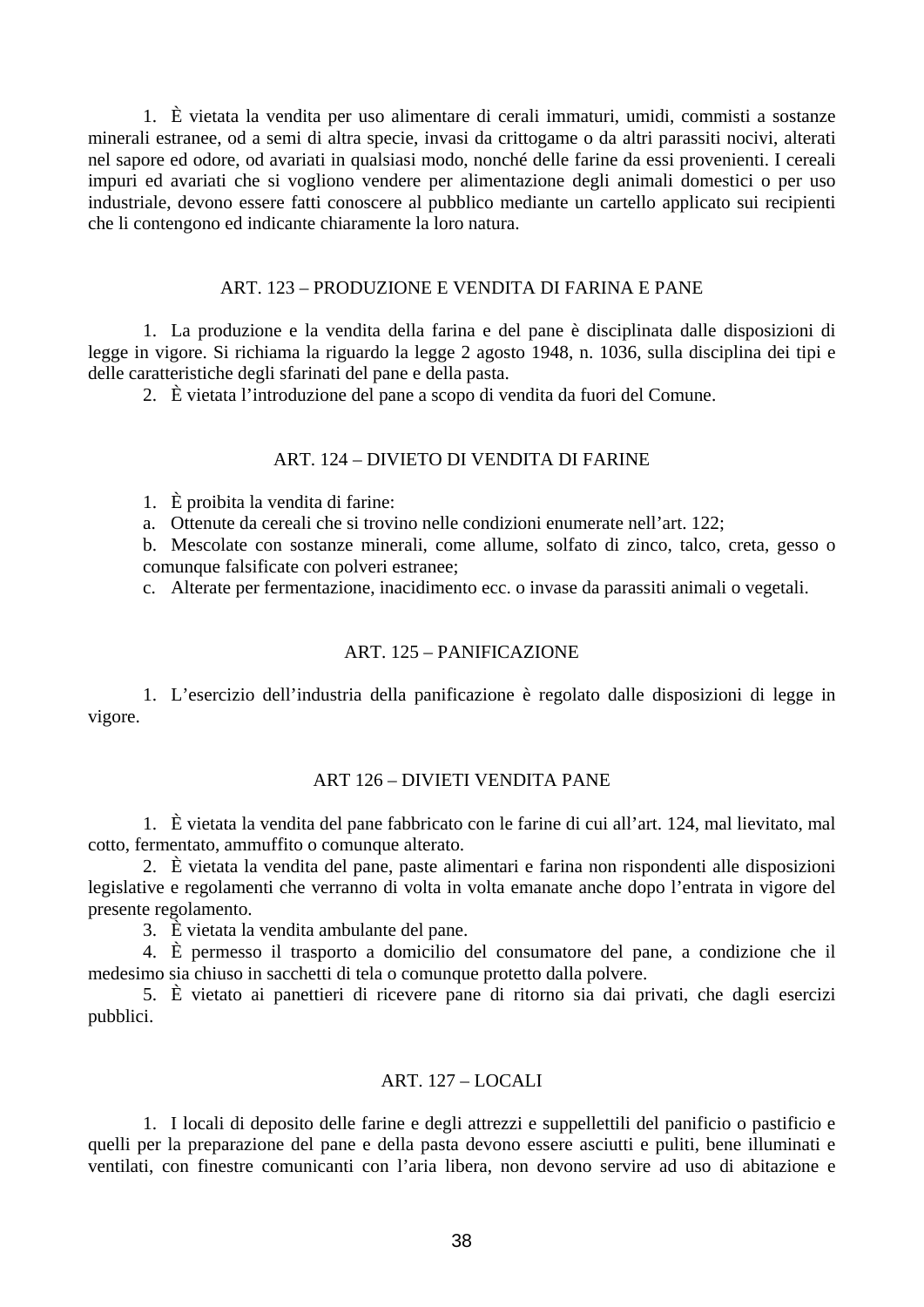1. È vietata la vendita per uso alimentare di cerali immaturi, umidi, commisti a sostanze minerali estranee, od a semi di altra specie, invasi da crittogame o da altri parassiti nocivi, alterati nel sapore ed odore, od avariati in qualsiasi modo, nonché delle farine da essi provenienti. I cereali impuri ed avariati che si vogliono vendere per alimentazione degli animali domestici o per uso industriale, devono essere fatti conoscere al pubblico mediante un cartello applicato sui recipienti che li contengono ed indicante chiaramente la loro natura.

## ART. 123 – PRODUZIONE E VENDITA DI FARINA E PANE

1. La produzione e la vendita della farina e del pane è disciplinata dalle disposizioni di legge in vigore. Si richiama la riguardo la legge 2 agosto 1948, n. 1036, sulla disciplina dei tipi e delle caratteristiche degli sfarinati del pane e della pasta.
2. È vietata l’introduzione del pane a scopo di vendita da fuori del Comune.

## ART. 124 – DIVIETO DI VENDITA DI FARINE

1. È proibita la vendita di farine:

a. Ottenute da cereali che si trovino nelle condizioni enumerate nell’art. 122;
b. Mescolate con sostanze minerali, come allume, solfato di zinco, talco, creta, gesso o comunque falsificate con polveri estranee;
c. Alterate per fermentazione, inacidimento ecc. o invase da parassiti animali o vegetali.

## ART. 125 – PANIFICAZIONE

1. L’esercizio dell’industria della panificazione è regolato dalle disposizioni di legge in vigore.

## ART 126 – DIVIETI VENDITA PANE

1. È vietata la vendita del pane fabbricato con le farine di cui all’art. 124, mal lievitato, mal cotto, fermentato, ammuffito o comunque alterato.
2. È vietata la vendita del pane, paste alimentari e farina non rispondenti alle disposizioni legislative e regolamenti che verranno di volta in volta emanate anche dopo l’entrata in vigore del presente regolamento.
3. È vietata la vendita ambulante del pane.
4. È permesso il trasporto a domicilio del consumatore del pane, a condizione che il medesimo sia chiuso in sacchetti di tela o comunque protetto dalla polvere.
5. È vietato ai panettieri di ricevere pane di ritorno sia dai privati, che dagli esercizi pubblici.

## ART. 127 – LOCALI

1. I locali di deposito delle farine e degli attrezzi e suppellettili del panificio o pastificio e quelli per la preparazione del pane e della pasta devono essere asciutti e puliti, bene illuminati e ventilati, con finestre comunicanti con l’aria libera, non devono servire ad uso di abitazione e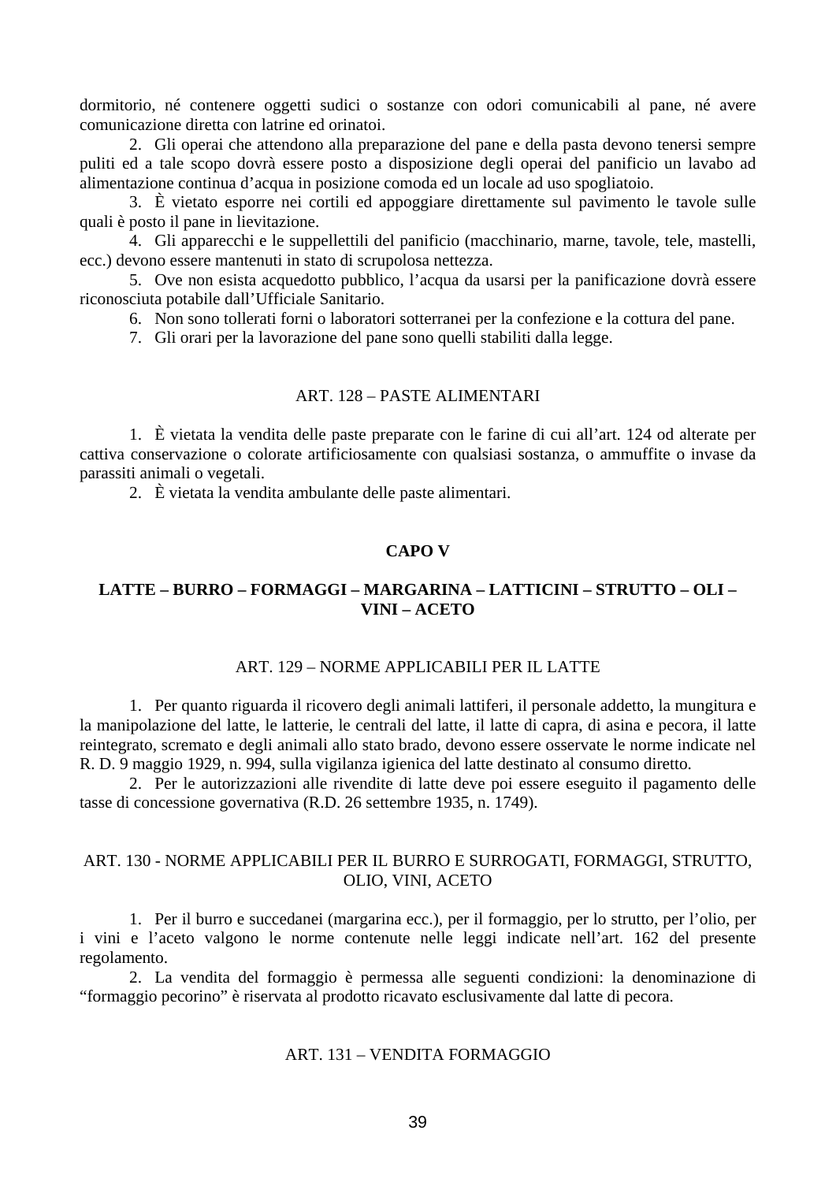dormitorio, né contenere oggetti sudici o sostanze con odori comunicabili al pane, né avere comunicazione diretta con latrine ed orinatoi.

2. Gli operai che attendono alla preparazione del pane e della pasta devono tenersi sempre puliti ed a tale scopo dovrà essere posto a disposizione degli operai del panificio un lavabo ad alimentazione continua d'acqua in posizione comoda ed un locale ad uso spogliatoio.

3. È vietato esporre nei cortili ed appoggiare direttamente sul pavimento le tavole sulle quali è posto il pane in lievitazione.

4. Gli apparecchi e le suppellettili del panificio (macchinario, marne, tavole, tele, mastelli, ecc.) devono essere mantenuti in stato di scrupolosa nettezza.

5. Ove non esista acquedotto pubblico, l'acqua da usarsi per la panificazione dovrà essere riconosciuta potabile dall'Ufficiale Sanitario.

6. Non sono tollerati forni o laboratori sotterranei per la confezione e la cottura del pane.

7. Gli orari per la lavorazione del pane sono quelli stabiliti dalla legge.

### ART. 128 – PASTE ALIMENTARI

1. È vietata la vendita delle paste preparate con le farine di cui all'art. 124 od alterate per cattiva conservazione o colorate artificiosamente con qualsiasi sostanza, o ammuffite o invase da parassiti animali o vegetali.

2. È vietata la vendita ambulante delle paste alimentari.

## CAPO V

## LATTE – BURRO – FORMAGGI – MARGARINA – LATTICINI – STRUTTO – OLI – VINI – ACETO

### ART. 129 – NORME APPLICABILI PER IL LATTE

1. Per quanto riguarda il ricovero degli animali lattiferi, il personale addetto, la mungitura e la manipolazione del latte, le latterie, le centrali del latte, il latte di capra, di asina e pecora, il latte reintegrato, scremato e degli animali allo stato brado, devono essere osservate le norme indicate nel R. D. 9 maggio 1929, n. 994, sulla vigilanza igienica del latte destinato al consumo diretto.

2. Per le autorizzazioni alle rivendite di latte deve poi essere eseguito il pagamento delle tasse di concessione governativa (R.D. 26 settembre 1935, n. 1749).

### ART. 130 - NORME APPLICABILI PER IL BURRO E SURROGATI, FORMAGGI, STRUTTO, OLIO, VINI, ACETO

1. Per il burro e succedanei (margarina ecc.), per il formaggio, per lo strutto, per l'olio, per i vini e l'aceto valgono le norme contenute nelle leggi indicate nell'art. 162 del presente regolamento.

2. La vendita del formaggio è permessa alle seguenti condizioni: la denominazione di "formaggio pecorino" è riservata al prodotto ricavato esclusivamente dal latte di pecora.

### ART. 131 – VENDITA FORMAGGIO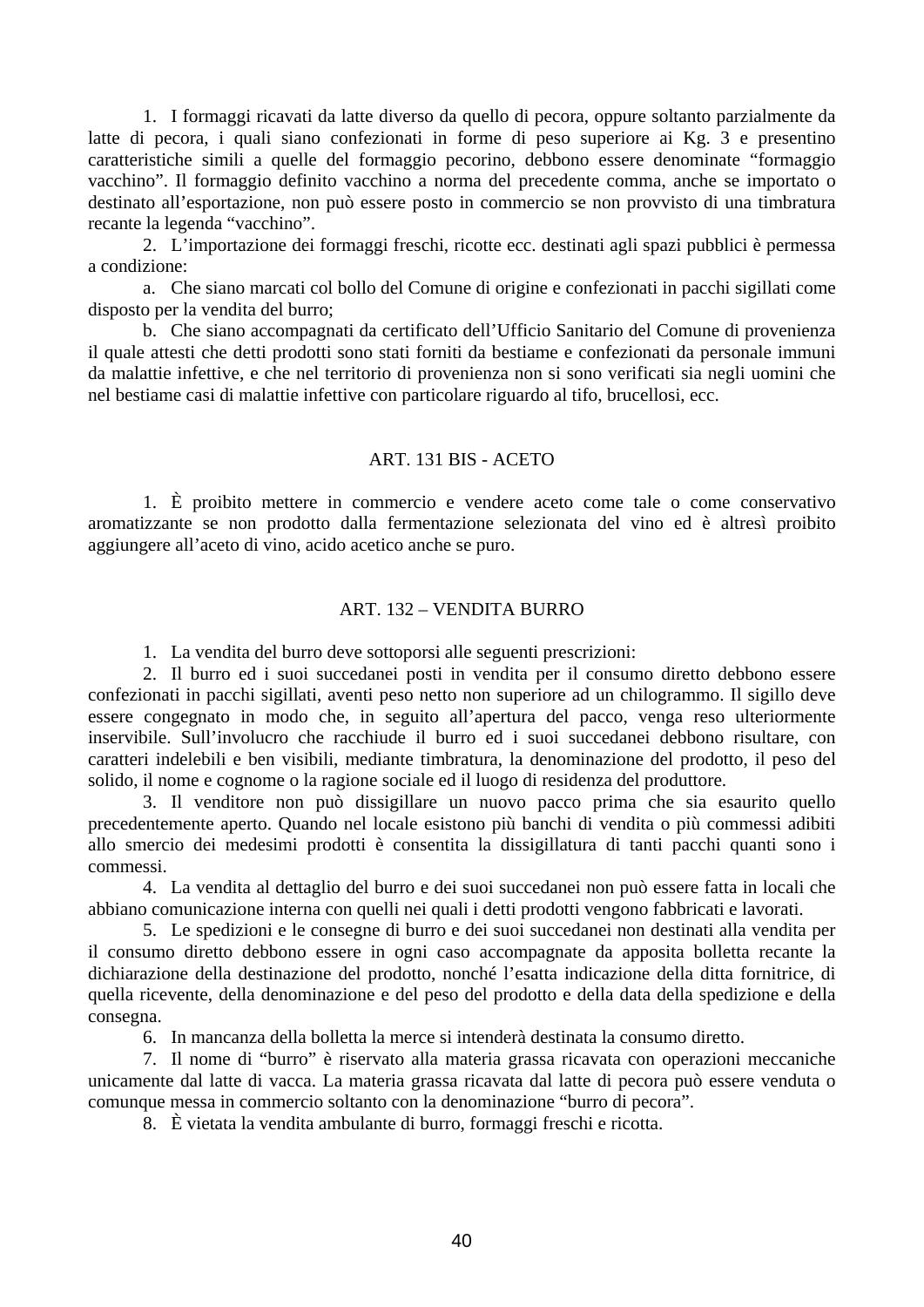1. I formaggi ricavati da latte diverso da quello di pecora, oppure soltanto parzialmente da latte di pecora, i quali siano confezionati in forme di peso superiore ai Kg. 3 e presentino caratteristiche simili a quelle del formaggio pecorino, debbono essere denominate “formaggio vacchino”. Il formaggio definito vacchino a norma del precedente comma, anche se importato o destinato all’esportazione, non può essere posto in commercio se non provvisto di una timbratura recante la legenda “vacchino”.

2. L’importazione dei formaggi freschi, ricotte ecc. destinati agli spazi pubblici è permessa a condizione:

   a. Che siano marcati col bollo del Comune di origine e confezionati in pacchi sigillati come disposto per la vendita del burro;

   b. Che siano accompagnati da certificato dell’Ufficio Sanitario del Comune di provenienza il quale attesti che detti prodotti sono stati forniti da bestiame e confezionati da personale immuni da malattie infettive, e che nel territorio di provenienza non si sono verificati sia negli uomini che nel bestiame casi di malattie infettive con particolare riguardo al tifo, brucellosi, ecc.

## ART. 131 BIS - ACETO

1. È proibito mettere in commercio e vendere aceto come tale o come conservativo aromatizzante se non prodotto dalla fermentazione selezionata del vino ed è altresì proibito aggiungere all’aceto di vino, acido acetico anche se puro.

## ART. 132 – VENDITA BURRO

1. La vendita del burro deve sottoporsi alle seguenti prescrizioni:

2. Il burro ed i suoi succedanei posti in vendita per il consumo diretto debbono essere confezionati in pacchi sigillati, aventi peso netto non superiore ad un chilogrammo. Il sigillo deve essere congegnato in modo che, in seguito all’apertura del pacco, venga reso ulteriormente inservibile. Sull’involucro che racchiude il burro ed i suoi succedanei debbono risultare, con caratteri indelebili e ben visibili, mediante timbratura, la denominazione del prodotto, il peso del solido, il nome e cognome o la ragione sociale ed il luogo di residenza del produttore.

3. Il venditore non può dissigillare un nuovo pacco prima che sia esaurito quello precedentemente aperto. Quando nel locale esistono più banchi di vendita o più commessi adibiti allo smercio dei medesimi prodotti è consentita la dissigillatura di tanti pacchi quanti sono i commessi.

4. La vendita al dettaglio del burro e dei suoi succedanei non può essere fatta in locali che abbiano comunicazione interna con quelli nei quali i detti prodotti vengono fabbricati e lavorati.

5. Le spedizioni e le consegne di burro e dei suoi succedanei non destinati alla vendita per il consumo diretto debbono essere in ogni caso accompagnate da apposita bolletta recante la dichiarazione della destinazione del prodotto, nonché l’esatta indicazione della ditta fornitrice, di quella ricevente, della denominazione e del peso del prodotto e della data della spedizione e della consegna.

6. In mancanza della bolletta la merce si intenderà destinata la consumo diretto.

7. Il nome di “burro” è riservato alla materia grassa ricavata con operazioni meccaniche unicamente dal latte di vacca. La materia grassa ricavata dal latte di pecora può essere venduta o comunque messa in commercio soltanto con la denominazione “burro di pecora”.

8. È vietata la vendita ambulante di burro, formaggi freschi e ricotta.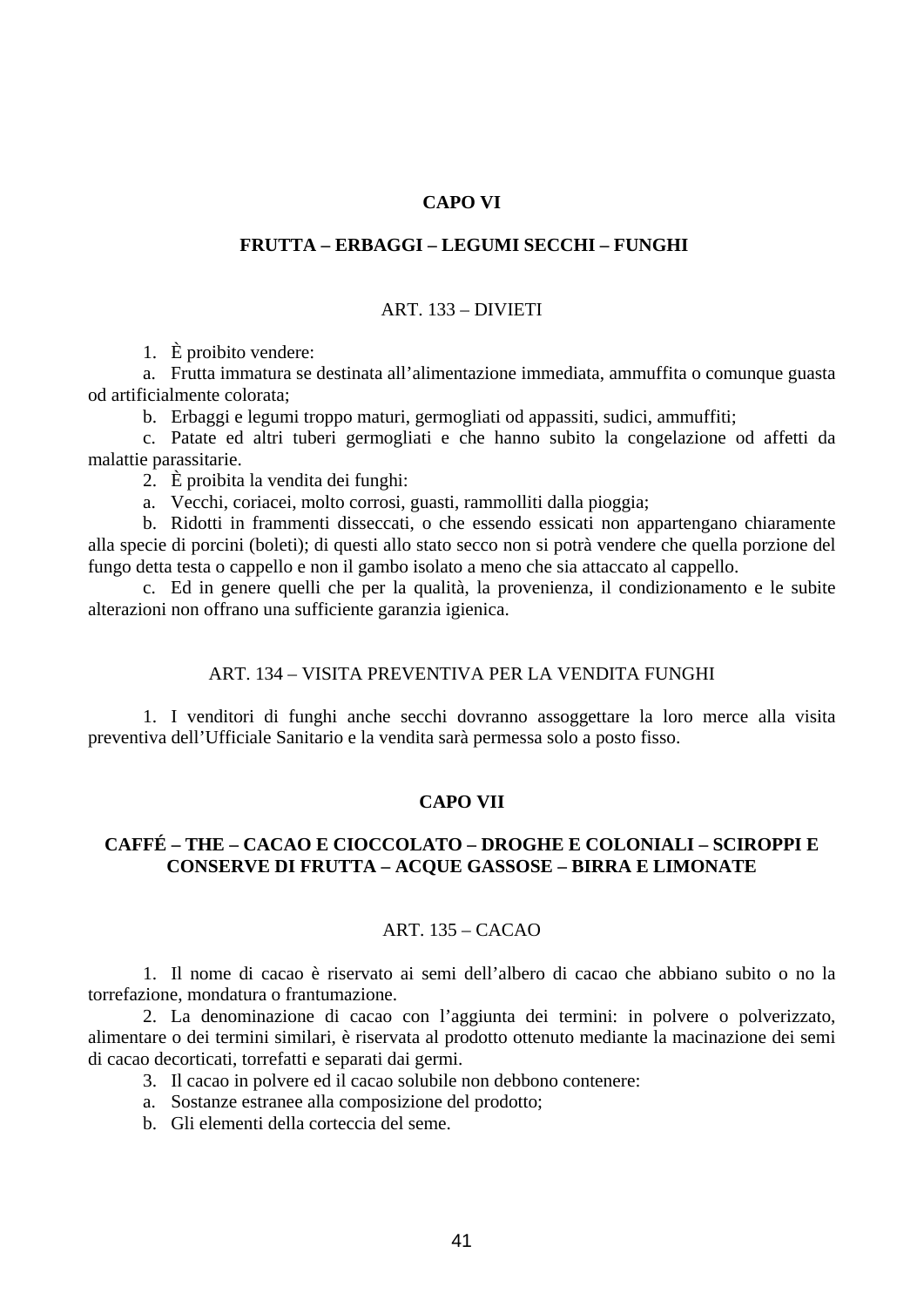## CAPO VI

## FRUTTA – ERBAGGI – LEGUMI SECCHI – FUNGHI

### ART. 133 – DIVIETI

1. È proibito vendere:

a. Frutta immatura se destinata all’alimentazione immediata, ammuffita o comunque guasta od artificialmente colorata;

b. Erbaggi e legumi troppo maturi, germogliati od appassiti, sudici, ammuffiti;

c. Patate ed altri tuberi germogliati e che hanno subito la congelazione od affetti da malattie parassitarie.

2. È proibita la vendita dei funghi:

a. Vecchi, coriacei, molto corrosi, guasti, rammolliti dalla pioggia;

b. Ridotti in frammenti disseccati, o che essendo essicati non appartengano chiaramente alla specie di porcini (boleti); di questi allo stato secco non si potrà vendere che quella porzione del fungo detta testa o cappello e non il gambo isolato a meno che sia attaccato al cappello.

c. Ed in genere quelli che per la qualità, la provenienza, il condizionamento e le subite alterazioni non offrano una sufficiente garanzia igienica.

### ART. 134 – VISITA PREVENTIVA PER LA VENDITA FUNGHI

1. I venditori di funghi anche secchi dovranno assoggettare la loro merce alla visita preventiva dell’Ufficiale Sanitario e la vendita sarà permessa solo a posto fisso.

## CAPO VII

## CAFFÉ – THE – CACAO E CIOCCOLATO – DROGHE E COLONIALI – SCIROPPI E CONSERVE DI FRUTTA – ACQUE GASSOSE – BIRRA E LIMONATE

### ART. 135 – CACAO

1. Il nome di cacao è riservato ai semi dell’albero di cacao che abbiano subito o no la torrefazione, mondatura o frantumazione.

2. La denominazione di cacao con l’aggiunta dei termini: in polvere o polverizzato, alimentare o dei termini similari, è riservata al prodotto ottenuto mediante la macinazione dei semi di cacao decorticati, torrefatti e separati dai germi.

3. Il cacao in polvere ed il cacao solubile non debbono contenere:

a. Sostanze estranee alla composizione del prodotto;

b. Gli elementi della corteccia del seme.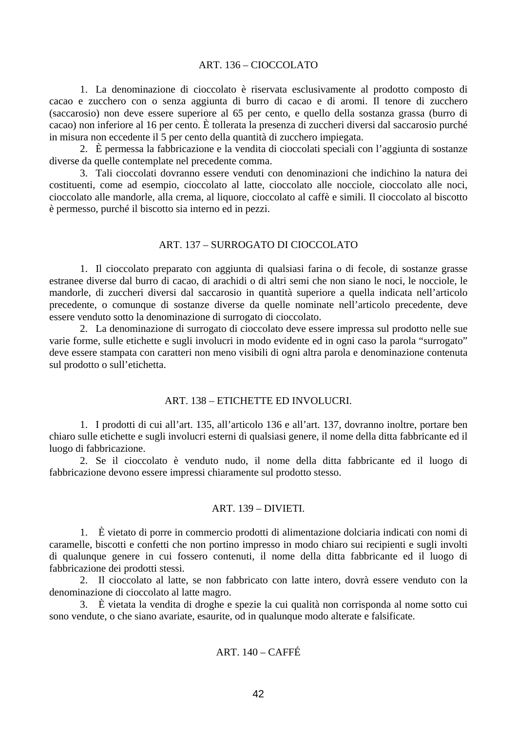## ART. 136 – CIOCCOLATO

1. La denominazione di cioccolato è riservata esclusivamente al prodotto composto di cacao e zucchero con o senza aggiunta di burro di cacao e di aromi. Il tenore di zucchero (saccarosio) non deve essere superiore al 65 per cento, e quello della sostanza grassa (burro di cacao) non inferiore al 16 per cento. È tollerata la presenza di zuccheri diversi dal saccarosio purché in misura non eccedente il 5 per cento della quantità di zucchero impiegata.

2. È permessa la fabbricazione e la vendita di cioccolati speciali con l'aggiunta di sostanze diverse da quelle contemplate nel precedente comma.

3. Tali cioccolati dovranno essere venduti con denominazioni che indichino la natura dei costituenti, come ad esempio, cioccolato al latte, cioccolato alle nocciole, cioccolato alle noci, cioccolato alle mandorle, alla crema, al liquore, cioccolato al caffè e simili. Il cioccolato al biscotto è permesso, purché il biscotto sia interno ed in pezzi.

## ART. 137 – SURROGATO DI CIOCCOLATO

1. Il cioccolato preparato con aggiunta di qualsiasi farina o di fecole, di sostanze grasse estranee diverse dal burro di cacao, di arachidi o di altri semi che non siano le noci, le nocciole, le mandorle, di zuccheri diversi dal saccarosio in quantità superiore a quella indicata nell'articolo precedente, o comunque di sostanze diverse da quelle nominate nell'articolo precedente, deve essere venduto sotto la denominazione di surrogato di cioccolato.

2. La denominazione di surrogato di cioccolato deve essere impressa sul prodotto nelle sue varie forme, sulle etichette e sugli involucri in modo evidente ed in ogni caso la parola "surrogato" deve essere stampata con caratteri non meno visibili di ogni altra parola e denominazione contenuta sul prodotto o sull'etichetta.

## ART. 138 – ETICHETTE ED INVOLUCRI.

1. I prodotti di cui all'art. 135, all'articolo 136 e all'art. 137, dovranno inoltre, portare ben chiaro sulle etichette e sugli involucri esterni di qualsiasi genere, il nome della ditta fabbricante ed il luogo di fabbricazione.

2. Se il cioccolato è venduto nudo, il nome della ditta fabbricante ed il luogo di fabbricazione devono essere impressi chiaramente sul prodotto stesso.

## ART. 139 – DIVIETI.

1. È vietato di porre in commercio prodotti di alimentazione dolciaria indicati con nomi di caramelle, biscotti e confetti che non portino impresso in modo chiaro sui recipienti e sugli involti di qualunque genere in cui fossero contenuti, il nome della ditta fabbricante ed il luogo di fabbricazione dei prodotti stessi.

2. Il cioccolato al latte, se non fabbricato con latte intero, dovrà essere venduto con la denominazione di cioccolato al latte magro.

3. È vietata la vendita di droghe e spezie la cui qualità non corrisponda al nome sotto cui sono vendute, o che siano avariate, esaurite, od in qualunque modo alterate e falsificate.

## ART. 140 – CAFFÉ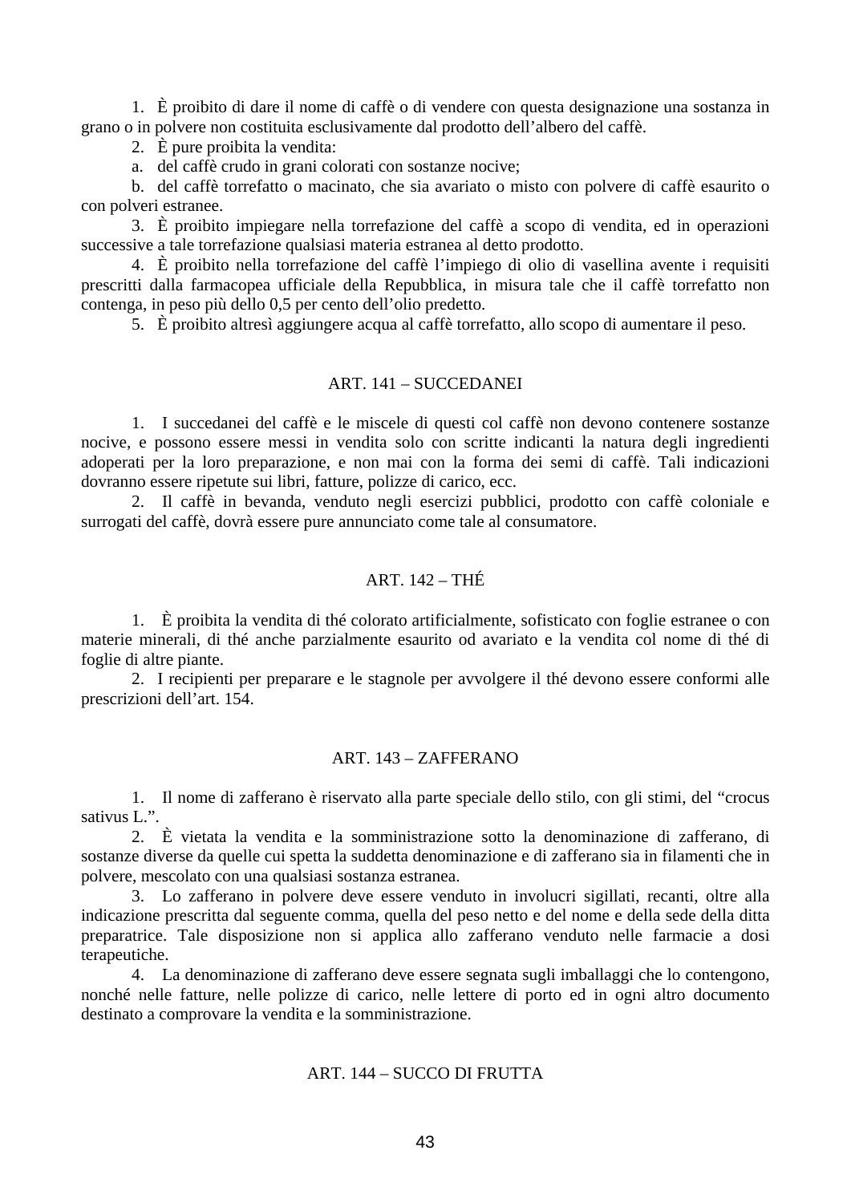1. È proibito di dare il nome di caffè o di vendere con questa designazione una sostanza in grano o in polvere non costituita esclusivamente dal prodotto dell'albero del caffè.

2. È pure proibita la vendita:

a. del caffè crudo in grani colorati con sostanze nocive;

b. del caffè torrefatto o macinato, che sia avariato o misto con polvere di caffè esaurito o con polveri estranee.

3. È proibito impiegare nella torrefazione del caffè a scopo di vendita, ed in operazioni successive a tale torrefazione qualsiasi materia estranea al detto prodotto.

4. È proibito nella torrefazione del caffè l'impiego di olio di vasellina avente i requisiti prescritti dalla farmacopea ufficiale della Repubblica, in misura tale che il caffè torrefatto non contenga, in peso più dello 0,5 per cento dell'olio predetto.

5. È proibito altresì aggiungere acqua al caffè torrefatto, allo scopo di aumentare il peso.

## ART. 141 – SUCCEDANEI

1. I succedanei del caffè e le miscele di questi col caffè non devono contenere sostanze nocive, e possono essere messi in vendita solo con scritte indicanti la natura degli ingredienti adoperati per la loro preparazione, e non mai con la forma dei semi di caffè. Tali indicazioni dovranno essere ripetute sui libri, fatture, polizze di carico, ecc.

2. Il caffè in bevanda, venduto negli esercizi pubblici, prodotto con caffè coloniale e surrogati del caffè, dovrà essere pure annunciato come tale al consumatore.

## ART. 142 – THÉ

1. È proibita la vendita di thé colorato artificialmente, sofisticato con foglie estranee o con materie minerali, di thé anche parzialmente esaurito od avariato e la vendita col nome di thé di foglie di altre piante.

2. I recipienti per preparare e le stagnole per avvolgere il thé devono essere conformi alle prescrizioni dell'art. 154.

## ART. 143 – ZAFFERANO

1. Il nome di zafferano è riservato alla parte speciale dello stilo, con gli stimi, del "crocus sativus L.".

2. È vietata la vendita e la somministrazione sotto la denominazione di zafferano, di sostanze diverse da quelle cui spetta la suddetta denominazione e di zafferano sia in filamenti che in polvere, mescolato con una qualsiasi sostanza estranea.

3. Lo zafferano in polvere deve essere venduto in involucri sigillati, recanti, oltre alla indicazione prescritta dal seguente comma, quella del peso netto e del nome e della sede della ditta preparatrice. Tale disposizione non si applica allo zafferano venduto nelle farmacie a dosi terapeutiche.

4. La denominazione di zafferano deve essere segnata sugli imballaggi che lo contengono, nonché nelle fatture, nelle polizze di carico, nelle lettere di porto ed in ogni altro documento destinato a comprovare la vendita e la somministrazione.

## ART. 144 – SUCCO DI FRUTTA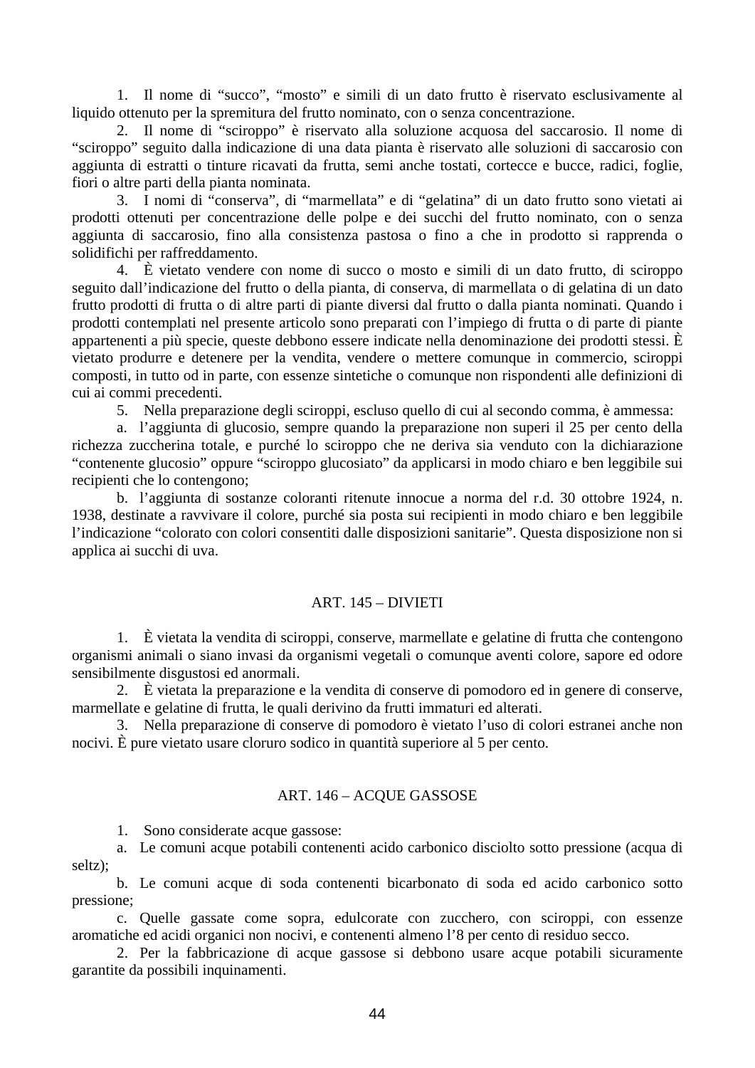1. Il nome di “succo”, “mosto” e simili di un dato frutto è riservato esclusivamente al liquido ottenuto per la spremitura del frutto nominato, con o senza concentrazione.

2. Il nome di “sciroppo” è riservato alla soluzione acquosa del saccarosio. Il nome di “sciroppo” seguito dalla indicazione di una data pianta è riservato alle soluzioni di saccarosio con aggiunta di estratti o tinture ricavati da frutta, semi anche tostati, cortecce e bucce, radici, foglie, fiori o altre parti della pianta nominata.

3. I nomi di “conserva”, di “marmellata” e di “gelatina” di un dato frutto sono vietati ai prodotti ottenuti per concentrazione delle polpe e dei succhi del frutto nominato, con o senza aggiunta di saccarosio, fino alla consistenza pastosa o fino a che in prodotto si rapprenda o solidifichi per raffreddamento.

4. È vietato vendere con nome di succo o mosto e simili di un dato frutto, di sciroppo seguito dall’indicazione del frutto o della pianta, di conserva, di marmellata o di gelatina di un dato frutto prodotti di frutta o di altre parti di piante diversi dal frutto o dalla pianta nominati. Quando i prodotti contemplati nel presente articolo sono preparati con l’impiego di frutta o di parte di piante appartenenti a più specie, queste debbono essere indicate nella denominazione dei prodotti stessi. È vietato produrre e detenere per la vendita, vendere o mettere comunque in commercio, sciroppi composti, in tutto od in parte, con essenze sintetiche o comunque non rispondenti alle definizioni di cui ai commi precedenti.

5. Nella preparazione degli sciroppi, escluso quello di cui al secondo comma, è ammessa:

a. l’aggiunta di glucosio, sempre quando la preparazione non superi il 25 per cento della richezza zuccherina totale, e purché lo sciroppo che ne deriva sia venduto con la dichiarazione “contenente glucosio” oppure “sciroppo glucosiato” da applicarsi in modo chiaro e ben leggibile sui recipienti che lo contengono;

b. l’aggiunta di sostanze coloranti ritenute innocue a norma del r.d. 30 ottobre 1924, n. 1938, destinate a ravvivare il colore, purché sia posta sui recipienti in modo chiaro e ben leggibile l’indicazione “colorato con colori consentiti dalle disposizioni sanitarie”. Questa disposizione non si applica ai succhi di uva.

## ART. 145 – DIVIETI

1. È vietata la vendita di sciroppi, conserve, marmellate e gelatine di frutta che contengono organismi animali o siano invasi da organismi vegetali o comunque aventi colore, sapore ed odore sensibilmente disgustosi ed anormali.

2. È vietata la preparazione e la vendita di conserve di pomodoro ed in genere di conserve, marmellate e gelatine di frutta, le quali derivino da frutti immaturi ed alterati.

3. Nella preparazione di conserve di pomodoro è vietato l’uso di colori estranei anche non nocivi. È pure vietato usare cloruro sodico in quantità superiore al 5 per cento.

## ART. 146 – ACQUE GASSOSE

1. Sono considerate acque gassose:

a. Le comuni acque potabili contenenti acido carbonico disciolto sotto pressione (acqua di seltz);

b. Le comuni acque di soda contenenti bicarbonato di soda ed acido carbonico sotto pressione;

c. Quelle gassate come sopra, edulcorate con zucchero, con sciroppi, con essenze aromatiche ed acidi organici non nocivi, e contenenti almeno l’8 per cento di residuo secco.

2. Per la fabbricazione di acque gassose si debbono usare acque potabili sicuramente garantite da possibili inquinamenti.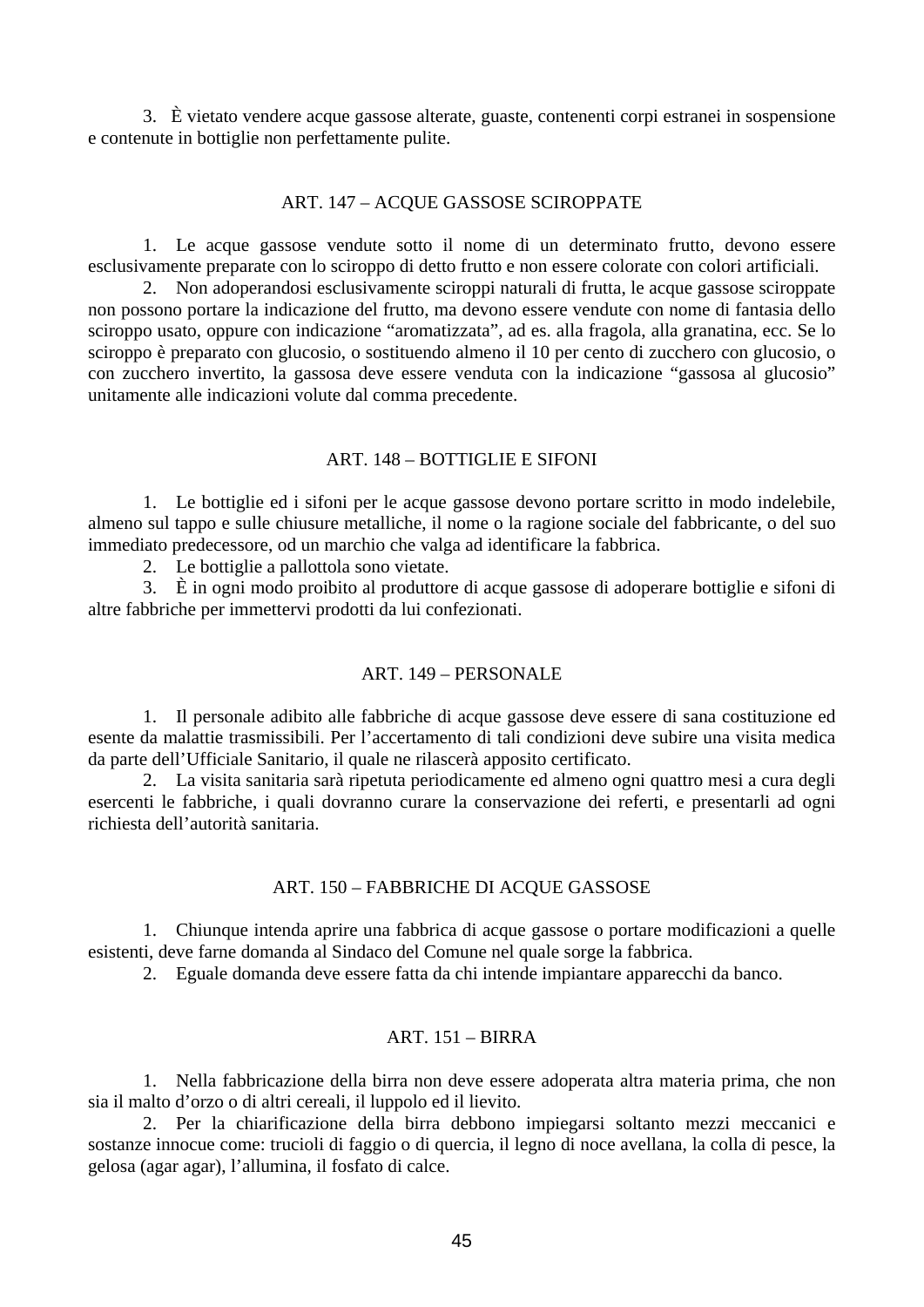3. È vietato vendere acque gassose alterate, guaste, contenenti corpi estranei in sospensione e contenute in bottiglie non perfettamente pulite.

## ART. 147 – ACQUE GASSOSE SCIROPPATE

1. Le acque gassose vendute sotto il nome di un determinato frutto, devono essere esclusivamente preparate con lo sciroppo di detto frutto e non essere colorate con colori artificiali.

2. Non adoperandosi esclusivamente sciroppi naturali di frutta, le acque gassose sciroppate non possono portare la indicazione del frutto, ma devono essere vendute con nome di fantasia dello sciroppo usato, oppure con indicazione "aromatizzata", ad es. alla fragola, alla granatina, ecc. Se lo sciroppo è preparato con glucosio, o sostituendo almeno il 10 per cento di zucchero con glucosio, o con zucchero invertito, la gassosa deve essere venduta con la indicazione "gassosa al glucosio" unitamente alle indicazioni volute dal comma precedente.

## ART. 148 – BOTTIGLIE E SIFONI

1. Le bottiglie ed i sifoni per le acque gassose devono portare scritto in modo indelebile, almeno sul tappo e sulle chiusure metalliche, il nome o la ragione sociale del fabbricante, o del suo immediato predecessore, od un marchio che valga ad identificare la fabbrica.

2. Le bottiglie a pallottola sono vietate.

3. È in ogni modo proibito al produttore di acque gassose di adoperare bottiglie e sifoni di altre fabbriche per immettervi prodotti da lui confezionati.

## ART. 149 – PERSONALE

1. Il personale adibito alle fabbriche di acque gassose deve essere di sana costituzione ed esente da malattie trasmissibili. Per l'accertamento di tali condizioni deve subire una visita medica da parte dell'Ufficiale Sanitario, il quale ne rilascerà apposito certificato.

2. La visita sanitaria sarà ripetuta periodicamente ed almeno ogni quattro mesi a cura degli esercenti le fabbriche, i quali dovranno curare la conservazione dei referti, e presentarli ad ogni richiesta dell'autorità sanitaria.

## ART. 150 – FABBRICHE DI ACQUE GASSOSE

1. Chiunque intenda aprire una fabbrica di acque gassose o portare modificazioni a quelle esistenti, deve farne domanda al Sindaco del Comune nel quale sorge la fabbrica.

2. Eguale domanda deve essere fatta da chi intende impiantare apparecchi da banco.

## ART. 151 – BIRRA

1. Nella fabbricazione della birra non deve essere adoperata altra materia prima, che non sia il malto d'orzo o di altri cereali, il luppolo ed il lievito.

2. Per la chiarificazione della birra debbono impiegarsi soltanto mezzi meccanici e sostanze innocue come: trucioli di faggio o di quercia, il legno di noce avellana, la colla di pesce, la gelosa (agar agar), l'allumina, il fosfato di calce.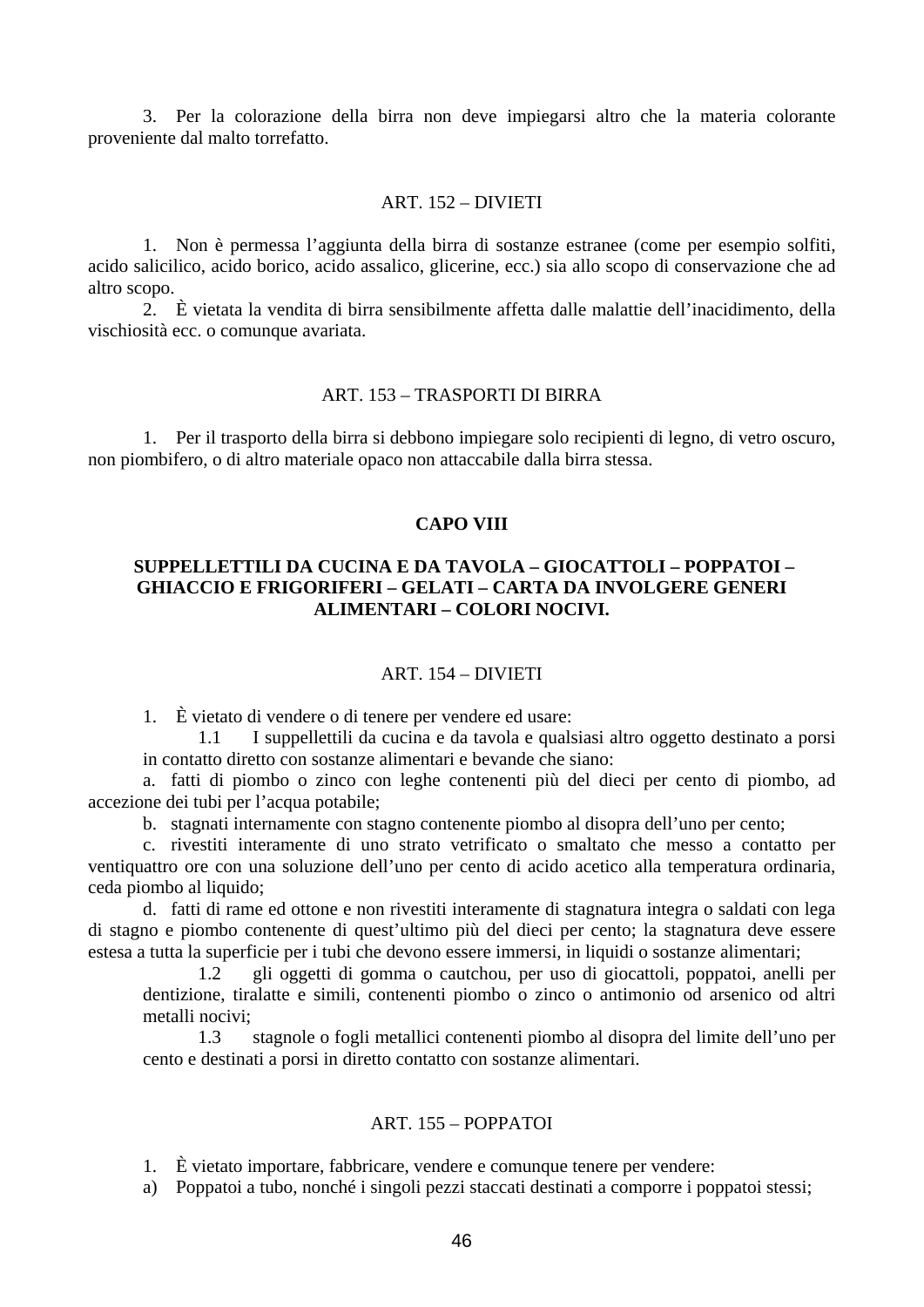3. Per la colorazione della birra non deve impiegarsi altro che la materia colorante proveniente dal malto torrefatto.

### ART. 152 – DIVIETI

1. Non è permessa l'aggiunta della birra di sostanze estranee (come per esempio solfiti, acido salicilico, acido borico, acido assalico, glicerine, ecc.) sia allo scopo di conservazione che ad altro scopo.
2. È vietata la vendita di birra sensibilmente affetta dalle malattie dell'inacidimento, della vischiosità ecc. o comunque avariata.

### ART. 153 – TRASPORTI DI BIRRA

1. Per il trasporto della birra si debbono impiegare solo recipienti di legno, di vetro oscuro, non piombifero, o di altro materiale opaco non attaccabile dalla birra stessa.

## CAPO VIII

## SUPPELLETTILI DA CUCINA E DA TAVOLA – GIOCATTOLI – POPPATOI – GHIACCIO E FRIGORIFERI – GELATI – CARTA DA INVOLGERE GENERI ALIMENTARI – COLORI NOCIVI.

### ART. 154 – DIVIETI

1. È vietato di vendere o di tenere per vendere ed usare:

1.1 I suppellettili da cucina e da tavola e qualsiasi altro oggetto destinato a porsi in contatto diretto con sostanze alimentari e bevande che siano:

a. fatti di piombo o zinco con leghe contenenti più del dieci per cento di piombo, ad accezione dei tubi per l'acqua potabile;

b. stagnati internamente con stagno contenente piombo al disopra dell'uno per cento;

c. rivestiti interamente di uno strato vetrificato o smaltato che messo a contatto per ventiquattro ore con una soluzione dell'uno per cento di acido acetico alla temperatura ordinaria, ceda piombo al liquido;

d. fatti di rame ed ottone e non rivestiti interamente di stagnatura integra o saldati con lega di stagno e piombo contenente di quest'ultimo più del dieci per cento; la stagnatura deve essere estesa a tutta la superficie per i tubi che devono essere immersi, in liquidi o sostanze alimentari;

1.2 gli oggetti di gomma o cautchou, per uso di giocattoli, poppatoi, anelli per dentizione, tiralatte e simili, contenenti piombo o zinco o antimonio od arsenico od altri metalli nocivi;

1.3 stagnole o fogli metallici contenenti piombo al disopra del limite dell'uno per cento e destinati a porsi in diretto contatto con sostanze alimentari.

### ART. 155 – POPPATOI

1. È vietato importare, fabbricare, vendere e comunque tenere per vendere:

a) Poppatoi a tubo, nonché i singoli pezzi staccati destinati a comporre i poppatoi stessi;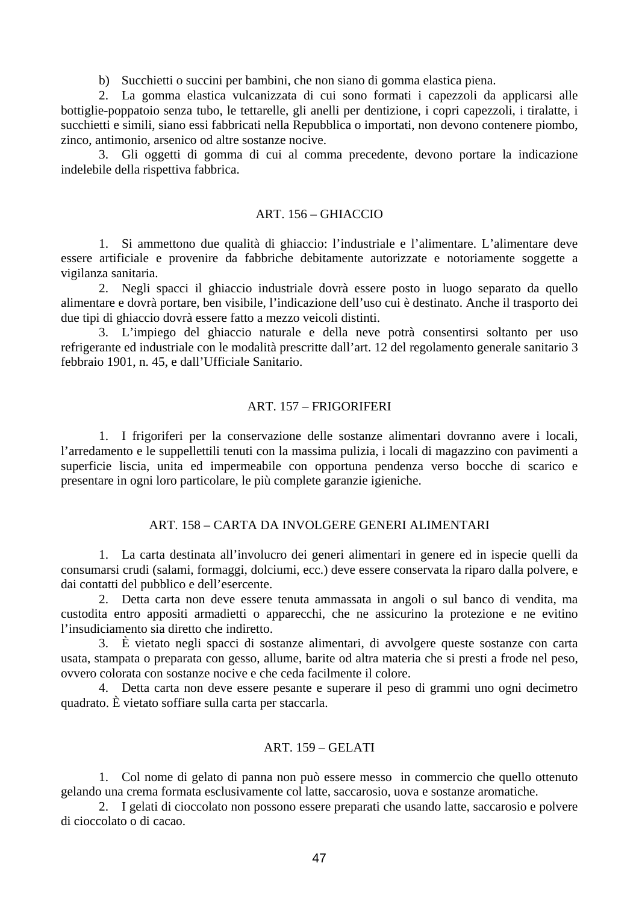b) Succhietti o succini per bambini, che non siano di gomma elastica piena.

2. La gomma elastica vulcanizzata di cui sono formati i capezzoli da applicarsi alle bottiglie-poppatoio senza tubo, le tettarelle, gli anelli per dentizione, i copri capezzoli, i tiralatte, i succhietti e simili, siano essi fabbricati nella Repubblica o importati, non devono contenere piombo, zinco, antimonio, arsenico od altre sostanze nocive.

3. Gli oggetti di gomma di cui al comma precedente, devono portare la indicazione indelebile della rispettiva fabbrica.

## ART. 156 – GHIACCIO

1. Si ammettono due qualità di ghiaccio: l'industriale e l'alimentare. L'alimentare deve essere artificiale e provenire da fabbriche debitamente autorizzate e notoriamente soggette a vigilanza sanitaria.

2. Negli spacci il ghiaccio industriale dovrà essere posto in luogo separato da quello alimentare e dovrà portare, ben visibile, l'indicazione dell'uso cui è destinato. Anche il trasporto dei due tipi di ghiaccio dovrà essere fatto a mezzo veicoli distinti.

3. L'impiego del ghiaccio naturale e della neve potrà consentirsi soltanto per uso refrigerante ed industriale con le modalità prescritte dall'art. 12 del regolamento generale sanitario 3 febbraio 1901, n. 45, e dall'Ufficiale Sanitario.

## ART. 157 – FRIGORIFERI

1. I frigoriferi per la conservazione delle sostanze alimentari dovranno avere i locali, l'arredamento e le suppellettili tenuti con la massima pulizia, i locali di magazzino con pavimenti a superficie liscia, unita ed impermeabile con opportuna pendenza verso bocche di scarico e presentare in ogni loro particolare, le più complete garanzie igieniche.

## ART. 158 – CARTA DA INVOLGERE GENERI ALIMENTARI

1. La carta destinata all'involucro dei generi alimentari in genere ed in ispecie quelli da consumarsi crudi (salami, formaggi, dolciumi, ecc.) deve essere conservata la riparo dalla polvere, e dai contatti del pubblico e dell'esercente.

2. Detta carta non deve essere tenuta ammassata in angoli o sul banco di vendita, ma custodita entro appositi armadietti o apparecchi, che ne assicurino la protezione e ne evitino l'insudiciamento sia diretto che indiretto.

3. È vietato negli spacci di sostanze alimentari, di avvolgere queste sostanze con carta usata, stampata o preparata con gesso, allume, barite od altra materia che si presti a frode nel peso, ovvero colorata con sostanze nocive e che ceda facilmente il colore.

4. Detta carta non deve essere pesante e superare il peso di grammi uno ogni decimetro quadrato. È vietato soffiare sulla carta per staccarla.

## ART. 159 – GELATI

1. Col nome di gelato di panna non può essere messo in commercio che quello ottenuto gelando una crema formata esclusivamente col latte, saccarosio, uova e sostanze aromatiche.

2. I gelati di cioccolato non possono essere preparati che usando latte, saccarosio e polvere di cioccolato o di cacao.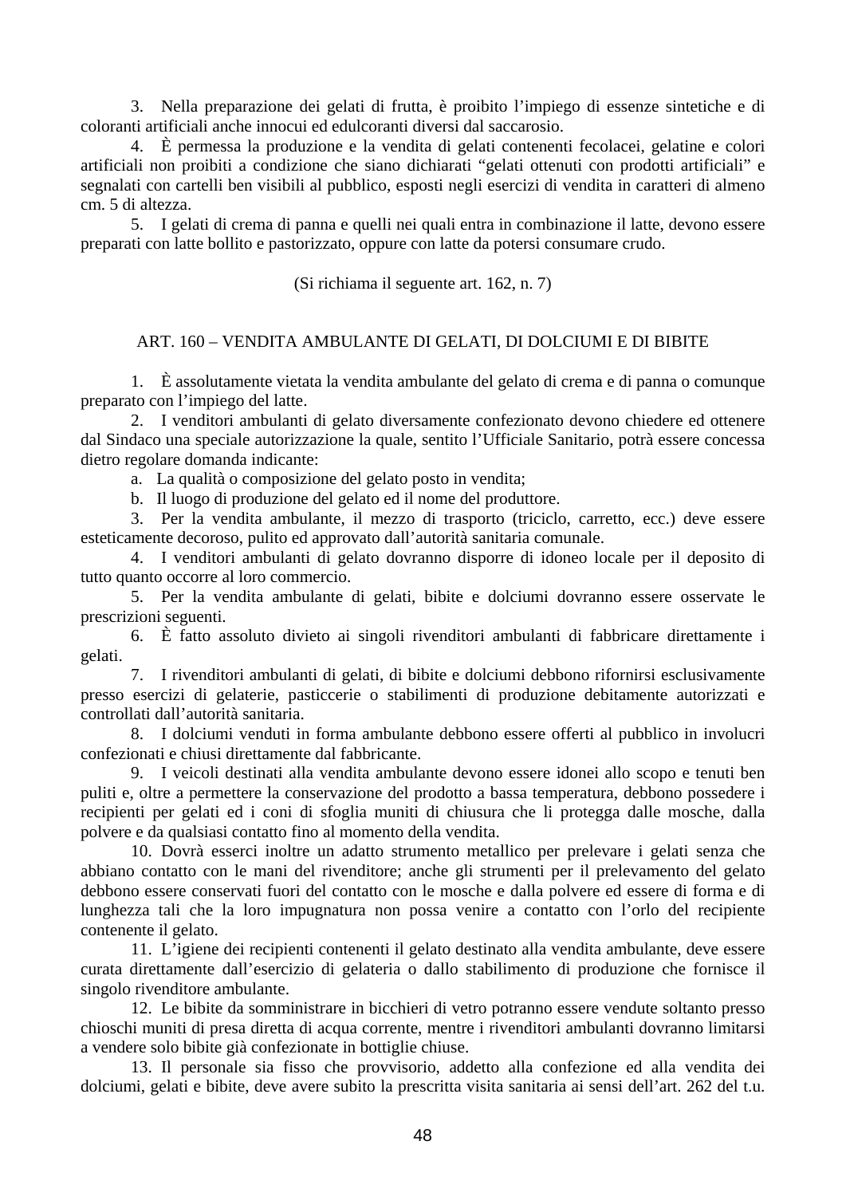3. Nella preparazione dei gelati di frutta, è proibito l'impiego di essenze sintetiche e di coloranti artificiali anche innocui ed edulcoranti diversi dal saccarosio.

4. È permessa la produzione e la vendita di gelati contenenti fecolacei, gelatine e colori artificiali non proibiti a condizione che siano dichiarati "gelati ottenuti con prodotti artificiali" e segnalati con cartelli ben visibili al pubblico, esposti negli esercizi di vendita in caratteri di almeno cm. 5 di altezza.

5. I gelati di crema di panna e quelli nei quali entra in combinazione il latte, devono essere preparati con latte bollito e pastorizzato, oppure con latte da potersi consumare crudo.

(Si richiama il seguente art. 162, n. 7)

## ART. 160 – VENDITA AMBULANTE DI GELATI, DI DOLCIUMI E DI BIBITE

1. È assolutamente vietata la vendita ambulante del gelato di crema e di panna o comunque preparato con l'impiego del latte.

2. I venditori ambulanti di gelato diversamente confezionato devono chiedere ed ottenere dal Sindaco una speciale autorizzazione la quale, sentito l'Ufficiale Sanitario, potrà essere concessa dietro regolare domanda indicante:

   a. La qualità o composizione del gelato posto in vendita;

   b. Il luogo di produzione del gelato ed il nome del produttore.

3. Per la vendita ambulante, il mezzo di trasporto (triciclo, carretto, ecc.) deve essere esteticamente decoroso, pulito ed approvato dall'autorità sanitaria comunale.

4. I venditori ambulanti di gelato dovranno disporre di idoneo locale per il deposito di tutto quanto occorre al loro commercio.

5. Per la vendita ambulante di gelati, bibite e dolciumi dovranno essere osservate le prescrizioni seguenti.

6. È fatto assoluto divieto ai singoli rivenditori ambulanti di fabbricare direttamente i gelati.

7. I rivenditori ambulanti di gelati, di bibite e dolciumi debbono rifornirsi esclusivamente presso esercizi di gelaterie, pasticcerie o stabilimenti di produzione debitamente autorizzati e controllati dall'autorità sanitaria.

8. I dolciumi venduti in forma ambulante debbono essere offerti al pubblico in involucri confezionati e chiusi direttamente dal fabbricante.

9. I veicoli destinati alla vendita ambulante devono essere idonei allo scopo e tenuti ben puliti e, oltre a permettere la conservazione del prodotto a bassa temperatura, debbono possedere i recipienti per gelati ed i coni di sfoglia muniti di chiusura che li protegga dalle mosche, dalla polvere e da qualsiasi contatto fino al momento della vendita.

10. Dovrà esserci inoltre un adatto strumento metallico per prelevare i gelati senza che abbiano contatto con le mani del rivenditore; anche gli strumenti per il prelevamento del gelato debbono essere conservati fuori del contatto con le mosche e dalla polvere ed essere di forma e di lunghezza tali che la loro impugnatura non possa venire a contatto con l'orlo del recipiente contenente il gelato.

11. L'igiene dei recipienti contenenti il gelato destinato alla vendita ambulante, deve essere curata direttamente dall'esercizio di gelateria o dallo stabilimento di produzione che fornisce il singolo rivenditore ambulante.

12. Le bibite da somministrare in bicchieri di vetro potranno essere vendute soltanto presso chioschi muniti di presa diretta di acqua corrente, mentre i rivenditori ambulanti dovranno limitarsi a vendere solo bibite già confezionate in bottiglie chiuse.

13. Il personale sia fisso che provvisorio, addetto alla confezione ed alla vendita dei dolciumi, gelati e bibite, deve avere subito la prescritta visita sanitaria ai sensi dell'art. 262 del t.u.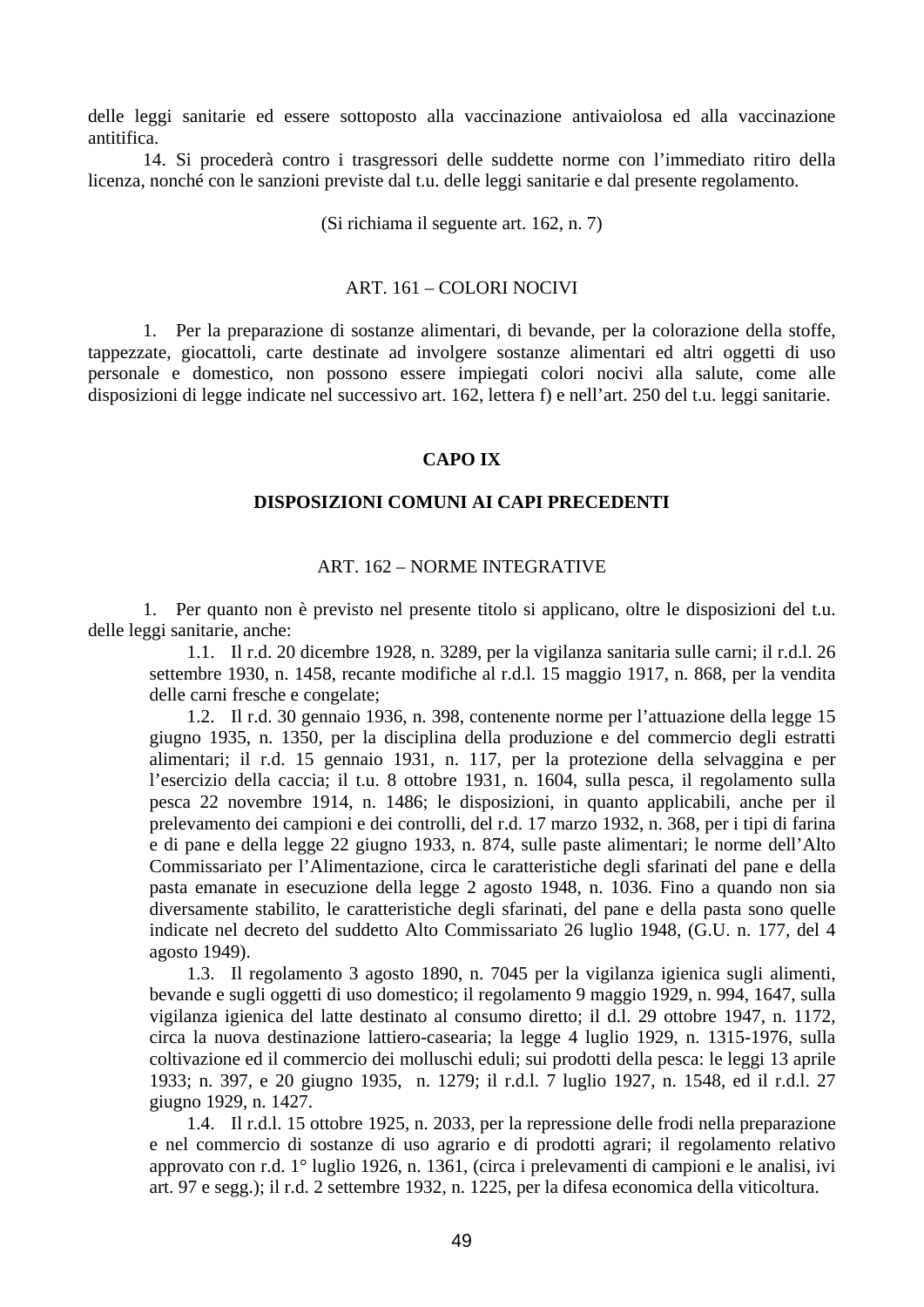delle leggi sanitarie ed essere sottoposto alla vaccinazione antivaiolosa ed alla vaccinazione antitifica.

14. Si procederà contro i trasgressori delle suddette norme con l'immediato ritiro della licenza, nonché con le sanzioni previste dal t.u. delle leggi sanitarie e dal presente regolamento.

(Si richiama il seguente art. 162, n. 7)

### ART. 161 – COLORI NOCIVI

1. Per la preparazione di sostanze alimentari, di bevande, per la colorazione della stoffe, tappezzate, giocattoli, carte destinate ad involgere sostanze alimentari ed altri oggetti di uso personale e domestico, non possono essere impiegati colori nocivi alla salute, come alle disposizioni di legge indicate nel successivo art. 162, lettera f) e nell'art. 250 del t.u. leggi sanitarie.

## CAPO IX

## DISPOSIZIONI COMUNI AI CAPI PRECEDENTI

### ART. 162 – NORME INTEGRATIVE

1. Per quanto non è previsto nel presente titolo si applicano, oltre le disposizioni del t.u. delle leggi sanitarie, anche:

   1.1. Il r.d. 20 dicembre 1928, n. 3289, per la vigilanza sanitaria sulle carni; il r.d.l. 26 settembre 1930, n. 1458, recante modifiche al r.d.l. 15 maggio 1917, n. 868, per la vendita delle carni fresche e congelate;

   1.2. Il r.d. 30 gennaio 1936, n. 398, contenente norme per l'attuazione della legge 15 giugno 1935, n. 1350, per la disciplina della produzione e del commercio degli estratti alimentari; il r.d. 15 gennaio 1931, n. 117, per la protezione della selvaggina e per l'esercizio della caccia; il t.u. 8 ottobre 1931, n. 1604, sulla pesca, il regolamento sulla pesca 22 novembre 1914, n. 1486; le disposizioni, in quanto applicabili, anche per il prelevamento dei campioni e dei controlli, del r.d. 17 marzo 1932, n. 368, per i tipi di farina e di pane e della legge 22 giugno 1933, n. 874, sulle paste alimentari; le norme dell'Alto Commissariato per l'Alimentazione, circa le caratteristiche degli sfarinati del pane e della pasta emanate in esecuzione della legge 2 agosto 1948, n. 1036. Fino a quando non sia diversamente stabilito, le caratteristiche degli sfarinati, del pane e della pasta sono quelle indicate nel decreto del suddetto Alto Commissariato 26 luglio 1948, (G.U. n. 177, del 4 agosto 1949).

   1.3. Il regolamento 3 agosto 1890, n. 7045 per la vigilanza igienica sugli alimenti, bevande e sugli oggetti di uso domestico; il regolamento 9 maggio 1929, n. 994, 1647, sulla vigilanza igienica del latte destinato al consumo diretto; il d.l. 29 ottobre 1947, n. 1172, circa la nuova destinazione lattiero-casearia; la legge 4 luglio 1929, n. 1315-1976, sulla coltivazione ed il commercio dei molluschi eduli; sui prodotti della pesca: le leggi 13 aprile 1933; n. 397, e 20 giugno 1935, n. 1279; il r.d.l. 7 luglio 1927, n. 1548, ed il r.d.l. 27 giugno 1929, n. 1427.

   1.4. Il r.d.l. 15 ottobre 1925, n. 2033, per la repressione delle frodi nella preparazione e nel commercio di sostanze di uso agrario e di prodotti agrari; il regolamento relativo approvato con r.d. 1° luglio 1926, n. 1361, (circa i prelevamenti di campioni e le analisi, ivi art. 97 e segg.); il r.d. 2 settembre 1932, n. 1225, per la difesa economica della viticoltura.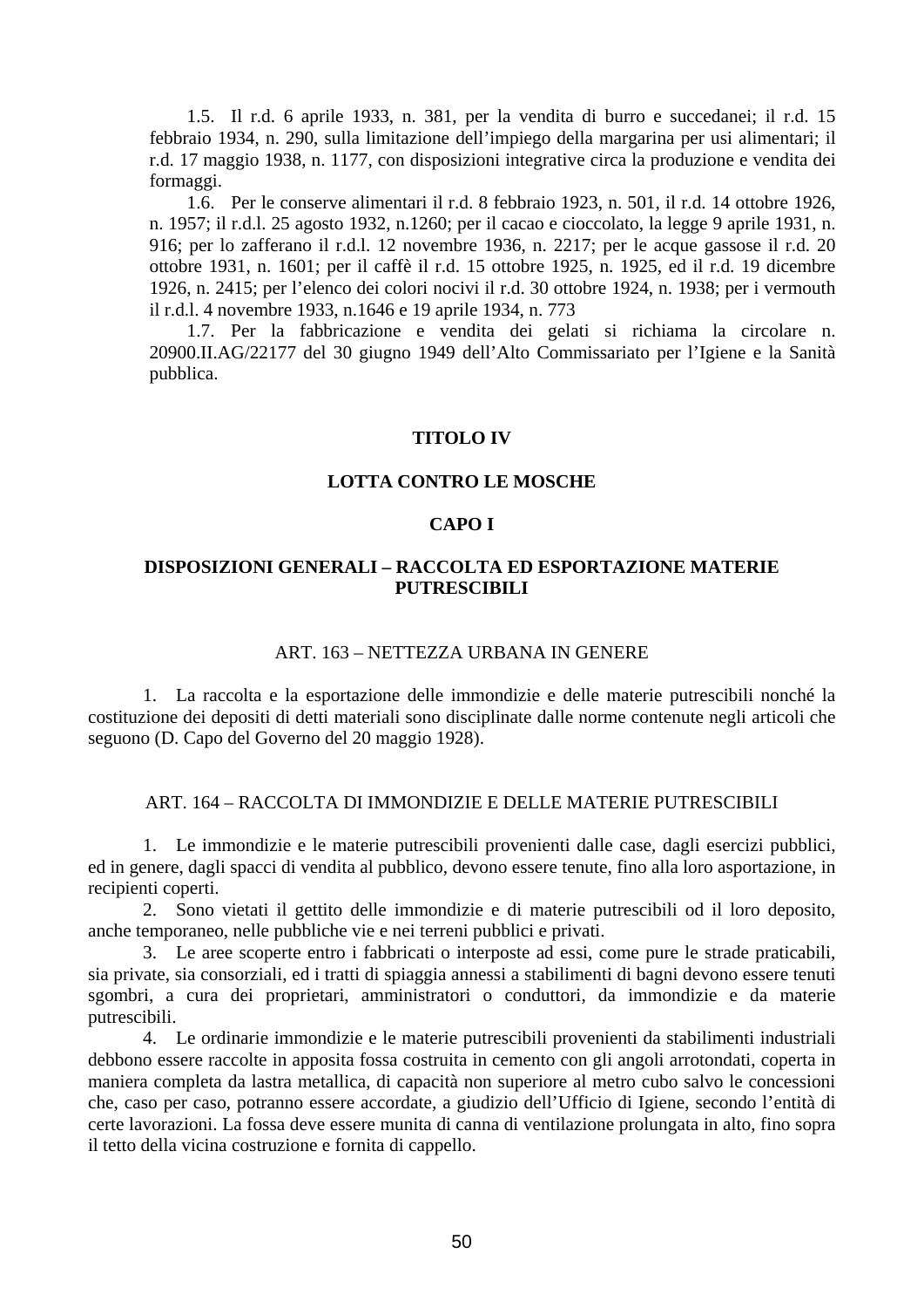1.5. Il r.d. 6 aprile 1933, n. 381, per la vendita di burro e succedanei; il r.d. 15 febbraio 1934, n. 290, sulla limitazione dell'impiego della margarina per usi alimentari; il r.d. 17 maggio 1938, n. 1177, con disposizioni integrative circa la produzione e vendita dei formaggi.

1.6. Per le conserve alimentari il r.d. 8 febbraio 1923, n. 501, il r.d. 14 ottobre 1926, n. 1957; il r.d.l. 25 agosto 1932, n.1260; per il cacao e cioccolato, la legge 9 aprile 1931, n. 916; per lo zafferano il r.d.l. 12 novembre 1936, n. 2217; per le acque gassose il r.d. 20 ottobre 1931, n. 1601; per il caffè il r.d. 15 ottobre 1925, n. 1925, ed il r.d. 19 dicembre 1926, n. 2415; per l'elenco dei colori nocivi il r.d. 30 ottobre 1924, n. 1938; per i vermouth il r.d.l. 4 novembre 1933, n.1646 e 19 aprile 1934, n. 773

1.7. Per la fabbricazione e vendita dei gelati si richiama la circolare n. 20900.II.AG/22177 del 30 giugno 1949 dell'Alto Commissariato per l'Igiene e la Sanità pubblica.

# TITOLO IV

# LOTTA CONTRO LE MOSCHE

## CAPO I

## DISPOSIZIONI GENERALI – RACCOLTA ED ESPORTAZIONE MATERIE PUTRESCIBILI

### ART. 163 – NETTEZZA URBANA IN GENERE

1. La raccolta e la esportazione delle immondizie e delle materie putrescibili nonché la costituzione dei depositi di detti materiali sono disciplinate dalle norme contenute negli articoli che seguono (D. Capo del Governo del 20 maggio 1928).

### ART. 164 – RACCOLTA DI IMMONDIZIE E DELLE MATERIE PUTRESCIBILI

1. Le immondizie e le materie putrescibili provenienti dalle case, dagli esercizi pubblici, ed in genere, dagli spacci di vendita al pubblico, devono essere tenute, fino alla loro asportazione, in recipienti coperti.

2. Sono vietati il gettito delle immondizie e di materie putrescibili od il loro deposito, anche temporaneo, nelle pubbliche vie e nei terreni pubblici e privati.

3. Le aree scoperte entro i fabbricati o interposte ad essi, come pure le strade praticabili, sia private, sia consorziali, ed i tratti di spiaggia annessi a stabilimenti di bagni devono essere tenuti sgombri, a cura dei proprietari, amministratori o conduttori, da immondizie e da materie putrescibili.

4. Le ordinarie immondizie e le materie putrescibili provenienti da stabilimenti industriali debbono essere raccolte in apposita fossa costruita in cemento con gli angoli arrotondati, coperta in maniera completa da lastra metallica, di capacità non superiore al metro cubo salvo le concessioni che, caso per caso, potranno essere accordate, a giudizio dell'Ufficio di Igiene, secondo l'entità di certe lavorazioni. La fossa deve essere munita di canna di ventilazione prolungata in alto, fino sopra il tetto della vicina costruzione e fornita di cappello.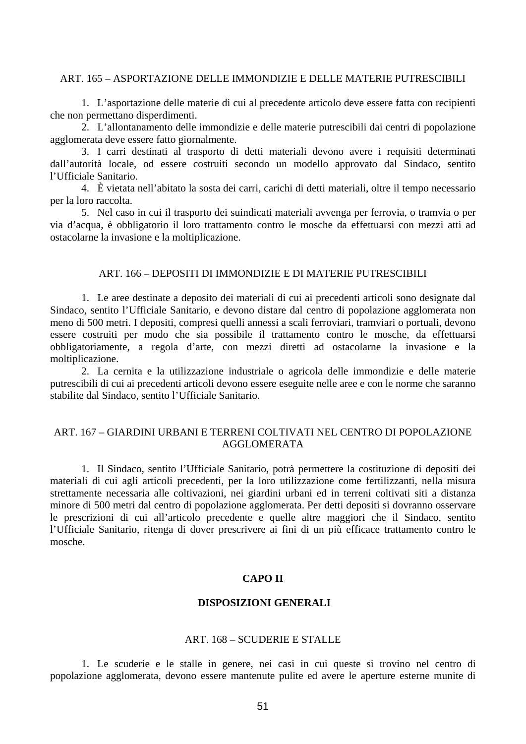### ART. 165 – ASPORTAZIONE DELLE IMMONDIZIE E DELLE MATERIE PUTRESCIBILI

1. L'asportazione delle materie di cui al precedente articolo deve essere fatta con recipienti che non permettano disperdimenti.
2. L'allontanamento delle immondizie e delle materie putrescibili dai centri di popolazione agglomerata deve essere fatto giornalmente.
3. I carri destinati al trasporto di detti materiali devono avere i requisiti determinati dall'autorità locale, od essere costruiti secondo un modello approvato dal Sindaco, sentito l'Ufficiale Sanitario.
4. È vietata nell'abitato la sosta dei carri, carichi di detti materiali, oltre il tempo necessario per la loro raccolta.
5. Nel caso in cui il trasporto dei suindicati materiali avvenga per ferrovia, o tramvia o per via d'acqua, è obbligatorio il loro trattamento contro le mosche da effettuarsi con mezzi atti ad ostacolarne la invasione e la moltiplicazione.

### ART. 166 – DEPOSITI DI IMMONDIZIE E DI MATERIE PUTRESCIBILI

1. Le aree destinate a deposito dei materiali di cui ai precedenti articoli sono designate dal Sindaco, sentito l'Ufficiale Sanitario, e devono distare dal centro di popolazione agglomerata non meno di 500 metri. I depositi, compresi quelli annessi a scali ferroviari, tramviari o portuali, devono essere costruiti per modo che sia possibile il trattamento contro le mosche, da effettuarsi obbligatoriamente, a regola d'arte, con mezzi diretti ad ostacolarne la invasione e la moltiplicazione.
2. La cernita e la utilizzazione industriale o agricola delle immondizie e delle materie putrescibili di cui ai precedenti articoli devono essere eseguite nelle aree e con le norme che saranno stabilite dal Sindaco, sentito l'Ufficiale Sanitario.

### ART. 167 – GIARDINI URBANI E TERRENI COLTIVATI NEL CENTRO DI POPOLAZIONE AGGLOMERATA

1. Il Sindaco, sentito l'Ufficiale Sanitario, potrà permettere la costituzione di depositi dei materiali di cui agli articoli precedenti, per la loro utilizzazione come fertilizzanti, nella misura strettamente necessaria alle coltivazioni, nei giardini urbani ed in terreni coltivati siti a distanza minore di 500 metri dal centro di popolazione agglomerata. Per detti depositi si dovranno osservare le prescrizioni di cui all'articolo precedente e quelle altre maggiori che il Sindaco, sentito l'Ufficiale Sanitario, ritenga di dover prescrivere ai fini di un più efficace trattamento contro le mosche.

## CAPO II

## DISPOSIZIONI GENERALI

### ART. 168 – SCUDERIE E STALLE

1. Le scuderie e le stalle in genere, nei casi in cui queste si trovino nel centro di popolazione agglomerata, devono essere mantenute pulite ed avere le aperture esterne munite di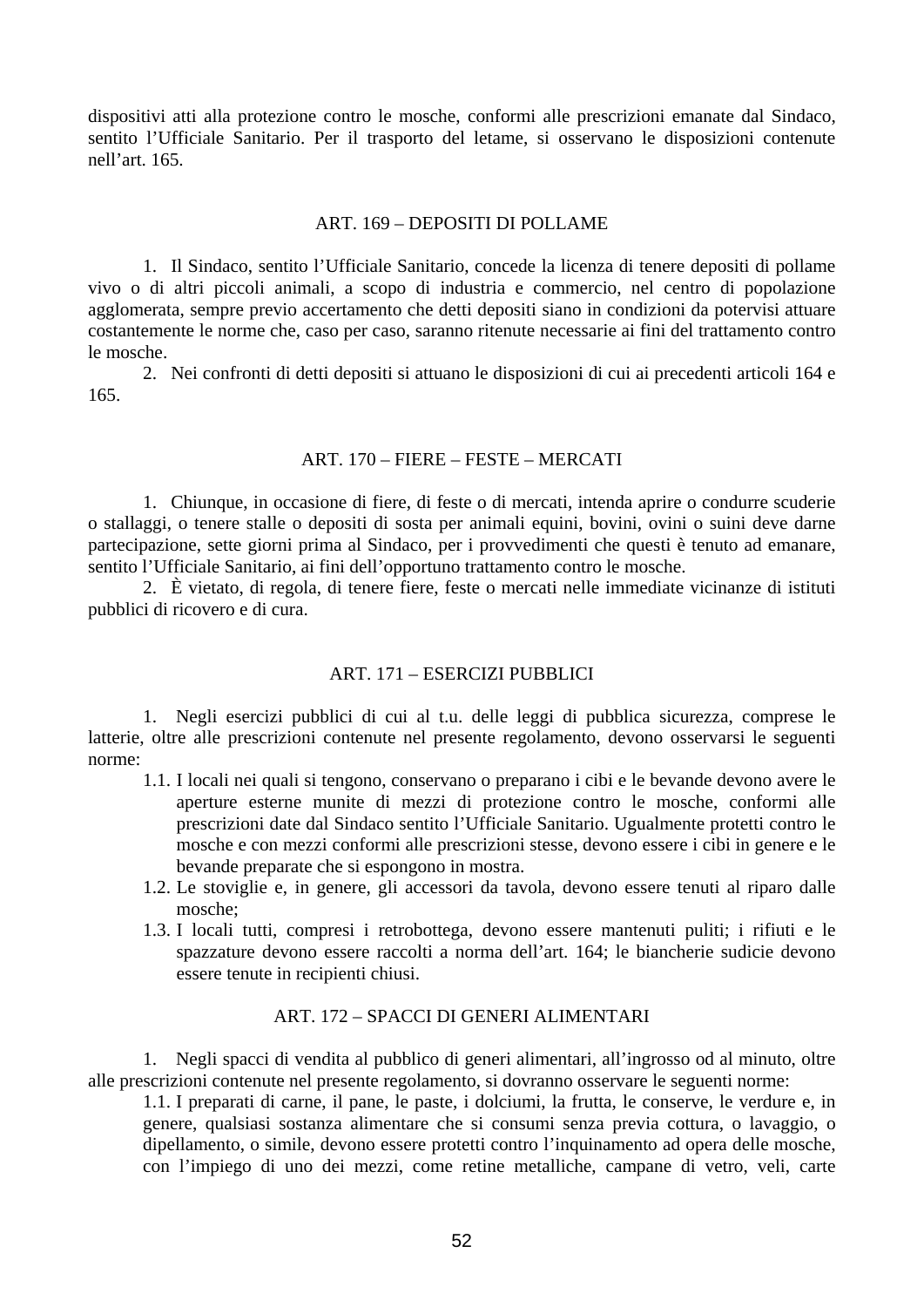dispositivi atti alla protezione contro le mosche, conformi alle prescrizioni emanate dal Sindaco, sentito l'Ufficiale Sanitario. Per il trasporto del letame, si osservano le disposizioni contenute nell'art. 165.

## ART. 169 – DEPOSITI DI POLLAME

1. Il Sindaco, sentito l'Ufficiale Sanitario, concede la licenza di tenere depositi di pollame vivo o di altri piccoli animali, a scopo di industria e commercio, nel centro di popolazione agglomerata, sempre previo accertamento che detti depositi siano in condizioni da potervisi attuare costantemente le norme che, caso per caso, saranno ritenute necessarie ai fini del trattamento contro le mosche.
2. Nei confronti di detti depositi si attuano le disposizioni di cui ai precedenti articoli 164 e 165.

## ART. 170 – FIERE – FESTE – MERCATI

1. Chiunque, in occasione di fiere, di feste o di mercati, intenda aprire o condurre scuderie o stallaggi, o tenere stalle o depositi di sosta per animali equini, bovini, ovini o suini deve darne partecipazione, sette giorni prima al Sindaco, per i provvedimenti che questi è tenuto ad emanare, sentito l'Ufficiale Sanitario, ai fini dell'opportuno trattamento contro le mosche.
2. È vietato, di regola, di tenere fiere, feste o mercati nelle immediate vicinanze di istituti pubblici di ricovero e di cura.

## ART. 171 – ESERCIZI PUBBLICI

1. Negli esercizi pubblici di cui al t.u. delle leggi di pubblica sicurezza, comprese le latterie, oltre alle prescrizioni contenute nel presente regolamento, devono osservarsi le seguenti norme:
   - 1.1. I locali nei quali si tengono, conservano o preparano i cibi e le bevande devono avere le aperture esterne munite di mezzi di protezione contro le mosche, conformi alle prescrizioni date dal Sindaco sentito l'Ufficiale Sanitario. Ugualmente protetti contro le mosche e con mezzi conformi alle prescrizioni stesse, devono essere i cibi in genere e le bevande preparate che si espongono in mostra.
   - 1.2. Le stoviglie e, in genere, gli accessori da tavola, devono essere tenuti al riparo dalle mosche;
   - 1.3. I locali tutti, compresi i retrobottega, devono essere mantenuti puliti; i rifiuti e le spazzature devono essere raccolti a norma dell'art. 164; le biancherie sudicie devono essere tenute in recipienti chiusi.

## ART. 172 – SPACCI DI GENERI ALIMENTARI

1. Negli spacci di vendita al pubblico di generi alimentari, all'ingrosso od al minuto, oltre alle prescrizioni contenute nel presente regolamento, si dovranno osservare le seguenti norme:
   - 1.1. I preparati di carne, il pane, le paste, i dolciumi, la frutta, le conserve, le verdure e, in genere, qualsiasi sostanza alimentare che si consumi senza previa cottura, o lavaggio, o dipellamento, o simile, devono essere protetti contro l'inquinamento ad opera delle mosche, con l'impiego di uno dei mezzi, come retine metalliche, campane di vetro, veli, carte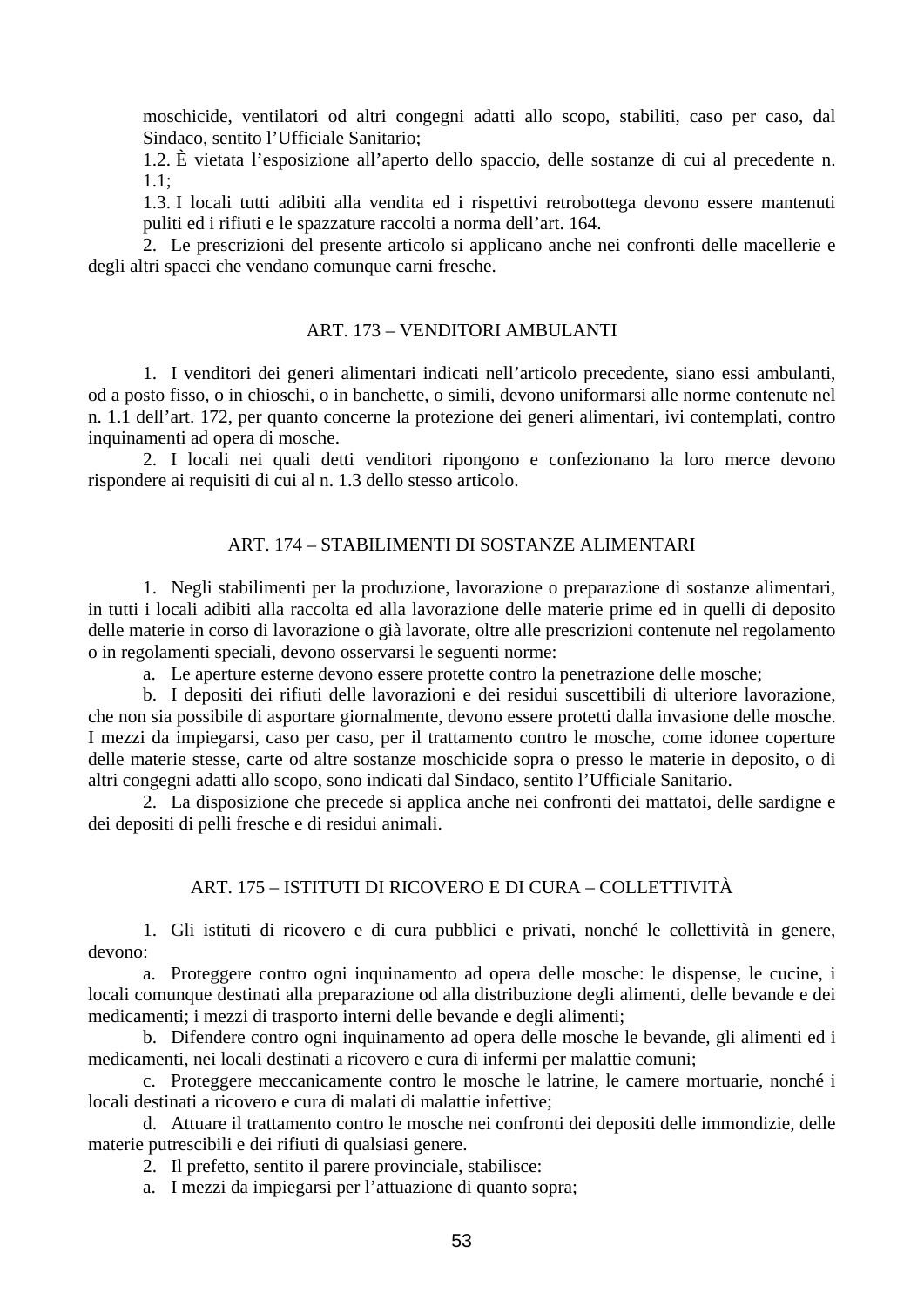moschicide, ventilatori od altri congegni adatti allo scopo, stabiliti, caso per caso, dal Sindaco, sentito l'Ufficiale Sanitario;

1.2. È vietata l'esposizione all'aperto dello spaccio, delle sostanze di cui al precedente n. 1.1;

1.3. I locali tutti adibiti alla vendita ed i rispettivi retrobottega devono essere mantenuti puliti ed i rifiuti e le spazzature raccolti a norma dell'art. 164.

2. Le prescrizioni del presente articolo si applicano anche nei confronti delle macellerie e degli altri spacci che vendano comunque carni fresche.

## ART. 173 – VENDITORI AMBULANTI

1. I venditori dei generi alimentari indicati nell'articolo precedente, siano essi ambulanti, od a posto fisso, o in chioschi, o in banchette, o simili, devono uniformarsi alle norme contenute nel n. 1.1 dell'art. 172, per quanto concerne la protezione dei generi alimentari, ivi contemplati, contro inquinamenti ad opera di mosche.

2. I locali nei quali detti venditori ripongono e confezionano la loro merce devono rispondere ai requisiti di cui al n. 1.3 dello stesso articolo.

## ART. 174 – STABILIMENTI DI SOSTANZE ALIMENTARI

1. Negli stabilimenti per la produzione, lavorazione o preparazione di sostanze alimentari, in tutti i locali adibiti alla raccolta ed alla lavorazione delle materie prime ed in quelli di deposito delle materie in corso di lavorazione o già lavorate, oltre alle prescrizioni contenute nel regolamento o in regolamenti speciali, devono osservarsi le seguenti norme:

a. Le aperture esterne devono essere protette contro la penetrazione delle mosche;

b. I depositi dei rifiuti delle lavorazioni e dei residui suscettibili di ulteriore lavorazione, che non sia possibile di asportare giornalmente, devono essere protetti dalla invasione delle mosche. I mezzi da impiegarsi, caso per caso, per il trattamento contro le mosche, come idonee coperture delle materie stesse, carte od altre sostanze moschicide sopra o presso le materie in deposito, o di altri congegni adatti allo scopo, sono indicati dal Sindaco, sentito l'Ufficiale Sanitario.

2. La disposizione che precede si applica anche nei confronti dei mattatoi, delle sardigne e dei depositi di pelli fresche e di residui animali.

## ART. 175 – ISTITUTI DI RICOVERO E DI CURA – COLLETTIVITÀ

1. Gli istituti di ricovero e di cura pubblici e privati, nonché le collettività in genere, devono:

a. Proteggere contro ogni inquinamento ad opera delle mosche: le dispense, le cucine, i locali comunque destinati alla preparazione od alla distribuzione degli alimenti, delle bevande e dei medicamenti; i mezzi di trasporto interni delle bevande e degli alimenti;

b. Difendere contro ogni inquinamento ad opera delle mosche le bevande, gli alimenti ed i medicamenti, nei locali destinati a ricovero e cura di infermi per malattie comuni;

c. Proteggere meccanicamente contro le mosche le latrine, le camere mortuarie, nonché i locali destinati a ricovero e cura di malati di malattie infettive;

d. Attuare il trattamento contro le mosche nei confronti dei depositi delle immondizie, delle materie putrescibili e dei rifiuti di qualsiasi genere.

2. Il prefetto, sentito il parere provinciale, stabilisce:

a. I mezzi da impiegarsi per l'attuazione di quanto sopra;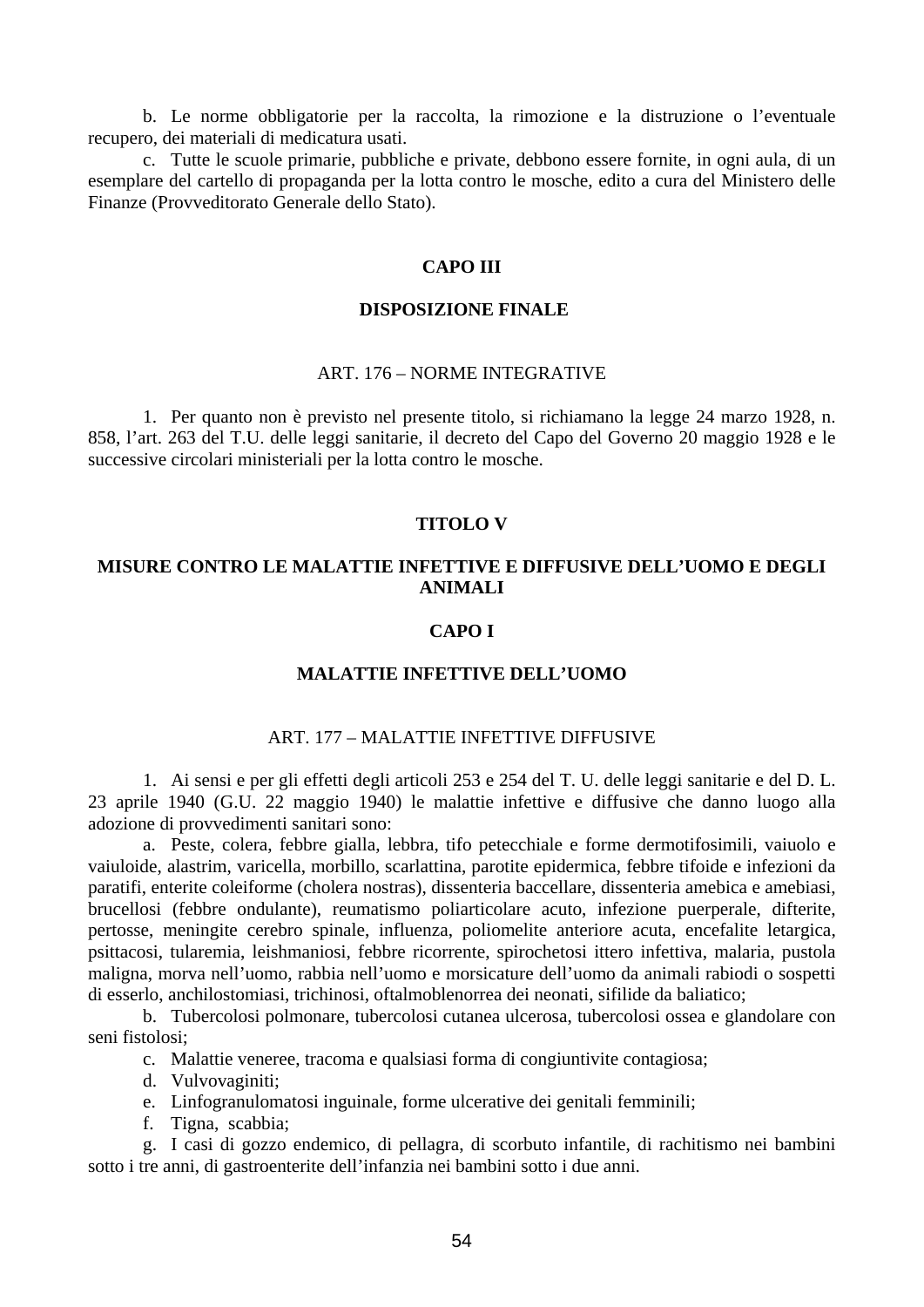b. Le norme obbligatorie per la raccolta, la rimozione e la distruzione o l'eventuale recupero, dei materiali di medicatura usati.

c. Tutte le scuole primarie, pubbliche e private, debbono essere fornite, in ogni aula, di un esemplare del cartello di propaganda per la lotta contro le mosche, edito a cura del Ministero delle Finanze (Provveditorato Generale dello Stato).

## CAPO III

## DISPOSIZIONE FINALE

### ART. 176 – NORME INTEGRATIVE

1. Per quanto non è previsto nel presente titolo, si richiamano la legge 24 marzo 1928, n. 858, l'art. 263 del T.U. delle leggi sanitarie, il decreto del Capo del Governo 20 maggio 1928 e le successive circolari ministeriali per la lotta contro le mosche.

# TITOLO V

# MISURE CONTRO LE MALATTIE INFETTIVE E DIFFUSIVE DELL'UOMO E DEGLI ANIMALI

## CAPO I

## MALATTIE INFETTIVE DELL'UOMO

### ART. 177 – MALATTIE INFETTIVE DIFFUSIVE

1. Ai sensi e per gli effetti degli articoli 253 e 254 del T. U. delle leggi sanitarie e del D. L. 23 aprile 1940 (G.U. 22 maggio 1940) le malattie infettive e diffusive che danno luogo alla adozione di provvedimenti sanitari sono:

a. Peste, colera, febbre gialla, lebbra, tifo petecchiale e forme dermotifosimili, vaiuolo e vaiuloide, alastrim, varicella, morbillo, scarlattina, parotite epidermica, febbre tifoide e infezioni da paratifi, enterite coleiforme (cholera nostras), dissenteria baccellare, dissenteria amebica e amebiasi, brucellosi (febbre ondulante), reumatismo poliarticolare acuto, infezione puerperale, difterite, pertosse, meningite cerebro spinale, influenza, poliomelite anteriore acuta, encefalite letargica, psittacosi, tularemia, leishmaniosi, febbre ricorrente, spirochetosi ittero infettiva, malaria, pustola maligna, morva nell'uomo, rabbia nell'uomo e morsicature dell'uomo da animali rabiodi o sospetti di esserlo, anchilostomiasi, trichinosi, oftalmoblenorrea dei neonati, sifilide da baliatico;

b. Tubercolosi polmonare, tubercolosi cutanea ulcerosa, tubercolosi ossea e glandolare con seni fistolosi;

c. Malattie veneree, tracoma e qualsiasi forma di congiuntivite contagiosa;

d. Vulvovaginiti;

e. Linfogranulomatosi inguinale, forme ulcerative dei genitali femminili;

f. Tigna, scabbia;

g. I casi di gozzo endemico, di pellagra, di scorbuto infantile, di rachitismo nei bambini sotto i tre anni, di gastroenterite dell'infanzia nei bambini sotto i due anni.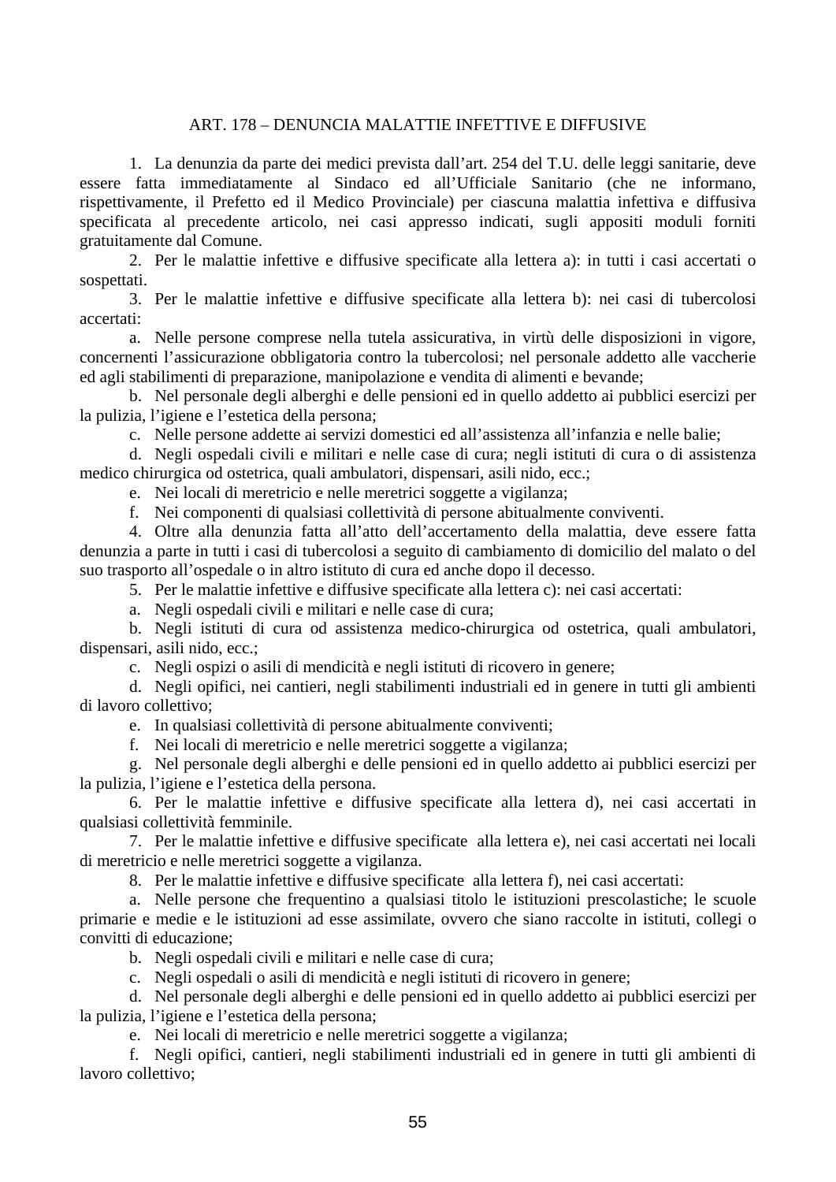## ART. 178 – DENUNCIA MALATTIE INFETTIVE E DIFFUSIVE

1. La denunzia da parte dei medici prevista dall'art. 254 del T.U. delle leggi sanitarie, deve essere fatta immediatamente al Sindaco ed all'Ufficiale Sanitario (che ne informano, rispettivamente, il Prefetto ed il Medico Provinciale) per ciascuna malattia infettiva e diffusiva specificata al precedente articolo, nei casi appresso indicati, sugli appositi moduli forniti gratuitamente dal Comune.

2. Per le malattie infettive e diffusive specificate alla lettera a): in tutti i casi accertati o sospettati.

3. Per le malattie infettive e diffusive specificate alla lettera b): nei casi di tubercolosi accertati:

   a. Nelle persone comprese nella tutela assicurativa, in virtù delle disposizioni in vigore, concernenti l'assicurazione obbligatoria contro la tubercolosi; nel personale addetto alle vaccherie ed agli stabilimenti di preparazione, manipolazione e vendita di alimenti e bevande;

   b. Nel personale degli alberghi e delle pensioni ed in quello addetto ai pubblici esercizi per la pulizia, l'igiene e l'estetica della persona;

   c. Nelle persone addette ai servizi domestici ed all'assistenza all'infanzia e nelle balie;

   d. Negli ospedali civili e militari e nelle case di cura; negli istituti di cura o di assistenza medico chirurgica od ostetrica, quali ambulatori, dispensari, asili nido, ecc.;

   e. Nei locali di meretricio e nelle meretrici soggette a vigilanza;

   f. Nei componenti di qualsiasi collettività di persone abitualmente conviventi.

4. Oltre alla denunzia fatta all'atto dell'accertamento della malattia, deve essere fatta denunzia a parte in tutti i casi di tubercolosi a seguito di cambiamento di domicilio del malato o del suo trasporto all'ospedale o in altro istituto di cura ed anche dopo il decesso.

5. Per le malattie infettive e diffusive specificate alla lettera c): nei casi accertati:

   a. Negli ospedali civili e militari e nelle case di cura;

   b. Negli istituti di cura od assistenza medico-chirurgica od ostetrica, quali ambulatori, dispensari, asili nido, ecc.;

   c. Negli ospizi o asili di mendicità e negli istituti di ricovero in genere;

   d. Negli opifici, nei cantieri, negli stabilimenti industriali ed in genere in tutti gli ambienti di lavoro collettivo;

   e. In qualsiasi collettività di persone abitualmente conviventi;

   f. Nei locali di meretricio e nelle meretrici soggette a vigilanza;

   g. Nel personale degli alberghi e delle pensioni ed in quello addetto ai pubblici esercizi per la pulizia, l'igiene e l'estetica della persona.

6. Per le malattie infettive e diffusive specificate alla lettera d), nei casi accertati in qualsiasi collettività femminile.

7. Per le malattie infettive e diffusive specificate alla lettera e), nei casi accertati nei locali di meretricio e nelle meretrici soggette a vigilanza.

8. Per le malattie infettive e diffusive specificate alla lettera f), nei casi accertati:

   a. Nelle persone che frequentino a qualsiasi titolo le istituzioni prescolastiche; le scuole primarie e medie e le istituzioni ad esse assimilate, ovvero che siano raccolte in istituti, collegi o convitti di educazione;

   b. Negli ospedali civili e militari e nelle case di cura;

   c. Negli ospedali o asili di mendicità e negli istituti di ricovero in genere;

   d. Nel personale degli alberghi e delle pensioni ed in quello addetto ai pubblici esercizi per la pulizia, l'igiene e l'estetica della persona;

   e. Nei locali di meretricio e nelle meretrici soggette a vigilanza;

   f. Negli opifici, cantieri, negli stabilimenti industriali ed in genere in tutti gli ambienti di lavoro collettivo;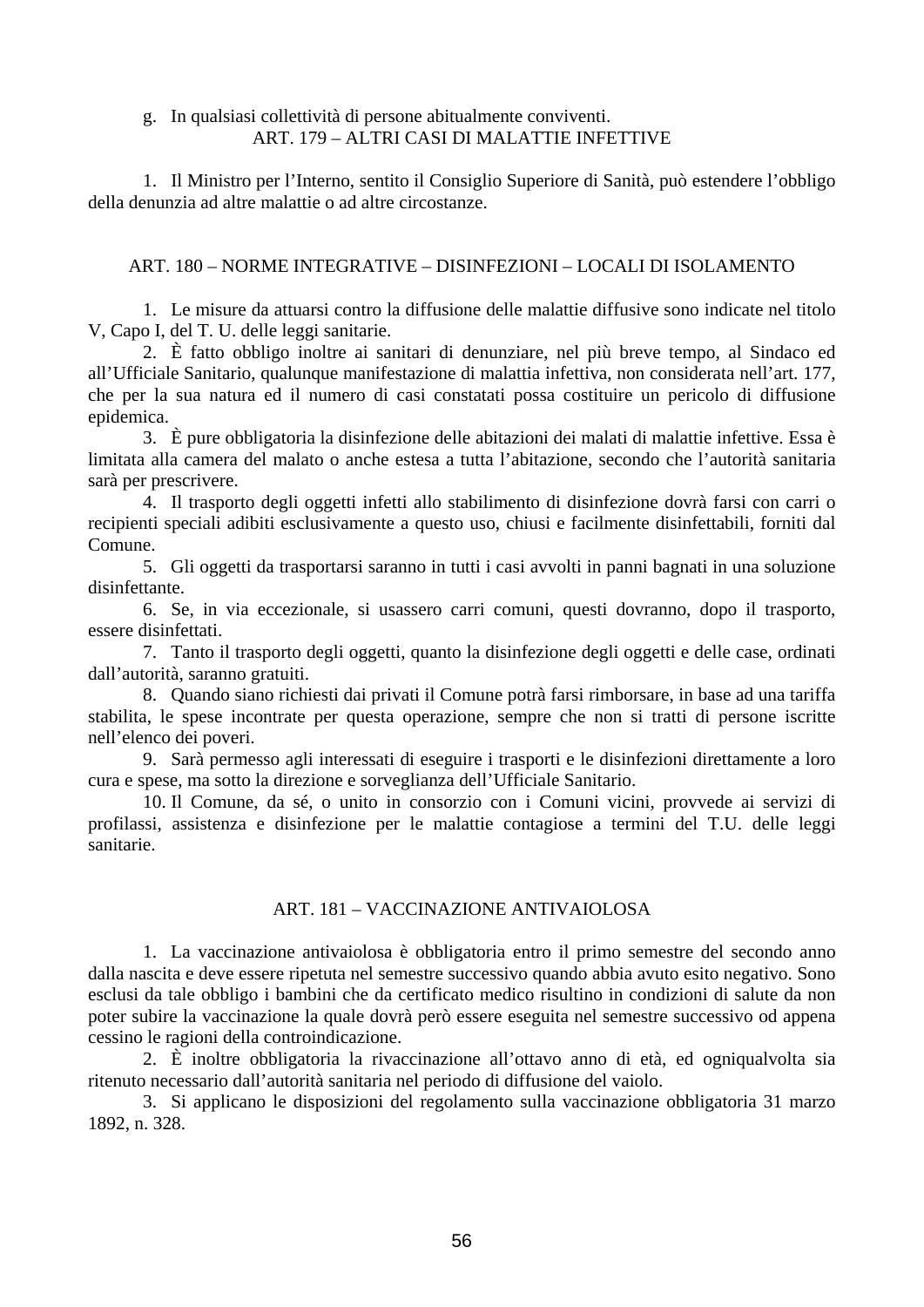g. In qualsiasi collettività di persone abitualmente conviventi.

## ART. 179 – ALTRI CASI DI MALATTIE INFETTIVE

1. Il Ministro per l'Interno, sentito il Consiglio Superiore di Sanità, può estendere l'obbligo della denunzia ad altre malattie o ad altre circostanze.

## ART. 180 – NORME INTEGRATIVE – DISINFEZIONI – LOCALI DI ISOLAMENTO

1. Le misure da attuarsi contro la diffusione delle malattie diffusive sono indicate nel titolo V, Capo I, del T. U. delle leggi sanitarie.
2. È fatto obbligo inoltre ai sanitari di denunziare, nel più breve tempo, al Sindaco ed all'Ufficiale Sanitario, qualunque manifestazione di malattia infettiva, non considerata nell'art. 177, che per la sua natura ed il numero di casi constatati possa costituire un pericolo di diffusione epidemica.
3. È pure obbligatoria la disinfezione delle abitazioni dei malati di malattie infettive. Essa è limitata alla camera del malato o anche estesa a tutta l'abitazione, secondo che l'autorità sanitaria sarà per prescrivere.
4. Il trasporto degli oggetti infetti allo stabilimento di disinfezione dovrà farsi con carri o recipienti speciali adibiti esclusivamente a questo uso, chiusi e facilmente disinfettabili, forniti dal Comune.
5. Gli oggetti da trasportarsi saranno in tutti i casi avvolti in panni bagnati in una soluzione disinfettante.
6. Se, in via eccezionale, si usassero carri comuni, questi dovranno, dopo il trasporto, essere disinfettati.
7. Tanto il trasporto degli oggetti, quanto la disinfezione degli oggetti e delle case, ordinati dall'autorità, saranno gratuiti.
8. Quando siano richiesti dai privati il Comune potrà farsi rimborsare, in base ad una tariffa stabilita, le spese incontrate per questa operazione, sempre che non si tratti di persone iscritte nell'elenco dei poveri.
9. Sarà permesso agli interessati di eseguire i trasporti e le disinfezioni direttamente a loro cura e spese, ma sotto la direzione e sorveglianza dell'Ufficiale Sanitario.
10. Il Comune, da sé, o unito in consorzio con i Comuni vicini, provvede ai servizi di profilassi, assistenza e disinfezione per le malattie contagiose a termini del T.U. delle leggi sanitarie.

## ART. 181 – VACCINAZIONE ANTIVAIOLOSA

1. La vaccinazione antivaiolosa è obbligatoria entro il primo semestre del secondo anno dalla nascita e deve essere ripetuta nel semestre successivo quando abbia avuto esito negativo. Sono esclusi da tale obbligo i bambini che da certificato medico risultino in condizioni di salute da non poter subire la vaccinazione la quale dovrà però essere eseguita nel semestre successivo od appena cessino le ragioni della controindicazione.
2. È inoltre obbligatoria la rivaccinazione all'ottavo anno di età, ed ogniqualvolta sia ritenuto necessario dall'autorità sanitaria nel periodo di diffusione del vaiolo.
3. Si applicano le disposizioni del regolamento sulla vaccinazione obbligatoria 31 marzo 1892, n. 328.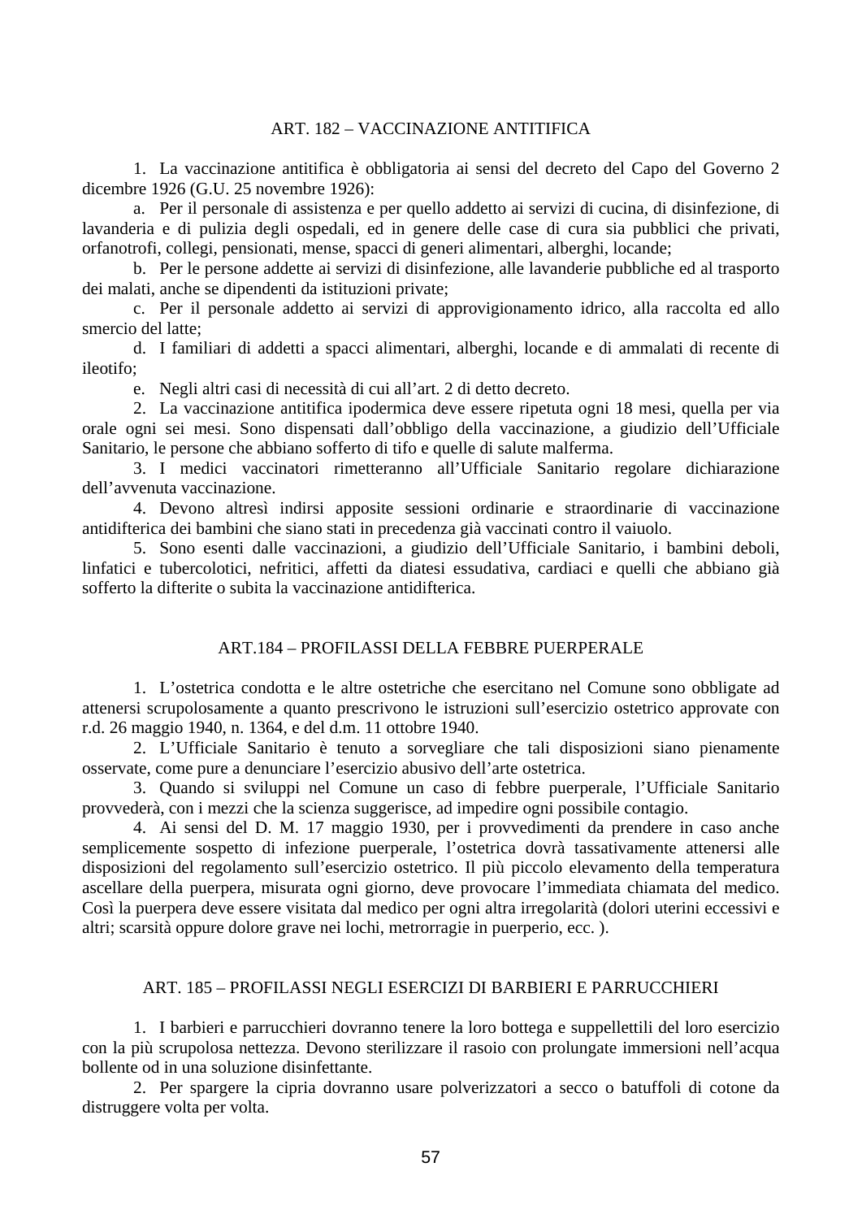## ART. 182 – VACCINAZIONE ANTITIFICA

1. La vaccinazione antitifica è obbligatoria ai sensi del decreto del Capo del Governo 2 dicembre 1926 (G.U. 25 novembre 1926):

   a. Per il personale di assistenza e per quello addetto ai servizi di cucina, di disinfezione, di lavanderia e di pulizia degli ospedali, ed in genere delle case di cura sia pubblici che privati, orfanotrofi, collegi, pensionati, mense, spacci di generi alimentari, alberghi, locande;

   b. Per le persone addette ai servizi di disinfezione, alle lavanderie pubbliche ed al trasporto dei malati, anche se dipendenti da istituzioni private;

   c. Per il personale addetto ai servizi di approvigionamento idrico, alla raccolta ed allo smercio del latte;

   d. I familiari di addetti a spacci alimentari, alberghi, locande e di ammalati di recente di ileotifo;

   e. Negli altri casi di necessità di cui all'art. 2 di detto decreto.

2. La vaccinazione antitifica ipodermica deve essere ripetuta ogni 18 mesi, quella per via orale ogni sei mesi. Sono dispensati dall'obbligo della vaccinazione, a giudizio dell'Ufficiale Sanitario, le persone che abbiano sofferto di tifo e quelle di salute malferma.

3. I medici vaccinatori rimetteranno all'Ufficiale Sanitario regolare dichiarazione dell'avvenuta vaccinazione.

4. Devono altresì indirsi apposite sessioni ordinarie e straordinarie di vaccinazione antidifterica dei bambini che siano stati in precedenza già vaccinati contro il vaiuolo.

5. Sono esenti dalle vaccinazioni, a giudizio dell'Ufficiale Sanitario, i bambini deboli, linfatici e tubercolotici, nefritici, affetti da diatesi essudativa, cardiaci e quelli che abbiano già sofferto la difterite o subita la vaccinazione antidifterica.

## ART.184 – PROFILASSI DELLA FEBBRE PUERPERALE

1. L'ostetrica condotta e le altre ostetriche che esercitano nel Comune sono obbligate ad attenersi scrupolosamente a quanto prescrivono le istruzioni sull'esercizio ostetrico approvate con r.d. 26 maggio 1940, n. 1364, e del d.m. 11 ottobre 1940.

2. L'Ufficiale Sanitario è tenuto a sorvegliare che tali disposizioni siano pienamente osservate, come pure a denunciare l'esercizio abusivo dell'arte ostetrica.

3. Quando si sviluppi nel Comune un caso di febbre puerperale, l'Ufficiale Sanitario provvederà, con i mezzi che la scienza suggerisce, ad impedire ogni possibile contagio.

4. Ai sensi del D. M. 17 maggio 1930, per i provvedimenti da prendere in caso anche semplicemente sospetto di infezione puerperale, l'ostetrica dovrà tassativamente attenersi alle disposizioni del regolamento sull'esercizio ostetrico. Il più piccolo elevamento della temperatura ascellare della puerpera, misurata ogni giorno, deve provocare l'immediata chiamata del medico. Così la puerpera deve essere visitata dal medico per ogni altra irregolarità (dolori uterini eccessivi e altri; scarsità oppure dolore grave nei lochi, metrorragie in puerperio, ecc. ).

## ART. 185 – PROFILASSI NEGLI ESERCIZI DI BARBIERI E PARRUCCHIERI

1. I barbieri e parrucchieri dovranno tenere la loro bottega e suppellettili del loro esercizio con la più scrupolosa nettezza. Devono sterilizzare il rasoio con prolungate immersioni nell'acqua bollente od in una soluzione disinfettante.

2. Per spargere la cipria dovranno usare polverizzatori a secco o batuffoli di cotone da distruggere volta per volta.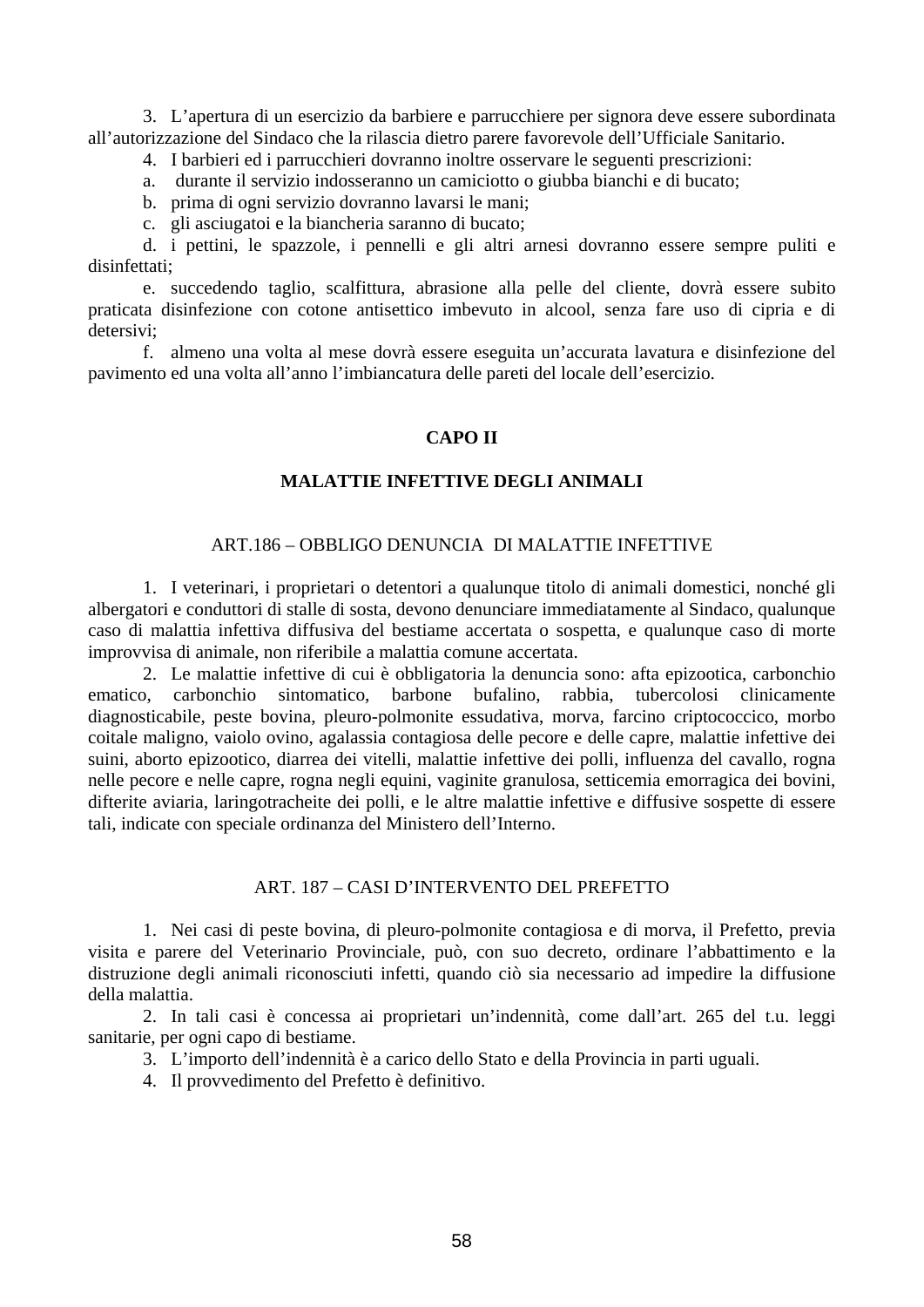3. L'apertura di un esercizio da barbiere e parrucchiere per signora deve essere subordinata all'autorizzazione del Sindaco che la rilascia dietro parere favorevole dell'Ufficiale Sanitario.

4. I barbieri ed i parrucchieri dovranno inoltre osservare le seguenti prescrizioni:

a. durante il servizio indosseranno un camiciotto o giubba bianchi e di bucato;

b. prima di ogni servizio dovranno lavarsi le mani;

c. gli asciugatoi e la biancheria saranno di bucato;

d. i pettini, le spazzole, i pennelli e gli altri arnesi dovranno essere sempre puliti e disinfettati;

e. succedendo taglio, scalfittura, abrasione alla pelle del cliente, dovrà essere subito praticata disinfezione con cotone antisettico imbevuto in alcool, senza fare uso di cipria e di detersivi;

f. almeno una volta al mese dovrà essere eseguita un'accurata lavatura e disinfezione del pavimento ed una volta all'anno l'imbiancatura delle pareti del locale dell'esercizio.

## CAPO II

## MALATTIE INFETTIVE DEGLI ANIMALI

### ART.186 – OBBLIGO DENUNCIA DI MALATTIE INFETTIVE

1. I veterinari, i proprietari o detentori a qualunque titolo di animali domestici, nonché gli albergatori e conduttori di stalle di sosta, devono denunciare immediatamente al Sindaco, qualunque caso di malattia infettiva diffusiva del bestiame accertata o sospetta, e qualunque caso di morte improvvisa di animale, non riferibile a malattia comune accertata.

2. Le malattie infettive di cui è obbligatoria la denuncia sono: afta epizootica, carbonchio ematico, carbonchio sintomatico, barbone bufalino, rabbia, tubercolosi clinicamente diagnosticabile, peste bovina, pleuro-polmonite essudativa, morva, farcino criptococcico, morbo coitale maligno, vaiolo ovino, agalassia contagiosa delle pecore e delle capre, malattie infettive dei suini, aborto epizootico, diarrea dei vitelli, malattie infettive dei polli, influenza del cavallo, rogna nelle pecore e nelle capre, rogna negli equini, vaginite granulosa, setticemia emorragica dei bovini, difterite aviaria, laringotracheite dei polli, e le altre malattie infettive e diffusive sospette di essere tali, indicate con speciale ordinanza del Ministero dell'Interno.

### ART. 187 – CASI D'INTERVENTO DEL PREFETTO

1. Nei casi di peste bovina, di pleuro-polmonite contagiosa e di morva, il Prefetto, previa visita e parere del Veterinario Provinciale, può, con suo decreto, ordinare l'abbattimento e la distruzione degli animali riconosciuti infetti, quando ciò sia necessario ad impedire la diffusione della malattia.

2. In tali casi è concessa ai proprietari un'indennità, come dall'art. 265 del t.u. leggi sanitarie, per ogni capo di bestiame.

3. L'importo dell'indennità è a carico dello Stato e della Provincia in parti uguali.

4. Il provvedimento del Prefetto è definitivo.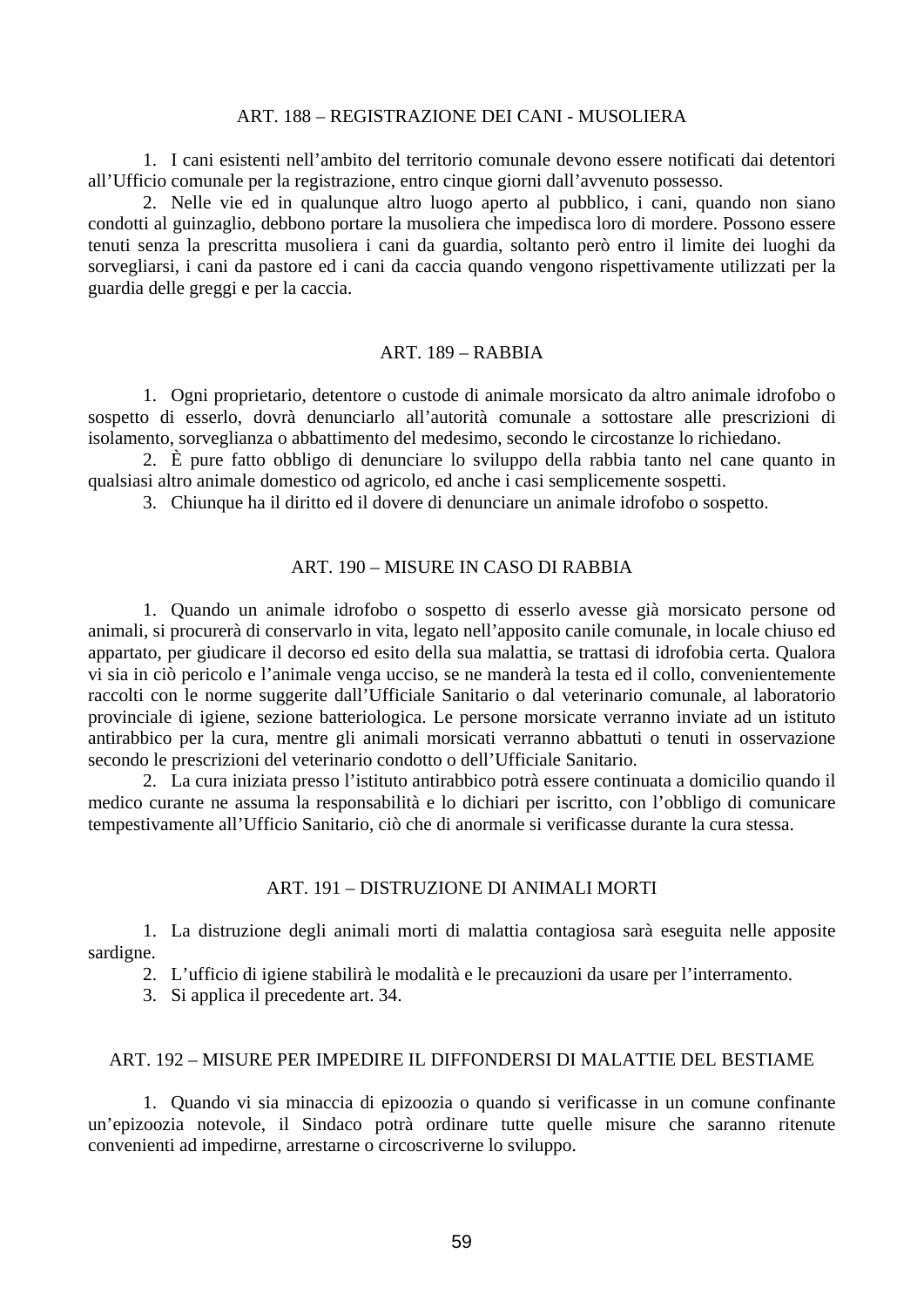## ART. 188 – REGISTRAZIONE DEI CANI - MUSOLIERA

1. I cani esistenti nell'ambito del territorio comunale devono essere notificati dai detentori all'Ufficio comunale per la registrazione, entro cinque giorni dall'avvenuto possesso.
2. Nelle vie ed in qualunque altro luogo aperto al pubblico, i cani, quando non siano condotti al guinzaglio, debbono portare la musoliera che impedisca loro di mordere. Possono essere tenuti senza la prescritta musoliera i cani da guardia, soltanto però entro il limite dei luoghi da sorvegliarsi, i cani da pastore ed i cani da caccia quando vengono rispettivamente utilizzati per la guardia delle greggi e per la caccia.

## ART. 189 – RABBIA

1. Ogni proprietario, detentore o custode di animale morsicato da altro animale idrofobo o sospetto di esserlo, dovrà denunciarlo all'autorità comunale a sottostare alle prescrizioni di isolamento, sorveglianza o abbattimento del medesimo, secondo le circostanze lo richiedano.
2. È pure fatto obbligo di denunciare lo sviluppo della rabbia tanto nel cane quanto in qualsiasi altro animale domestico od agricolo, ed anche i casi semplicemente sospetti.
3. Chiunque ha il diritto ed il dovere di denunciare un animale idrofobo o sospetto.

## ART. 190 – MISURE IN CASO DI RABBIA

1. Quando un animale idrofobo o sospetto di esserlo avesse già morsicato persone od animali, si procurerà di conservarlo in vita, legato nell'apposito canile comunale, in locale chiuso ed appartato, per giudicare il decorso ed esito della sua malattia, se trattasi di idrofobia certa. Qualora vi sia in ciò pericolo e l'animale venga ucciso, se ne manderà la testa ed il collo, convenientemente raccolti con le norme suggerite dall'Ufficiale Sanitario o dal veterinario comunale, al laboratorio provinciale di igiene, sezione batteriologica. Le persone morsicate verranno inviate ad un istituto antirabbico per la cura, mentre gli animali morsicati verranno abbattuti o tenuti in osservazione secondo le prescrizioni del veterinario condotto o dell'Ufficiale Sanitario.
2. La cura iniziata presso l'istituto antirabbico potrà essere continuata a domicilio quando il medico curante ne assuma la responsabilità e lo dichiari per iscritto, con l'obbligo di comunicare tempestivamente all'Ufficio Sanitario, ciò che di anormale si verificasse durante la cura stessa.

## ART. 191 – DISTRUZIONE DI ANIMALI MORTI

1. La distruzione degli animali morti di malattia contagiosa sarà eseguita nelle apposite sardigne.
2. L'ufficio di igiene stabilirà le modalità e le precauzioni da usare per l'interramento.
3. Si applica il precedente art. 34.

## ART. 192 – MISURE PER IMPEDIRE IL DIFFONDERSI DI MALATTIE DEL BESTIAME

1. Quando vi sia minaccia di epizoozia o quando si verificasse in un comune confinante un'epizoozia notevole, il Sindaco potrà ordinare tutte quelle misure che saranno ritenute convenienti ad impedirne, arrestarne o circoscriverne lo sviluppo.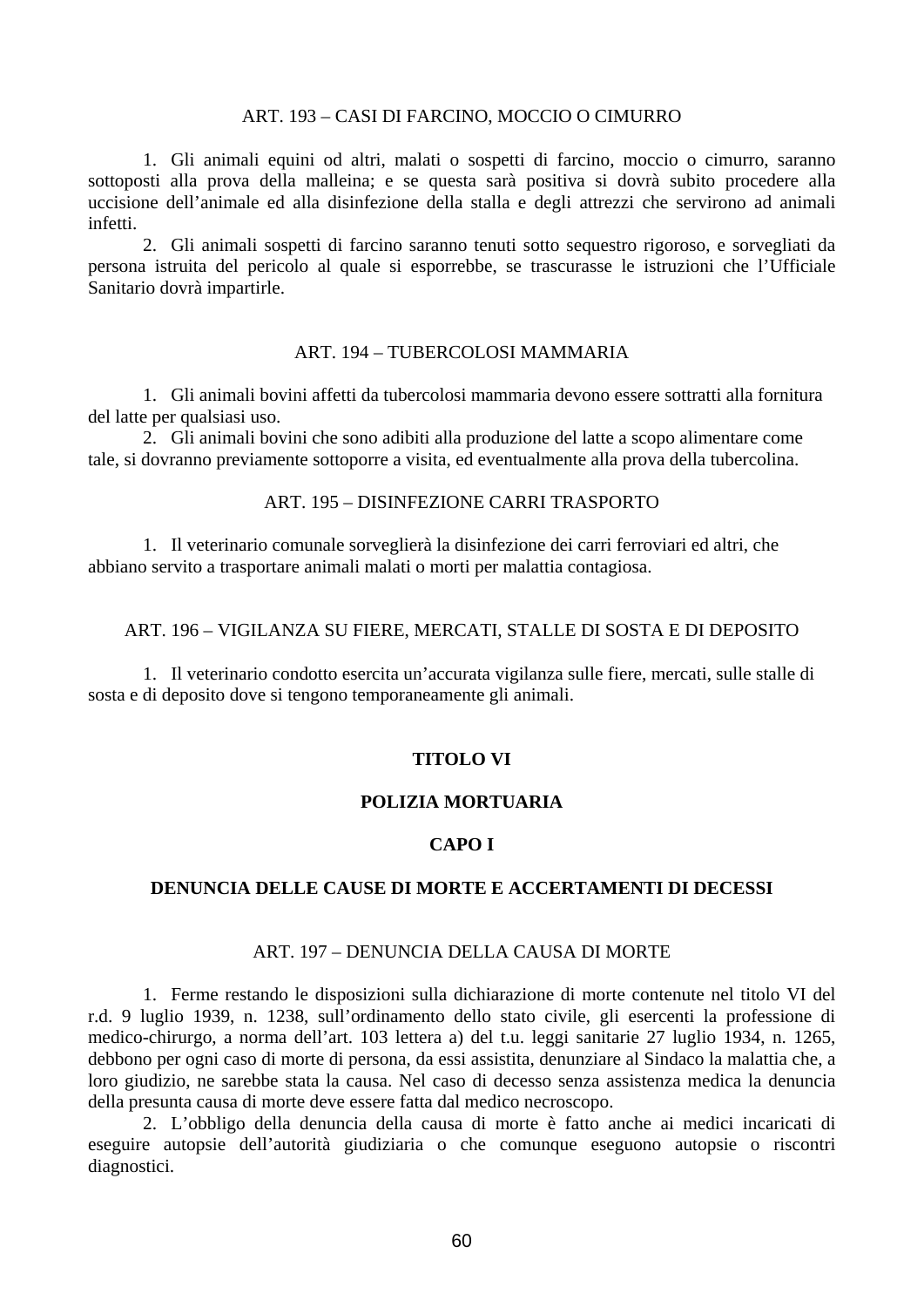### ART. 193 – CASI DI FARCINO, MOCCIO O CIMURRO

1. Gli animali equini od altri, malati o sospetti di farcino, moccio o cimurro, saranno sottoposti alla prova della malleina; e se questa sarà positiva si dovrà subito procedere alla uccisione dell’animale ed alla disinfezione della stalla e degli attrezzi che servirono ad animali infetti.
2. Gli animali sospetti di farcino saranno tenuti sotto sequestro rigoroso, e sorvegliati da persona istruita del pericolo al quale si esporrebbe, se trascurasse le istruzioni che l’Ufficiale Sanitario dovrà impartirle.

### ART. 194 – TUBERCOLOSI MAMMARIA

1. Gli animali bovini affetti da tubercolosi mammaria devono essere sottratti alla fornitura del latte per qualsiasi uso.
2. Gli animali bovini che sono adibiti alla produzione del latte a scopo alimentare come tale, si dovranno previamente sottoporre a visita, ed eventualmente alla prova della tubercolina.

### ART. 195 – DISINFEZIONE CARRI TRASPORTO

1. Il veterinario comunale sorveglierà la disinfezione dei carri ferroviari ed altri, che abbiano servito a trasportare animali malati o morti per malattia contagiosa.

### ART. 196 – VIGILANZA SU FIERE, MERCATI, STALLE DI SOSTA E DI DEPOSITO

1. Il veterinario condotto esercita un’accurata vigilanza sulle fiere, mercati, sulle stalle di sosta e di deposito dove si tengono temporaneamente gli animali.

# TITOLO VI

# POLIZIA MORTUARIA

## CAPO I

## DENUNCIA DELLE CAUSE DI MORTE E ACCERTAMENTI DI DECESSI

### ART. 197 – DENUNCIA DELLA CAUSA DI MORTE

1. Ferme restando le disposizioni sulla dichiarazione di morte contenute nel titolo VI del r.d. 9 luglio 1939, n. 1238, sull’ordinamento dello stato civile, gli esercenti la professione di medico-chirurgo, a norma dell’art. 103 lettera a) del t.u. leggi sanitarie 27 luglio 1934, n. 1265, debbono per ogni caso di morte di persona, da essi assistita, denunziare al Sindaco la malattia che, a loro giudizio, ne sarebbe stata la causa. Nel caso di decesso senza assistenza medica la denuncia della presunta causa di morte deve essere fatta dal medico necroscopo.
2. L’obbligo della denuncia della causa di morte è fatto anche ai medici incaricati di eseguire autopsie dell’autorità giudiziaria o che comunque eseguono autopsie o riscontri diagnostici.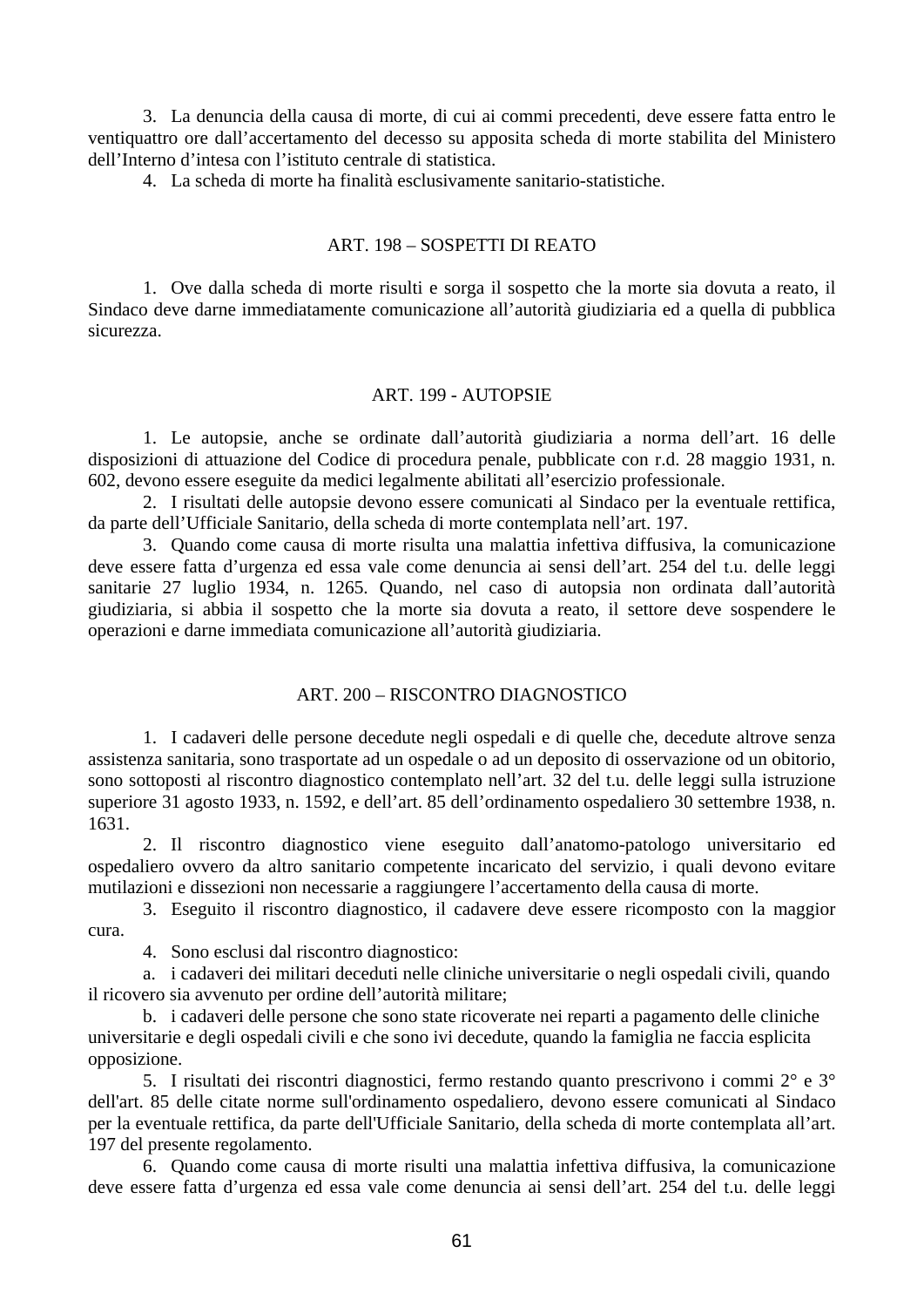3. La denuncia della causa di morte, di cui ai commi precedenti, deve essere fatta entro le ventiquattro ore dall'accertamento del decesso su apposita scheda di morte stabilita del Ministero dell'Interno d'intesa con l'istituto centrale di statistica.

4. La scheda di morte ha finalità esclusivamente sanitario-statistiche.

## ART. 198 – SOSPETTI DI REATO

1. Ove dalla scheda di morte risulti e sorga il sospetto che la morte sia dovuta a reato, il Sindaco deve darne immediatamente comunicazione all'autorità giudiziaria ed a quella di pubblica sicurezza.

## ART. 199 - AUTOPSIE

1. Le autopsie, anche se ordinate dall'autorità giudiziaria a norma dell'art. 16 delle disposizioni di attuazione del Codice di procedura penale, pubblicate con r.d. 28 maggio 1931, n. 602, devono essere eseguite da medici legalmente abilitati all'esercizio professionale.

2. I risultati delle autopsie devono essere comunicati al Sindaco per la eventuale rettifica, da parte dell'Ufficiale Sanitario, della scheda di morte contemplata nell'art. 197.

3. Quando come causa di morte risulta una malattia infettiva diffusiva, la comunicazione deve essere fatta d'urgenza ed essa vale come denuncia ai sensi dell'art. 254 del t.u. delle leggi sanitarie 27 luglio 1934, n. 1265. Quando, nel caso di autopsia non ordinata dall'autorità giudiziaria, si abbia il sospetto che la morte sia dovuta a reato, il settore deve sospendere le operazioni e darne immediata comunicazione all'autorità giudiziaria.

## ART. 200 – RISCONTRO DIAGNOSTICO

1. I cadaveri delle persone decedute negli ospedali e di quelle che, decedute altrove senza assistenza sanitaria, sono trasportate ad un ospedale o ad un deposito di osservazione od un obitorio, sono sottoposti al riscontro diagnostico contemplato nell'art. 32 del t.u. delle leggi sulla istruzione superiore 31 agosto 1933, n. 1592, e dell'art. 85 dell'ordinamento ospedaliero 30 settembre 1938, n. 1631.

2. Il riscontro diagnostico viene eseguito dall'anatomo-patologo universitario ed ospedaliero ovvero da altro sanitario competente incaricato del servizio, i quali devono evitare mutilazioni e dissezioni non necessarie a raggiungere l'accertamento della causa di morte.

3. Eseguito il riscontro diagnostico, il cadavere deve essere ricomposto con la maggior cura.

4. Sono esclusi dal riscontro diagnostico:

a. i cadaveri dei militari deceduti nelle cliniche universitarie o negli ospedali civili, quando il ricovero sia avvenuto per ordine dell'autorità militare;

b. i cadaveri delle persone che sono state ricoverate nei reparti a pagamento delle cliniche universitarie e degli ospedali civili e che sono ivi decedute, quando la famiglia ne faccia esplicita opposizione.

5. I risultati dei riscontri diagnostici, fermo restando quanto prescrivono i commi 2° e 3° dell'art. 85 delle citate norme sull'ordinamento ospedaliero, devono essere comunicati al Sindaco per la eventuale rettifica, da parte dell'Ufficiale Sanitario, della scheda di morte contemplata all'art. 197 del presente regolamento.

6. Quando come causa di morte risulti una malattia infettiva diffusiva, la comunicazione deve essere fatta d'urgenza ed essa vale come denuncia ai sensi dell'art. 254 del t.u. delle leggi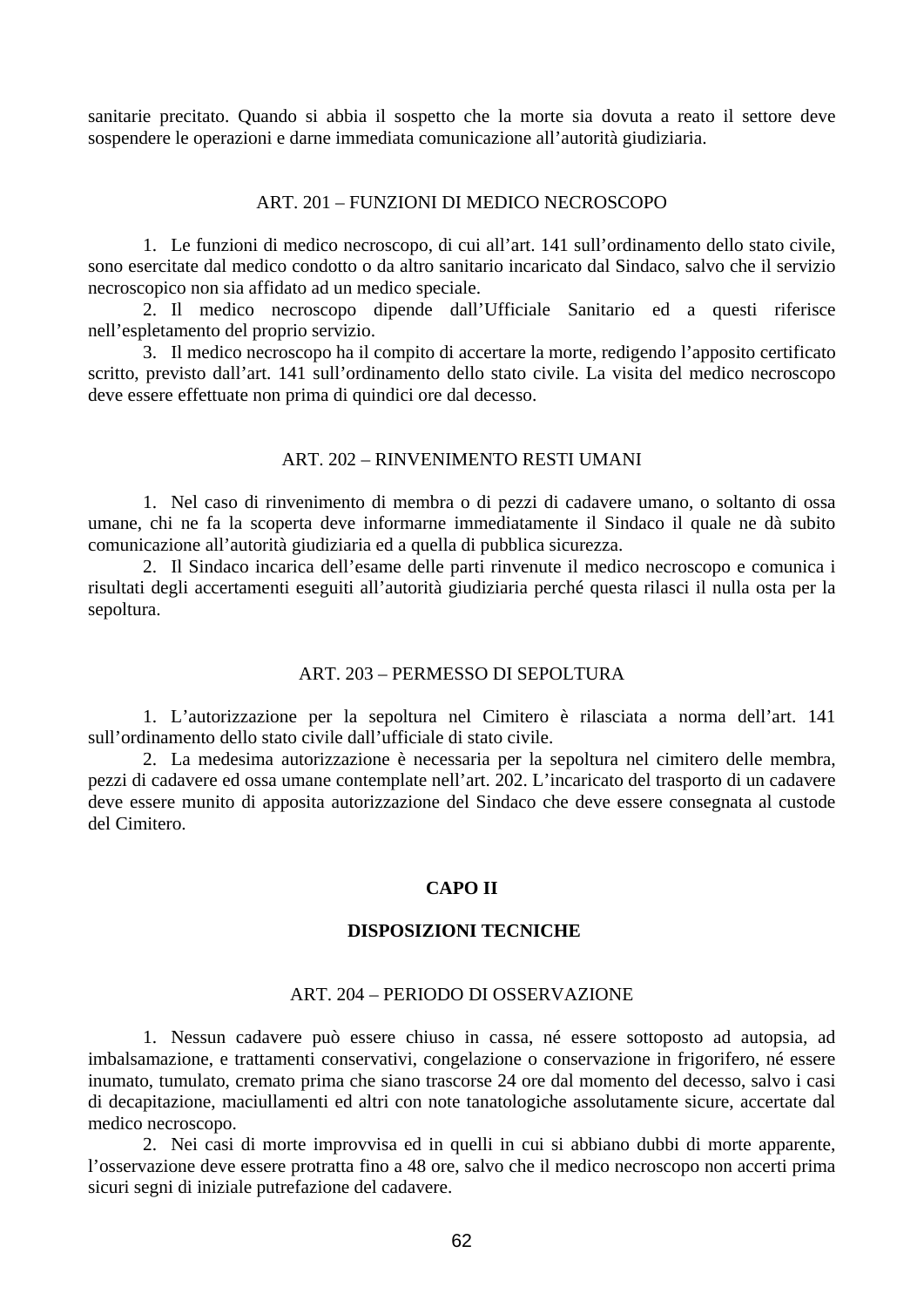sanitarie precitato. Quando si abbia il sospetto che la morte sia dovuta a reato il settore deve sospendere le operazioni e darne immediata comunicazione all'autorità giudiziaria.

### ART. 201 – FUNZIONI DI MEDICO NECROSCOPO

1. Le funzioni di medico necroscopo, di cui all'art. 141 sull'ordinamento dello stato civile, sono esercitate dal medico condotto o da altro sanitario incaricato dal Sindaco, salvo che il servizio necroscopico non sia affidato ad un medico speciale.
2. Il medico necroscopo dipende dall'Ufficiale Sanitario ed a questi riferisce nell'espletamento del proprio servizio.
3. Il medico necroscopo ha il compito di accertare la morte, redigendo l'apposito certificato scritto, previsto dall'art. 141 sull'ordinamento dello stato civile. La visita del medico necroscopo deve essere effettuate non prima di quindici ore dal decesso.

### ART. 202 – RINVENIMENTO RESTI UMANI

1. Nel caso di rinvenimento di membra o di pezzi di cadavere umano, o soltanto di ossa umane, chi ne fa la scoperta deve informarne immediatamente il Sindaco il quale ne dà subito comunicazione all'autorità giudiziaria ed a quella di pubblica sicurezza.
2. Il Sindaco incarica dell'esame delle parti rinvenute il medico necroscopo e comunica i risultati degli accertamenti eseguiti all'autorità giudiziaria perché questa rilasci il nulla osta per la sepoltura.

### ART. 203 – PERMESSO DI SEPOLTURA

1. L'autorizzazione per la sepoltura nel Cimitero è rilasciata a norma dell'art. 141 sull'ordinamento dello stato civile dall'ufficiale di stato civile.
2. La medesima autorizzazione è necessaria per la sepoltura nel cimitero delle membra, pezzi di cadavere ed ossa umane contemplate nell'art. 202. L'incaricato del trasporto di un cadavere deve essere munito di apposita autorizzazione del Sindaco che deve essere consegnata al custode del Cimitero.

## CAPO II

## DISPOSIZIONI TECNICHE

### ART. 204 – PERIODO DI OSSERVAZIONE

1. Nessun cadavere può essere chiuso in cassa, né essere sottoposto ad autopsia, ad imbalsamazione, e trattamenti conservativi, congelazione o conservazione in frigorifero, né essere inumato, tumulato, cremato prima che siano trascorse 24 ore dal momento del decesso, salvo i casi di decapitazione, maciullamenti ed altri con note tanatologiche assolutamente sicure, accertate dal medico necroscopo.
2. Nei casi di morte improvvisa ed in quelli in cui si abbiano dubbi di morte apparente, l'osservazione deve essere protratta fino a 48 ore, salvo che il medico necroscopo non accerti prima sicuri segni di iniziale putrefazione del cadavere.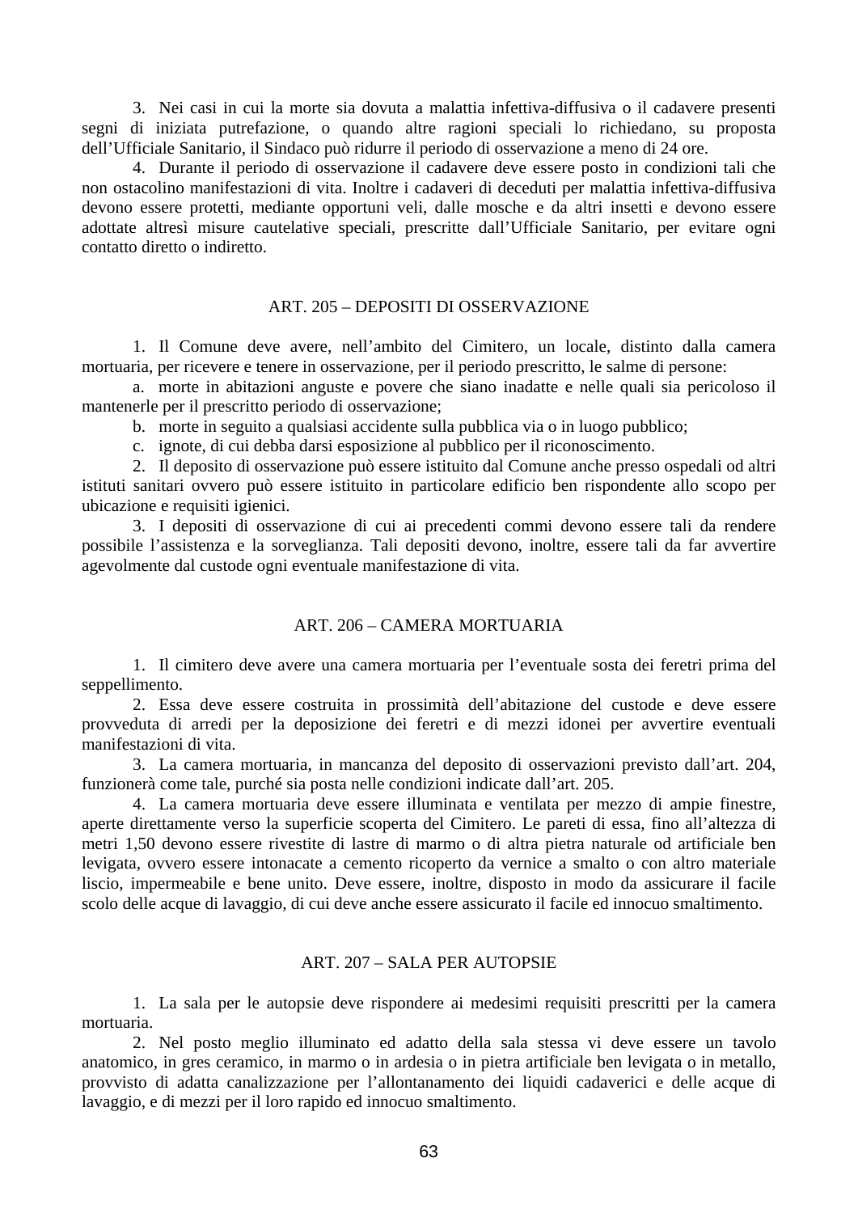3. Nei casi in cui la morte sia dovuta a malattia infettiva-diffusiva o il cadavere presenti segni di iniziata putrefazione, o quando altre ragioni speciali lo richiedano, su proposta dell'Ufficiale Sanitario, il Sindaco può ridurre il periodo di osservazione a meno di 24 ore.

4. Durante il periodo di osservazione il cadavere deve essere posto in condizioni tali che non ostacolino manifestazioni di vita. Inoltre i cadaveri di deceduti per malattia infettiva-diffusiva devono essere protetti, mediante opportuni veli, dalle mosche e da altri insetti e devono essere adottate altresì misure cautelative speciali, prescritte dall'Ufficiale Sanitario, per evitare ogni contatto diretto o indiretto.

## ART. 205 – DEPOSITI DI OSSERVAZIONE

1. Il Comune deve avere, nell'ambito del Cimitero, un locale, distinto dalla camera mortuaria, per ricevere e tenere in osservazione, per il periodo prescritto, le salme di persone:

a. morte in abitazioni anguste e povere che siano inadatte e nelle quali sia pericoloso il mantenerle per il prescritto periodo di osservazione;

b. morte in seguito a qualsiasi accidente sulla pubblica via o in luogo pubblico;

c. ignote, di cui debba darsi esposizione al pubblico per il riconoscimento.

2. Il deposito di osservazione può essere istituito dal Comune anche presso ospedali od altri istituti sanitari ovvero può essere istituito in particolare edificio ben rispondente allo scopo per ubicazione e requisiti igienici.

3. I depositi di osservazione di cui ai precedenti commi devono essere tali da rendere possibile l'assistenza e la sorveglianza. Tali depositi devono, inoltre, essere tali da far avvertire agevolmente dal custode ogni eventuale manifestazione di vita.

## ART. 206 – CAMERA MORTUARIA

1. Il cimitero deve avere una camera mortuaria per l'eventuale sosta dei feretri prima del seppellimento.

2. Essa deve essere costruita in prossimità dell'abitazione del custode e deve essere provveduta di arredi per la deposizione dei feretri e di mezzi idonei per avvertire eventuali manifestazioni di vita.

3. La camera mortuaria, in mancanza del deposito di osservazioni previsto dall'art. 204, funzionerà come tale, purché sia posta nelle condizioni indicate dall'art. 205.

4. La camera mortuaria deve essere illuminata e ventilata per mezzo di ampie finestre, aperte direttamente verso la superficie scoperta del Cimitero. Le pareti di essa, fino all'altezza di metri 1,50 devono essere rivestite di lastre di marmo o di altra pietra naturale od artificiale ben levigata, ovvero essere intonacate a cemento ricoperto da vernice a smalto o con altro materiale liscio, impermeabile e bene unito. Deve essere, inoltre, disposto in modo da assicurare il facile scolo delle acque di lavaggio, di cui deve anche essere assicurato il facile ed innocuo smaltimento.

## ART. 207 – SALA PER AUTOPSIE

1. La sala per le autopsie deve rispondere ai medesimi requisiti prescritti per la camera mortuaria.

2. Nel posto meglio illuminato ed adatto della sala stessa vi deve essere un tavolo anatomico, in gres ceramico, in marmo o in ardesia o in pietra artificiale ben levigata o in metallo, provvisto di adatta canalizzazione per l'allontanamento dei liquidi cadaverici e delle acque di lavaggio, e di mezzi per il loro rapido ed innocuo smaltimento.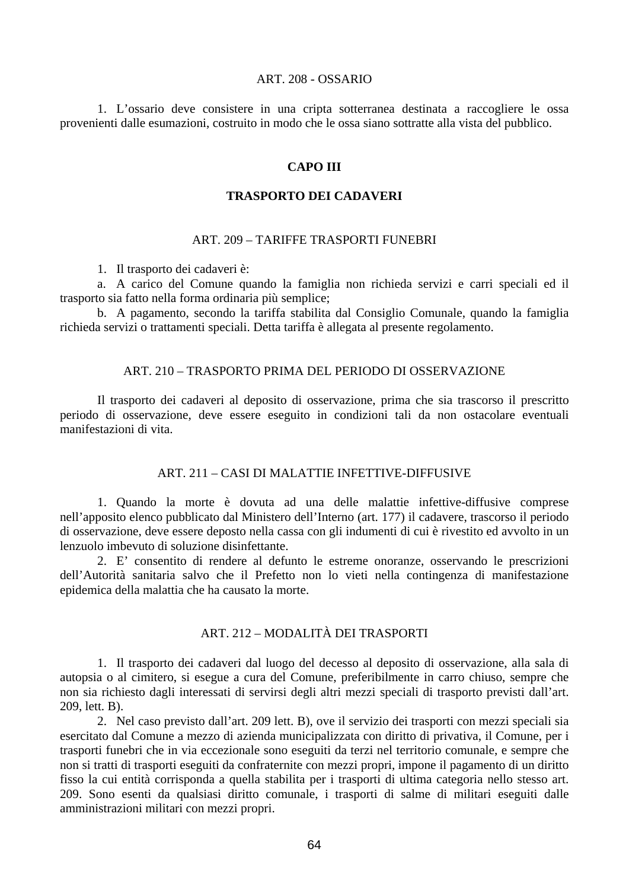### ART. 208 - OSSARIO

1. L'ossario deve consistere in una cripta sotterranea destinata a raccogliere le ossa provenienti dalle esumazioni, costruito in modo che le ossa siano sottratte alla vista del pubblico.

## CAPO III

## TRASPORTO DEI CADAVERI

### ART. 209 – TARIFFE TRASPORTI FUNEBRI

1. Il trasporto dei cadaveri è:

a. A carico del Comune quando la famiglia non richieda servizi e carri speciali ed il trasporto sia fatto nella forma ordinaria più semplice;

b. A pagamento, secondo la tariffa stabilita dal Consiglio Comunale, quando la famiglia richieda servizi o trattamenti speciali. Detta tariffa è allegata al presente regolamento.

### ART. 210 – TRASPORTO PRIMA DEL PERIODO DI OSSERVAZIONE

Il trasporto dei cadaveri al deposito di osservazione, prima che sia trascorso il prescritto periodo di osservazione, deve essere eseguito in condizioni tali da non ostacolare eventuali manifestazioni di vita.

### ART. 211 – CASI DI MALATTIE INFETTIVE-DIFFUSIVE

1. Quando la morte è dovuta ad una delle malattie infettive-diffusive comprese nell'apposito elenco pubblicato dal Ministero dell'Interno (art. 177) il cadavere, trascorso il periodo di osservazione, deve essere deposto nella cassa con gli indumenti di cui è rivestito ed avvolto in un lenzuolo imbevuto di soluzione disinfettante.

2. E' consentito di rendere al defunto le estreme onoranze, osservando le prescrizioni dell'Autorità sanitaria salvo che il Prefetto non lo vieti nella contingenza di manifestazione epidemica della malattia che ha causato la morte.

### ART. 212 – MODALITÀ DEI TRASPORTI

1. Il trasporto dei cadaveri dal luogo del decesso al deposito di osservazione, alla sala di autopsia o al cimitero, si esegue a cura del Comune, preferibilmente in carro chiuso, sempre che non sia richiesto dagli interessati di servirsi degli altri mezzi speciali di trasporto previsti dall'art. 209, lett. B).

2. Nel caso previsto dall'art. 209 lett. B), ove il servizio dei trasporti con mezzi speciali sia esercitato dal Comune a mezzo di azienda municipalizzata con diritto di privativa, il Comune, per i trasporti funebri che in via eccezionale sono eseguiti da terzi nel territorio comunale, e sempre che non si tratti di trasporti eseguiti da confraternite con mezzi propri, impone il pagamento di un diritto fisso la cui entità corrisponda a quella stabilita per i trasporti di ultima categoria nello stesso art. 209. Sono esenti da qualsiasi diritto comunale, i trasporti di salme di militari eseguiti dalle amministrazioni militari con mezzi propri.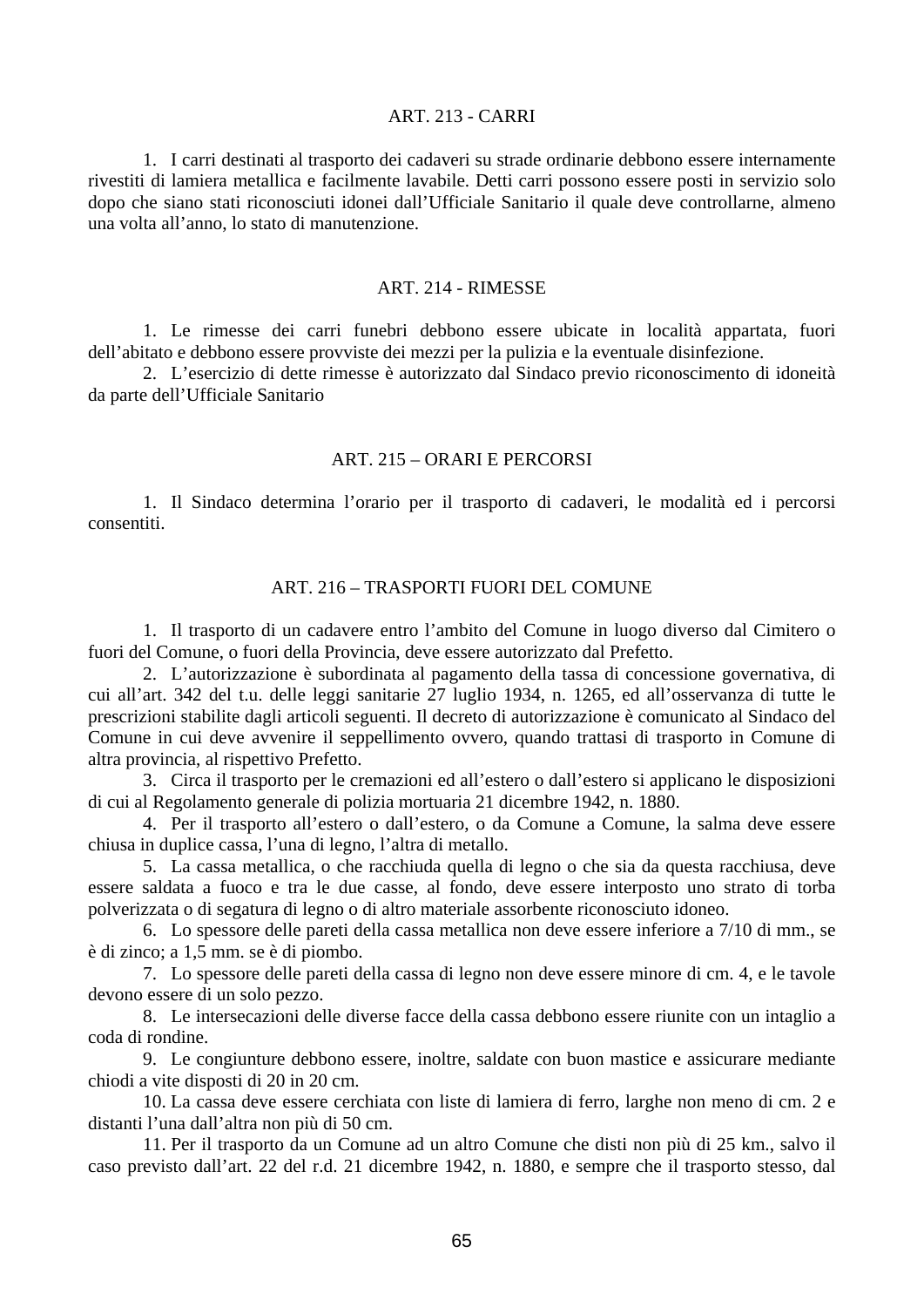## ART. 213 - CARRI

1. I carri destinati al trasporto dei cadaveri su strade ordinarie debbono essere internamente rivestiti di lamiera metallica e facilmente lavabile. Detti carri possono essere posti in servizio solo dopo che siano stati riconosciuti idonei dall’Ufficiale Sanitario il quale deve controllarne, almeno una volta all’anno, lo stato di manutenzione.

## ART. 214 - RIMESSE

1. Le rimesse dei carri funebri debbono essere ubicate in località appartata, fuori dell’abitato e debbono essere provviste dei mezzi per la pulizia e la eventuale disinfezione.
2. L’esercizio di dette rimesse è autorizzato dal Sindaco previo riconoscimento di idoneità da parte dell’Ufficiale Sanitario

## ART. 215 – ORARI E PERCORSI

1. Il Sindaco determina l’orario per il trasporto di cadaveri, le modalità ed i percorsi consentiti.

## ART. 216 – TRASPORTI FUORI DEL COMUNE

1. Il trasporto di un cadavere entro l’ambito del Comune in luogo diverso dal Cimitero o fuori del Comune, o fuori della Provincia, deve essere autorizzato dal Prefetto.
2. L’autorizzazione è subordinata al pagamento della tassa di concessione governativa, di cui all’art. 342 del t.u. delle leggi sanitarie 27 luglio 1934, n. 1265, ed all’osservanza di tutte le prescrizioni stabilite dagli articoli seguenti. Il decreto di autorizzazione è comunicato al Sindaco del Comune in cui deve avvenire il seppellimento ovvero, quando trattasi di trasporto in Comune di altra provincia, al rispettivo Prefetto.
3. Circa il trasporto per le cremazioni ed all’estero o dall’estero si applicano le disposizioni di cui al Regolamento generale di polizia mortuaria 21 dicembre 1942, n. 1880.
4. Per il trasporto all’estero o dall’estero, o da Comune a Comune, la salma deve essere chiusa in duplice cassa, l’una di legno, l’altra di metallo.
5. La cassa metallica, o che racchiuda quella di legno o che sia da questa racchiusa, deve essere saldata a fuoco e tra le due casse, al fondo, deve essere interposto uno strato di torba polverizzata o di segatura di legno o di altro materiale assorbente riconosciuto idoneo.
6. Lo spessore delle pareti della cassa metallica non deve essere inferiore a 7/10 di mm., se è di zinco; a 1,5 mm. se è di piombo.
7. Lo spessore delle pareti della cassa di legno non deve essere minore di cm. 4, e le tavole devono essere di un solo pezzo.
8. Le intersecazioni delle diverse facce della cassa debbono essere riunite con un intaglio a coda di rondine.
9. Le congiunture debbono essere, inoltre, saldate con buon mastice e assicurare mediante chiodi a vite disposti di 20 in 20 cm.
10. La cassa deve essere cerchiata con liste di lamiera di ferro, larghe non meno di cm. 2 e distanti l’una dall’altra non più di 50 cm.
11. Per il trasporto da un Comune ad un altro Comune che disti non più di 25 km., salvo il caso previsto dall’art. 22 del r.d. 21 dicembre 1942, n. 1880, e sempre che il trasporto stesso, dal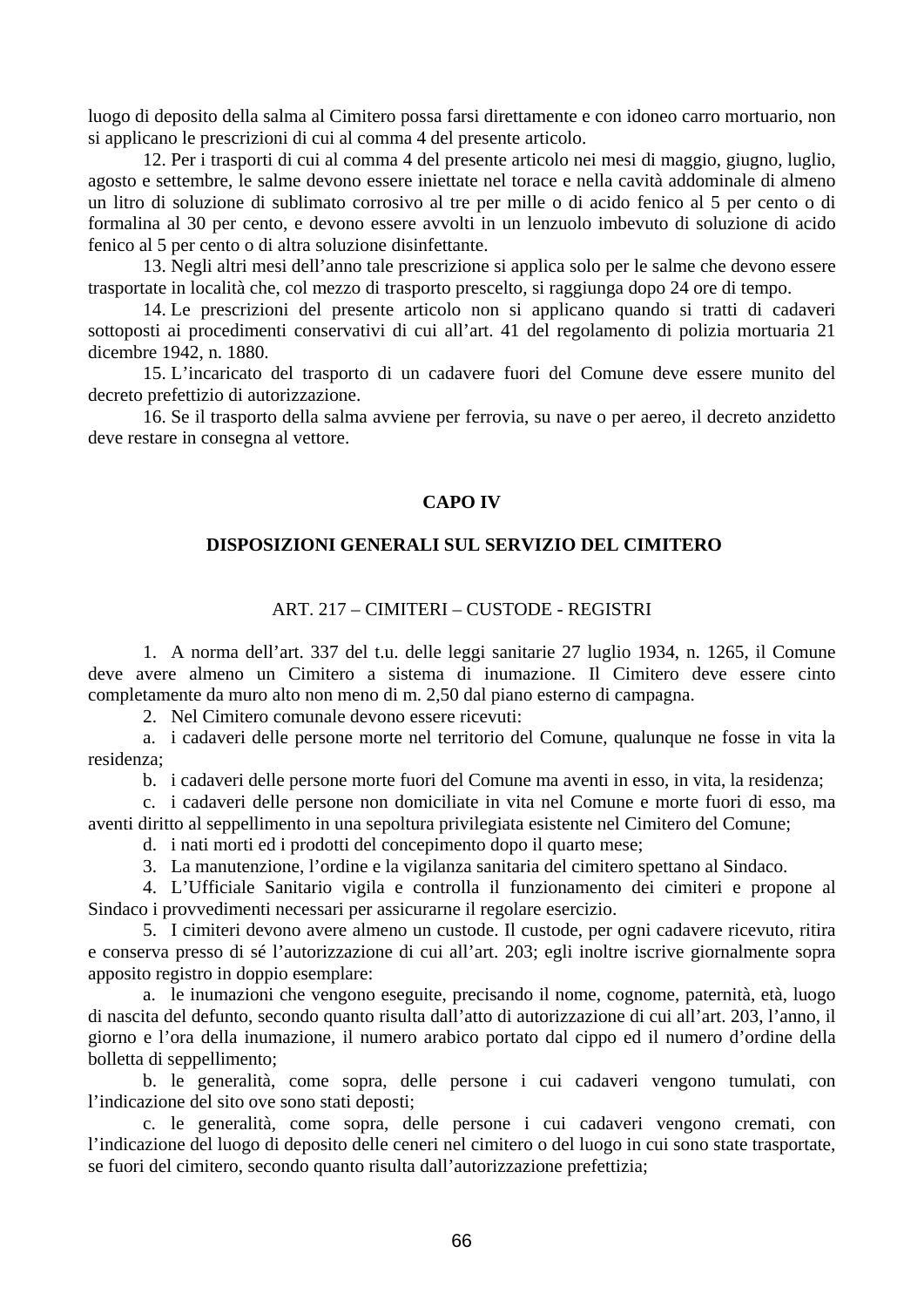luogo di deposito della salma al Cimitero possa farsi direttamente e con idoneo carro mortuario, non si applicano le prescrizioni di cui al comma 4 del presente articolo.

12. Per i trasporti di cui al comma 4 del presente articolo nei mesi di maggio, giugno, luglio, agosto e settembre, le salme devono essere iniettate nel torace e nella cavità addominale di almeno un litro di soluzione di sublimato corrosivo al tre per mille o di acido fenico al 5 per cento o di formalina al 30 per cento, e devono essere avvolti in un lenzuolo imbevuto di soluzione di acido fenico al 5 per cento o di altra soluzione disinfettante.

13. Negli altri mesi dell'anno tale prescrizione si applica solo per le salme che devono essere trasportate in località che, col mezzo di trasporto prescelto, si raggiunga dopo 24 ore di tempo.

14. Le prescrizioni del presente articolo non si applicano quando si tratti di cadaveri sottoposti ai procedimenti conservativi di cui all'art. 41 del regolamento di polizia mortuaria 21 dicembre 1942, n. 1880.

15. L'incaricato del trasporto di un cadavere fuori del Comune deve essere munito del decreto prefettizio di autorizzazione.

16. Se il trasporto della salma avviene per ferrovia, su nave o per aereo, il decreto anzidetto deve restare in consegna al vettore.

## CAPO IV

## DISPOSIZIONI GENERALI SUL SERVIZIO DEL CIMITERO

### ART. 217 – CIMITERI – CUSTODE - REGISTRI

1. A norma dell'art. 337 del t.u. delle leggi sanitarie 27 luglio 1934, n. 1265, il Comune deve avere almeno un Cimitero a sistema di inumazione. Il Cimitero deve essere cinto completamente da muro alto non meno di m. 2,50 dal piano esterno di campagna.

2. Nel Cimitero comunale devono essere ricevuti:

a. i cadaveri delle persone morte nel territorio del Comune, qualunque ne fosse in vita la residenza;

b. i cadaveri delle persone morte fuori del Comune ma aventi in esso, in vita, la residenza;

c. i cadaveri delle persone non domiciliate in vita nel Comune e morte fuori di esso, ma aventi diritto al seppellimento in una sepoltura privilegiata esistente nel Cimitero del Comune;

d. i nati morti ed i prodotti del concepimento dopo il quarto mese;

3. La manutenzione, l'ordine e la vigilanza sanitaria del cimitero spettano al Sindaco.

4. L'Ufficiale Sanitario vigila e controlla il funzionamento dei cimiteri e propone al Sindaco i provvedimenti necessari per assicurarne il regolare esercizio.

5. I cimiteri devono avere almeno un custode. Il custode, per ogni cadavere ricevuto, ritira e conserva presso di sé l'autorizzazione di cui all'art. 203; egli inoltre iscrive giornalmente sopra apposito registro in doppio esemplare:

a. le inumazioni che vengono eseguite, precisando il nome, cognome, paternità, età, luogo di nascita del defunto, secondo quanto risulta dall'atto di autorizzazione di cui all'art. 203, l'anno, il giorno e l'ora della inumazione, il numero arabico portato dal cippo ed il numero d'ordine della bolletta di seppellimento;

b. le generalità, come sopra, delle persone i cui cadaveri vengono tumulati, con l'indicazione del sito ove sono stati deposti;

c. le generalità, come sopra, delle persone i cui cadaveri vengono cremati, con l'indicazione del luogo di deposito delle ceneri nel cimitero o del luogo in cui sono state trasportate, se fuori del cimitero, secondo quanto risulta dall'autorizzazione prefettizia;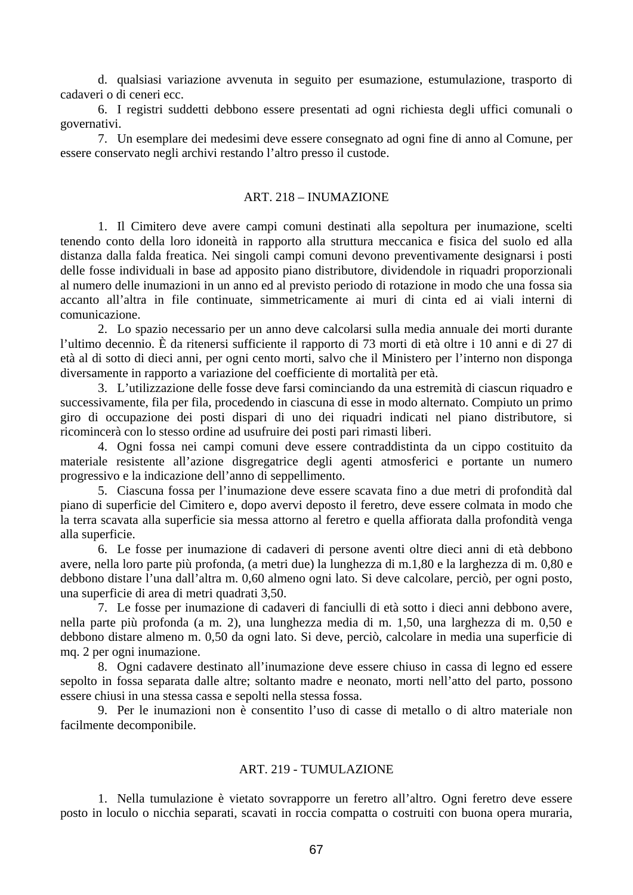d. qualsiasi variazione avvenuta in seguito per esumazione, estumulazione, trasporto di cadaveri o di ceneri ecc.

6. I registri suddetti debbono essere presentati ad ogni richiesta degli uffici comunali o governativi.

7. Un esemplare dei medesimi deve essere consegnato ad ogni fine di anno al Comune, per essere conservato negli archivi restando l’altro presso il custode.

## ART. 218 – INUMAZIONE

1. Il Cimitero deve avere campi comuni destinati alla sepoltura per inumazione, scelti tenendo conto della loro idoneità in rapporto alla struttura meccanica e fisica del suolo ed alla distanza dalla falda freatica. Nei singoli campi comuni devono preventivamente designarsi i posti delle fosse individuali in base ad apposito piano distributore, dividendole in riquadri proporzionali al numero delle inumazioni in un anno ed al previsto periodo di rotazione in modo che una fossa sia accanto all’altra in file continuate, simmetricamente ai muri di cinta ed ai viali interni di comunicazione.

2. Lo spazio necessario per un anno deve calcolarsi sulla media annuale dei morti durante l’ultimo decennio. È da ritenersi sufficiente il rapporto di 73 morti di età oltre i 10 anni e di 27 di età al di sotto di dieci anni, per ogni cento morti, salvo che il Ministero per l’interno non disponga diversamente in rapporto a variazione del coefficiente di mortalità per età.

3. L’utilizzazione delle fosse deve farsi cominciando da una estremità di ciascun riquadro e successivamente, fila per fila, procedendo in ciascuna di esse in modo alternato. Compiuto un primo giro di occupazione dei posti dispari di uno dei riquadri indicati nel piano distributore, si ricomincerà con lo stesso ordine ad usufruire dei posti pari rimasti liberi.

4. Ogni fossa nei campi comuni deve essere contraddistinta da un cippo costituito da materiale resistente all’azione disgregatrice degli agenti atmosferici e portante un numero progressivo e la indicazione dell’anno di seppellimento.

5. Ciascuna fossa per l’inumazione deve essere scavata fino a due metri di profondità dal piano di superficie del Cimitero e, dopo avervi deposto il feretro, deve essere colmata in modo che la terra scavata alla superficie sia messa attorno al feretro e quella affiorata dalla profondità venga alla superficie.

6. Le fosse per inumazione di cadaveri di persone aventi oltre dieci anni di età debbono avere, nella loro parte più profonda, (a metri due) la lunghezza di m.1,80 e la larghezza di m. 0,80 e debbono distare l’una dall’altra m. 0,60 almeno ogni lato. Si deve calcolare, perciò, per ogni posto, una superficie di area di metri quadrati 3,50.

7. Le fosse per inumazione di cadaveri di fanciulli di età sotto i dieci anni debbono avere, nella parte più profonda (a m. 2), una lunghezza media di m. 1,50, una larghezza di m. 0,50 e debbono distare almeno m. 0,50 da ogni lato. Si deve, perciò, calcolare in media una superficie di mq. 2 per ogni inumazione.

8. Ogni cadavere destinato all’inumazione deve essere chiuso in cassa di legno ed essere sepolto in fossa separata dalle altre; soltanto madre e neonato, morti nell’atto del parto, possono essere chiusi in una stessa cassa e sepolti nella stessa fossa.

9. Per le inumazioni non è consentito l’uso di casse di metallo o di altro materiale non facilmente decomponibile.

## ART. 219 - TUMULAZIONE

1. Nella tumulazione è vietato sovrapporre un feretro all’altro. Ogni feretro deve essere posto in loculo o nicchia separati, scavati in roccia compatta o costruiti con buona opera muraria,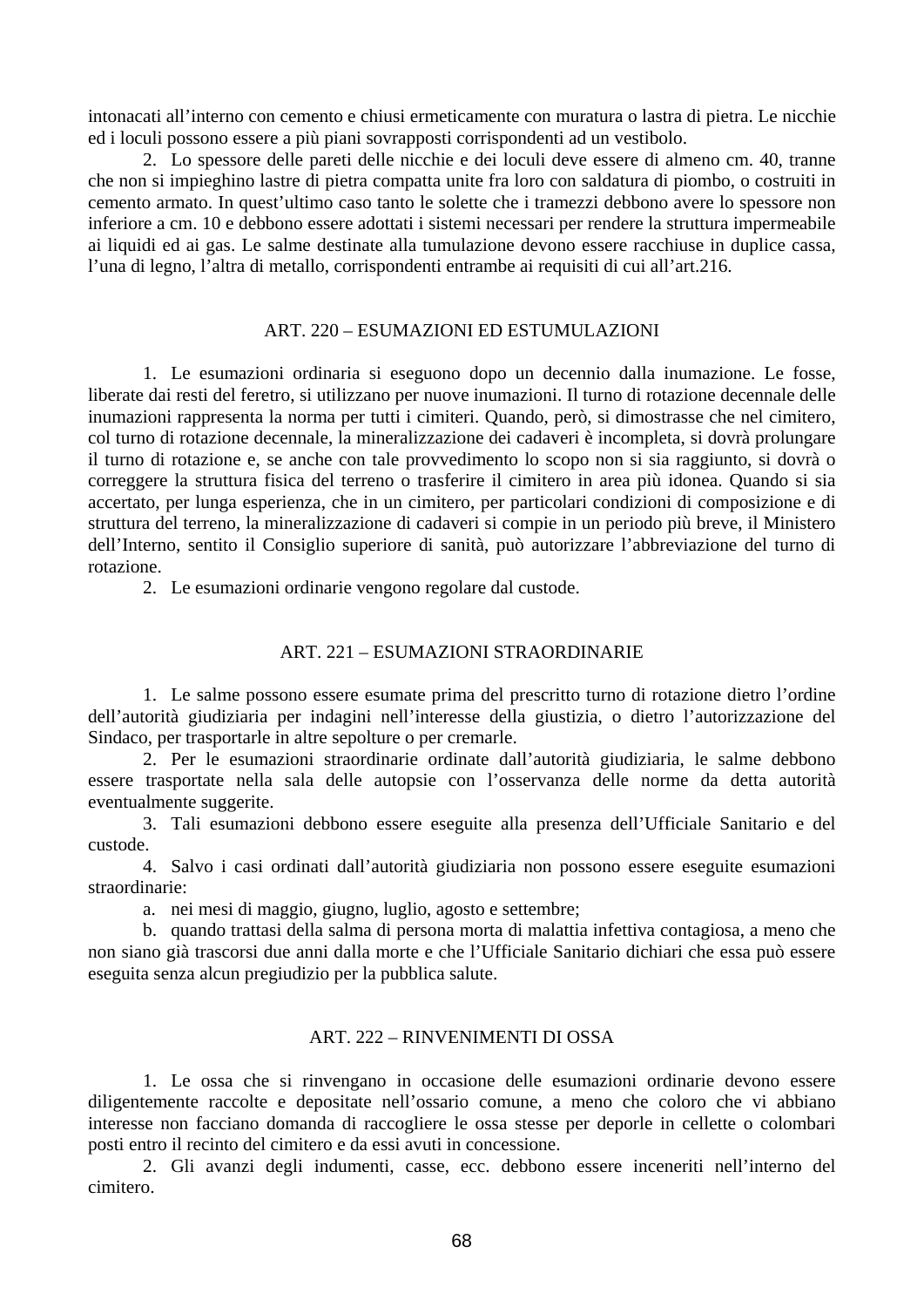intonacati all'interno con cemento e chiusi ermeticamente con muratura o lastra di pietra. Le nicchie ed i loculi possono essere a più piani sovrapposti corrispondenti ad un vestibolo.

2. Lo spessore delle pareti delle nicchie e dei loculi deve essere di almeno cm. 40, tranne che non si impieghino lastre di pietra compatta unite fra loro con saldatura di piombo, o costruiti in cemento armato. In quest'ultimo caso tanto le solette che i tramezzi debbono avere lo spessore non inferiore a cm. 10 e debbono essere adottati i sistemi necessari per rendere la struttura impermeabile ai liquidi ed ai gas. Le salme destinate alla tumulazione devono essere racchiuse in duplice cassa, l'una di legno, l'altra di metallo, corrispondenti entrambe ai requisiti di cui all'art.216.

## ART. 220 – ESUMAZIONI ED ESTUMULAZIONI

1. Le esumazioni ordinaria si eseguono dopo un decennio dalla inumazione. Le fosse, liberate dai resti del feretro, si utilizzano per nuove inumazioni. Il turno di rotazione decennale delle inumazioni rappresenta la norma per tutti i cimiteri. Quando, però, si dimostrasse che nel cimitero, col turno di rotazione decennale, la mineralizzazione dei cadaveri è incompleta, si dovrà prolungare il turno di rotazione e, se anche con tale provvedimento lo scopo non si sia raggiunto, si dovrà o correggere la struttura fisica del terreno o trasferire il cimitero in area più idonea. Quando si sia accertato, per lunga esperienza, che in un cimitero, per particolari condizioni di composizione e di struttura del terreno, la mineralizzazione di cadaveri si compie in un periodo più breve, il Ministero dell'Interno, sentito il Consiglio superiore di sanità, può autorizzare l'abbreviazione del turno di rotazione.

2. Le esumazioni ordinarie vengono regolare dal custode.

## ART. 221 – ESUMAZIONI STRAORDINARIE

1. Le salme possono essere esumate prima del prescritto turno di rotazione dietro l'ordine dell'autorità giudiziaria per indagini nell'interesse della giustizia, o dietro l'autorizzazione del Sindaco, per trasportarle in altre sepolture o per cremarle.

2. Per le esumazioni straordinarie ordinate dall'autorità giudiziaria, le salme debbono essere trasportate nella sala delle autopsie con l'osservanza delle norme da detta autorità eventualmente suggerite.

3. Tali esumazioni debbono essere eseguite alla presenza dell'Ufficiale Sanitario e del custode.

4. Salvo i casi ordinati dall'autorità giudiziaria non possono essere eseguite esumazioni straordinarie:

a. nei mesi di maggio, giugno, luglio, agosto e settembre;

b. quando trattasi della salma di persona morta di malattia infettiva contagiosa, a meno che non siano già trascorsi due anni dalla morte e che l'Ufficiale Sanitario dichiari che essa può essere eseguita senza alcun pregiudizio per la pubblica salute.

## ART. 222 – RINVENIMENTI DI OSSA

1. Le ossa che si rinvengano in occasione delle esumazioni ordinarie devono essere diligentemente raccolte e depositate nell'ossario comune, a meno che coloro che vi abbiano interesse non facciano domanda di raccogliere le ossa stesse per deporle in cellette o colombari posti entro il recinto del cimitero e da essi avuti in concessione.

2. Gli avanzi degli indumenti, casse, ecc. debbono essere inceneriti nell'interno del cimitero.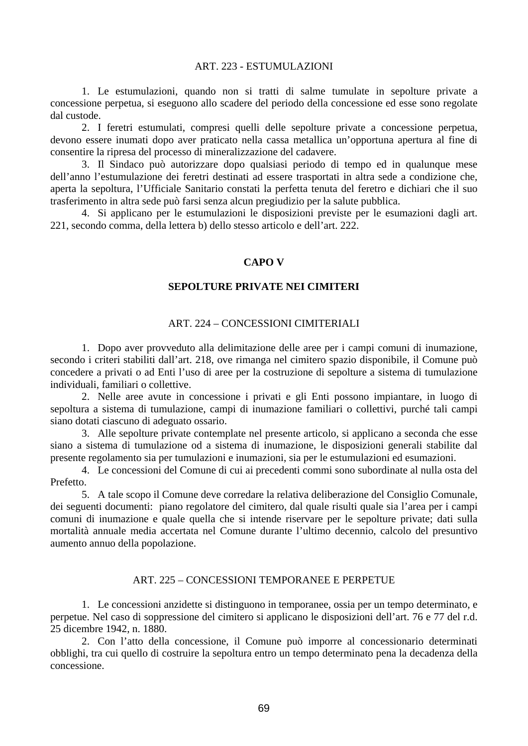### ART. 223 - ESTUMULAZIONI

1. Le estumulazioni, quando non si tratti di salme tumulate in sepolture private a concessione perpetua, si eseguono allo scadere del periodo della concessione ed esse sono regolate dal custode.
2. I feretri estumulati, compresi quelli delle sepolture private a concessione perpetua, devono essere inumati dopo aver praticato nella cassa metallica un'opportuna apertura al fine di consentire la ripresa del processo di mineralizzazione del cadavere.
3. Il Sindaco può autorizzare dopo qualsiasi periodo di tempo ed in qualunque mese dell'anno l'estumulazione dei feretri destinati ad essere trasportati in altra sede a condizione che, aperta la sepoltura, l'Ufficiale Sanitario constati la perfetta tenuta del feretro e dichiari che il suo trasferimento in altra sede può farsi senza alcun pregiudizio per la salute pubblica.
4. Si applicano per le estumulazioni le disposizioni previste per le esumazioni dagli art. 221, secondo comma, della lettera b) dello stesso articolo e dell'art. 222.

## CAPO V

## SEPOLTURE PRIVATE NEI CIMITERI

### ART. 224 – CONCESSIONI CIMITERIALI

1. Dopo aver provveduto alla delimitazione delle aree per i campi comuni di inumazione, secondo i criteri stabiliti dall'art. 218, ove rimanga nel cimitero spazio disponibile, il Comune può concedere a privati o ad Enti l'uso di aree per la costruzione di sepolture a sistema di tumulazione individuali, familiari o collettive.
2. Nelle aree avute in concessione i privati e gli Enti possono impiantare, in luogo di sepoltura a sistema di tumulazione, campi di inumazione familiari o collettivi, purché tali campi siano dotati ciascuno di adeguato ossario.
3. Alle sepolture private contemplate nel presente articolo, si applicano a seconda che esse siano a sistema di tumulazione od a sistema di inumazione, le disposizioni generali stabilite dal presente regolamento sia per tumulazioni e inumazioni, sia per le estumulazioni ed esumazioni.
4. Le concessioni del Comune di cui ai precedenti commi sono subordinate al nulla osta del Prefetto.
5. A tale scopo il Comune deve corredare la relativa deliberazione del Consiglio Comunale, dei seguenti documenti: piano regolatore del cimitero, dal quale risulti quale sia l'area per i campi comuni di inumazione e quale quella che si intende riservare per le sepolture private; dati sulla mortalità annuale media accertata nel Comune durante l'ultimo decennio, calcolo del presuntivo aumento annuo della popolazione.

### ART. 225 – CONCESSIONI TEMPORANEE E PERPETUE

1. Le concessioni anzidette si distinguono in temporanee, ossia per un tempo determinato, e perpetue. Nel caso di soppressione del cimitero si applicano le disposizioni dell'art. 76 e 77 del r.d. 25 dicembre 1942, n. 1880.
2. Con l'atto della concessione, il Comune può imporre al concessionario determinati obblighi, tra cui quello di costruire la sepoltura entro un tempo determinato pena la decadenza della concessione.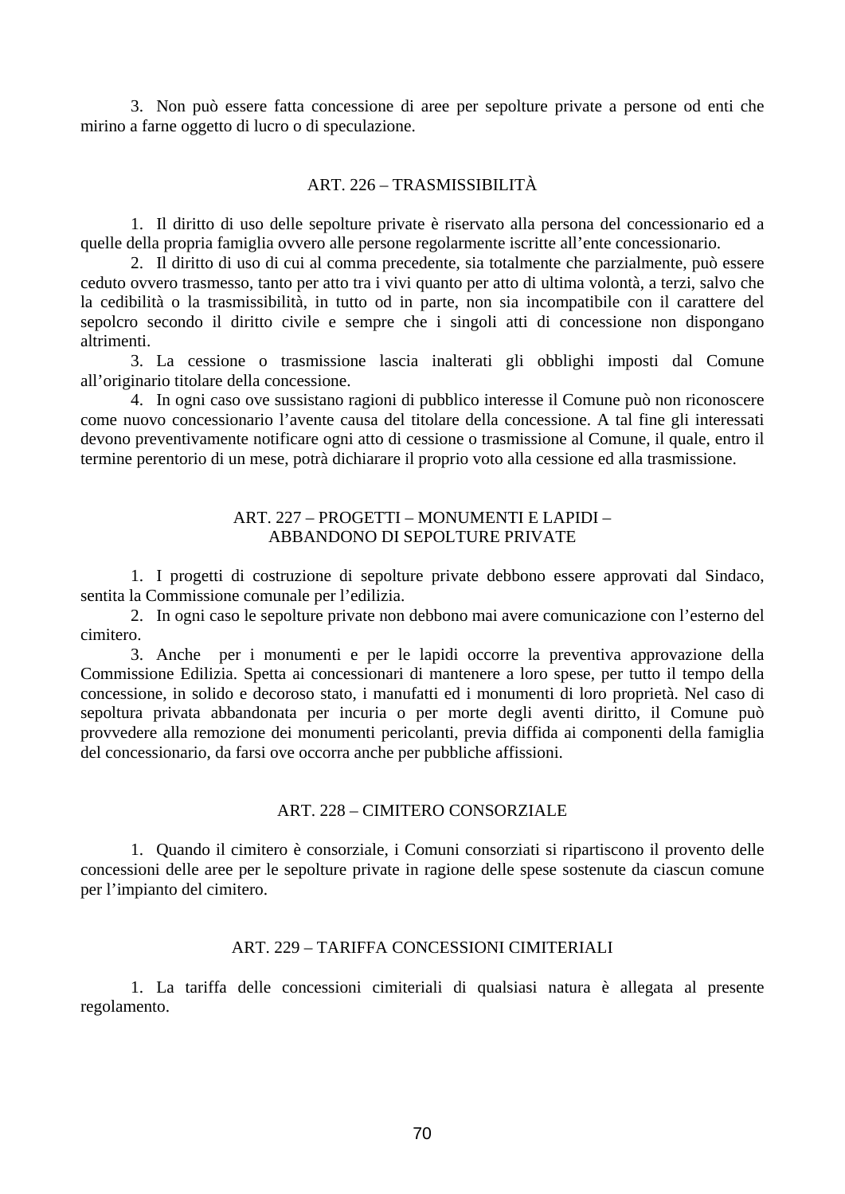3. Non può essere fatta concessione di aree per sepolture private a persone od enti che mirino a farne oggetto di lucro o di speculazione.

## ART. 226 – TRASMISSIBILITÀ

1. Il diritto di uso delle sepolture private è riservato alla persona del concessionario ed a quelle della propria famiglia ovvero alle persone regolarmente iscritte all'ente concessionario.
2. Il diritto di uso di cui al comma precedente, sia totalmente che parzialmente, può essere ceduto ovvero trasmesso, tanto per atto tra i vivi quanto per atto di ultima volontà, a terzi, salvo che la cedibilità o la trasmissibilità, in tutto od in parte, non sia incompatibile con il carattere del sepolcro secondo il diritto civile e sempre che i singoli atti di concessione non dispongano altrimenti.
3. La cessione o trasmissione lascia inalterati gli obblighi imposti dal Comune all'originario titolare della concessione.
4. In ogni caso ove sussistano ragioni di pubblico interesse il Comune può non riconoscere come nuovo concessionario l'avente causa del titolare della concessione. A tal fine gli interessati devono preventivamente notificare ogni atto di cessione o trasmissione al Comune, il quale, entro il termine perentorio di un mese, potrà dichiarare il proprio voto alla cessione ed alla trasmissione.

## ART. 227 – PROGETTI – MONUMENTI E LAPIDI – ABBANDONO DI SEPOLTURE PRIVATE

1. I progetti di costruzione di sepolture private debbono essere approvati dal Sindaco, sentita la Commissione comunale per l'edilizia.
2. In ogni caso le sepolture private non debbono mai avere comunicazione con l'esterno del cimitero.
3. Anche per i monumenti e per le lapidi occorre la preventiva approvazione della Commissione Edilizia. Spetta ai concessionari di mantenere a loro spese, per tutto il tempo della concessione, in solido e decoroso stato, i manufatti ed i monumenti di loro proprietà. Nel caso di sepoltura privata abbandonata per incuria o per morte degli aventi diritto, il Comune può provvedere alla remozione dei monumenti pericolanti, previa diffida ai componenti della famiglia del concessionario, da farsi ove occorra anche per pubbliche affissioni.

## ART. 228 – CIMITERO CONSORZIALE

1. Quando il cimitero è consorziale, i Comuni consorziati si ripartiscono il provento delle concessioni delle aree per le sepolture private in ragione delle spese sostenute da ciascun comune per l'impianto del cimitero.

## ART. 229 – TARIFFA CONCESSIONI CIMITERIALI

1. La tariffa delle concessioni cimiteriali di qualsiasi natura è allegata al presente regolamento.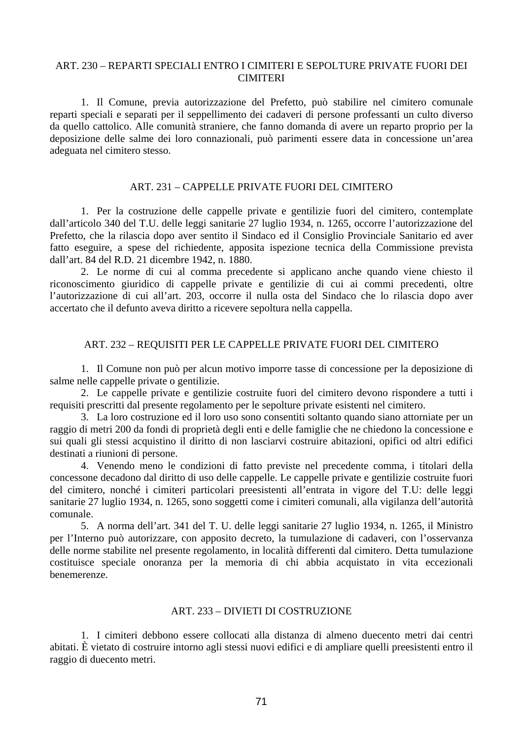## ART. 230 – REPARTI SPECIALI ENTRO I CIMITERI E SEPOLTURE PRIVATE FUORI DEI CIMITERI

1. Il Comune, previa autorizzazione del Prefetto, può stabilire nel cimitero comunale reparti speciali e separati per il seppellimento dei cadaveri di persone professanti un culto diverso da quello cattolico. Alle comunità straniere, che fanno domanda di avere un reparto proprio per la deposizione delle salme dei loro connazionali, può parimenti essere data in concessione un'area adeguata nel cimitero stesso.

## ART. 231 – CAPPELLE PRIVATE FUORI DEL CIMITERO

1. Per la costruzione delle cappelle private e gentilizie fuori del cimitero, contemplate dall'articolo 340 del T.U. delle leggi sanitarie 27 luglio 1934, n. 1265, occorre l'autorizzazione del Prefetto, che la rilascia dopo aver sentito il Sindaco ed il Consiglio Provinciale Sanitario ed aver fatto eseguire, a spese del richiedente, apposita ispezione tecnica della Commissione prevista dall'art. 84 del R.D. 21 dicembre 1942, n. 1880.

2. Le norme di cui al comma precedente si applicano anche quando viene chiesto il riconoscimento giuridico di cappelle private e gentilizie di cui ai commi precedenti, oltre l'autorizzazione di cui all'art. 203, occorre il nulla osta del Sindaco che lo rilascia dopo aver accertato che il defunto aveva diritto a ricevere sepoltura nella cappella.

## ART. 232 – REQUISITI PER LE CAPPELLE PRIVATE FUORI DEL CIMITERO

1. Il Comune non può per alcun motivo imporre tasse di concessione per la deposizione di salme nelle cappelle private o gentilizie.

2. Le cappelle private e gentilizie costruite fuori del cimitero devono rispondere a tutti i requisiti prescritti dal presente regolamento per le sepolture private esistenti nel cimitero.

3. La loro costruzione ed il loro uso sono consentiti soltanto quando siano attorniate per un raggio di metri 200 da fondi di proprietà degli enti e delle famiglie che ne chiedono la concessione e sui quali gli stessi acquistino il diritto di non lasciarvi costruire abitazioni, opifici od altri edifici destinati a riunioni di persone.

4. Venendo meno le condizioni di fatto previste nel precedente comma, i titolari della concessone decadono dal diritto di uso delle cappelle. Le cappelle private e gentilizie costruite fuori del cimitero, nonché i cimiteri particolari preesistenti all'entrata in vigore del T.U: delle leggi sanitarie 27 luglio 1934, n. 1265, sono soggetti come i cimiteri comunali, alla vigilanza dell'autorità comunale.

5. A norma dell'art. 341 del T. U. delle leggi sanitarie 27 luglio 1934, n. 1265, il Ministro per l'Interno può autorizzare, con apposito decreto, la tumulazione di cadaveri, con l'osservanza delle norme stabilite nel presente regolamento, in località differenti dal cimitero. Detta tumulazione costituisce speciale onoranza per la memoria di chi abbia acquistato in vita eccezionali benemerenze.

## ART. 233 – DIVIETI DI COSTRUZIONE

1. I cimiteri debbono essere collocati alla distanza di almeno duecento metri dai centri abitati. È vietato di costruire intorno agli stessi nuovi edifici e di ampliare quelli preesistenti entro il raggio di duecento metri.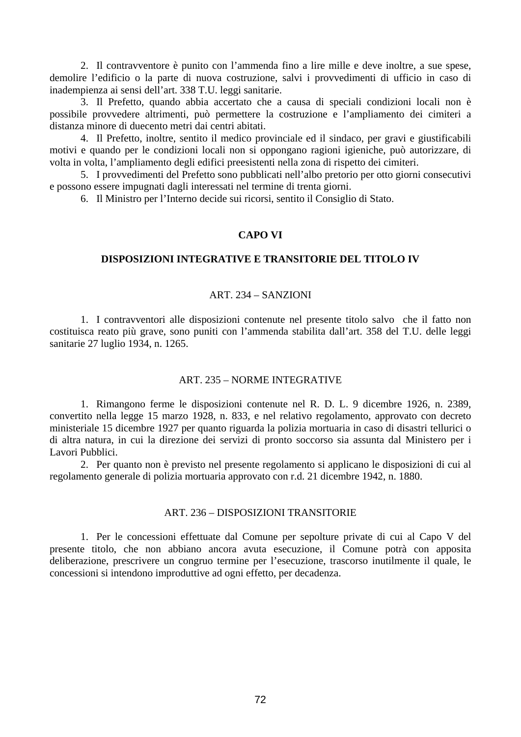2. Il contravventore è punito con l'ammenda fino a lire mille e deve inoltre, a sue spese, demolire l'edificio o la parte di nuova costruzione, salvi i provvedimenti di ufficio in caso di inadempienza ai sensi dell'art. 338 T.U. leggi sanitarie.

3. Il Prefetto, quando abbia accertato che a causa di speciali condizioni locali non è possibile provvedere altrimenti, può permettere la costruzione e l'ampliamento dei cimiteri a distanza minore di duecento metri dai centri abitati.

4. Il Prefetto, inoltre, sentito il medico provinciale ed il sindaco, per gravi e giustificabili motivi e quando per le condizioni locali non si oppongano ragioni igieniche, può autorizzare, di volta in volta, l'ampliamento degli edifici preesistenti nella zona di rispetto dei cimiteri.

5. I provvedimenti del Prefetto sono pubblicati nell'albo pretorio per otto giorni consecutivi e possono essere impugnati dagli interessati nel termine di trenta giorni.

6. Il Ministro per l'Interno decide sui ricorsi, sentito il Consiglio di Stato.

## CAPO VI

## DISPOSIZIONI INTEGRATIVE E TRANSITORIE DEL TITOLO IV

### ART. 234 – SANZIONI

1. I contravventori alle disposizioni contenute nel presente titolo salvo che il fatto non costituisca reato più grave, sono puniti con l'ammenda stabilita dall'art. 358 del T.U. delle leggi sanitarie 27 luglio 1934, n. 1265.

### ART. 235 – NORME INTEGRATIVE

1. Rimangono ferme le disposizioni contenute nel R. D. L. 9 dicembre 1926, n. 2389, convertito nella legge 15 marzo 1928, n. 833, e nel relativo regolamento, approvato con decreto ministeriale 15 dicembre 1927 per quanto riguarda la polizia mortuaria in caso di disastri tellurici o di altra natura, in cui la direzione dei servizi di pronto soccorso sia assunta dal Ministero per i Lavori Pubblici.

2. Per quanto non è previsto nel presente regolamento si applicano le disposizioni di cui al regolamento generale di polizia mortuaria approvato con r.d. 21 dicembre 1942, n. 1880.

### ART. 236 – DISPOSIZIONI TRANSITORIE

1. Per le concessioni effettuate dal Comune per sepolture private di cui al Capo V del presente titolo, che non abbiano ancora avuta esecuzione, il Comune potrà con apposita deliberazione, prescrivere un congruo termine per l'esecuzione, trascorso inutilmente il quale, le concessioni si intendono improduttive ad ogni effetto, per decadenza.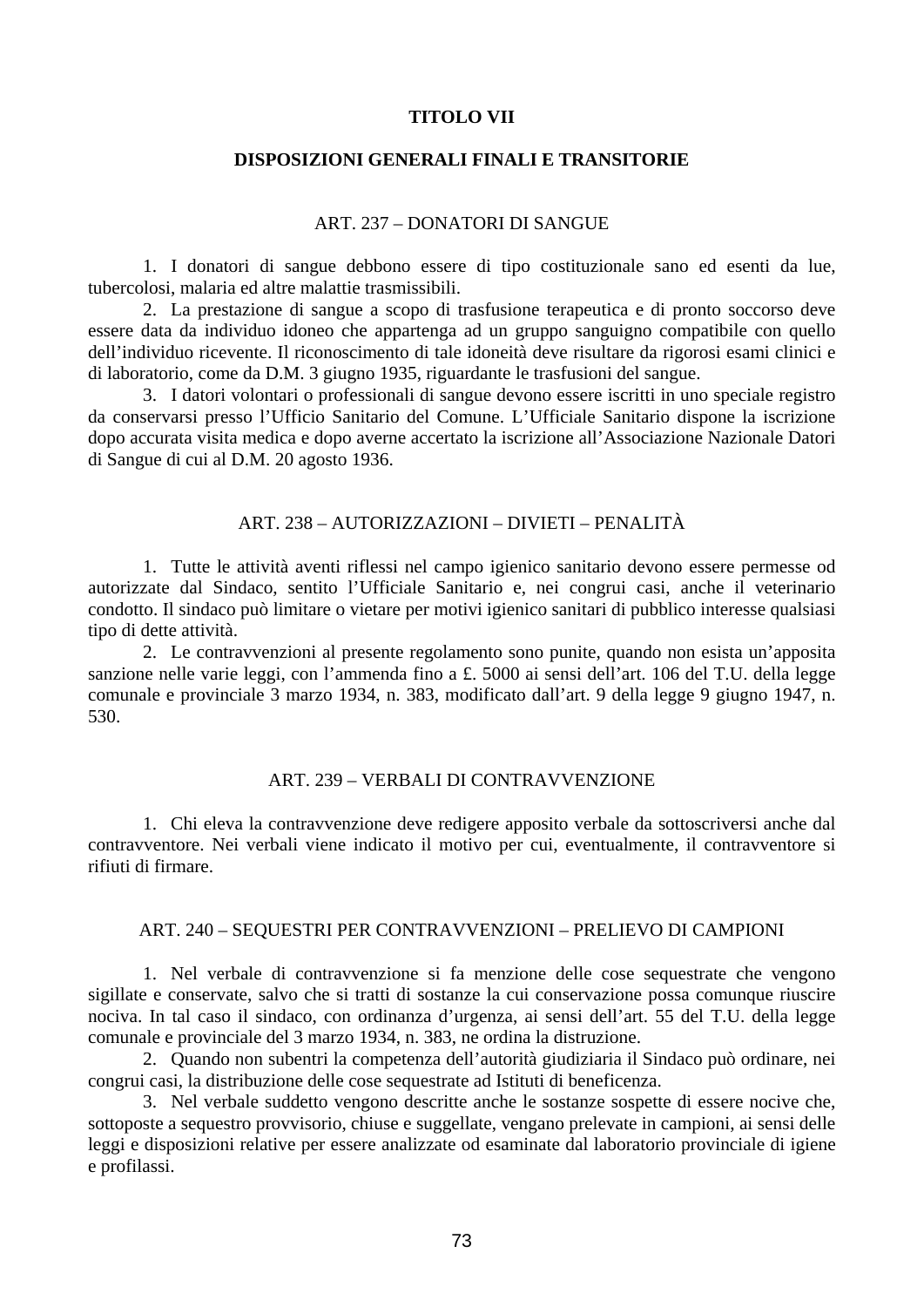# TITOLO VII

## DISPOSIZIONI GENERALI FINALI E TRANSITORIE

### ART. 237 – DONATORI DI SANGUE

1. I donatori di sangue debbono essere di tipo costituzionale sano ed esenti da lue, tubercolosi, malaria ed altre malattie trasmissibili.

2. La prestazione di sangue a scopo di trasfusione terapeutica e di pronto soccorso deve essere data da individuo idoneo che appartenga ad un gruppo sanguigno compatibile con quello dell'individuo ricevente. Il riconoscimento di tale idoneità deve risultare da rigorosi esami clinici e di laboratorio, come da D.M. 3 giugno 1935, riguardante le trasfusioni del sangue.

3. I datori volontari o professionali di sangue devono essere iscritti in uno speciale registro da conservarsi presso l'Ufficio Sanitario del Comune. L'Ufficiale Sanitario dispone la iscrizione dopo accurata visita medica e dopo averne accertato la iscrizione all'Associazione Nazionale Datori di Sangue di cui al D.M. 20 agosto 1936.

### ART. 238 – AUTORIZZAZIONI – DIVIETI – PENALITÀ

1. Tutte le attività aventi riflessi nel campo igienico sanitario devono essere permesse od autorizzate dal Sindaco, sentito l'Ufficiale Sanitario e, nei congrui casi, anche il veterinario condotto. Il sindaco può limitare o vietare per motivi igienico sanitari di pubblico interesse qualsiasi tipo di dette attività.

2. Le contravvenzioni al presente regolamento sono punite, quando non esista un'apposita sanzione nelle varie leggi, con l'ammenda fino a £. 5000 ai sensi dell'art. 106 del T.U. della legge comunale e provinciale 3 marzo 1934, n. 383, modificato dall'art. 9 della legge 9 giugno 1947, n. 530.

### ART. 239 – VERBALI DI CONTRAVVENZIONE

1. Chi eleva la contravvenzione deve redigere apposito verbale da sottoscriversi anche dal contravventore. Nei verbali viene indicato il motivo per cui, eventualmente, il contravventore si rifiuti di firmare.

### ART. 240 – SEQUESTRI PER CONTRAVVENZIONI – PRELIEVO DI CAMPIONI

1. Nel verbale di contravvenzione si fa menzione delle cose sequestrate che vengono sigillate e conservate, salvo che si tratti di sostanze la cui conservazione possa comunque riuscire nociva. In tal caso il sindaco, con ordinanza d'urgenza, ai sensi dell'art. 55 del T.U. della legge comunale e provinciale del 3 marzo 1934, n. 383, ne ordina la distruzione.

2. Quando non subentri la competenza dell'autorità giudiziaria il Sindaco può ordinare, nei congrui casi, la distribuzione delle cose sequestrate ad Istituti di beneficenza.

3. Nel verbale suddetto vengono descritte anche le sostanze sospette di essere nocive che, sottoposte a sequestro provvisorio, chiuse e suggellate, vengano prelevate in campioni, ai sensi delle leggi e disposizioni relative per essere analizzate od esaminate dal laboratorio provinciale di igiene e profilassi.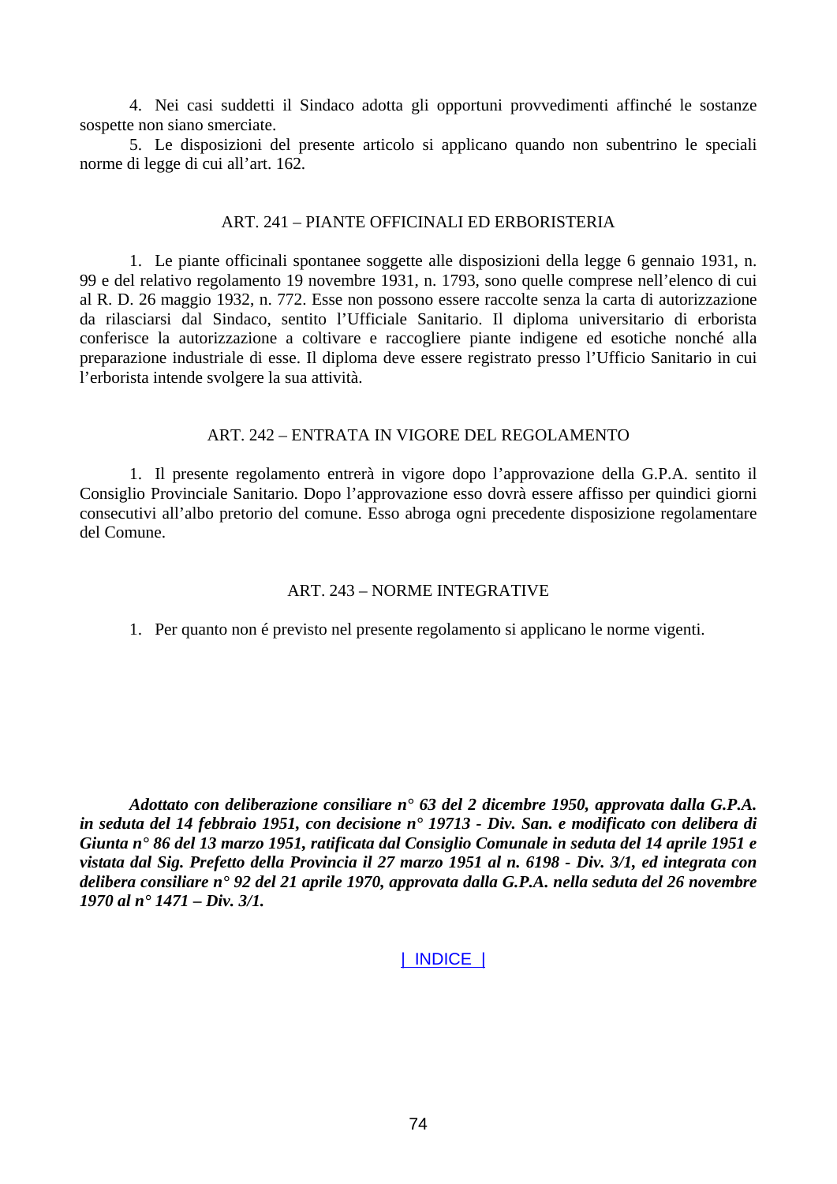4. Nei casi suddetti il Sindaco adotta gli opportuni provvedimenti affinché le sostanze sospette non siano smerciate.

5. Le disposizioni del presente articolo si applicano quando non subentrino le speciali norme di legge di cui all'art. 162.

## ART. 241 – PIANTE OFFICINALI ED ERBORISTERIA

1. Le piante officinali spontanee soggette alle disposizioni della legge 6 gennaio 1931, n. 99 e del relativo regolamento 19 novembre 1931, n. 1793, sono quelle comprese nell'elenco di cui al R. D. 26 maggio 1932, n. 772. Esse non possono essere raccolte senza la carta di autorizzazione da rilasciarsi dal Sindaco, sentito l'Ufficiale Sanitario. Il diploma universitario di erborista conferisce la autorizzazione a coltivare e raccogliere piante indigene ed esotiche nonché alla preparazione industriale di esse. Il diploma deve essere registrato presso l'Ufficio Sanitario in cui l'erborista intende svolgere la sua attività.

## ART. 242 – ENTRATA IN VIGORE DEL REGOLAMENTO

1. Il presente regolamento entrerà in vigore dopo l'approvazione della G.P.A. sentito il Consiglio Provinciale Sanitario. Dopo l'approvazione esso dovrà essere affisso per quindici giorni consecutivi all'albo pretorio del comune. Esso abroga ogni precedente disposizione regolamentare del Comune.

## ART. 243 – NORME INTEGRATIVE

1. Per quanto non é previsto nel presente regolamento si applicano le norme vigenti.

***Adottato con deliberazione consiliare n° 63 del 2 dicembre 1950, approvata dalla G.P.A. in seduta del 14 febbraio 1951, con decisione n° 19713 - Div. San. e modificato con delibera di Giunta n° 86 del 13 marzo 1951, ratificata dal Consiglio Comunale in seduta del 14 aprile 1951 e vistata dal Sig. Prefetto della Provincia il 27 marzo 1951 al n. 6198 - Div. 3/1, ed integrata con delibera consiliare n° 92 del 21 aprile 1970, approvata dalla G.P.A. nella seduta del 26 novembre 1970 al n° 1471 – Div. 3/1.***

| INDICE |